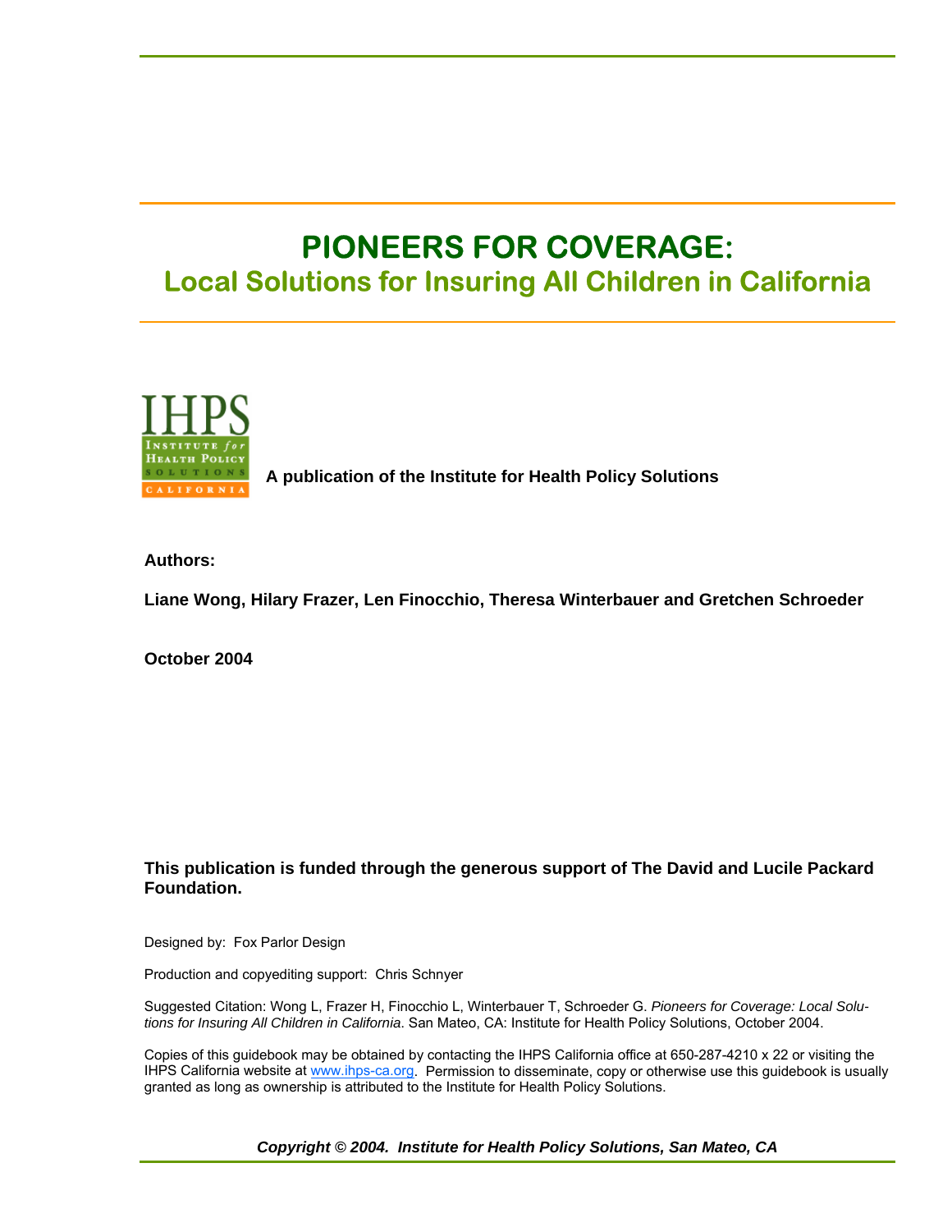# PIONEERS FOR COVERAGE:

## Local Solutions for Insuring All Children in California

**A publication of the Institute for Health Policy Solutions**

**Authors:**

**Liane Wong, Hilary Frazer, Len Finocchio, Theresa Winterbauer and Gretchen Schroeder**

**October 2004**

**This publication is funded through the generous support of The David and Lucile Packard Foundation.**

Designed by: Fox Parlor Design

Production and copyediting support: Chris Schnyer

Suggested Citation: Wong L, Frazer H, Finocchio L, Winterbauer T, Schroeder G. *Pioneers for Coverage: Local Solutions for Insuring All Children in California*. San Mateo, CA: Institute for Health Policy Solutions, October 2004.

Copies of this guidebook may be obtained by contacting the IHPS California office at 650-287-4210 x 22 or visiting the IHPS California website at www.ihps-ca.org. Permission to disseminate, copy or otherwise use this guidebook is usually granted as long as ownership is attributed to the Institute for Health Policy Solutions.

***Copyright © 2004. Institute for Health Policy Solutions, San Mateo, CA***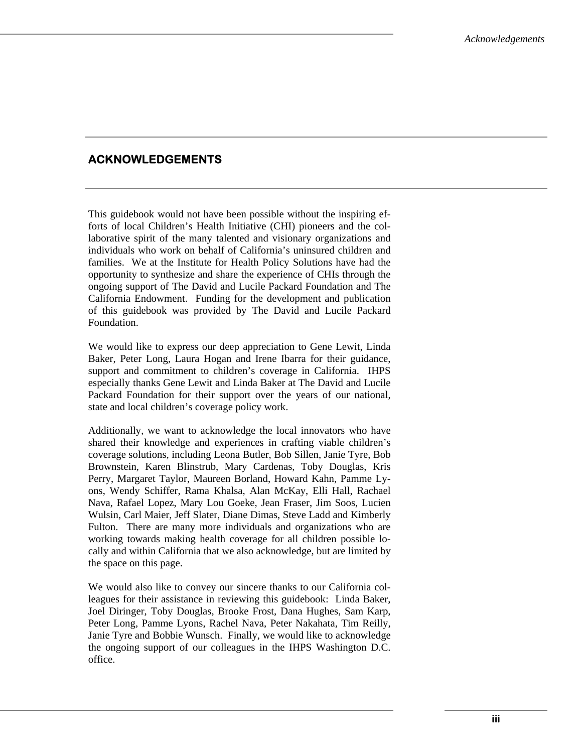# ACKNOWLEDGEMENTS

This guidebook would not have been possible without the inspiring efforts of local Children's Health Initiative (CHI) pioneers and the collaborative spirit of the many talented and visionary organizations and individuals who work on behalf of California's uninsured children and families. We at the Institute for Health Policy Solutions have had the opportunity to synthesize and share the experience of CHIs through the ongoing support of The David and Lucile Packard Foundation and The California Endowment. Funding for the development and publication of this guidebook was provided by The David and Lucile Packard Foundation.

We would like to express our deep appreciation to Gene Lewit, Linda Baker, Peter Long, Laura Hogan and Irene Ibarra for their guidance, support and commitment to children's coverage in California. IHPS especially thanks Gene Lewit and Linda Baker at The David and Lucile Packard Foundation for their support over the years of our national, state and local children's coverage policy work.

Additionally, we want to acknowledge the local innovators who have shared their knowledge and experiences in crafting viable children's coverage solutions, including Leona Butler, Bob Sillen, Janie Tyre, Bob Brownstein, Karen Blinstrub, Mary Cardenas, Toby Douglas, Kris Perry, Margaret Taylor, Maureen Borland, Howard Kahn, Pamme Lyons, Wendy Schiffer, Rama Khalsa, Alan McKay, Elli Hall, Rachael Nava, Rafael Lopez, Mary Lou Goeke, Jean Fraser, Jim Soos, Lucien Wulsin, Carl Maier, Jeff Slater, Diane Dimas, Steve Ladd and Kimberly Fulton. There are many more individuals and organizations who are working towards making health coverage for all children possible locally and within California that we also acknowledge, but are limited by the space on this page.

We would also like to convey our sincere thanks to our California colleagues for their assistance in reviewing this guidebook: Linda Baker, Joel Diringer, Toby Douglas, Brooke Frost, Dana Hughes, Sam Karp, Peter Long, Pamme Lyons, Rachel Nava, Peter Nakahata, Tim Reilly, Janie Tyre and Bobbie Wunsch. Finally, we would like to acknowledge the ongoing support of our colleagues in the IHPS Washington D.C. office.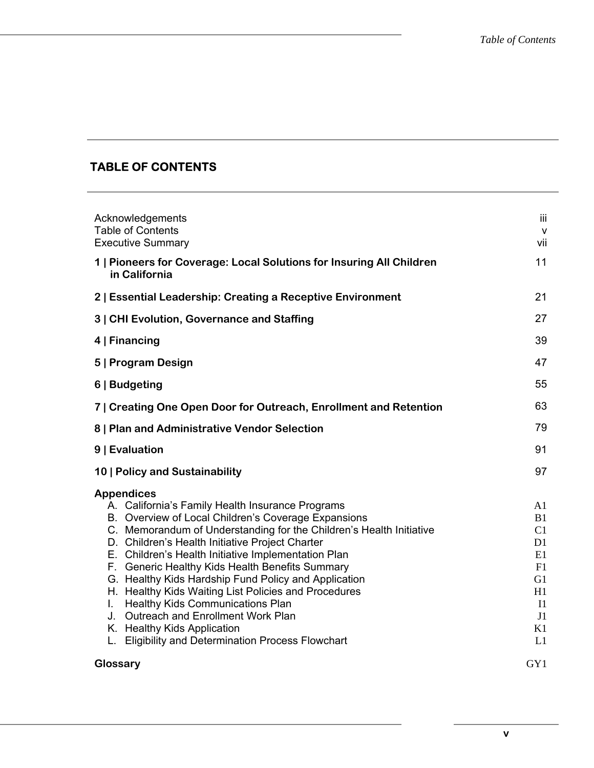# TABLE OF CONTENTS

| | |
|---|---|
| Acknowledgements | iii |
| Table of Contents | v |
| Executive Summary | vii |
| **1 \| Pioneers for Coverage: Local Solutions for Insuring All Children in California** | 11 |
| **2 \| Essential Leadership: Creating a Receptive Environment** | 21 |
| **3 \| CHI Evolution, Governance and Staffing** | 27 |
| **4 \| Financing** | 39 |
| **5 \| Program Design** | 47 |
| **6 \| Budgeting** | 55 |
| **7 \| Creating One Open Door for Outreach, Enrollment and Retention** | 63 |
| **8 \| Plan and Administrative Vendor Selection** | 79 |
| **9 \| Evaluation** | 91 |
| **10 \| Policy and Sustainability** | 97 |
| **Appendices** | |
| A. California's Family Health Insurance Programs | A1 |
| B. Overview of Local Children's Coverage Expansions | B1 |
| C. Memorandum of Understanding for the Children's Health Initiative | C1 |
| D. Children's Health Initiative Project Charter | D1 |
| E. Children's Health Initiative Implementation Plan | E1 |
| F. Generic Healthy Kids Health Benefits Summary | F1 |
| G. Healthy Kids Hardship Fund Policy and Application | G1 |
| H. Healthy Kids Waiting List Policies and Procedures | H1 |
| I. Healthy Kids Communications Plan | I1 |
| J. Outreach and Enrollment Work Plan | J1 |
| K. Healthy Kids Application | K1 |
| L. Eligibility and Determination Process Flowchart | L1 |
| **Glossary** | GY1 |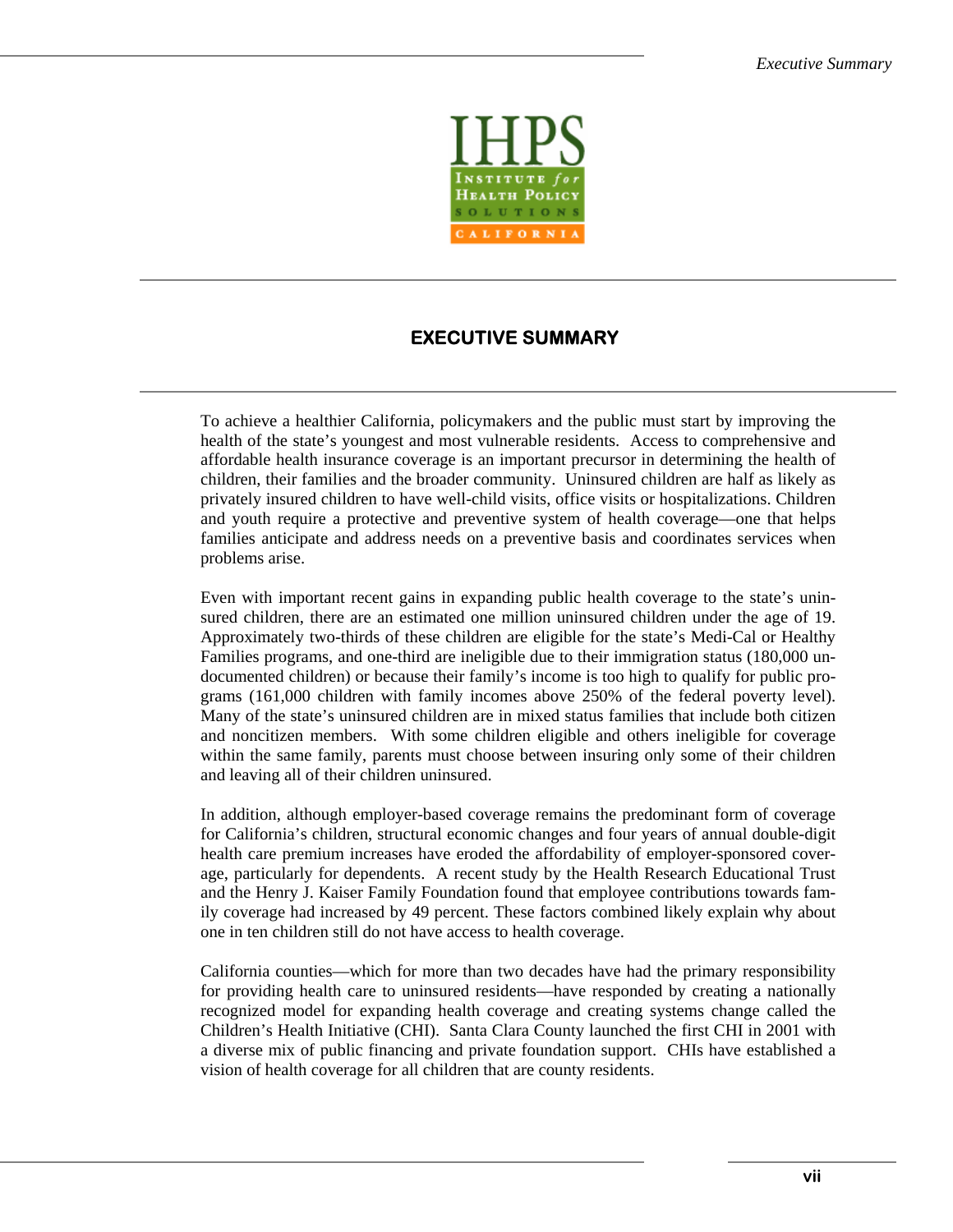# EXECUTIVE SUMMARY

To achieve a healthier California, policymakers and the public must start by improving the health of the state's youngest and most vulnerable residents. Access to comprehensive and affordable health insurance coverage is an important precursor in determining the health of children, their families and the broader community. Uninsured children are half as likely as privately insured children to have well-child visits, office visits or hospitalizations. Children and youth require a protective and preventive system of health coverage—one that helps families anticipate and address needs on a preventive basis and coordinates services when problems arise.

Even with important recent gains in expanding public health coverage to the state's uninsured children, there are an estimated one million uninsured children under the age of 19. Approximately two-thirds of these children are eligible for the state's Medi-Cal or Healthy Families programs, and one-third are ineligible due to their immigration status (180,000 undocumented children) or because their family's income is too high to qualify for public programs (161,000 children with family incomes above 250% of the federal poverty level). Many of the state's uninsured children are in mixed status families that include both citizen and noncitizen members. With some children eligible and others ineligible for coverage within the same family, parents must choose between insuring only some of their children and leaving all of their children uninsured.

In addition, although employer-based coverage remains the predominant form of coverage for California's children, structural economic changes and four years of annual double-digit health care premium increases have eroded the affordability of employer-sponsored coverage, particularly for dependents. A recent study by the Health Research Educational Trust and the Henry J. Kaiser Family Foundation found that employee contributions towards family coverage had increased by 49 percent. These factors combined likely explain why about one in ten children still do not have access to health coverage.

California counties—which for more than two decades have had the primary responsibility for providing health care to uninsured residents—have responded by creating a nationally recognized model for expanding health coverage and creating systems change called the Children's Health Initiative (CHI). Santa Clara County launched the first CHI in 2001 with a diverse mix of public financing and private foundation support. CHIs have established a vision of health coverage for all children that are county residents.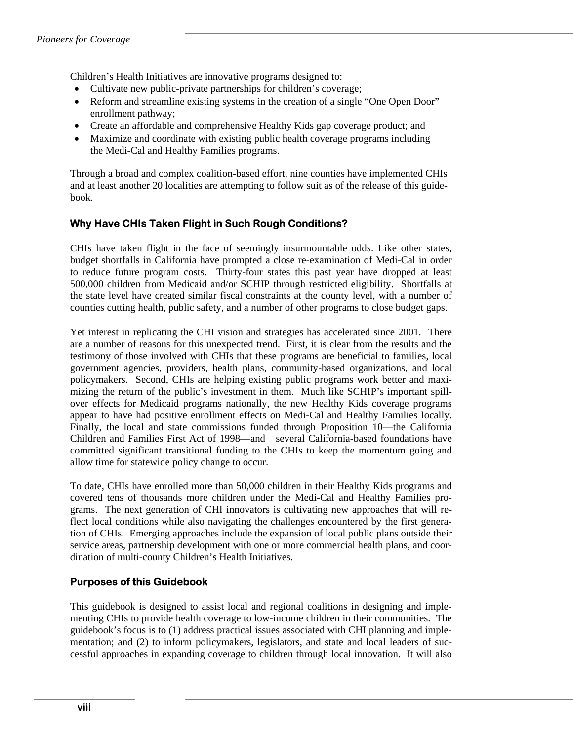Children's Health Initiatives are innovative programs designed to:

- Cultivate new public-private partnerships for children's coverage;
- Reform and streamline existing systems in the creation of a single "One Open Door" enrollment pathway;
- Create an affordable and comprehensive Healthy Kids gap coverage product; and
- Maximize and coordinate with existing public health coverage programs including the Medi-Cal and Healthy Families programs.

Through a broad and complex coalition-based effort, nine counties have implemented CHIs and at least another 20 localities are attempting to follow suit as of the release of this guidebook.

### Why Have CHIs Taken Flight in Such Rough Conditions?

CHIs have taken flight in the face of seemingly insurmountable odds. Like other states, budget shortfalls in California have prompted a close re-examination of Medi-Cal in order to reduce future program costs. Thirty-four states this past year have dropped at least 500,000 children from Medicaid and/or SCHIP through restricted eligibility. Shortfalls at the state level have created similar fiscal constraints at the county level, with a number of counties cutting health, public safety, and a number of other programs to close budget gaps.

Yet interest in replicating the CHI vision and strategies has accelerated since 2001. There are a number of reasons for this unexpected trend. First, it is clear from the results and the testimony of those involved with CHIs that these programs are beneficial to families, local government agencies, providers, health plans, community-based organizations, and local policymakers. Second, CHIs are helping existing public programs work better and maximizing the return of the public's investment in them. Much like SCHIP's important spillover effects for Medicaid programs nationally, the new Healthy Kids coverage programs appear to have had positive enrollment effects on Medi-Cal and Healthy Families locally. Finally, the local and state commissions funded through Proposition 10—the California Children and Families First Act of 1998—and several California-based foundations have committed significant transitional funding to the CHIs to keep the momentum going and allow time for statewide policy change to occur.

To date, CHIs have enrolled more than 50,000 children in their Healthy Kids programs and covered tens of thousands more children under the Medi-Cal and Healthy Families programs. The next generation of CHI innovators is cultivating new approaches that will reflect local conditions while also navigating the challenges encountered by the first generation of CHIs. Emerging approaches include the expansion of local public plans outside their service areas, partnership development with one or more commercial health plans, and coordination of multi-county Children's Health Initiatives.

### Purposes of this Guidebook

This guidebook is designed to assist local and regional coalitions in designing and implementing CHIs to provide health coverage to low-income children in their communities. The guidebook's focus is to (1) address practical issues associated with CHI planning and implementation; and (2) to inform policymakers, legislators, and state and local leaders of successful approaches in expanding coverage to children through local innovation. It will also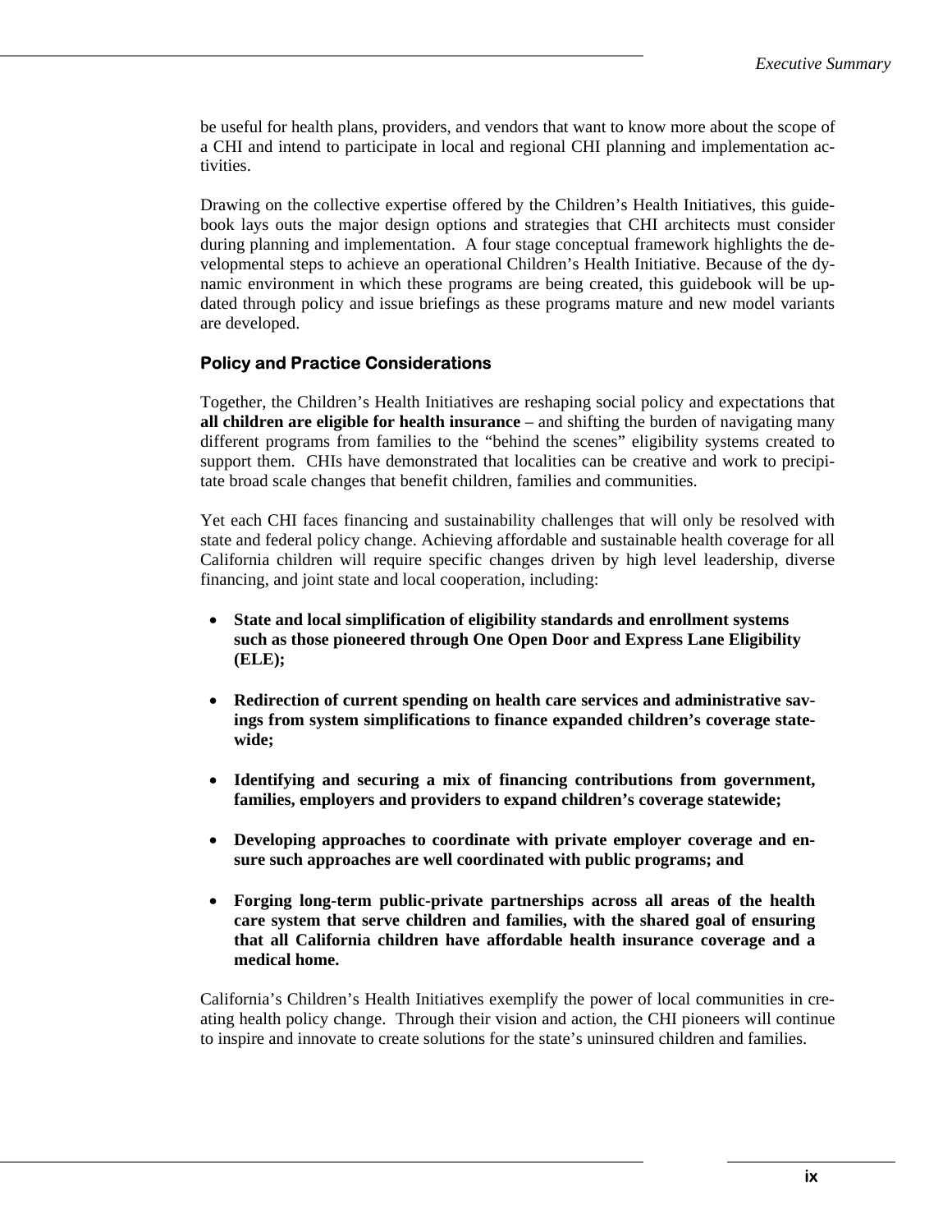be useful for health plans, providers, and vendors that want to know more about the scope of a CHI and intend to participate in local and regional CHI planning and implementation activities.

Drawing on the collective expertise offered by the Children's Health Initiatives, this guidebook lays outs the major design options and strategies that CHI architects must consider during planning and implementation. A four stage conceptual framework highlights the developmental steps to achieve an operational Children's Health Initiative. Because of the dynamic environment in which these programs are being created, this guidebook will be updated through policy and issue briefings as these programs mature and new model variants are developed.

### Policy and Practice Considerations

Together, the Children's Health Initiatives are reshaping social policy and expectations that **all children are eligible for health insurance** – and shifting the burden of navigating many different programs from families to the "behind the scenes" eligibility systems created to support them. CHIs have demonstrated that localities can be creative and work to precipitate broad scale changes that benefit children, families and communities.

Yet each CHI faces financing and sustainability challenges that will only be resolved with state and federal policy change. Achieving affordable and sustainable health coverage for all California children will require specific changes driven by high level leadership, diverse financing, and joint state and local cooperation, including:

- **State and local simplification of eligibility standards and enrollment systems such as those pioneered through One Open Door and Express Lane Eligibility (ELE);**
- **Redirection of current spending on health care services and administrative savings from system simplifications to finance expanded children's coverage statewide;**
- **Identifying and securing a mix of financing contributions from government, families, employers and providers to expand children's coverage statewide;**
- **Developing approaches to coordinate with private employer coverage and ensure such approaches are well coordinated with public programs; and**
- **Forging long-term public-private partnerships across all areas of the health care system that serve children and families, with the shared goal of ensuring that all California children have affordable health insurance coverage and a medical home.**

California's Children's Health Initiatives exemplify the power of local communities in creating health policy change. Through their vision and action, the CHI pioneers will continue to inspire and innovate to create solutions for the state's uninsured children and families.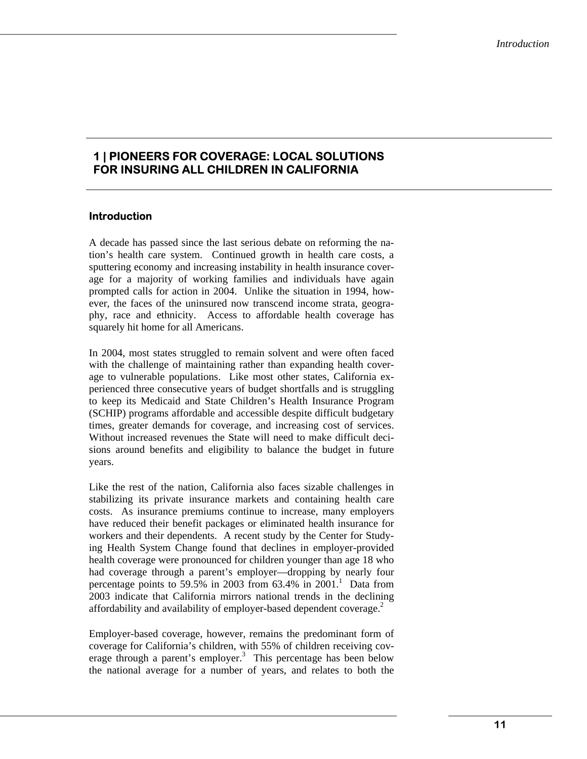# 1 | PIONEERS FOR COVERAGE: LOCAL SOLUTIONS FOR INSURING ALL CHILDREN IN CALIFORNIA

## Introduction

A decade has passed since the last serious debate on reforming the nation's health care system. Continued growth in health care costs, a sputtering economy and increasing instability in health insurance coverage for a majority of working families and individuals have again prompted calls for action in 2004. Unlike the situation in 1994, however, the faces of the uninsured now transcend income strata, geography, race and ethnicity. Access to affordable health coverage has squarely hit home for all Americans.

In 2004, most states struggled to remain solvent and were often faced with the challenge of maintaining rather than expanding health coverage to vulnerable populations. Like most other states, California experienced three consecutive years of budget shortfalls and is struggling to keep its Medicaid and State Children's Health Insurance Program (SCHIP) programs affordable and accessible despite difficult budgetary times, greater demands for coverage, and increasing cost of services. Without increased revenues the State will need to make difficult decisions around benefits and eligibility to balance the budget in future years.

Like the rest of the nation, California also faces sizable challenges in stabilizing its private insurance markets and containing health care costs. As insurance premiums continue to increase, many employers have reduced their benefit packages or eliminated health insurance for workers and their dependents. A recent study by the Center for Studying Health System Change found that declines in employer-provided health coverage were pronounced for children younger than age 18 who had coverage through a parent's employer—dropping by nearly four percentage points to 59.5% in 2003 from 63.4% in 2001.[1] Data from 2003 indicate that California mirrors national trends in the declining affordability and availability of employer-based dependent coverage.[2]

Employer-based coverage, however, remains the predominant form of coverage for California's children, with 55% of children receiving coverage through a parent's employer.[3] This percentage has been below the national average for a number of years, and relates to both the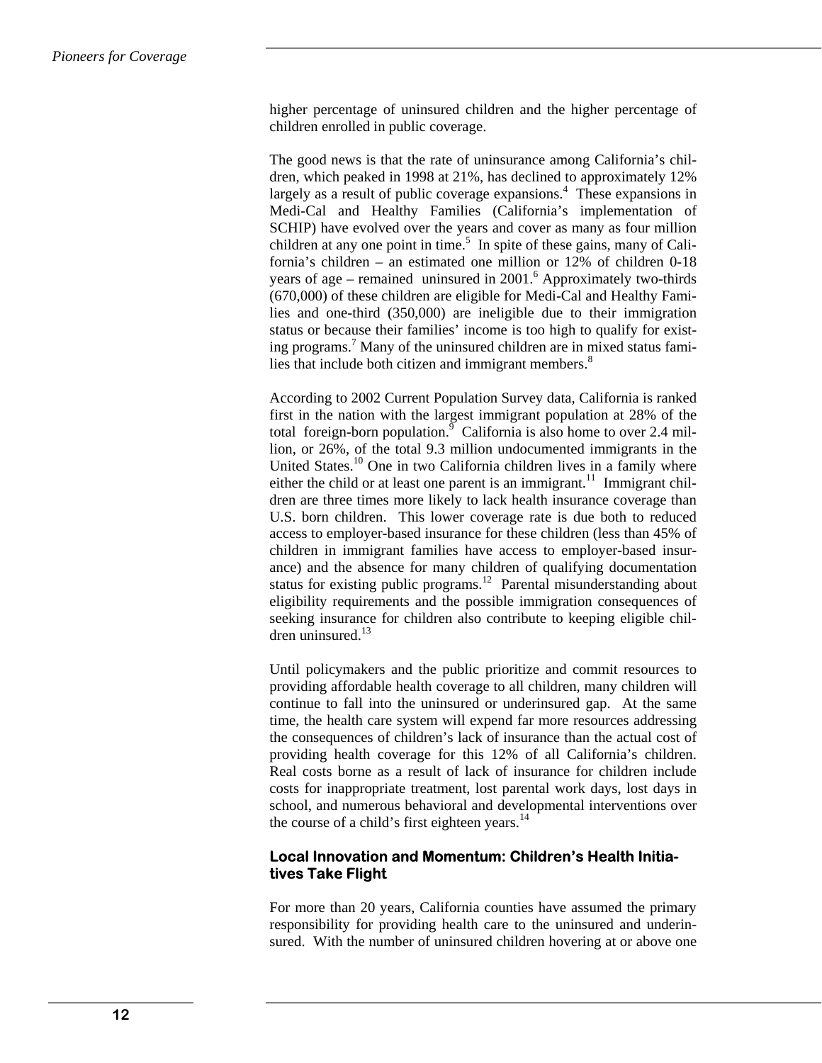higher percentage of uninsured children and the higher percentage of children enrolled in public coverage.

The good news is that the rate of uninsurance among California's children, which peaked in 1998 at 21%, has declined to approximately 12% largely as a result of public coverage expansions.[4] These expansions in Medi-Cal and Healthy Families (California's implementation of SCHIP) have evolved over the years and cover as many as four million children at any one point in time.[5] In spite of these gains, many of California's children – an estimated one million or 12% of children 0-18 years of age – remained uninsured in 2001.[6] Approximately two-thirds (670,000) of these children are eligible for Medi-Cal and Healthy Families and one-third (350,000) are ineligible due to their immigration status or because their families' income is too high to qualify for existing programs.[7] Many of the uninsured children are in mixed status families that include both citizen and immigrant members.[8]

According to 2002 Current Population Survey data, California is ranked first in the nation with the largest immigrant population at 28% of the total foreign-born population.[9] California is also home to over 2.4 million, or 26%, of the total 9.3 million undocumented immigrants in the United States.[10] One in two California children lives in a family where either the child or at least one parent is an immigrant.[11] Immigrant children are three times more likely to lack health insurance coverage than U.S. born children. This lower coverage rate is due both to reduced access to employer-based insurance for these children (less than 45% of children in immigrant families have access to employer-based insurance) and the absence for many children of qualifying documentation status for existing public programs.[12] Parental misunderstanding about eligibility requirements and the possible immigration consequences of seeking insurance for children also contribute to keeping eligible children uninsured.[13]

Until policymakers and the public prioritize and commit resources to providing affordable health coverage to all children, many children will continue to fall into the uninsured or underinsured gap. At the same time, the health care system will expend far more resources addressing the consequences of children's lack of insurance than the actual cost of providing health coverage for this 12% of all California's children. Real costs borne as a result of lack of insurance for children include costs for inappropriate treatment, lost parental work days, lost days in school, and numerous behavioral and developmental interventions over the course of a child's first eighteen years.[14]

### Local Innovation and Momentum: Children's Health Initiatives Take Flight

For more than 20 years, California counties have assumed the primary responsibility for providing health care to the uninsured and underinsured. With the number of uninsured children hovering at or above one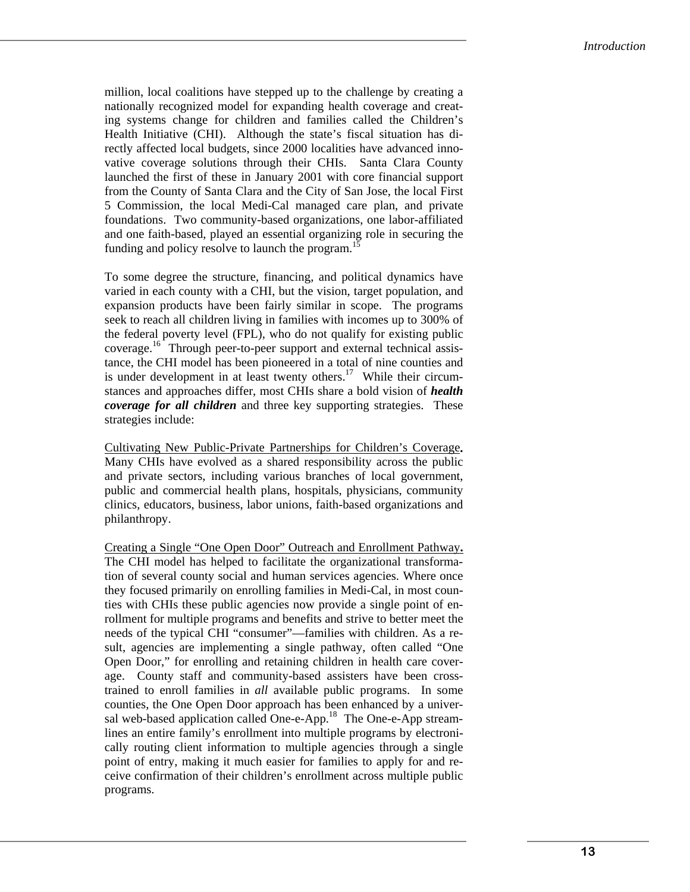million, local coalitions have stepped up to the challenge by creating a nationally recognized model for expanding health coverage and creating systems change for children and families called the Children's Health Initiative (CHI). Although the state's fiscal situation has directly affected local budgets, since 2000 localities have advanced innovative coverage solutions through their CHIs. Santa Clara County launched the first of these in January 2001 with core financial support from the County of Santa Clara and the City of San Jose, the local First 5 Commission, the local Medi-Cal managed care plan, and private foundations. Two community-based organizations, one labor-affiliated and one faith-based, played an essential organizing role in securing the funding and policy resolve to launch the program.[15]

To some degree the structure, financing, and political dynamics have varied in each county with a CHI, but the vision, target population, and expansion products have been fairly similar in scope. The programs seek to reach all children living in families with incomes up to 300% of the federal poverty level (FPL), who do not qualify for existing public coverage.[16] Through peer-to-peer support and external technical assistance, the CHI model has been pioneered in a total of nine counties and is under development in at least twenty others.[17] While their circumstances and approaches differ, most CHIs share a bold vision of ***health coverage for all children*** and three key supporting strategies. These strategies include:

<u>Cultivating New Public-Private Partnerships for Children's Coverage</u>**.** Many CHIs have evolved as a shared responsibility across the public and private sectors, including various branches of local government, public and commercial health plans, hospitals, physicians, community clinics, educators, business, labor unions, faith-based organizations and philanthropy.

<u>Creating a Single "One Open Door" Outreach and Enrollment Pathway</u>**.** The CHI model has helped to facilitate the organizational transformation of several county social and human services agencies. Where once they focused primarily on enrolling families in Medi-Cal, in most counties with CHIs these public agencies now provide a single point of enrollment for multiple programs and benefits and strive to better meet the needs of the typical CHI "consumer"—families with children. As a result, agencies are implementing a single pathway, often called "One Open Door," for enrolling and retaining children in health care coverage. County staff and community-based assisters have been cross-trained to enroll families in *all* available public programs. In some counties, the One Open Door approach has been enhanced by a universal web-based application called One-e-App.[18] The One-e-App streamlines an entire family's enrollment into multiple programs by electronically routing client information to multiple agencies through a single point of entry, making it much easier for families to apply for and receive confirmation of their children's enrollment across multiple public programs.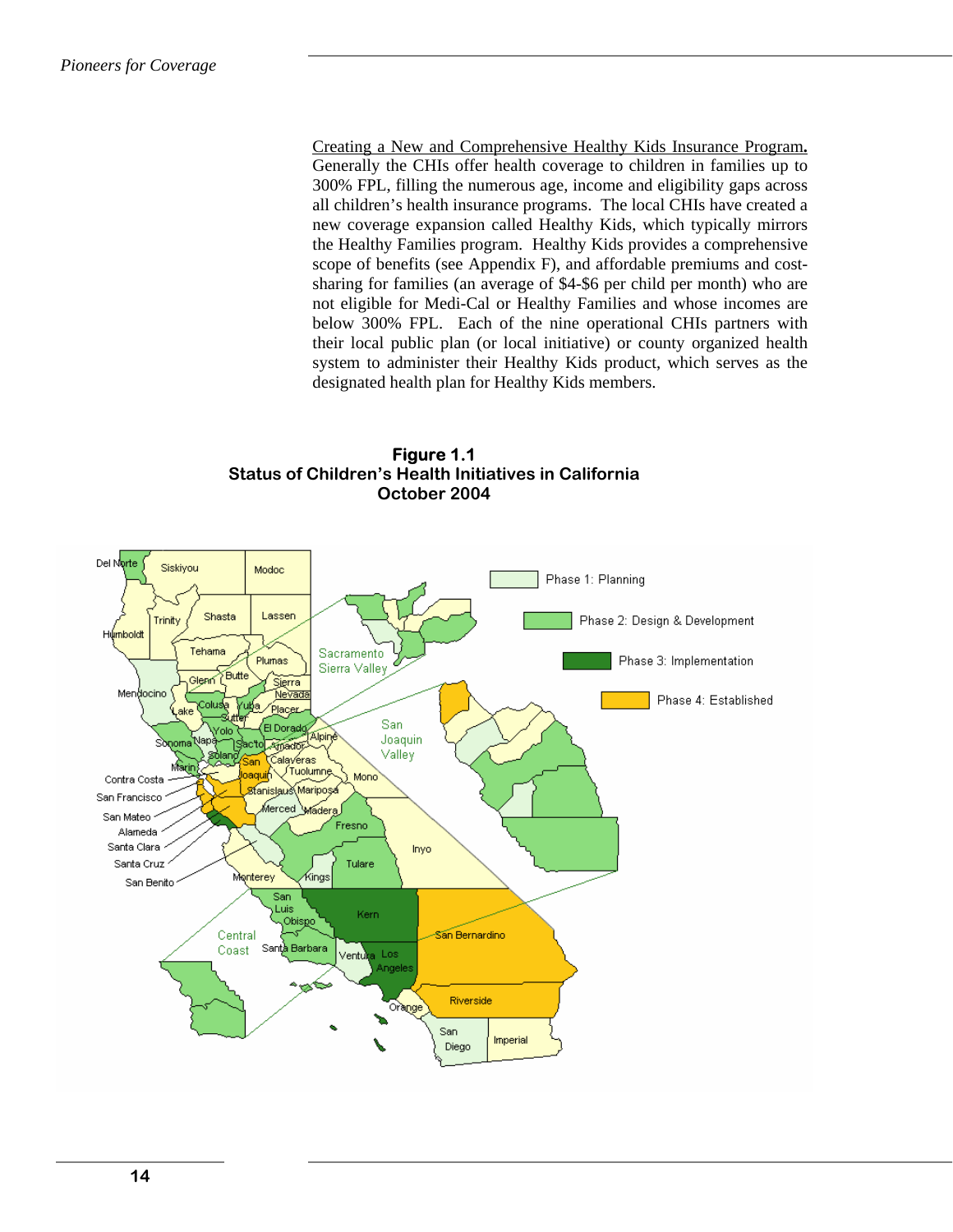Creating a New and Comprehensive Healthy Kids Insurance Program. Generally the CHIs offer health coverage to children in families up to 300% FPL, filling the numerous age, income and eligibility gaps across all children's health insurance programs. The local CHIs have created a new coverage expansion called Healthy Kids, which typically mirrors the Healthy Families program. Healthy Kids provides a comprehensive scope of benefits (see Appendix F), and affordable premiums and cost-sharing for families (an average of $4-$6 per child per month) who are not eligible for Medi-Cal or Healthy Families and whose incomes are below 300% FPL. Each of the nine operational CHIs partners with their local public plan (or local initiative) or county organized health system to administer their Healthy Kids product, which serves as the designated health plan for Healthy Kids members.

**Figure 1.1**
**Status of Children's Health Initiatives in California**
**October 2004**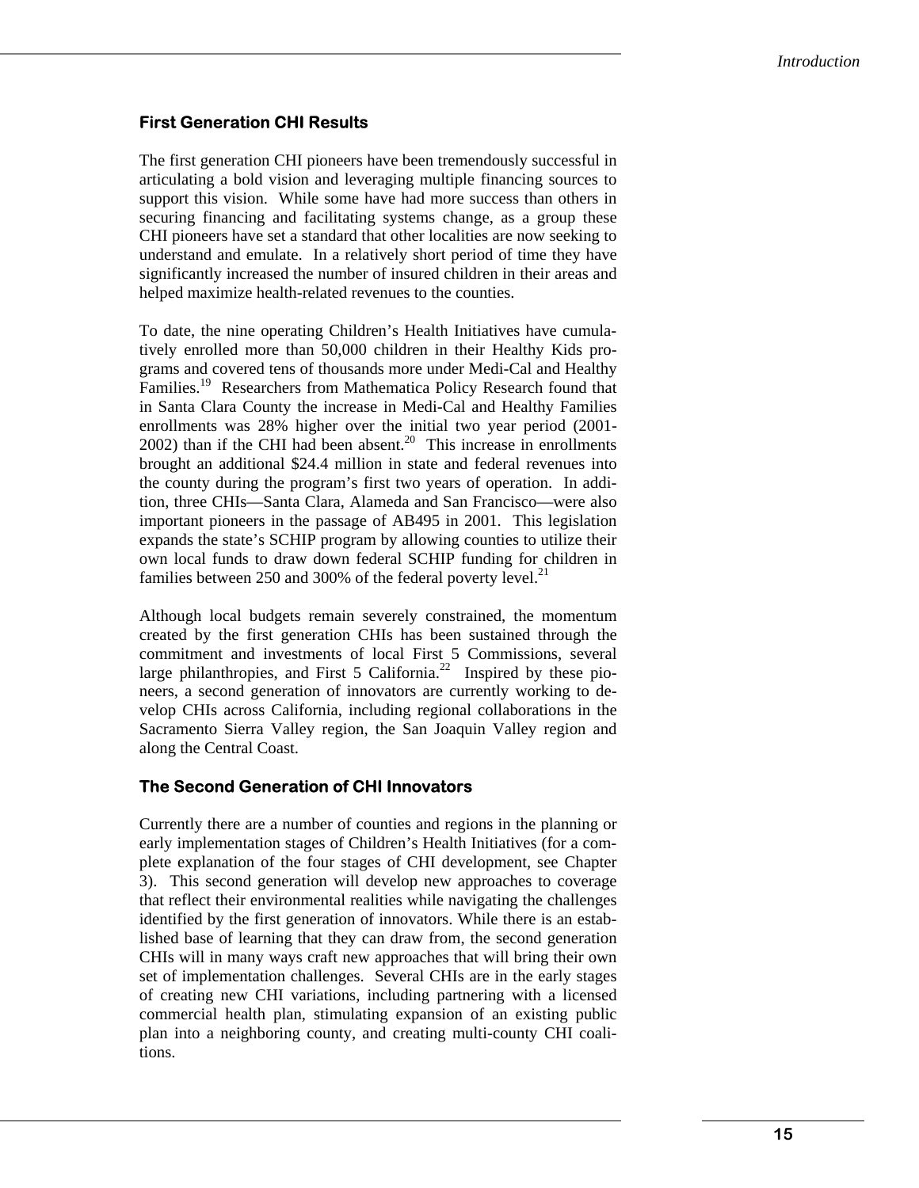### First Generation CHI Results

The first generation CHI pioneers have been tremendously successful in articulating a bold vision and leveraging multiple financing sources to support this vision. While some have had more success than others in securing financing and facilitating systems change, as a group these CHI pioneers have set a standard that other localities are now seeking to understand and emulate. In a relatively short period of time they have significantly increased the number of insured children in their areas and helped maximize health-related revenues to the counties.

To date, the nine operating Children's Health Initiatives have cumulatively enrolled more than 50,000 children in their Healthy Kids programs and covered tens of thousands more under Medi-Cal and Healthy Families.[19] Researchers from Mathematica Policy Research found that in Santa Clara County the increase in Medi-Cal and Healthy Families enrollments was 28% higher over the initial two year period (2001-2002) than if the CHI had been absent.[20] This increase in enrollments brought an additional $24.4 million in state and federal revenues into the county during the program's first two years of operation. In addition, three CHIs—Santa Clara, Alameda and San Francisco—were also important pioneers in the passage of AB495 in 2001. This legislation expands the state's SCHIP program by allowing counties to utilize their own local funds to draw down federal SCHIP funding for children in families between 250 and 300% of the federal poverty level.[21]

Although local budgets remain severely constrained, the momentum created by the first generation CHIs has been sustained through the commitment and investments of local First 5 Commissions, several large philanthropies, and First 5 California.[22] Inspired by these pioneers, a second generation of innovators are currently working to develop CHIs across California, including regional collaborations in the Sacramento Sierra Valley region, the San Joaquin Valley region and along the Central Coast.

### The Second Generation of CHI Innovators

Currently there are a number of counties and regions in the planning or early implementation stages of Children's Health Initiatives (for a complete explanation of the four stages of CHI development, see Chapter 3). This second generation will develop new approaches to coverage that reflect their environmental realities while navigating the challenges identified by the first generation of innovators. While there is an established base of learning that they can draw from, the second generation CHIs will in many ways craft new approaches that will bring their own set of implementation challenges. Several CHIs are in the early stages of creating new CHI variations, including partnering with a licensed commercial health plan, stimulating expansion of an existing public plan into a neighboring county, and creating multi-county CHI coalitions.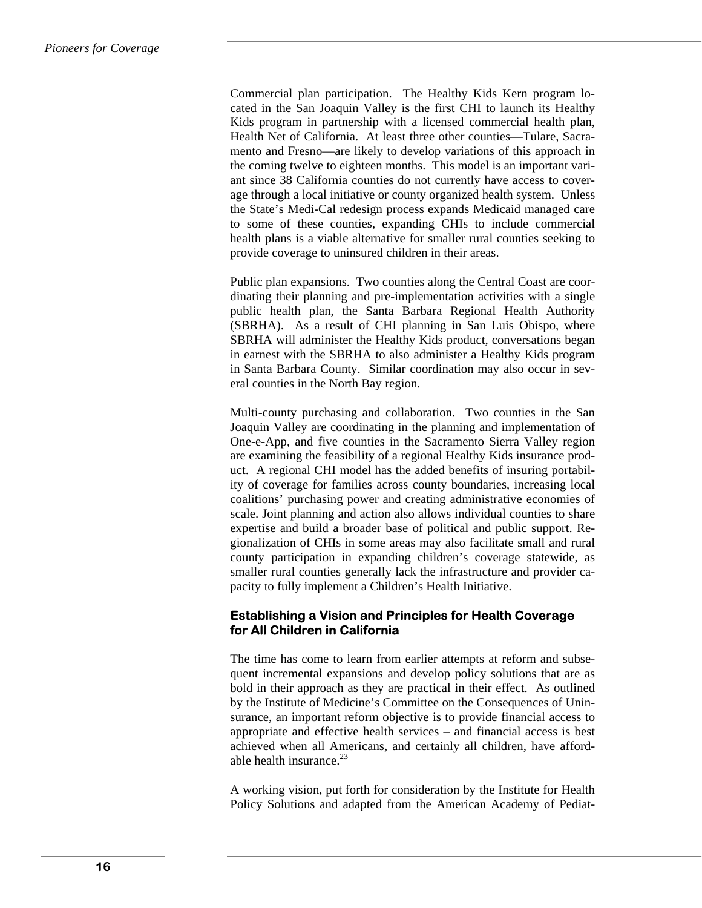Commercial plan participation. The Healthy Kids Kern program located in the San Joaquin Valley is the first CHI to launch its Healthy Kids program in partnership with a licensed commercial health plan, Health Net of California. At least three other counties—Tulare, Sacramento and Fresno—are likely to develop variations of this approach in the coming twelve to eighteen months. This model is an important variant since 38 California counties do not currently have access to coverage through a local initiative or county organized health system. Unless the State's Medi-Cal redesign process expands Medicaid managed care to some of these counties, expanding CHIs to include commercial health plans is a viable alternative for smaller rural counties seeking to provide coverage to uninsured children in their areas.

Public plan expansions. Two counties along the Central Coast are coordinating their planning and pre-implementation activities with a single public health plan, the Santa Barbara Regional Health Authority (SBRHA). As a result of CHI planning in San Luis Obispo, where SBRHA will administer the Healthy Kids product, conversations began in earnest with the SBRHA to also administer a Healthy Kids program in Santa Barbara County. Similar coordination may also occur in several counties in the North Bay region.

Multi-county purchasing and collaboration. Two counties in the San Joaquin Valley are coordinating in the planning and implementation of One-e-App, and five counties in the Sacramento Sierra Valley region are examining the feasibility of a regional Healthy Kids insurance product. A regional CHI model has the added benefits of insuring portability of coverage for families across county boundaries, increasing local coalitions' purchasing power and creating administrative economies of scale. Joint planning and action also allows individual counties to share expertise and build a broader base of political and public support. Regionalization of CHIs in some areas may also facilitate small and rural county participation in expanding children's coverage statewide, as smaller rural counties generally lack the infrastructure and provider capacity to fully implement a Children's Health Initiative.

### Establishing a Vision and Principles for Health Coverage for All Children in California

The time has come to learn from earlier attempts at reform and subsequent incremental expansions and develop policy solutions that are as bold in their approach as they are practical in their effect. As outlined by the Institute of Medicine's Committee on the Consequences of Uninsurance, an important reform objective is to provide financial access to appropriate and effective health services – and financial access is best achieved when all Americans, and certainly all children, have affordable health insurance.[23]

A working vision, put forth for consideration by the Institute for Health Policy Solutions and adapted from the American Academy of Pediat-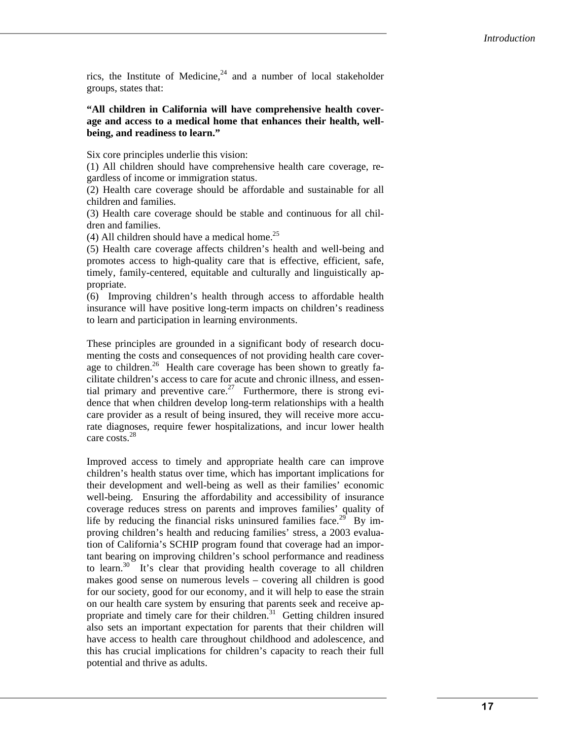rics, the Institute of Medicine,[24] and a number of local stakeholder groups, states that:

**"All children in California will have comprehensive health coverage and access to a medical home that enhances their health, well-being, and readiness to learn."**

Six core principles underlie this vision:
(1) All children should have comprehensive health care coverage, regardless of income or immigration status.
(2) Health care coverage should be affordable and sustainable for all children and families.
(3) Health care coverage should be stable and continuous for all children and families.
(4) All children should have a medical home.[25]
(5) Health care coverage affects children's health and well-being and promotes access to high-quality care that is effective, efficient, safe, timely, family-centered, equitable and culturally and linguistically appropriate.
(6) Improving children's health through access to affordable health insurance will have positive long-term impacts on children's readiness to learn and participation in learning environments.

These principles are grounded in a significant body of research documenting the costs and consequences of not providing health care coverage to children.[26] Health care coverage has been shown to greatly facilitate children's access to care for acute and chronic illness, and essential primary and preventive care.[27] Furthermore, there is strong evidence that when children develop long-term relationships with a health care provider as a result of being insured, they will receive more accurate diagnoses, require fewer hospitalizations, and incur lower health care costs.[28]

Improved access to timely and appropriate health care can improve children's health status over time, which has important implications for their development and well-being as well as their families' economic well-being. Ensuring the affordability and accessibility of insurance coverage reduces stress on parents and improves families' quality of life by reducing the financial risks uninsured families face.[29] By improving children's health and reducing families' stress, a 2003 evaluation of California's SCHIP program found that coverage had an important bearing on improving children's school performance and readiness to learn.[30] It's clear that providing health coverage to all children makes good sense on numerous levels – covering all children is good for our society, good for our economy, and it will help to ease the strain on our health care system by ensuring that parents seek and receive appropriate and timely care for their children.[31] Getting children insured also sets an important expectation for parents that their children will have access to health care throughout childhood and adolescence, and this has crucial implications for children's capacity to reach their full potential and thrive as adults.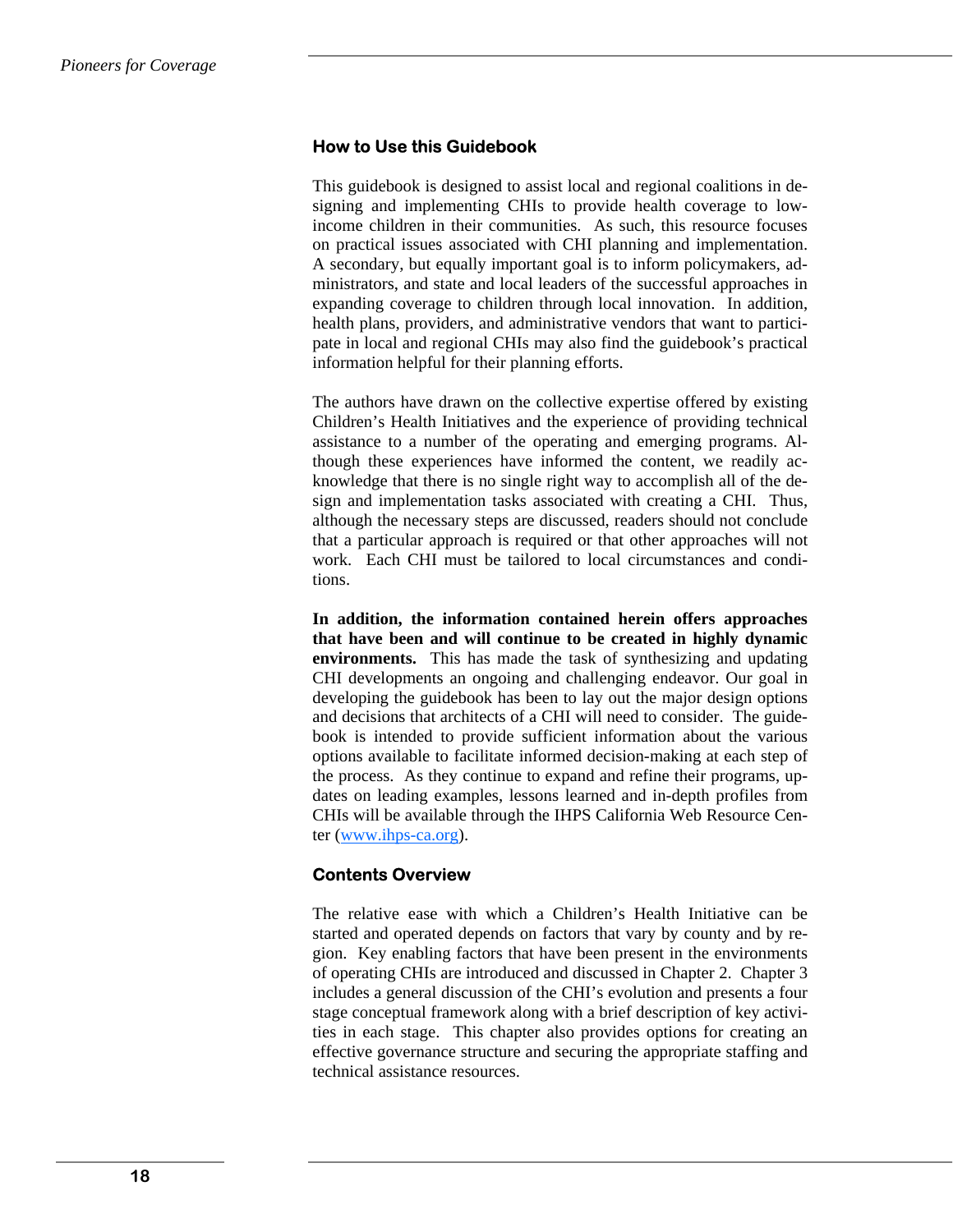## How to Use this Guidebook

This guidebook is designed to assist local and regional coalitions in designing and implementing CHIs to provide health coverage to low-income children in their communities. As such, this resource focuses on practical issues associated with CHI planning and implementation. A secondary, but equally important goal is to inform policymakers, administrators, and state and local leaders of the successful approaches in expanding coverage to children through local innovation. In addition, health plans, providers, and administrative vendors that want to participate in local and regional CHIs may also find the guidebook's practical information helpful for their planning efforts.

The authors have drawn on the collective expertise offered by existing Children's Health Initiatives and the experience of providing technical assistance to a number of the operating and emerging programs. Although these experiences have informed the content, we readily acknowledge that there is no single right way to accomplish all of the design and implementation tasks associated with creating a CHI. Thus, although the necessary steps are discussed, readers should not conclude that a particular approach is required or that other approaches will not work. Each CHI must be tailored to local circumstances and conditions.

**In addition, the information contained herein offers approaches that have been and will continue to be created in highly dynamic environments.** This has made the task of synthesizing and updating CHI developments an ongoing and challenging endeavor. Our goal in developing the guidebook has been to lay out the major design options and decisions that architects of a CHI will need to consider. The guidebook is intended to provide sufficient information about the various options available to facilitate informed decision-making at each step of the process. As they continue to expand and refine their programs, updates on leading examples, lessons learned and in-depth profiles from CHIs will be available through the IHPS California Web Resource Center (www.ihps-ca.org).

## Contents Overview

The relative ease with which a Children's Health Initiative can be started and operated depends on factors that vary by county and by region. Key enabling factors that have been present in the environments of operating CHIs are introduced and discussed in Chapter 2. Chapter 3 includes a general discussion of the CHI's evolution and presents a four stage conceptual framework along with a brief description of key activities in each stage. This chapter also provides options for creating an effective governance structure and securing the appropriate staffing and technical assistance resources.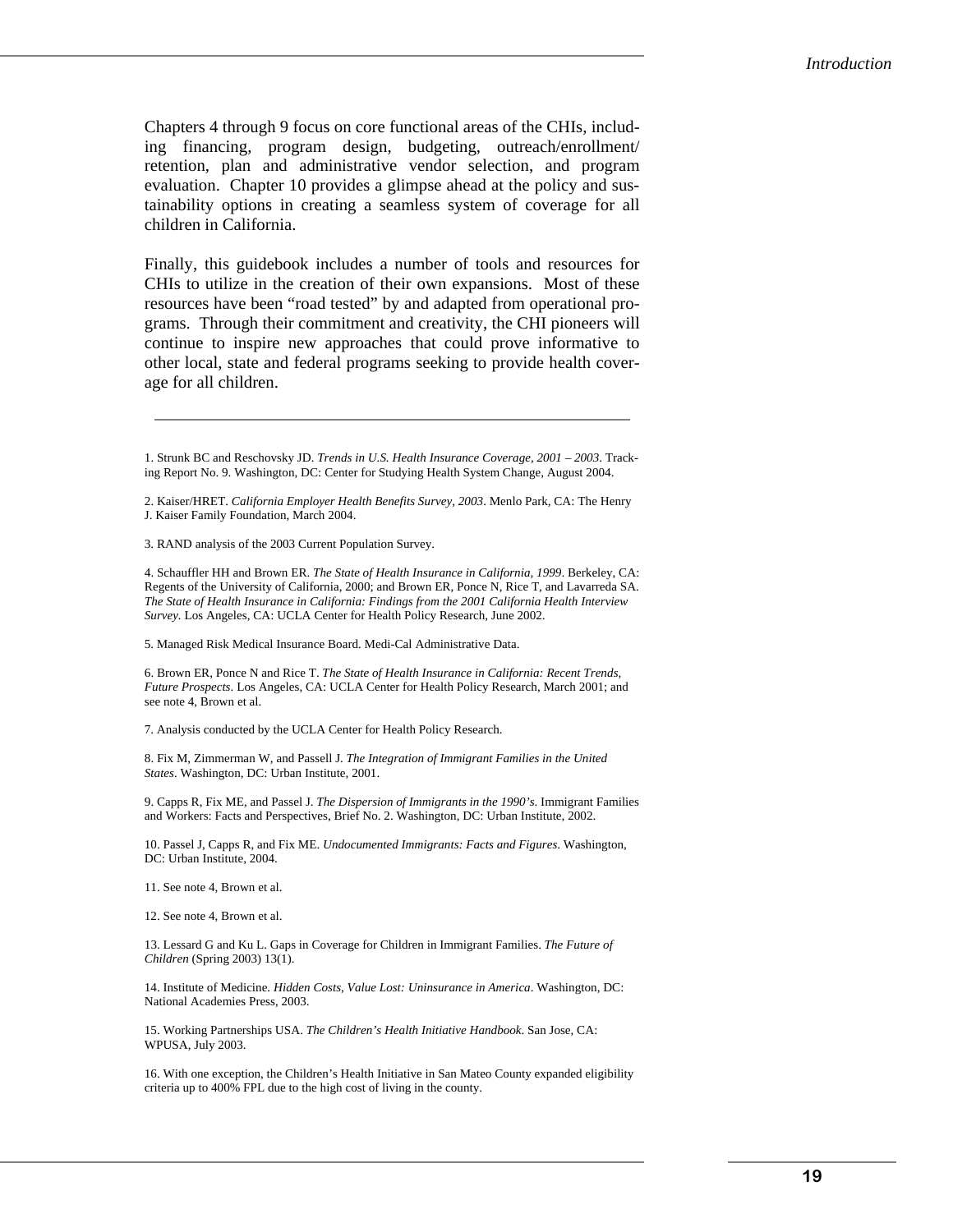Chapters 4 through 9 focus on core functional areas of the CHIs, including financing, program design, budgeting, outreach/enrollment/retention, plan and administrative vendor selection, and program evaluation. Chapter 10 provides a glimpse ahead at the policy and sustainability options in creating a seamless system of coverage for all children in California.

Finally, this guidebook includes a number of tools and resources for CHIs to utilize in the creation of their own expansions. Most of these resources have been "road tested" by and adapted from operational programs. Through their commitment and creativity, the CHI pioneers will continue to inspire new approaches that could prove informative to other local, state and federal programs seeking to provide health coverage for all children.

---

1. Strunk BC and Reschovsky JD. *Trends in U.S. Health Insurance Coverage, 2001 – 2003*. Tracking Report No. 9. Washington, DC: Center for Studying Health System Change, August 2004.

2. Kaiser/HRET. *California Employer Health Benefits Survey, 2003*. Menlo Park, CA: The Henry J. Kaiser Family Foundation, March 2004.

3. RAND analysis of the 2003 Current Population Survey.

4. Schauffler HH and Brown ER. *The State of Health Insurance in California, 1999*. Berkeley, CA: Regents of the University of California, 2000; and Brown ER, Ponce N, Rice T, and Lavarreda SA. *The State of Health Insurance in California: Findings from the 2001 California Health Interview Survey*. Los Angeles, CA: UCLA Center for Health Policy Research, June 2002.

5. Managed Risk Medical Insurance Board. Medi-Cal Administrative Data.

6. Brown ER, Ponce N and Rice T. *The State of Health Insurance in California: Recent Trends, Future Prospects*. Los Angeles, CA: UCLA Center for Health Policy Research, March 2001; and see note 4, Brown et al.

7. Analysis conducted by the UCLA Center for Health Policy Research.

8. Fix M, Zimmerman W, and Passell J. *The Integration of Immigrant Families in the United States*. Washington, DC: Urban Institute, 2001.

9. Capps R, Fix ME, and Passel J. *The Dispersion of Immigrants in the 1990's*. Immigrant Families and Workers: Facts and Perspectives, Brief No. 2. Washington, DC: Urban Institute, 2002.

10. Passel J, Capps R, and Fix ME. *Undocumented Immigrants: Facts and Figures*. Washington, DC: Urban Institute, 2004.

11. See note 4, Brown et al.

12. See note 4, Brown et al.

13. Lessard G and Ku L. Gaps in Coverage for Children in Immigrant Families. *The Future of Children* (Spring 2003) 13(1).

14. Institute of Medicine. *Hidden Costs, Value Lost: Uninsurance in America*. Washington, DC: National Academies Press, 2003.

15. Working Partnerships USA. *The Children's Health Initiative Handbook.* San Jose, CA: WPUSA, July 2003.

16. With one exception, the Children's Health Initiative in San Mateo County expanded eligibility criteria up to 400% FPL due to the high cost of living in the county.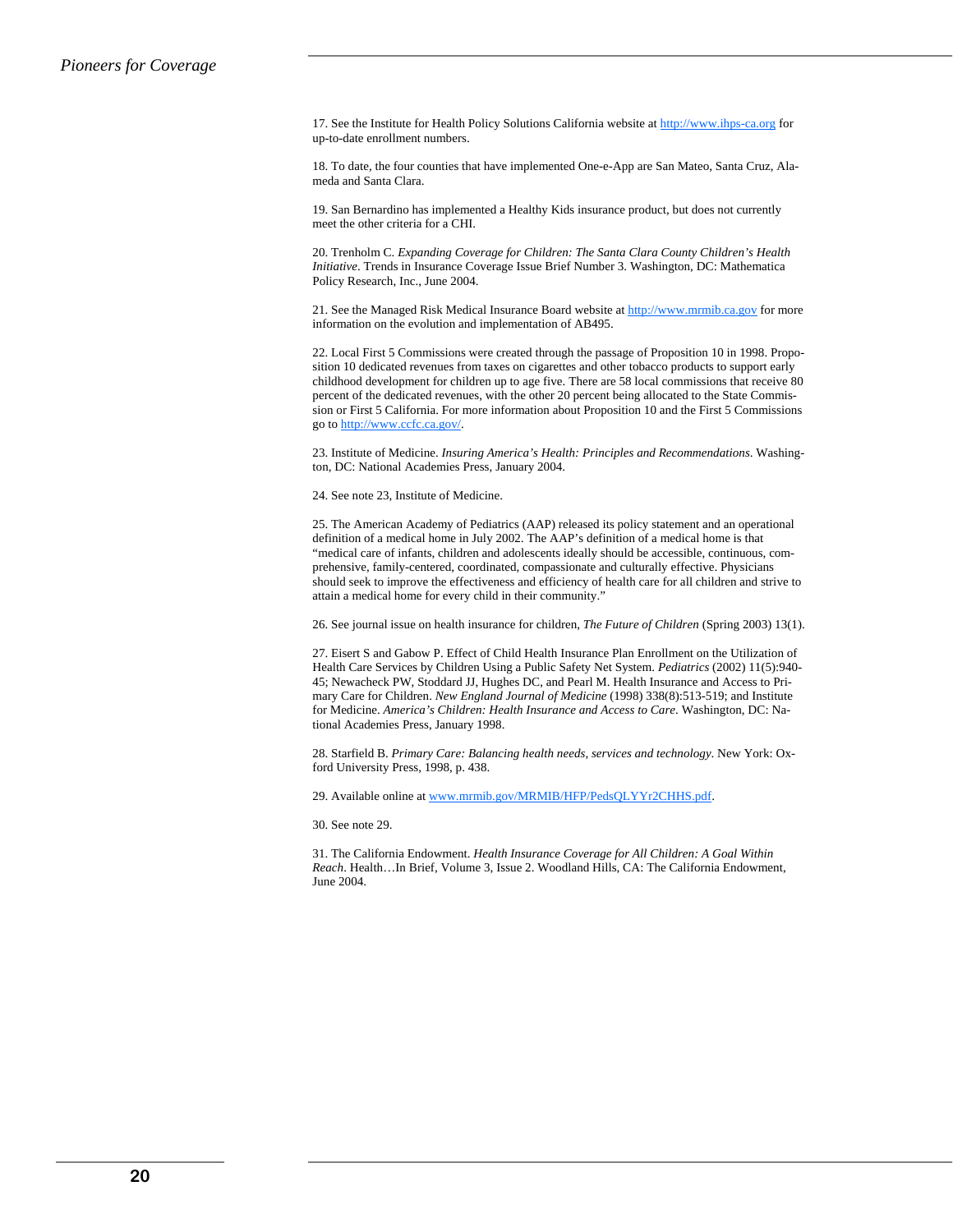17. See the Institute for Health Policy Solutions California website at http://www.ihps-ca.org for up-to-date enrollment numbers.

18. To date, the four counties that have implemented One-e-App are San Mateo, Santa Cruz, Alameda and Santa Clara.

19. San Bernardino has implemented a Healthy Kids insurance product, but does not currently meet the other criteria for a CHI.

20. Trenholm C. *Expanding Coverage for Children: The Santa Clara County Children's Health Initiative*. Trends in Insurance Coverage Issue Brief Number 3. Washington, DC: Mathematica Policy Research, Inc., June 2004.

21. See the Managed Risk Medical Insurance Board website at http://www.mrmib.ca.gov for more information on the evolution and implementation of AB495.

22. Local First 5 Commissions were created through the passage of Proposition 10 in 1998. Proposition 10 dedicated revenues from taxes on cigarettes and other tobacco products to support early childhood development for children up to age five. There are 58 local commissions that receive 80 percent of the dedicated revenues, with the other 20 percent being allocated to the State Commission or First 5 California. For more information about Proposition 10 and the First 5 Commissions go to http://www.ccfc.ca.gov/.

23. Institute of Medicine. *Insuring America's Health: Principles and Recommendations*. Washington, DC: National Academies Press, January 2004.

24. See note 23, Institute of Medicine.

25. The American Academy of Pediatrics (AAP) released its policy statement and an operational definition of a medical home in July 2002. The AAP's definition of a medical home is that "medical care of infants, children and adolescents ideally should be accessible, continuous, comprehensive, family-centered, coordinated, compassionate and culturally effective. Physicians should seek to improve the effectiveness and efficiency of health care for all children and strive to attain a medical home for every child in their community."

26. See journal issue on health insurance for children, *The Future of Children* (Spring 2003) 13(1).

27. Eisert S and Gabow P. Effect of Child Health Insurance Plan Enrollment on the Utilization of Health Care Services by Children Using a Public Safety Net System. *Pediatrics* (2002) 11(5):940-45; Newacheck PW, Stoddard JJ, Hughes DC, and Pearl M. Health Insurance and Access to Primary Care for Children. *New England Journal of Medicine* (1998) 338(8):513-519; and Institute for Medicine. *America's Children: Health Insurance and Access to Care*. Washington, DC: National Academies Press, January 1998.

28. Starfield B. *Primary Care: Balancing health needs, services and technology*. New York: Oxford University Press, 1998, p. 438.

29. Available online at www.mrmib.gov/MRMIB/HFP/PedsQLYYr2CHHS.pdf.

30. See note 29.

31. The California Endowment. *Health Insurance Coverage for All Children: A Goal Within Reach*. Health…In Brief, Volume 3, Issue 2. Woodland Hills, CA: The California Endowment, June 2004.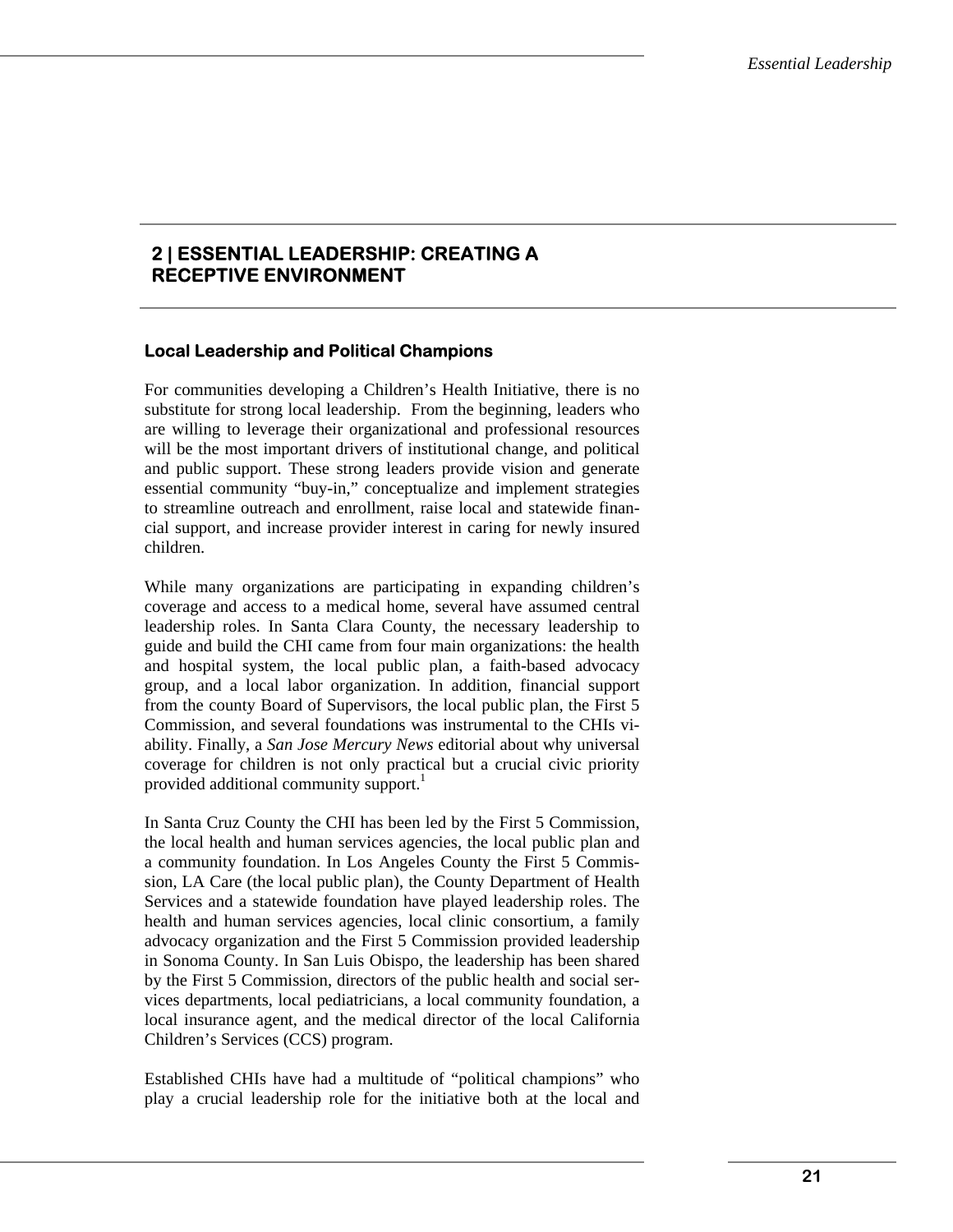## 2 | ESSENTIAL LEADERSHIP: CREATING A RECEPTIVE ENVIRONMENT

### Local Leadership and Political Champions

For communities developing a Children's Health Initiative, there is no substitute for strong local leadership. From the beginning, leaders who are willing to leverage their organizational and professional resources will be the most important drivers of institutional change, and political and public support. These strong leaders provide vision and generate essential community "buy-in," conceptualize and implement strategies to streamline outreach and enrollment, raise local and statewide financial support, and increase provider interest in caring for newly insured children.

While many organizations are participating in expanding children's coverage and access to a medical home, several have assumed central leadership roles. In Santa Clara County, the necessary leadership to guide and build the CHI came from four main organizations: the health and hospital system, the local public plan, a faith-based advocacy group, and a local labor organization. In addition, financial support from the county Board of Supervisors, the local public plan, the First 5 Commission, and several foundations was instrumental to the CHIs viability. Finally, a *San Jose Mercury News* editorial about why universal coverage for children is not only practical but a crucial civic priority provided additional community support.[1]

In Santa Cruz County the CHI has been led by the First 5 Commission, the local health and human services agencies, the local public plan and a community foundation. In Los Angeles County the First 5 Commission, LA Care (the local public plan), the County Department of Health Services and a statewide foundation have played leadership roles. The health and human services agencies, local clinic consortium, a family advocacy organization and the First 5 Commission provided leadership in Sonoma County. In San Luis Obispo, the leadership has been shared by the First 5 Commission, directors of the public health and social services departments, local pediatricians, a local community foundation, a local insurance agent, and the medical director of the local California Children's Services (CCS) program.

Established CHIs have had a multitude of "political champions" who play a crucial leadership role for the initiative both at the local and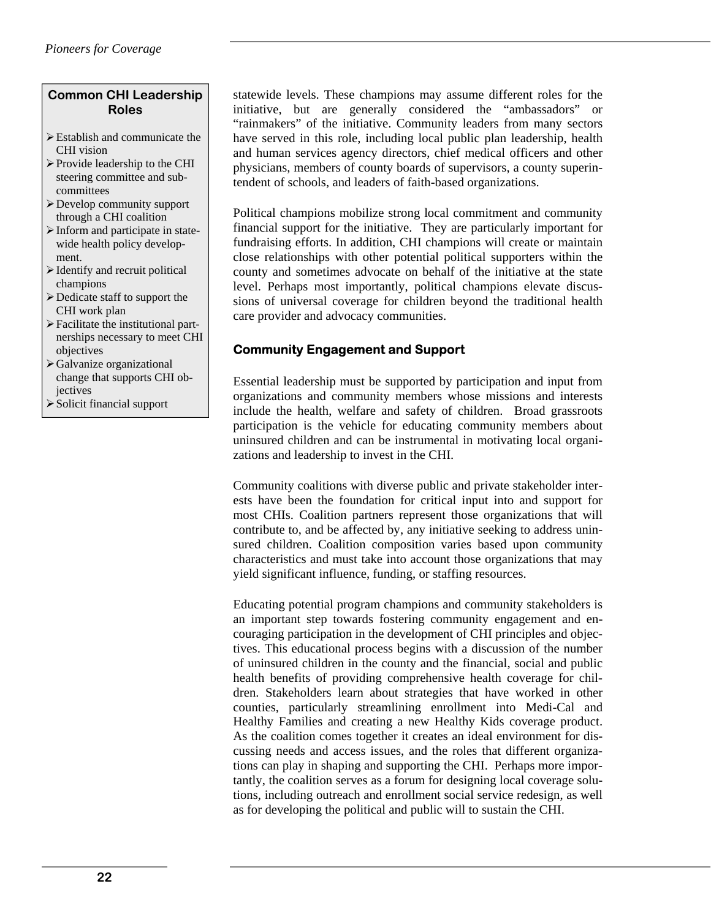**Common CHI Leadership Roles**

- Establish and communicate the CHI vision
- Provide leadership to the CHI steering committee and subcommittees
- Develop community support through a CHI coalition
- Inform and participate in statewide health policy development.
- Identify and recruit political champions
- Dedicate staff to support the CHI work plan
- Facilitate the institutional partnerships necessary to meet CHI objectives
- Galvanize organizational change that supports CHI objectives
- Solicit financial support

statewide levels. These champions may assume different roles for the initiative, but are generally considered the "ambassadors" or "rainmakers" of the initiative. Community leaders from many sectors have served in this role, including local public plan leadership, health and human services agency directors, chief medical officers and other physicians, members of county boards of supervisors, a county superintendent of schools, and leaders of faith-based organizations.

Political champions mobilize strong local commitment and community financial support for the initiative. They are particularly important for fundraising efforts. In addition, CHI champions will create or maintain close relationships with other potential political supporters within the county and sometimes advocate on behalf of the initiative at the state level. Perhaps most importantly, political champions elevate discussions of universal coverage for children beyond the traditional health care provider and advocacy communities.

### Community Engagement and Support

Essential leadership must be supported by participation and input from organizations and community members whose missions and interests include the health, welfare and safety of children. Broad grassroots participation is the vehicle for educating community members about uninsured children and can be instrumental in motivating local organizations and leadership to invest in the CHI.

Community coalitions with diverse public and private stakeholder interests have been the foundation for critical input into and support for most CHIs. Coalition partners represent those organizations that will contribute to, and be affected by, any initiative seeking to address uninsured children. Coalition composition varies based upon community characteristics and must take into account those organizations that may yield significant influence, funding, or staffing resources.

Educating potential program champions and community stakeholders is an important step towards fostering community engagement and encouraging participation in the development of CHI principles and objectives. This educational process begins with a discussion of the number of uninsured children in the county and the financial, social and public health benefits of providing comprehensive health coverage for children. Stakeholders learn about strategies that have worked in other counties, particularly streamlining enrollment into Medi-Cal and Healthy Families and creating a new Healthy Kids coverage product. As the coalition comes together it creates an ideal environment for discussing needs and access issues, and the roles that different organizations can play in shaping and supporting the CHI. Perhaps more importantly, the coalition serves as a forum for designing local coverage solutions, including outreach and enrollment social service redesign, as well as for developing the political and public will to sustain the CHI.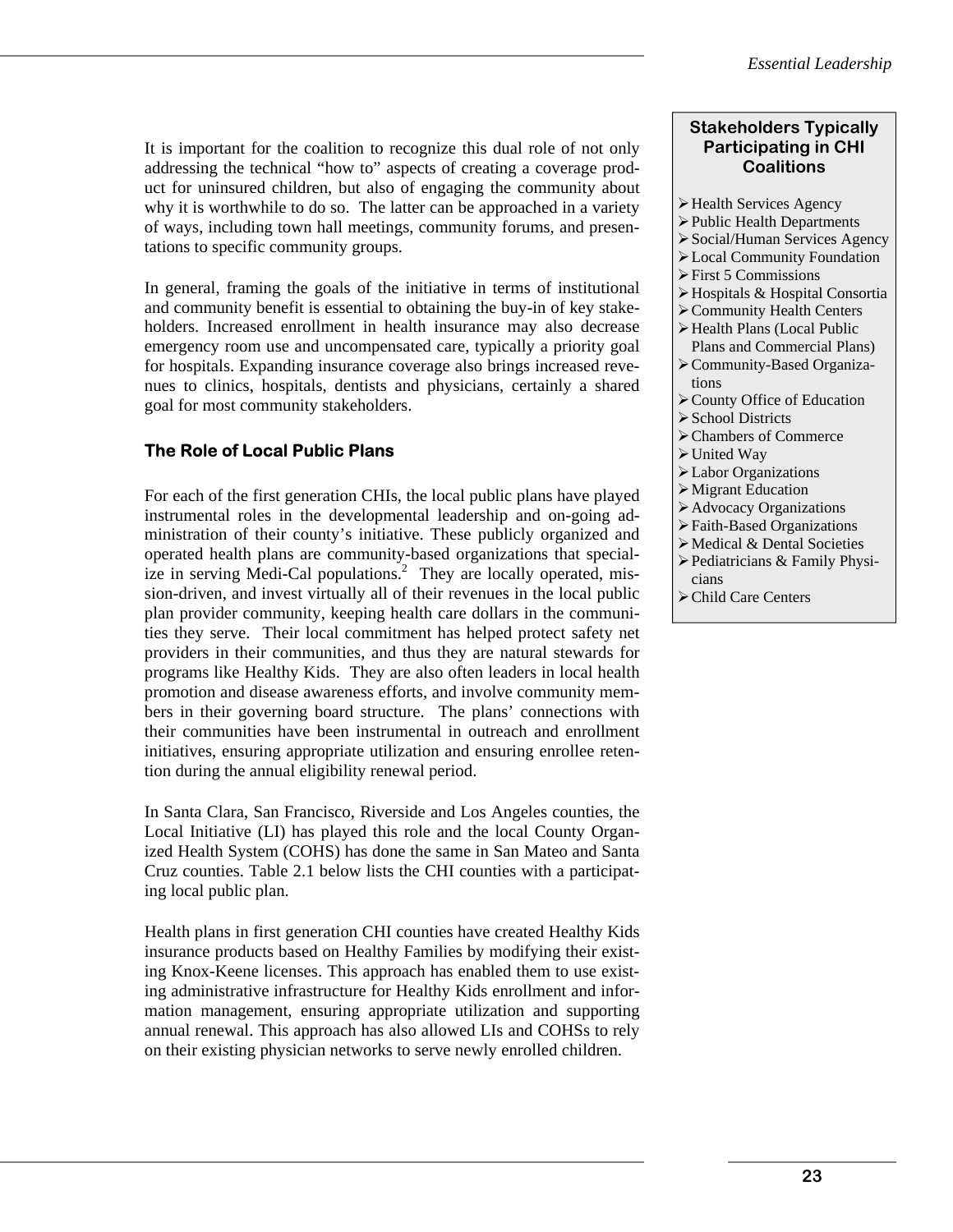It is important for the coalition to recognize this dual role of not only addressing the technical "how to" aspects of creating a coverage product for uninsured children, but also of engaging the community about why it is worthwhile to do so. The latter can be approached in a variety of ways, including town hall meetings, community forums, and presentations to specific community groups.

In general, framing the goals of the initiative in terms of institutional and community benefit is essential to obtaining the buy-in of key stakeholders. Increased enrollment in health insurance may also decrease emergency room use and uncompensated care, typically a priority goal for hospitals. Expanding insurance coverage also brings increased revenues to clinics, hospitals, dentists and physicians, certainly a shared goal for most community stakeholders.

### Stakeholders Typically Participating in CHI Coalitions

- Health Services Agency
- Public Health Departments
- Social/Human Services Agency
- Local Community Foundation
- First 5 Commissions
- Hospitals & Hospital Consortia
- Community Health Centers
- Health Plans (Local Public Plans and Commercial Plans)
- Community-Based Organizations
- County Office of Education
- School Districts
- Chambers of Commerce
- United Way
- Labor Organizations
- Migrant Education
- Advocacy Organizations
- Faith-Based Organizations
- Medical & Dental Societies
- Pediatricians & Family Physicians
- Child Care Centers

### The Role of Local Public Plans

For each of the first generation CHIs, the local public plans have played instrumental roles in the developmental leadership and on-going administration of their county's initiative. These publicly organized and operated health plans are community-based organizations that specialize in serving Medi-Cal populations.[2] They are locally operated, mission-driven, and invest virtually all of their revenues in the local public plan provider community, keeping health care dollars in the communities they serve. Their local commitment has helped protect safety net providers in their communities, and thus they are natural stewards for programs like Healthy Kids. They are also often leaders in local health promotion and disease awareness efforts, and involve community members in their governing board structure. The plans' connections with their communities have been instrumental in outreach and enrollment initiatives, ensuring appropriate utilization and ensuring enrollee retention during the annual eligibility renewal period.

In Santa Clara, San Francisco, Riverside and Los Angeles counties, the Local Initiative (LI) has played this role and the local County Organized Health System (COHS) has done the same in San Mateo and Santa Cruz counties. Table 2.1 below lists the CHI counties with a participating local public plan.

Health plans in first generation CHI counties have created Healthy Kids insurance products based on Healthy Families by modifying their existing Knox-Keene licenses. This approach has enabled them to use existing administrative infrastructure for Healthy Kids enrollment and information management, ensuring appropriate utilization and supporting annual renewal. This approach has also allowed LIs and COHSs to rely on their existing physician networks to serve newly enrolled children.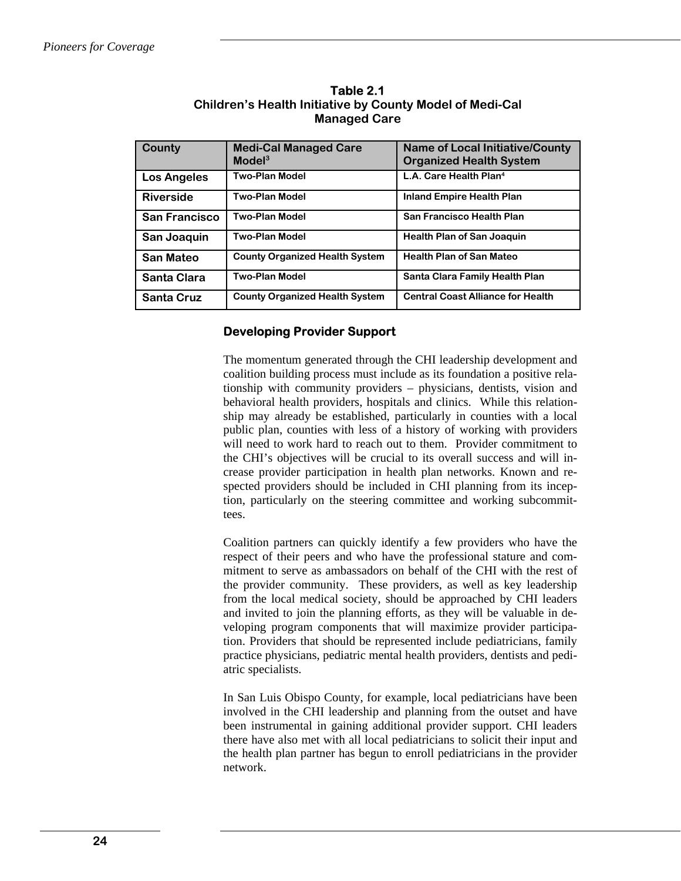**Table 2.1**
**Children's Health Initiative by County Model of Medi-Cal Managed Care**

| County | Medi-Cal Managed Care Model[3] | Name of Local Initiative/County Organized Health System |
|---|---|---|
| Los Angeles | Two-Plan Model | L.A. Care Health Plan[4] |
| Riverside | Two-Plan Model | Inland Empire Health Plan |
| San Francisco | Two-Plan Model | San Francisco Health Plan |
| San Joaquin | Two-Plan Model | Health Plan of San Joaquin |
| San Mateo | County Organized Health System | Health Plan of San Mateo |
| Santa Clara | Two-Plan Model | Santa Clara Family Health Plan |
| Santa Cruz | County Organized Health System | Central Coast Alliance for Health |

### Developing Provider Support

The momentum generated through the CHI leadership development and coalition building process must include as its foundation a positive relationship with community providers – physicians, dentists, vision and behavioral health providers, hospitals and clinics. While this relationship may already be established, particularly in counties with a local public plan, counties with less of a history of working with providers will need to work hard to reach out to them. Provider commitment to the CHI's objectives will be crucial to its overall success and will increase provider participation in health plan networks. Known and respected providers should be included in CHI planning from its inception, particularly on the steering committee and working subcommittees.

Coalition partners can quickly identify a few providers who have the respect of their peers and who have the professional stature and commitment to serve as ambassadors on behalf of the CHI with the rest of the provider community. These providers, as well as key leadership from the local medical society, should be approached by CHI leaders and invited to join the planning efforts, as they will be valuable in developing program components that will maximize provider participation. Providers that should be represented include pediatricians, family practice physicians, pediatric mental health providers, dentists and pediatric specialists.

In San Luis Obispo County, for example, local pediatricians have been involved in the CHI leadership and planning from the outset and have been instrumental in gaining additional provider support. CHI leaders there have also met with all local pediatricians to solicit their input and the health plan partner has begun to enroll pediatricians in the provider network.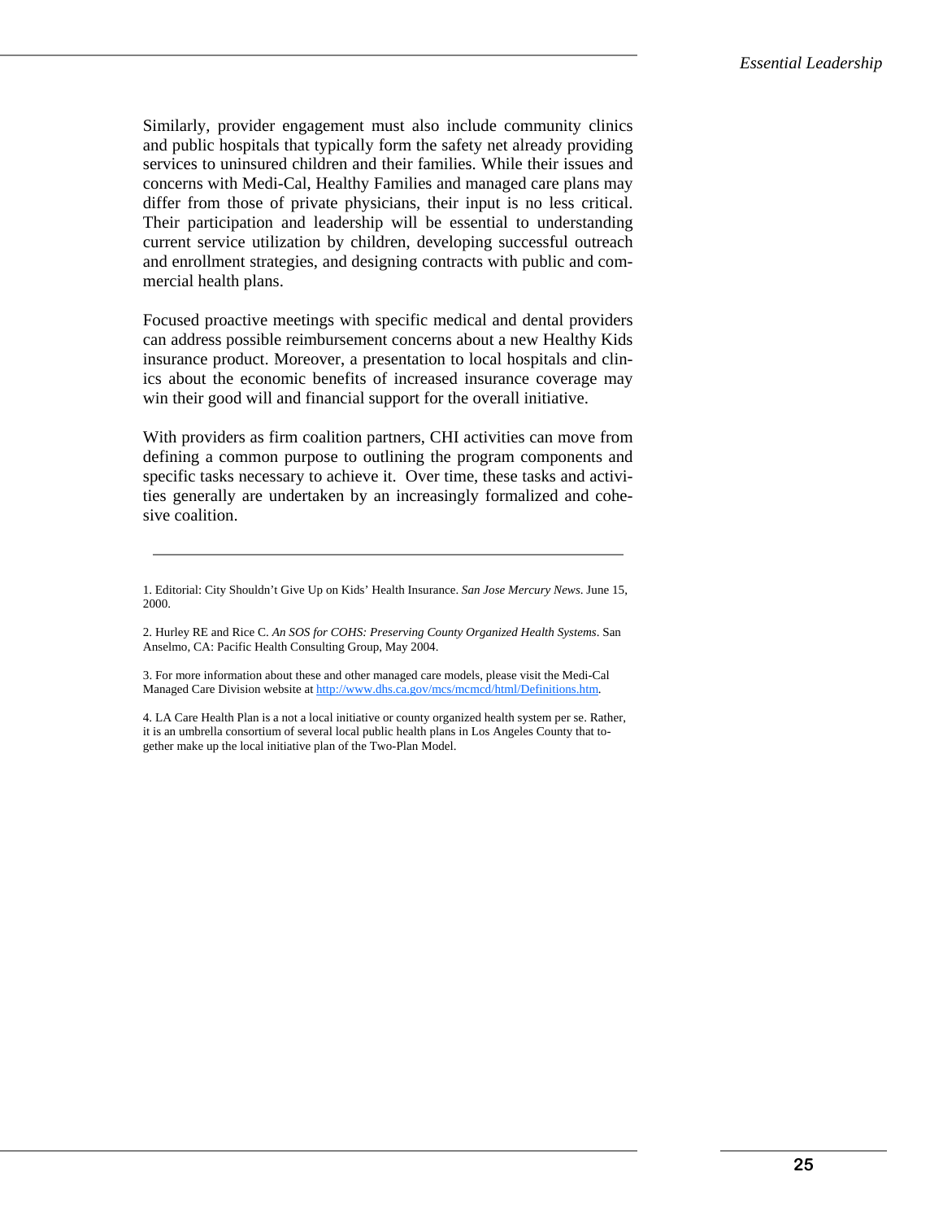Similarly, provider engagement must also include community clinics and public hospitals that typically form the safety net already providing services to uninsured children and their families. While their issues and concerns with Medi-Cal, Healthy Families and managed care plans may differ from those of private physicians, their input is no less critical. Their participation and leadership will be essential to understanding current service utilization by children, developing successful outreach and enrollment strategies, and designing contracts with public and commercial health plans.

Focused proactive meetings with specific medical and dental providers can address possible reimbursement concerns about a new Healthy Kids insurance product. Moreover, a presentation to local hospitals and clinics about the economic benefits of increased insurance coverage may win their good will and financial support for the overall initiative.

With providers as firm coalition partners, CHI activities can move from defining a common purpose to outlining the program components and specific tasks necessary to achieve it. Over time, these tasks and activities generally are undertaken by an increasingly formalized and cohesive coalition.

---

1. Editorial: City Shouldn't Give Up on Kids' Health Insurance. *San Jose Mercury News*. June 15, 2000.

2. Hurley RE and Rice C. *An SOS for COHS: Preserving County Organized Health Systems*. San Anselmo, CA: Pacific Health Consulting Group, May 2004.

3. For more information about these and other managed care models, please visit the Medi-Cal Managed Care Division website at http://www.dhs.ca.gov/mcs/mcmcd/html/Definitions.htm.

4. LA Care Health Plan is a not a local initiative or county organized health system per se. Rather, it is an umbrella consortium of several local public health plans in Los Angeles County that together make up the local initiative plan of the Two-Plan Model.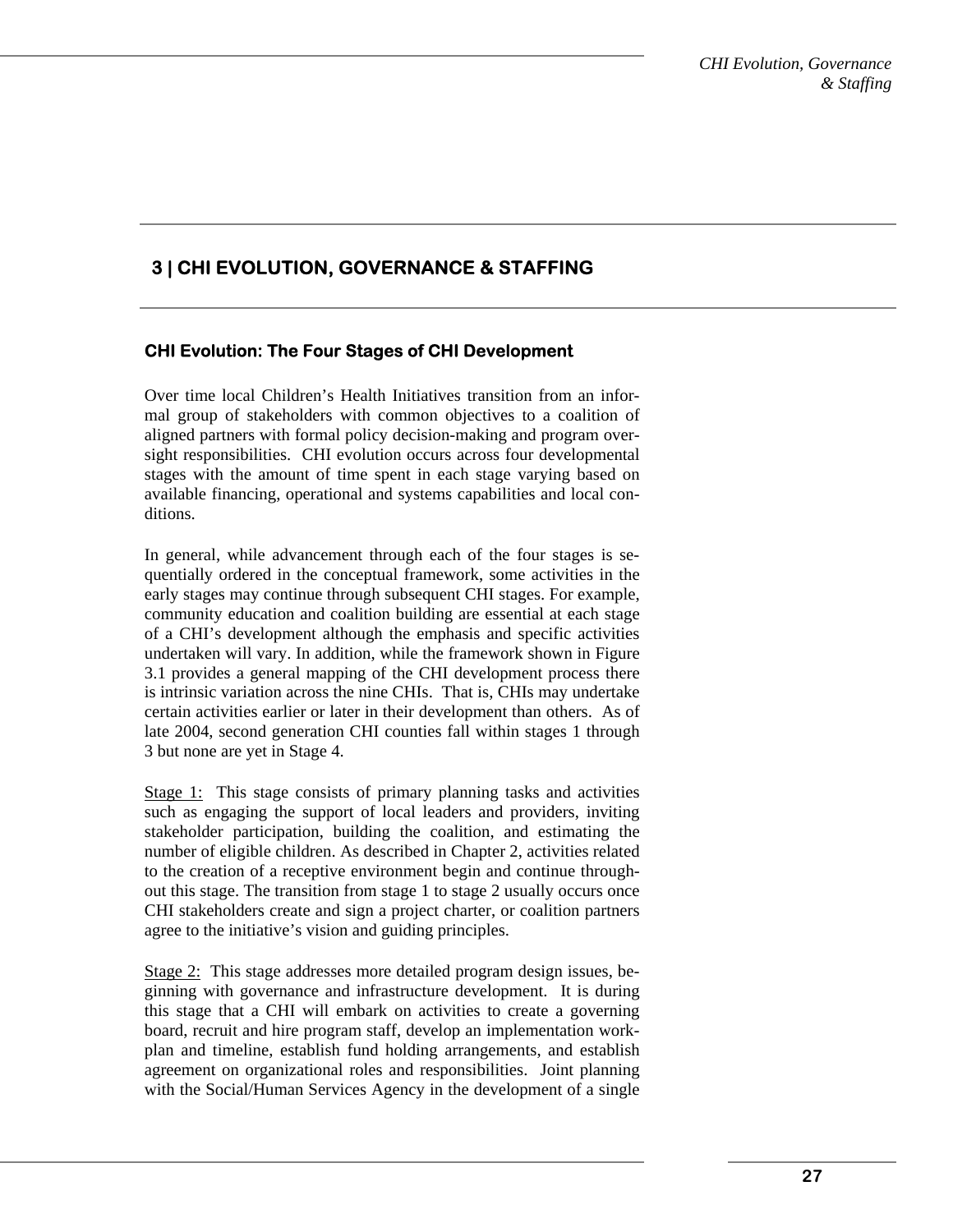# 3 | CHI EVOLUTION, GOVERNANCE & STAFFING

## CHI Evolution: The Four Stages of CHI Development

Over time local Children's Health Initiatives transition from an informal group of stakeholders with common objectives to a coalition of aligned partners with formal policy decision-making and program oversight responsibilities. CHI evolution occurs across four developmental stages with the amount of time spent in each stage varying based on available financing, operational and systems capabilities and local conditions.

In general, while advancement through each of the four stages is sequentially ordered in the conceptual framework, some activities in the early stages may continue through subsequent CHI stages. For example, community education and coalition building are essential at each stage of a CHI's development although the emphasis and specific activities undertaken will vary. In addition, while the framework shown in Figure 3.1 provides a general mapping of the CHI development process there is intrinsic variation across the nine CHIs. That is, CHIs may undertake certain activities earlier or later in their development than others. As of late 2004, second generation CHI counties fall within stages 1 through 3 but none are yet in Stage 4.

Stage 1: This stage consists of primary planning tasks and activities such as engaging the support of local leaders and providers, inviting stakeholder participation, building the coalition, and estimating the number of eligible children. As described in Chapter 2, activities related to the creation of a receptive environment begin and continue throughout this stage. The transition from stage 1 to stage 2 usually occurs once CHI stakeholders create and sign a project charter, or coalition partners agree to the initiative's vision and guiding principles.

Stage 2: This stage addresses more detailed program design issues, beginning with governance and infrastructure development. It is during this stage that a CHI will embark on activities to create a governing board, recruit and hire program staff, develop an implementation workplan and timeline, establish fund holding arrangements, and establish agreement on organizational roles and responsibilities. Joint planning with the Social/Human Services Agency in the development of a single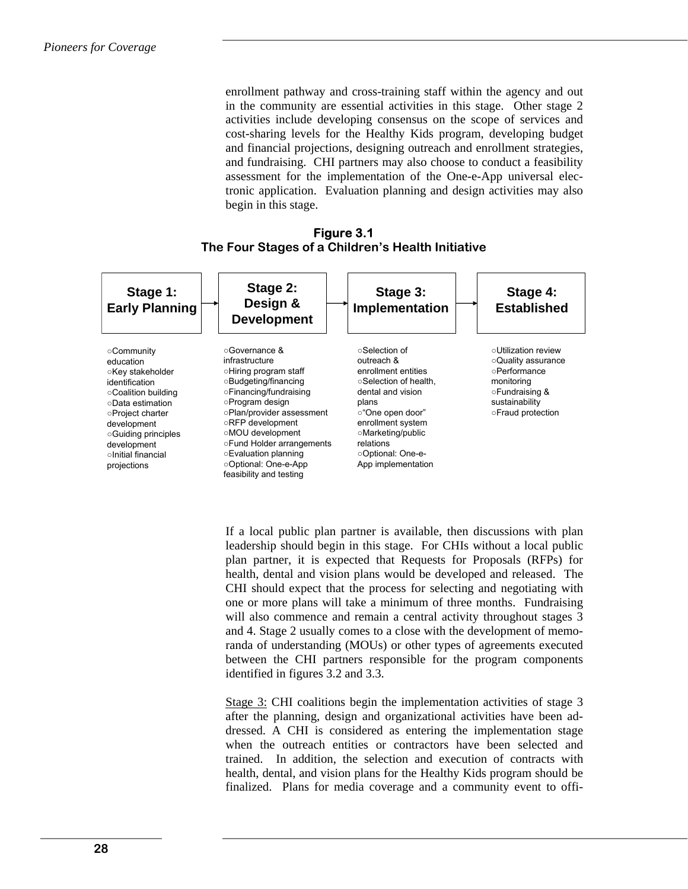enrollment pathway and cross-training staff within the agency and out in the community are essential activities in this stage. Other stage 2 activities include developing consensus on the scope of services and cost-sharing levels for the Healthy Kids program, developing budget and financial projections, designing outreach and enrollment strategies, and fundraising. CHI partners may also choose to conduct a feasibility assessment for the implementation of the One-e-App universal electronic application. Evaluation planning and design activities may also begin in this stage.

**Figure 3.1**
**The Four Stages of a Children's Health Initiative**

| Stage 1: Early Planning | Stage 2: Design & Development | Stage 3: Implementation | Stage 4: Established |
|---|---|---|---|
| ○Community education<br>○Key stakeholder identification<br>○Coalition building<br>○Data estimation<br>○Project charter development<br>○Guiding principles development<br>○Initial financial projections | ○Governance & infrastructure<br>○Hiring program staff<br>○Budgeting/financing<br>○Financing/fundraising<br>○Program design<br>○Plan/provider assessment<br>○RFP development<br>○MOU development<br>○Fund Holder arrangements<br>○Evaluation planning<br>○Optional: One-e-App feasibility and testing | ○Selection of outreach & enrollment entities<br>○Selection of health, dental and vision plans<br>○"One open door" enrollment system<br>○Marketing/public relations<br>○Optional: One-e-App implementation | ○Utilization review<br>○Quality assurance<br>○Performance monitoring<br>○Fundraising & sustainability<br>○Fraud protection |

If a local public plan partner is available, then discussions with plan leadership should begin in this stage. For CHIs without a local public plan partner, it is expected that Requests for Proposals (RFPs) for health, dental and vision plans would be developed and released. The CHI should expect that the process for selecting and negotiating with one or more plans will take a minimum of three months. Fundraising will also commence and remain a central activity throughout stages 3 and 4. Stage 2 usually comes to a close with the development of memoranda of understanding (MOUs) or other types of agreements executed between the CHI partners responsible for the program components identified in figures 3.2 and 3.3.

<u>Stage 3:</u> CHI coalitions begin the implementation activities of stage 3 after the planning, design and organizational activities have been addressed. A CHI is considered as entering the implementation stage when the outreach entities or contractors have been selected and trained. In addition, the selection and execution of contracts with health, dental, and vision plans for the Healthy Kids program should be finalized. Plans for media coverage and a community event to offi-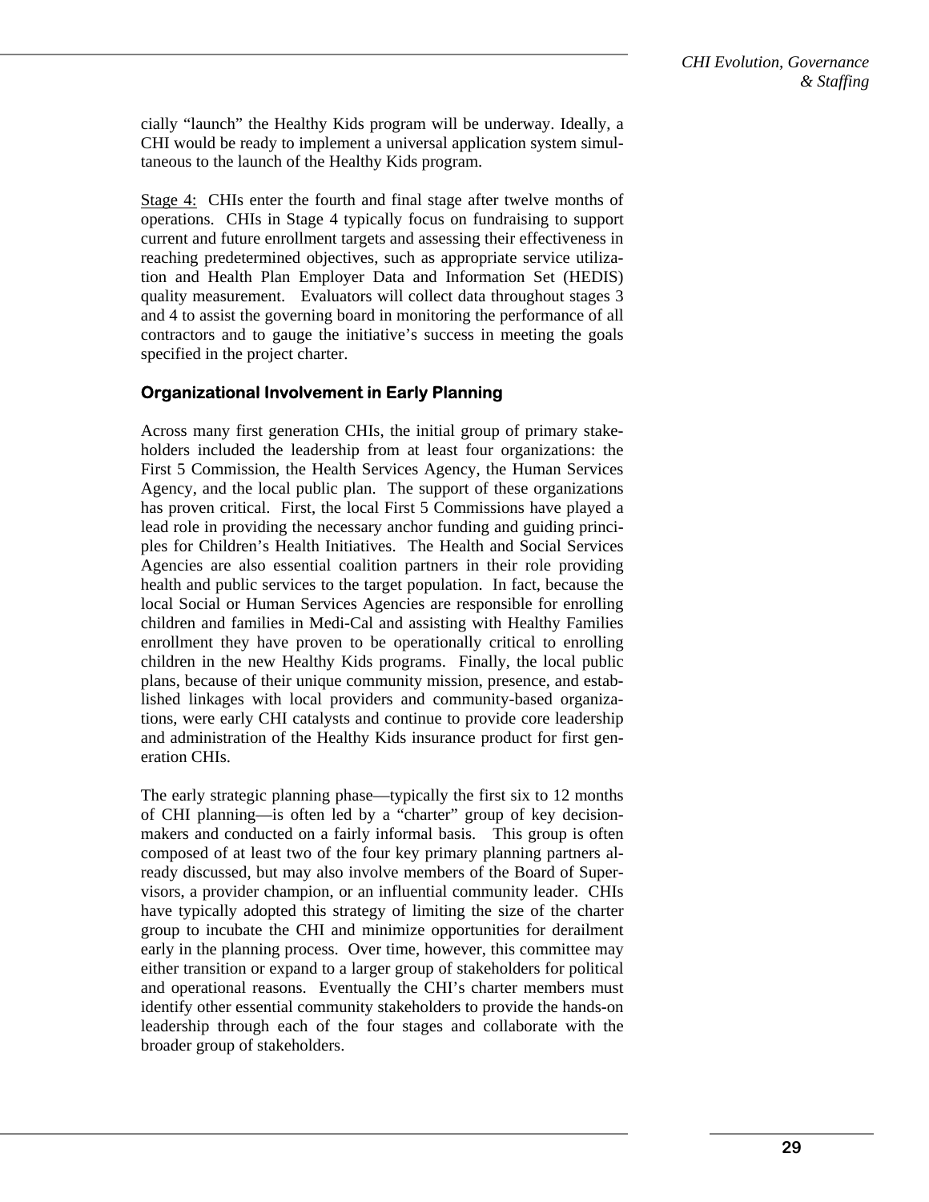cially "launch" the Healthy Kids program will be underway. Ideally, a CHI would be ready to implement a universal application system simultaneous to the launch of the Healthy Kids program.

Stage 4: CHIs enter the fourth and final stage after twelve months of operations. CHIs in Stage 4 typically focus on fundraising to support current and future enrollment targets and assessing their effectiveness in reaching predetermined objectives, such as appropriate service utilization and Health Plan Employer Data and Information Set (HEDIS) quality measurement. Evaluators will collect data throughout stages 3 and 4 to assist the governing board in monitoring the performance of all contractors and to gauge the initiative's success in meeting the goals specified in the project charter.

### Organizational Involvement in Early Planning

Across many first generation CHIs, the initial group of primary stakeholders included the leadership from at least four organizations: the First 5 Commission, the Health Services Agency, the Human Services Agency, and the local public plan. The support of these organizations has proven critical. First, the local First 5 Commissions have played a lead role in providing the necessary anchor funding and guiding principles for Children's Health Initiatives. The Health and Social Services Agencies are also essential coalition partners in their role providing health and public services to the target population. In fact, because the local Social or Human Services Agencies are responsible for enrolling children and families in Medi-Cal and assisting with Healthy Families enrollment they have proven to be operationally critical to enrolling children in the new Healthy Kids programs. Finally, the local public plans, because of their unique community mission, presence, and established linkages with local providers and community-based organizations, were early CHI catalysts and continue to provide core leadership and administration of the Healthy Kids insurance product for first generation CHIs.

The early strategic planning phase—typically the first six to 12 months of CHI planning—is often led by a "charter" group of key decision-makers and conducted on a fairly informal basis. This group is often composed of at least two of the four key primary planning partners already discussed, but may also involve members of the Board of Supervisors, a provider champion, or an influential community leader. CHIs have typically adopted this strategy of limiting the size of the charter group to incubate the CHI and minimize opportunities for derailment early in the planning process. Over time, however, this committee may either transition or expand to a larger group of stakeholders for political and operational reasons. Eventually the CHI's charter members must identify other essential community stakeholders to provide the hands-on leadership through each of the four stages and collaborate with the broader group of stakeholders.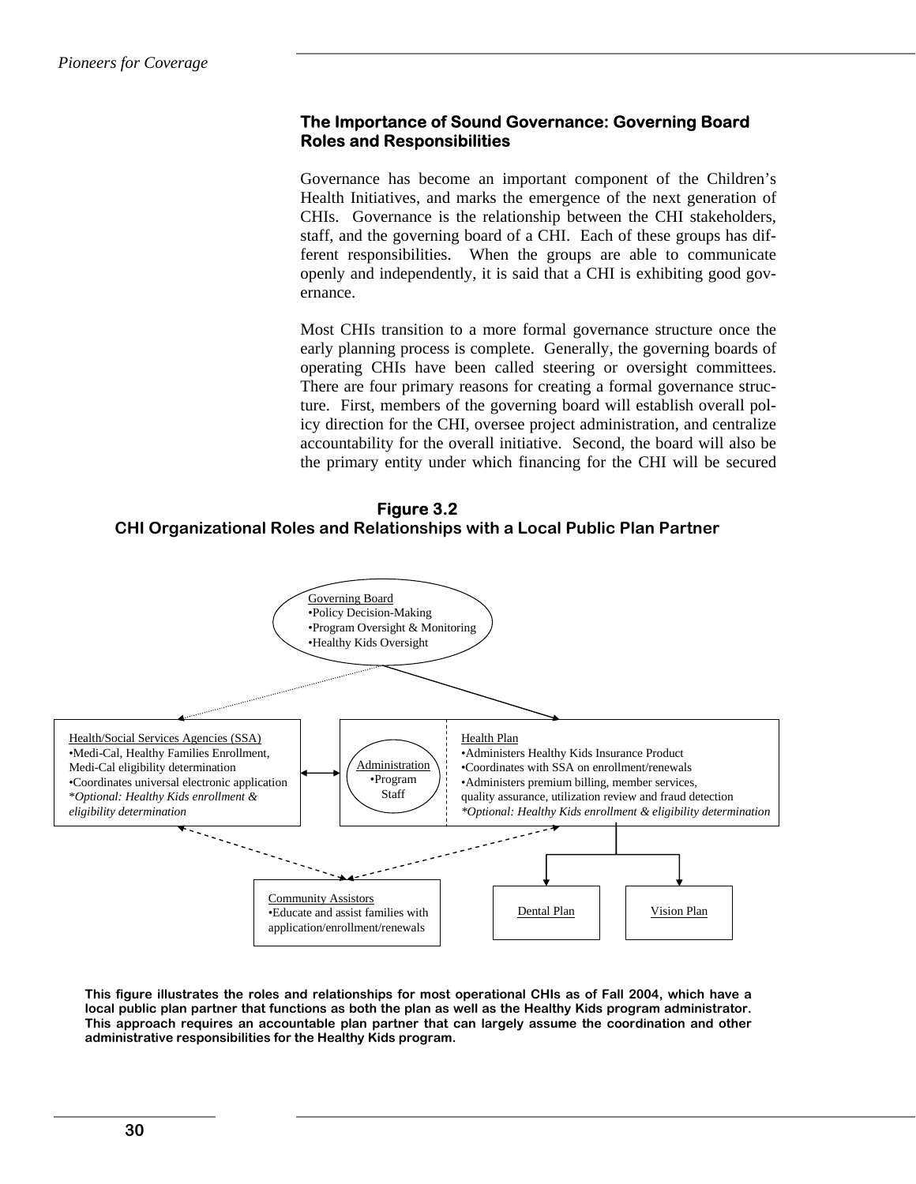### The Importance of Sound Governance: Governing Board Roles and Responsibilities

Governance has become an important component of the Children's Health Initiatives, and marks the emergence of the next generation of CHIs. Governance is the relationship between the CHI stakeholders, staff, and the governing board of a CHI. Each of these groups has different responsibilities. When the groups are able to communicate openly and independently, it is said that a CHI is exhibiting good governance.

Most CHIs transition to a more formal governance structure once the early planning process is complete. Generally, the governing boards of operating CHIs have been called steering or oversight committees. There are four primary reasons for creating a formal governance structure. First, members of the governing board will establish overall policy direction for the CHI, oversee project administration, and centralize accountability for the overall initiative. Second, the board will also be the primary entity under which financing for the CHI will be secured

**Figure 3.2**
**CHI Organizational Roles and Relationships with a Local Public Plan Partner**

Governing Board
- Policy Decision-Making
- Program Oversight & Monitoring
- Healthy Kids Oversight

Health/Social Services Agencies (SSA)
- Medi-Cal, Healthy Families Enrollment, Medi-Cal eligibility determination
- Coordinates universal electronic application

*\*Optional: Healthy Kids enrollment & eligibility determination*

Administration
- Program Staff

Health Plan
- Administers Healthy Kids Insurance Product
- Coordinates with SSA on enrollment/renewals
- Administers premium billing, member services, quality assurance, utilization review and fraud detection

*\*Optional: Healthy Kids enrollment & eligibility determination*

Community Assistors
- Educate and assist families with application/enrollment/renewals

Dental Plan

Vision Plan

**This figure illustrates the roles and relationships for most operational CHIs as of Fall 2004, which have a local public plan partner that functions as both the plan as well as the Healthy Kids program administrator. This approach requires an accountable plan partner that can largely assume the coordination and other administrative responsibilities for the Healthy Kids program.**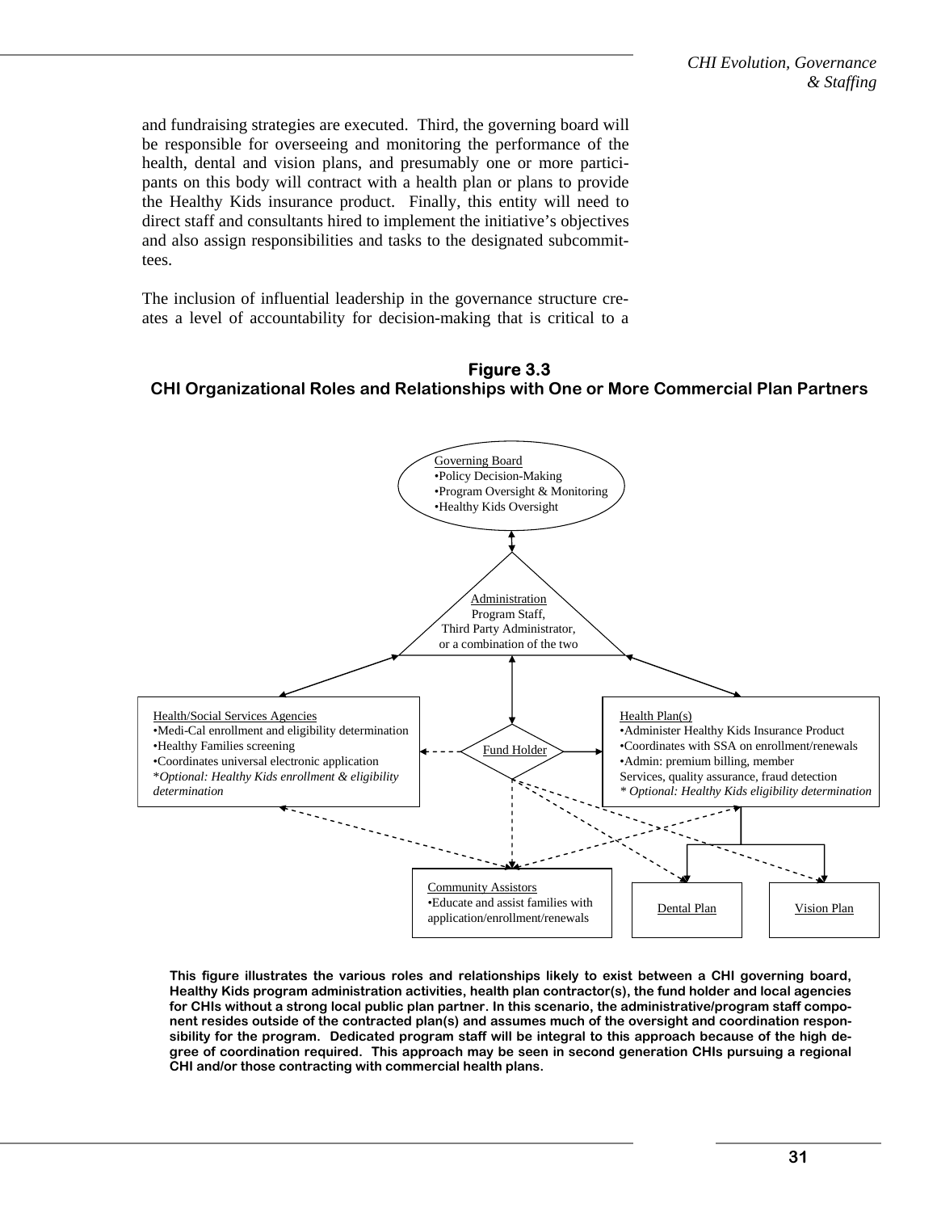and fundraising strategies are executed. Third, the governing board will be responsible for overseeing and monitoring the performance of the health, dental and vision plans, and presumably one or more participants on this body will contract with a health plan or plans to provide the Healthy Kids insurance product. Finally, this entity will need to direct staff and consultants hired to implement the initiative's objectives and also assign responsibilities and tasks to the designated subcommittees.

The inclusion of influential leadership in the governance structure creates a level of accountability for decision-making that is critical to a

**Figure 3.3**
**CHI Organizational Roles and Relationships with One or More Commercial Plan Partners**

Governing Board
- Policy Decision-Making
- Program Oversight & Monitoring
- Healthy Kids Oversight

Administration
Program Staff,
Third Party Administrator,
or a combination of the two

Health/Social Services Agencies
- Medi-Cal enrollment and eligibility determination
- Healthy Families screening
- Coordinates universal electronic application

*\*Optional: Healthy Kids enrollment & eligibility determination*

Fund Holder

Health Plan(s)
- Administer Healthy Kids Insurance Product
- Coordinates with SSA on enrollment/renewals
- Admin: premium billing, member Services, quality assurance, fraud detection

*\* Optional: Healthy Kids eligibility determination*

Community Assistors
- Educate and assist families with application/enrollment/renewals

Dental Plan

Vision Plan

**This figure illustrates the various roles and relationships likely to exist between a CHI governing board, Healthy Kids program administration activities, health plan contractor(s), the fund holder and local agencies for CHIs without a strong local public plan partner. In this scenario, the administrative/program staff component resides outside of the contracted plan(s) and assumes much of the oversight and coordination responsibility for the program. Dedicated program staff will be integral to this approach because of the high degree of coordination required. This approach may be seen in second generation CHIs pursuing a regional CHI and/or those contracting with commercial health plans.**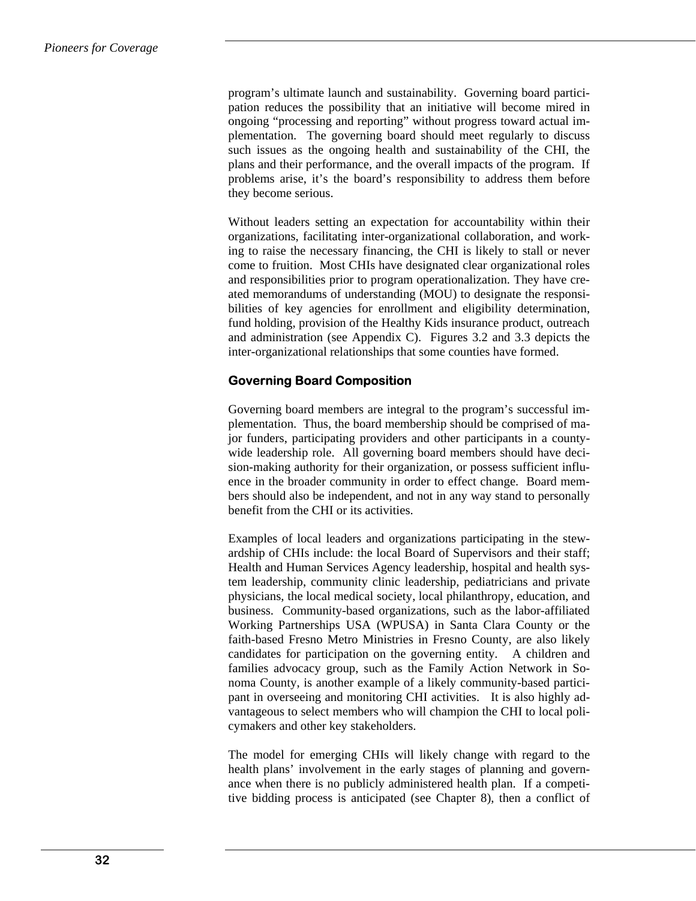program's ultimate launch and sustainability. Governing board participation reduces the possibility that an initiative will become mired in ongoing "processing and reporting" without progress toward actual implementation. The governing board should meet regularly to discuss such issues as the ongoing health and sustainability of the CHI, the plans and their performance, and the overall impacts of the program. If problems arise, it's the board's responsibility to address them before they become serious.

Without leaders setting an expectation for accountability within their organizations, facilitating inter-organizational collaboration, and working to raise the necessary financing, the CHI is likely to stall or never come to fruition. Most CHIs have designated clear organizational roles and responsibilities prior to program operationalization. They have created memorandums of understanding (MOU) to designate the responsibilities of key agencies for enrollment and eligibility determination, fund holding, provision of the Healthy Kids insurance product, outreach and administration (see Appendix C). Figures 3.2 and 3.3 depicts the inter-organizational relationships that some counties have formed.

### Governing Board Composition

Governing board members are integral to the program's successful implementation. Thus, the board membership should be comprised of major funders, participating providers and other participants in a county-wide leadership role. All governing board members should have decision-making authority for their organization, or possess sufficient influence in the broader community in order to effect change. Board members should also be independent, and not in any way stand to personally benefit from the CHI or its activities.

Examples of local leaders and organizations participating in the stewardship of CHIs include: the local Board of Supervisors and their staff; Health and Human Services Agency leadership, hospital and health system leadership, community clinic leadership, pediatricians and private physicians, the local medical society, local philanthropy, education, and business. Community-based organizations, such as the labor-affiliated Working Partnerships USA (WPUSA) in Santa Clara County or the faith-based Fresno Metro Ministries in Fresno County, are also likely candidates for participation on the governing entity. A children and families advocacy group, such as the Family Action Network in Sonoma County, is another example of a likely community-based participant in overseeing and monitoring CHI activities. It is also highly advantageous to select members who will champion the CHI to local policymakers and other key stakeholders.

The model for emerging CHIs will likely change with regard to the health plans' involvement in the early stages of planning and governance when there is no publicly administered health plan. If a competitive bidding process is anticipated (see Chapter 8), then a conflict of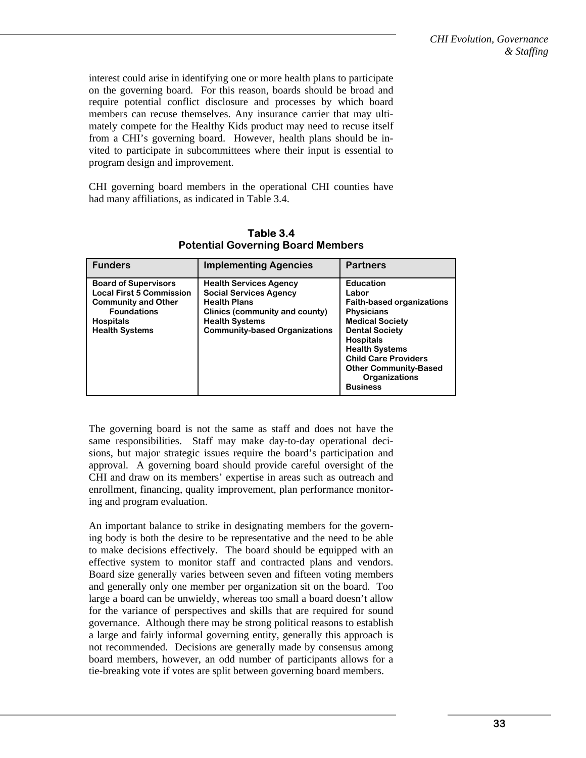interest could arise in identifying one or more health plans to participate on the governing board. For this reason, boards should be broad and require potential conflict disclosure and processes by which board members can recuse themselves. Any insurance carrier that may ultimately compete for the Healthy Kids product may need to recuse itself from a CHI's governing board. However, health plans should be invited to participate in subcommittees where their input is essential to program design and improvement.

CHI governing board members in the operational CHI counties have had many affiliations, as indicated in Table 3.4.

**Table 3.4**
**Potential Governing Board Members**

| Funders | Implementing Agencies | Partners |
|---|---|---|
| **Board of Supervisors**<br>**Local First 5 Commission**<br>**Community and Other Foundations**<br>**Hospitals**<br>**Health Systems** | **Health Services Agency**<br>**Social Services Agency**<br>**Health Plans**<br>**Clinics (community and county)**<br>**Health Systems**<br>**Community-based Organizations** | **Education**<br>**Labor**<br>**Faith-based organizations**<br>**Physicians**<br>**Medical Society**<br>**Dental Society**<br>**Hospitals**<br>**Health Systems**<br>**Child Care Providers**<br>**Other Community-Based Organizations**<br>**Business** |

The governing board is not the same as staff and does not have the same responsibilities. Staff may make day-to-day operational decisions, but major strategic issues require the board's participation and approval. A governing board should provide careful oversight of the CHI and draw on its members' expertise in areas such as outreach and enrollment, financing, quality improvement, plan performance monitoring and program evaluation.

An important balance to strike in designating members for the governing body is both the desire to be representative and the need to be able to make decisions effectively. The board should be equipped with an effective system to monitor staff and contracted plans and vendors. Board size generally varies between seven and fifteen voting members and generally only one member per organization sit on the board. Too large a board can be unwieldy, whereas too small a board doesn't allow for the variance of perspectives and skills that are required for sound governance. Although there may be strong political reasons to establish a large and fairly informal governing entity, generally this approach is not recommended. Decisions are generally made by consensus among board members, however, an odd number of participants allows for a tie-breaking vote if votes are split between governing board members.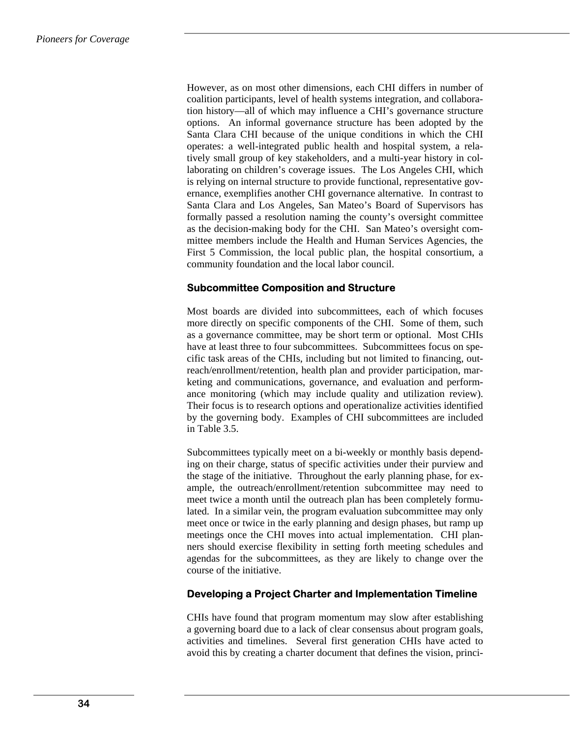However, as on most other dimensions, each CHI differs in number of coalition participants, level of health systems integration, and collaboration history—all of which may influence a CHI's governance structure options. An informal governance structure has been adopted by the Santa Clara CHI because of the unique conditions in which the CHI operates: a well-integrated public health and hospital system, a relatively small group of key stakeholders, and a multi-year history in collaborating on children's coverage issues. The Los Angeles CHI, which is relying on internal structure to provide functional, representative governance, exemplifies another CHI governance alternative. In contrast to Santa Clara and Los Angeles, San Mateo's Board of Supervisors has formally passed a resolution naming the county's oversight committee as the decision-making body for the CHI. San Mateo's oversight committee members include the Health and Human Services Agencies, the First 5 Commission, the local public plan, the hospital consortium, a community foundation and the local labor council.

### Subcommittee Composition and Structure

Most boards are divided into subcommittees, each of which focuses more directly on specific components of the CHI. Some of them, such as a governance committee, may be short term or optional. Most CHIs have at least three to four subcommittees. Subcommittees focus on specific task areas of the CHIs, including but not limited to financing, outreach/enrollment/retention, health plan and provider participation, marketing and communications, governance, and evaluation and performance monitoring (which may include quality and utilization review). Their focus is to research options and operationalize activities identified by the governing body. Examples of CHI subcommittees are included in Table 3.5.

Subcommittees typically meet on a bi-weekly or monthly basis depending on their charge, status of specific activities under their purview and the stage of the initiative. Throughout the early planning phase, for example, the outreach/enrollment/retention subcommittee may need to meet twice a month until the outreach plan has been completely formulated. In a similar vein, the program evaluation subcommittee may only meet once or twice in the early planning and design phases, but ramp up meetings once the CHI moves into actual implementation. CHI planners should exercise flexibility in setting forth meeting schedules and agendas for the subcommittees, as they are likely to change over the course of the initiative.

### Developing a Project Charter and Implementation Timeline

CHIs have found that program momentum may slow after establishing a governing board due to a lack of clear consensus about program goals, activities and timelines. Several first generation CHIs have acted to avoid this by creating a charter document that defines the vision, princi-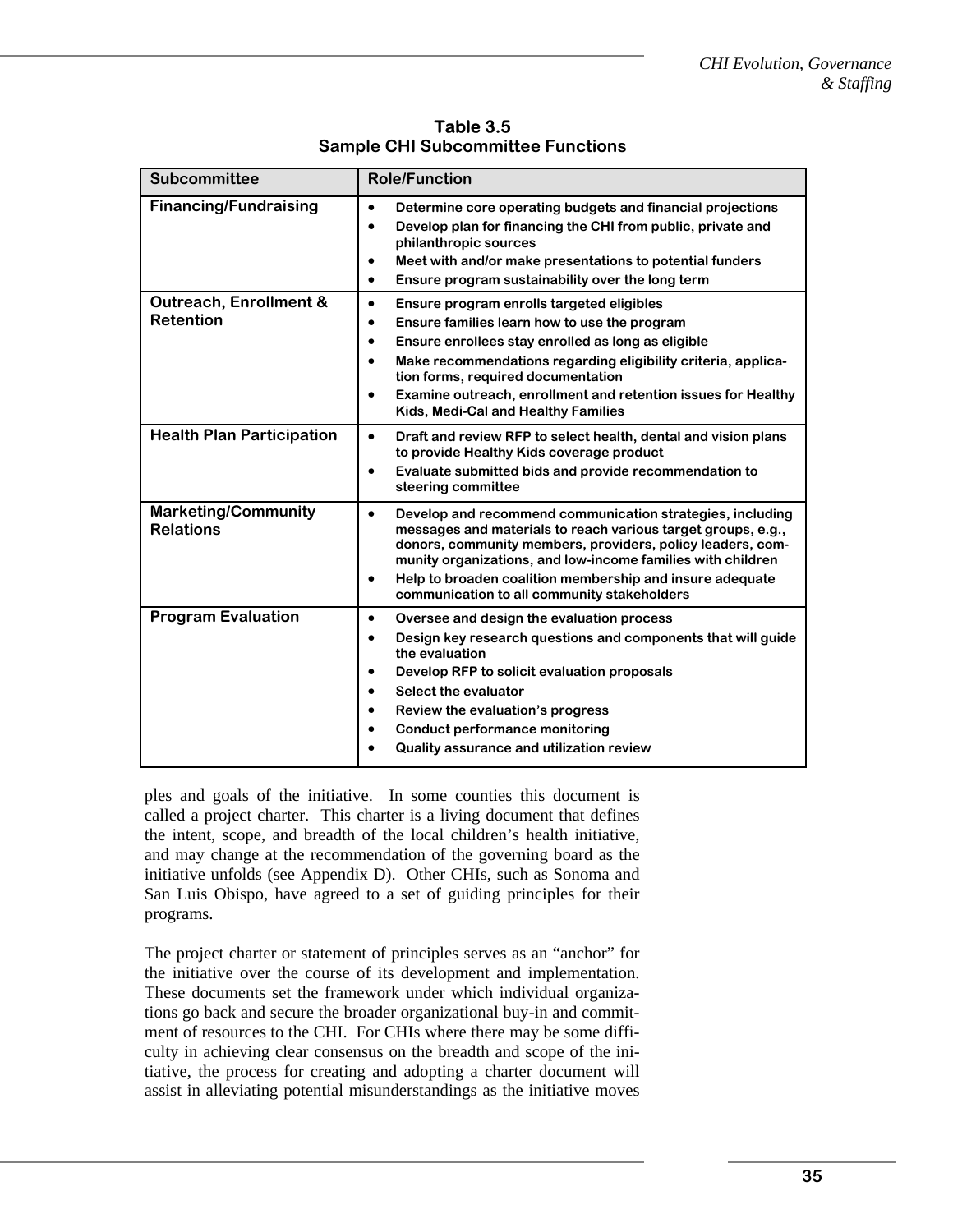**Table 3.5**
**Sample CHI Subcommittee Functions**

| Subcommittee | Role/Function |
| --- | --- |
| **Financing/Fundraising** | • Determine core operating budgets and financial projections<br>• Develop plan for financing the CHI from public, private and philanthropic sources<br>• Meet with and/or make presentations to potential funders<br>• Ensure program sustainability over the long term |
| **Outreach, Enrollment & Retention** | • Ensure program enrolls targeted eligibles<br>• Ensure families learn how to use the program<br>• Ensure enrollees stay enrolled as long as eligible<br>• Make recommendations regarding eligibility criteria, application forms, required documentation<br>• Examine outreach, enrollment and retention issues for Healthy Kids, Medi-Cal and Healthy Families |
| **Health Plan Participation** | • Draft and review RFP to select health, dental and vision plans to provide Healthy Kids coverage product<br>• Evaluate submitted bids and provide recommendation to steering committee |
| **Marketing/Community Relations** | • Develop and recommend communication strategies, including messages and materials to reach various target groups, e.g., donors, community members, providers, policy leaders, community organizations, and low-income families with children<br>• Help to broaden coalition membership and insure adequate communication to all community stakeholders |
| **Program Evaluation** | • Oversee and design the evaluation process<br>• Design key research questions and components that will guide the evaluation<br>• Develop RFP to solicit evaluation proposals<br>• Select the evaluator<br>• Review the evaluation's progress<br>• Conduct performance monitoring<br>• Quality assurance and utilization review |

ples and goals of the initiative. In some counties this document is called a project charter. This charter is a living document that defines the intent, scope, and breadth of the local children's health initiative, and may change at the recommendation of the governing board as the initiative unfolds (see Appendix D). Other CHIs, such as Sonoma and San Luis Obispo, have agreed to a set of guiding principles for their programs.

The project charter or statement of principles serves as an "anchor" for the initiative over the course of its development and implementation. These documents set the framework under which individual organizations go back and secure the broader organizational buy-in and commitment of resources to the CHI. For CHIs where there may be some difficulty in achieving clear consensus on the breadth and scope of the initiative, the process for creating and adopting a charter document will assist in alleviating potential misunderstandings as the initiative moves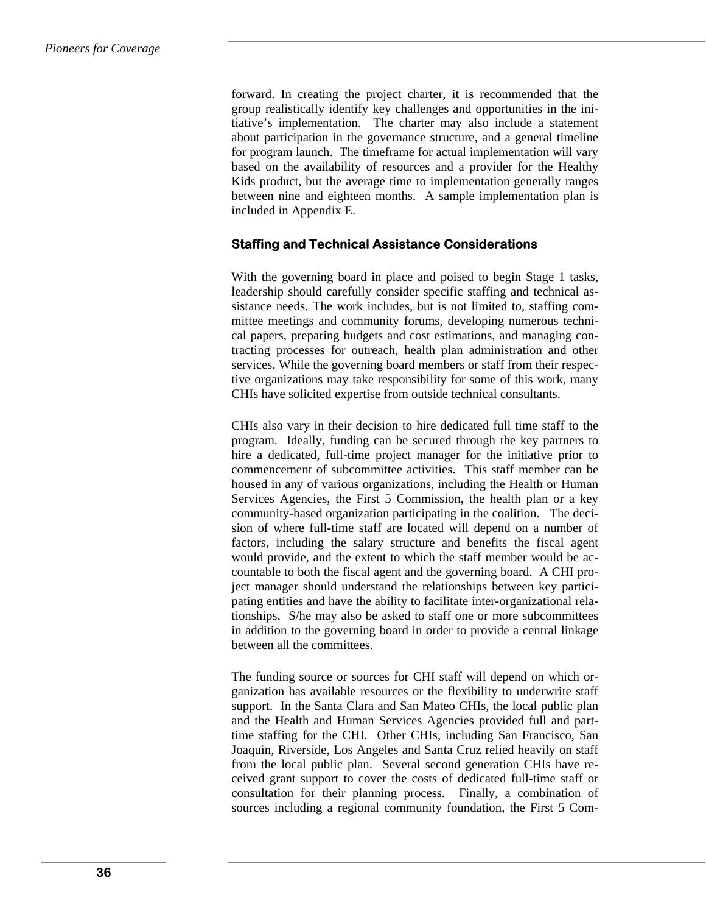forward. In creating the project charter, it is recommended that the group realistically identify key challenges and opportunities in the initiative's implementation. The charter may also include a statement about participation in the governance structure, and a general timeline for program launch. The timeframe for actual implementation will vary based on the availability of resources and a provider for the Healthy Kids product, but the average time to implementation generally ranges between nine and eighteen months. A sample implementation plan is included in Appendix E.

### Staffing and Technical Assistance Considerations

With the governing board in place and poised to begin Stage 1 tasks, leadership should carefully consider specific staffing and technical assistance needs. The work includes, but is not limited to, staffing committee meetings and community forums, developing numerous technical papers, preparing budgets and cost estimations, and managing contracting processes for outreach, health plan administration and other services. While the governing board members or staff from their respective organizations may take responsibility for some of this work, many CHIs have solicited expertise from outside technical consultants.

CHIs also vary in their decision to hire dedicated full time staff to the program. Ideally, funding can be secured through the key partners to hire a dedicated, full-time project manager for the initiative prior to commencement of subcommittee activities. This staff member can be housed in any of various organizations, including the Health or Human Services Agencies, the First 5 Commission, the health plan or a key community-based organization participating in the coalition. The decision of where full-time staff are located will depend on a number of factors, including the salary structure and benefits the fiscal agent would provide, and the extent to which the staff member would be accountable to both the fiscal agent and the governing board. A CHI project manager should understand the relationships between key participating entities and have the ability to facilitate inter-organizational relationships. S/he may also be asked to staff one or more subcommittees in addition to the governing board in order to provide a central linkage between all the committees.

The funding source or sources for CHI staff will depend on which organization has available resources or the flexibility to underwrite staff support. In the Santa Clara and San Mateo CHIs, the local public plan and the Health and Human Services Agencies provided full and part-time staffing for the CHI. Other CHIs, including San Francisco, San Joaquin, Riverside, Los Angeles and Santa Cruz relied heavily on staff from the local public plan. Several second generation CHIs have received grant support to cover the costs of dedicated full-time staff or consultation for their planning process. Finally, a combination of sources including a regional community foundation, the First 5 Com-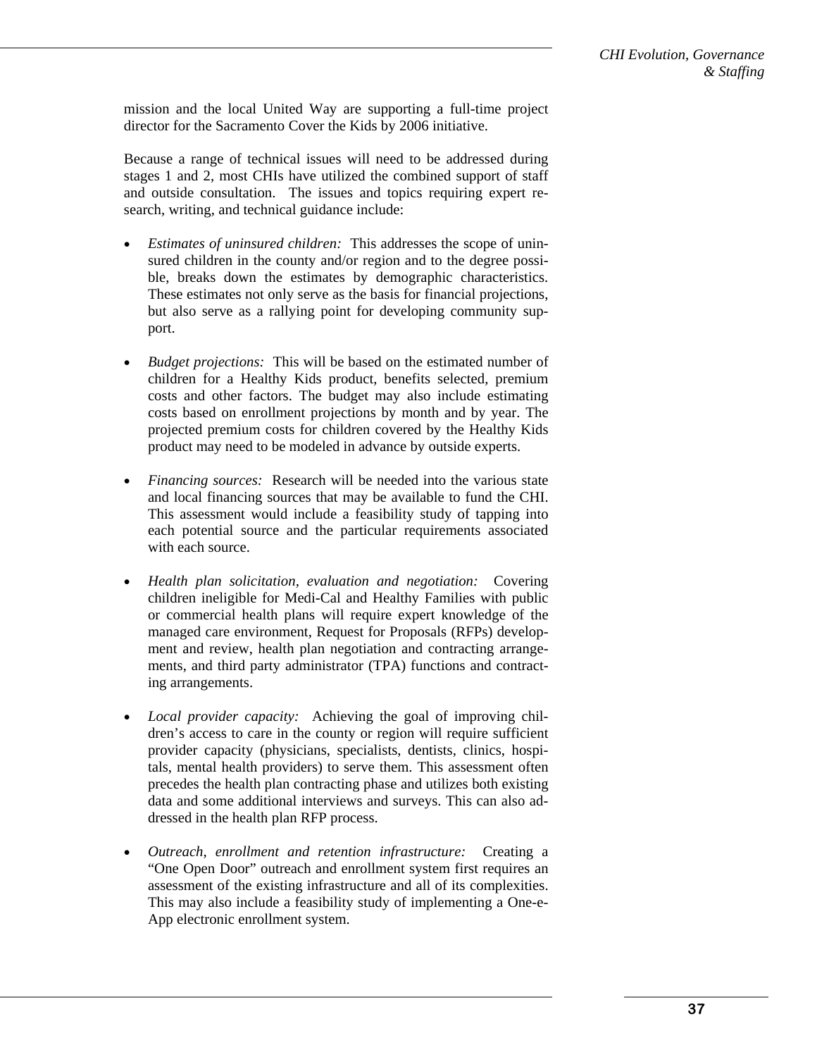mission and the local United Way are supporting a full-time project director for the Sacramento Cover the Kids by 2006 initiative.

Because a range of technical issues will need to be addressed during stages 1 and 2, most CHIs have utilized the combined support of staff and outside consultation. The issues and topics requiring expert research, writing, and technical guidance include:

- *Estimates of uninsured children:* This addresses the scope of uninsured children in the county and/or region and to the degree possible, breaks down the estimates by demographic characteristics. These estimates not only serve as the basis for financial projections, but also serve as a rallying point for developing community support.

- *Budget projections:* This will be based on the estimated number of children for a Healthy Kids product, benefits selected, premium costs and other factors. The budget may also include estimating costs based on enrollment projections by month and by year. The projected premium costs for children covered by the Healthy Kids product may need to be modeled in advance by outside experts.

- *Financing sources:* Research will be needed into the various state and local financing sources that may be available to fund the CHI. This assessment would include a feasibility study of tapping into each potential source and the particular requirements associated with each source.

- *Health plan solicitation, evaluation and negotiation:* Covering children ineligible for Medi-Cal and Healthy Families with public or commercial health plans will require expert knowledge of the managed care environment, Request for Proposals (RFPs) development and review, health plan negotiation and contracting arrangements, and third party administrator (TPA) functions and contracting arrangements.

- *Local provider capacity:* Achieving the goal of improving children's access to care in the county or region will require sufficient provider capacity (physicians, specialists, dentists, clinics, hospitals, mental health providers) to serve them. This assessment often precedes the health plan contracting phase and utilizes both existing data and some additional interviews and surveys. This can also addressed in the health plan RFP process.

- *Outreach, enrollment and retention infrastructure:* Creating a "One Open Door" outreach and enrollment system first requires an assessment of the existing infrastructure and all of its complexities. This may also include a feasibility study of implementing a One-e-App electronic enrollment system.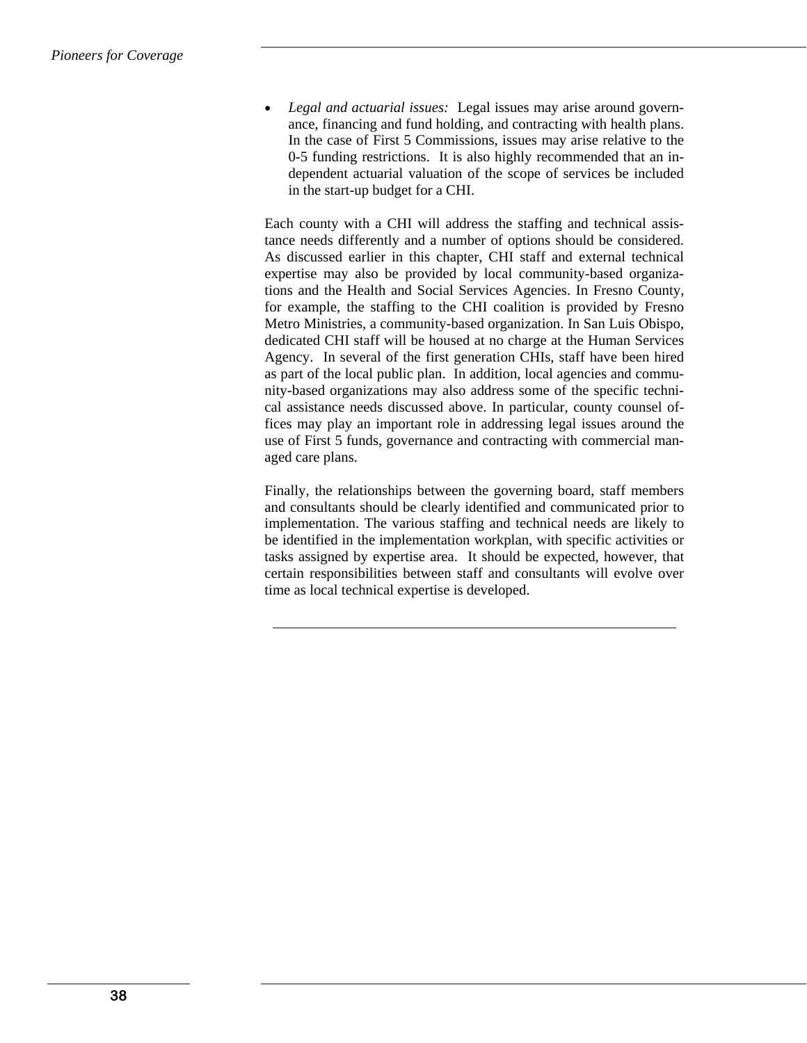- *Legal and actuarial issues:* Legal issues may arise around governance, financing and fund holding, and contracting with health plans. In the case of First 5 Commissions, issues may arise relative to the 0-5 funding restrictions. It is also highly recommended that an independent actuarial valuation of the scope of services be included in the start-up budget for a CHI.

Each county with a CHI will address the staffing and technical assistance needs differently and a number of options should be considered. As discussed earlier in this chapter, CHI staff and external technical expertise may also be provided by local community-based organizations and the Health and Social Services Agencies. In Fresno County, for example, the staffing to the CHI coalition is provided by Fresno Metro Ministries, a community-based organization. In San Luis Obispo, dedicated CHI staff will be housed at no charge at the Human Services Agency. In several of the first generation CHIs, staff have been hired as part of the local public plan. In addition, local agencies and community-based organizations may also address some of the specific technical assistance needs discussed above. In particular, county counsel offices may play an important role in addressing legal issues around the use of First 5 funds, governance and contracting with commercial managed care plans.

Finally, the relationships between the governing board, staff members and consultants should be clearly identified and communicated prior to implementation. The various staffing and technical needs are likely to be identified in the implementation workplan, with specific activities or tasks assigned by expertise area. It should be expected, however, that certain responsibilities between staff and consultants will evolve over time as local technical expertise is developed.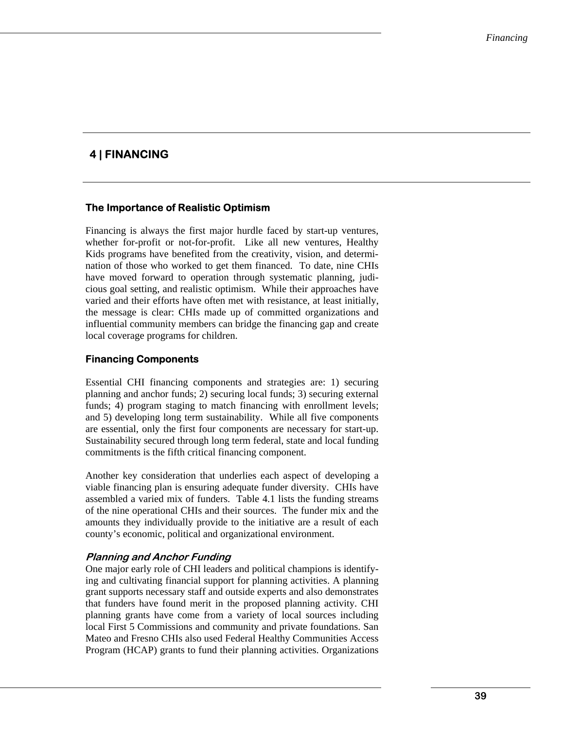# 4 | FINANCING

## The Importance of Realistic Optimism

Financing is always the first major hurdle faced by start-up ventures, whether for-profit or not-for-profit. Like all new ventures, Healthy Kids programs have benefited from the creativity, vision, and determination of those who worked to get them financed. To date, nine CHIs have moved forward to operation through systematic planning, judicious goal setting, and realistic optimism. While their approaches have varied and their efforts have often met with resistance, at least initially, the message is clear: CHIs made up of committed organizations and influential community members can bridge the financing gap and create local coverage programs for children.

## Financing Components

Essential CHI financing components and strategies are: 1) securing planning and anchor funds; 2) securing local funds; 3) securing external funds; 4) program staging to match financing with enrollment levels; and 5) developing long term sustainability. While all five components are essential, only the first four components are necessary for start-up. Sustainability secured through long term federal, state and local funding commitments is the fifth critical financing component.

Another key consideration that underlies each aspect of developing a viable financing plan is ensuring adequate funder diversity. CHIs have assembled a varied mix of funders. Table 4.1 lists the funding streams of the nine operational CHIs and their sources. The funder mix and the amounts they individually provide to the initiative are a result of each county's economic, political and organizational environment.

### *Planning and Anchor Funding*

One major early role of CHI leaders and political champions is identifying and cultivating financial support for planning activities. A planning grant supports necessary staff and outside experts and also demonstrates that funders have found merit in the proposed planning activity. CHI planning grants have come from a variety of local sources including local First 5 Commissions and community and private foundations. San Mateo and Fresno CHIs also used Federal Healthy Communities Access Program (HCAP) grants to fund their planning activities. Organizations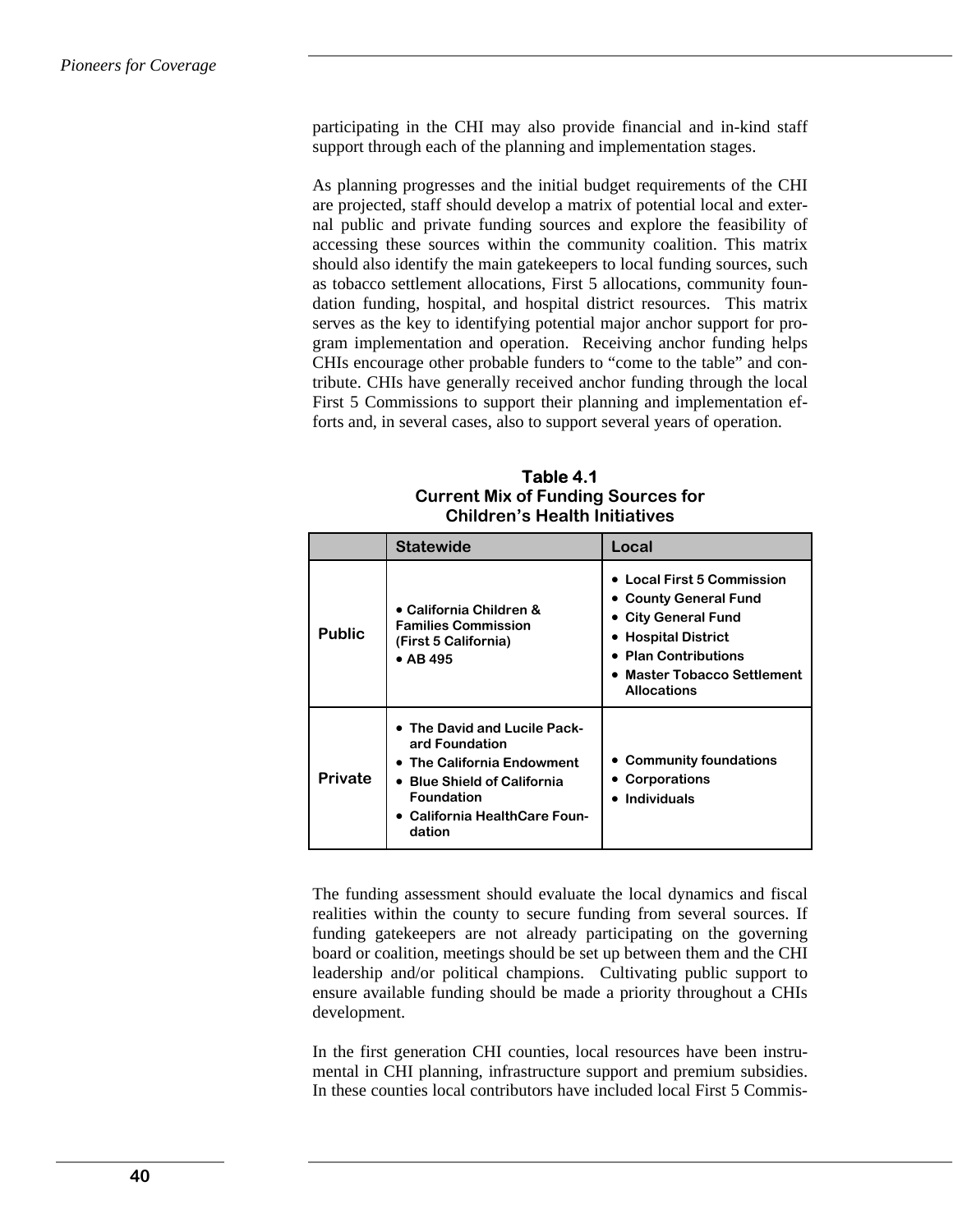participating in the CHI may also provide financial and in-kind staff support through each of the planning and implementation stages.

As planning progresses and the initial budget requirements of the CHI are projected, staff should develop a matrix of potential local and external public and private funding sources and explore the feasibility of accessing these sources within the community coalition. This matrix should also identify the main gatekeepers to local funding sources, such as tobacco settlement allocations, First 5 allocations, community foundation funding, hospital, and hospital district resources. This matrix serves as the key to identifying potential major anchor support for program implementation and operation. Receiving anchor funding helps CHIs encourage other probable funders to "come to the table" and contribute. CHIs have generally received anchor funding through the local First 5 Commissions to support their planning and implementation efforts and, in several cases, also to support several years of operation.

**Table 4.1**
**Current Mix of Funding Sources for Children's Health Initiatives**

| | Statewide | Local |
|---|---|---|
| **Public** | • California Children & Families Commission (First 5 California)<br>• AB 495 | • Local First 5 Commission<br>• County General Fund<br>• City General Fund<br>• Hospital District<br>• Plan Contributions<br>• Master Tobacco Settlement Allocations |
| **Private** | • The David and Lucile Packard Foundation<br>• The California Endowment<br>• Blue Shield of California Foundation<br>• California HealthCare Foundation | • Community foundations<br>• Corporations<br>• Individuals |

The funding assessment should evaluate the local dynamics and fiscal realities within the county to secure funding from several sources. If funding gatekeepers are not already participating on the governing board or coalition, meetings should be set up between them and the CHI leadership and/or political champions. Cultivating public support to ensure available funding should be made a priority throughout a CHIs development.

In the first generation CHI counties, local resources have been instrumental in CHI planning, infrastructure support and premium subsidies. In these counties local contributors have included local First 5 Commis-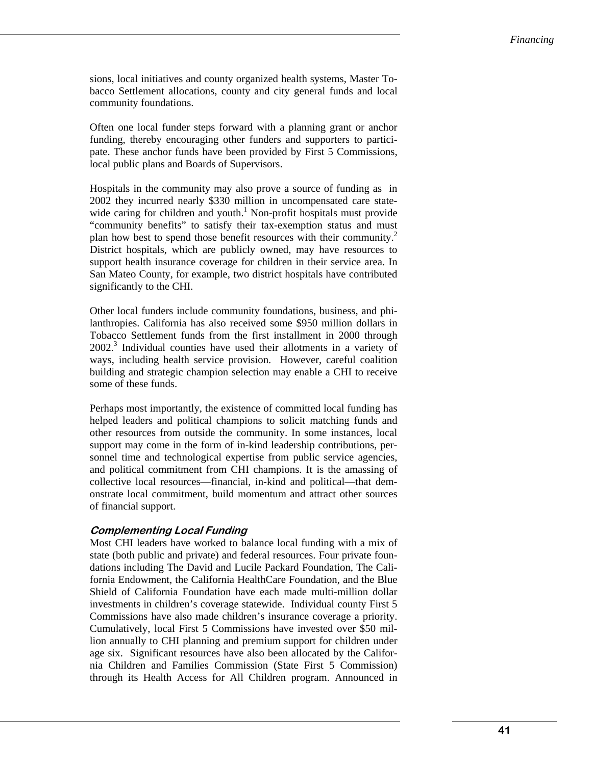sions, local initiatives and county organized health systems, Master Tobacco Settlement allocations, county and city general funds and local community foundations.

Often one local funder steps forward with a planning grant or anchor funding, thereby encouraging other funders and supporters to participate. These anchor funds have been provided by First 5 Commissions, local public plans and Boards of Supervisors.

Hospitals in the community may also prove a source of funding as in 2002 they incurred nearly $330 million in uncompensated care statewide caring for children and youth.[1] Non-profit hospitals must provide "community benefits" to satisfy their tax-exemption status and must plan how best to spend those benefit resources with their community.[2] District hospitals, which are publicly owned, may have resources to support health insurance coverage for children in their service area. In San Mateo County, for example, two district hospitals have contributed significantly to the CHI.

Other local funders include community foundations, business, and philanthropies. California has also received some $950 million dollars in Tobacco Settlement funds from the first installment in 2000 through 2002.[3] Individual counties have used their allotments in a variety of ways, including health service provision. However, careful coalition building and strategic champion selection may enable a CHI to receive some of these funds.

Perhaps most importantly, the existence of committed local funding has helped leaders and political champions to solicit matching funds and other resources from outside the community. In some instances, local support may come in the form of in-kind leadership contributions, personnel time and technological expertise from public service agencies, and political commitment from CHI champions. It is the amassing of collective local resources—financial, in-kind and political—that demonstrate local commitment, build momentum and attract other sources of financial support.

### *Complementing Local Funding*

Most CHI leaders have worked to balance local funding with a mix of state (both public and private) and federal resources. Four private foundations including The David and Lucile Packard Foundation, The California Endowment, the California HealthCare Foundation, and the Blue Shield of California Foundation have each made multi-million dollar investments in children's coverage statewide. Individual county First 5 Commissions have also made children's insurance coverage a priority. Cumulatively, local First 5 Commissions have invested over $50 million annually to CHI planning and premium support for children under age six. Significant resources have also been allocated by the California Children and Families Commission (State First 5 Commission) through its Health Access for All Children program. Announced in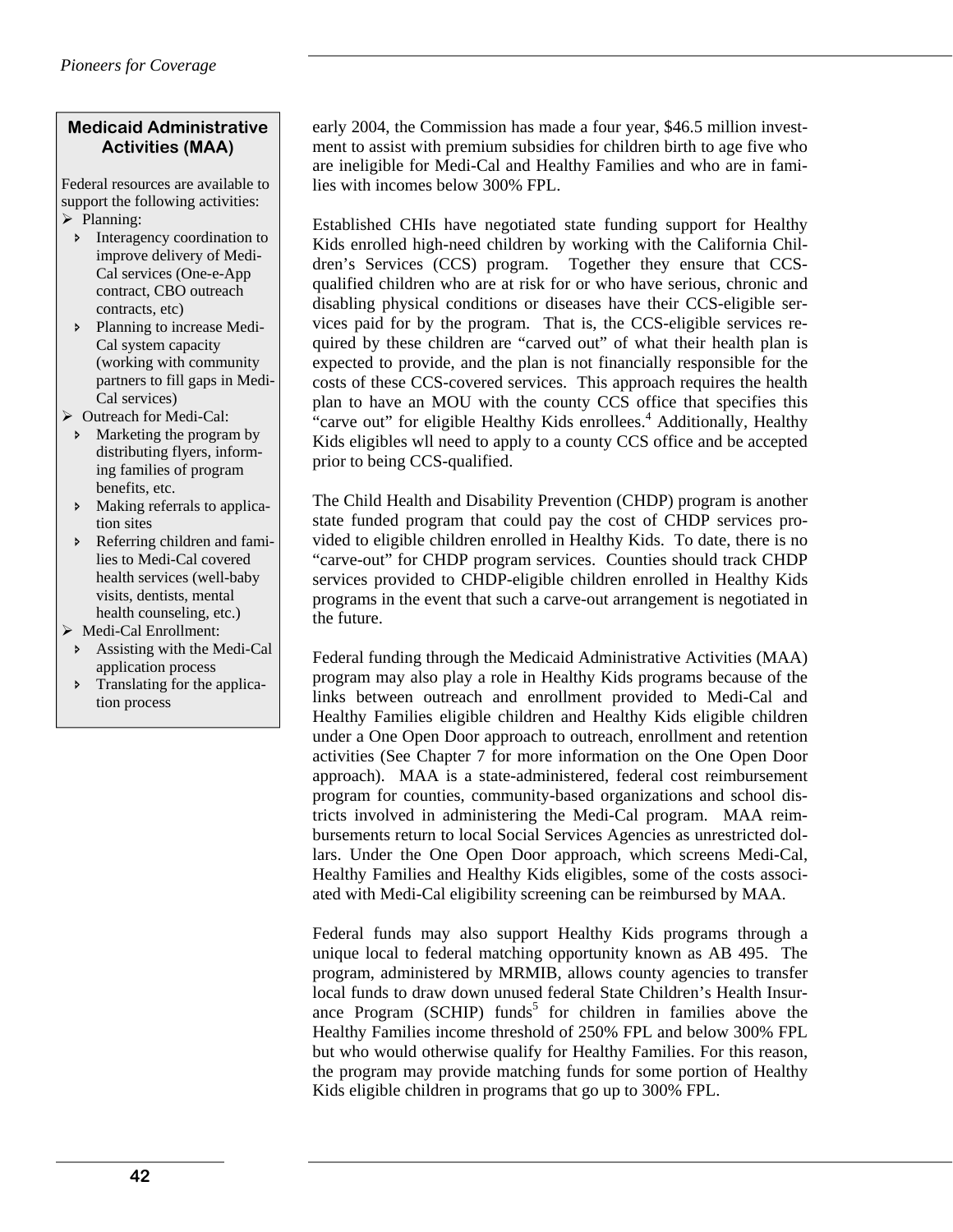### Medicaid Administrative Activities (MAA)

Federal resources are available to support the following activities:

- Planning:
  - Interagency coordination to improve delivery of Medi-Cal services (One-e-App contract, CBO outreach contracts, etc)
  - Planning to increase Medi-Cal system capacity (working with community partners to fill gaps in Medi-Cal services)
- Outreach for Medi-Cal:
  - Marketing the program by distributing flyers, informing families of program benefits, etc.
  - Making referrals to application sites
  - Referring children and families to Medi-Cal covered health services (well-baby visits, dentists, mental health counseling, etc.)
- Medi-Cal Enrollment:
  - Assisting with the Medi-Cal application process
  - Translating for the application process

early 2004, the Commission has made a four year, $46.5 million investment to assist with premium subsidies for children birth to age five who are ineligible for Medi-Cal and Healthy Families and who are in families with incomes below 300% FPL.

Established CHIs have negotiated state funding support for Healthy Kids enrolled high-need children by working with the California Children's Services (CCS) program. Together they ensure that CCS-qualified children who are at risk for or who have serious, chronic and disabling physical conditions or diseases have their CCS-eligible services paid for by the program. That is, the CCS-eligible services required by these children are "carved out" of what their health plan is expected to provide, and the plan is not financially responsible for the costs of these CCS-covered services. This approach requires the health plan to have an MOU with the county CCS office that specifies this "carve out" for eligible Healthy Kids enrollees.[4] Additionally, Healthy Kids eligibles wll need to apply to a county CCS office and be accepted prior to being CCS-qualified.

The Child Health and Disability Prevention (CHDP) program is another state funded program that could pay the cost of CHDP services provided to eligible children enrolled in Healthy Kids. To date, there is no "carve-out" for CHDP program services. Counties should track CHDP services provided to CHDP-eligible children enrolled in Healthy Kids programs in the event that such a carve-out arrangement is negotiated in the future.

Federal funding through the Medicaid Administrative Activities (MAA) program may also play a role in Healthy Kids programs because of the links between outreach and enrollment provided to Medi-Cal and Healthy Families eligible children and Healthy Kids eligible children under a One Open Door approach to outreach, enrollment and retention activities (See Chapter 7 for more information on the One Open Door approach). MAA is a state-administered, federal cost reimbursement program for counties, community-based organizations and school districts involved in administering the Medi-Cal program. MAA reimbursements return to local Social Services Agencies as unrestricted dollars. Under the One Open Door approach, which screens Medi-Cal, Healthy Families and Healthy Kids eligibles, some of the costs associated with Medi-Cal eligibility screening can be reimbursed by MAA.

Federal funds may also support Healthy Kids programs through a unique local to federal matching opportunity known as AB 495. The program, administered by MRMIB, allows county agencies to transfer local funds to draw down unused federal State Children's Health Insurance Program (SCHIP) funds[5] for children in families above the Healthy Families income threshold of 250% FPL and below 300% FPL but who would otherwise qualify for Healthy Families. For this reason, the program may provide matching funds for some portion of Healthy Kids eligible children in programs that go up to 300% FPL.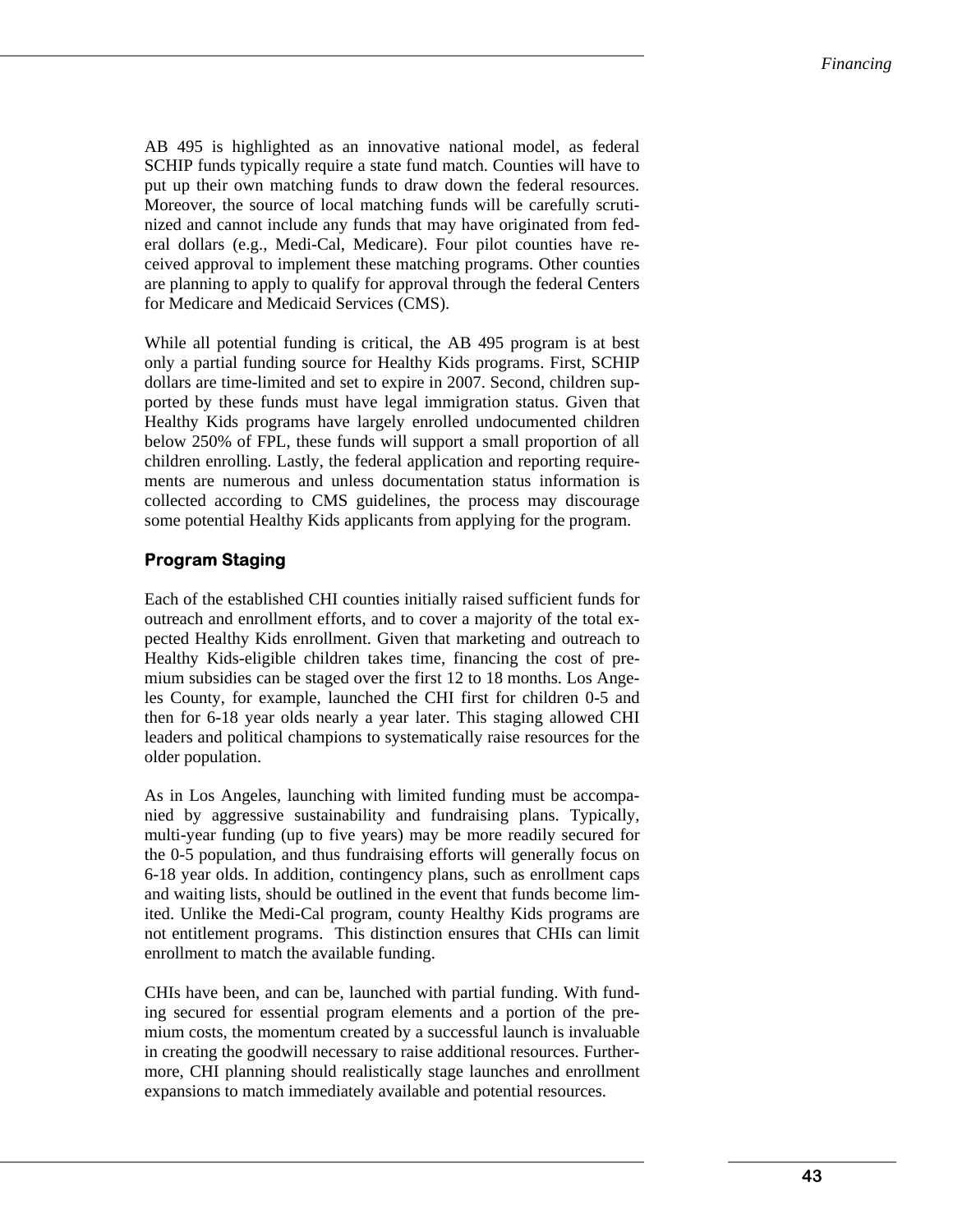AB 495 is highlighted as an innovative national model, as federal SCHIP funds typically require a state fund match. Counties will have to put up their own matching funds to draw down the federal resources. Moreover, the source of local matching funds will be carefully scrutinized and cannot include any funds that may have originated from federal dollars (e.g., Medi-Cal, Medicare). Four pilot counties have received approval to implement these matching programs. Other counties are planning to apply to qualify for approval through the federal Centers for Medicare and Medicaid Services (CMS).

While all potential funding is critical, the AB 495 program is at best only a partial funding source for Healthy Kids programs. First, SCHIP dollars are time-limited and set to expire in 2007. Second, children supported by these funds must have legal immigration status. Given that Healthy Kids programs have largely enrolled undocumented children below 250% of FPL, these funds will support a small proportion of all children enrolling. Lastly, the federal application and reporting requirements are numerous and unless documentation status information is collected according to CMS guidelines, the process may discourage some potential Healthy Kids applicants from applying for the program.

### Program Staging

Each of the established CHI counties initially raised sufficient funds for outreach and enrollment efforts, and to cover a majority of the total expected Healthy Kids enrollment. Given that marketing and outreach to Healthy Kids-eligible children takes time, financing the cost of premium subsidies can be staged over the first 12 to 18 months. Los Angeles County, for example, launched the CHI first for children 0-5 and then for 6-18 year olds nearly a year later. This staging allowed CHI leaders and political champions to systematically raise resources for the older population.

As in Los Angeles, launching with limited funding must be accompanied by aggressive sustainability and fundraising plans. Typically, multi-year funding (up to five years) may be more readily secured for the 0-5 population, and thus fundraising efforts will generally focus on 6-18 year olds. In addition, contingency plans, such as enrollment caps and waiting lists, should be outlined in the event that funds become limited. Unlike the Medi-Cal program, county Healthy Kids programs are not entitlement programs. This distinction ensures that CHIs can limit enrollment to match the available funding.

CHIs have been, and can be, launched with partial funding. With funding secured for essential program elements and a portion of the premium costs, the momentum created by a successful launch is invaluable in creating the goodwill necessary to raise additional resources. Furthermore, CHI planning should realistically stage launches and enrollment expansions to match immediately available and potential resources.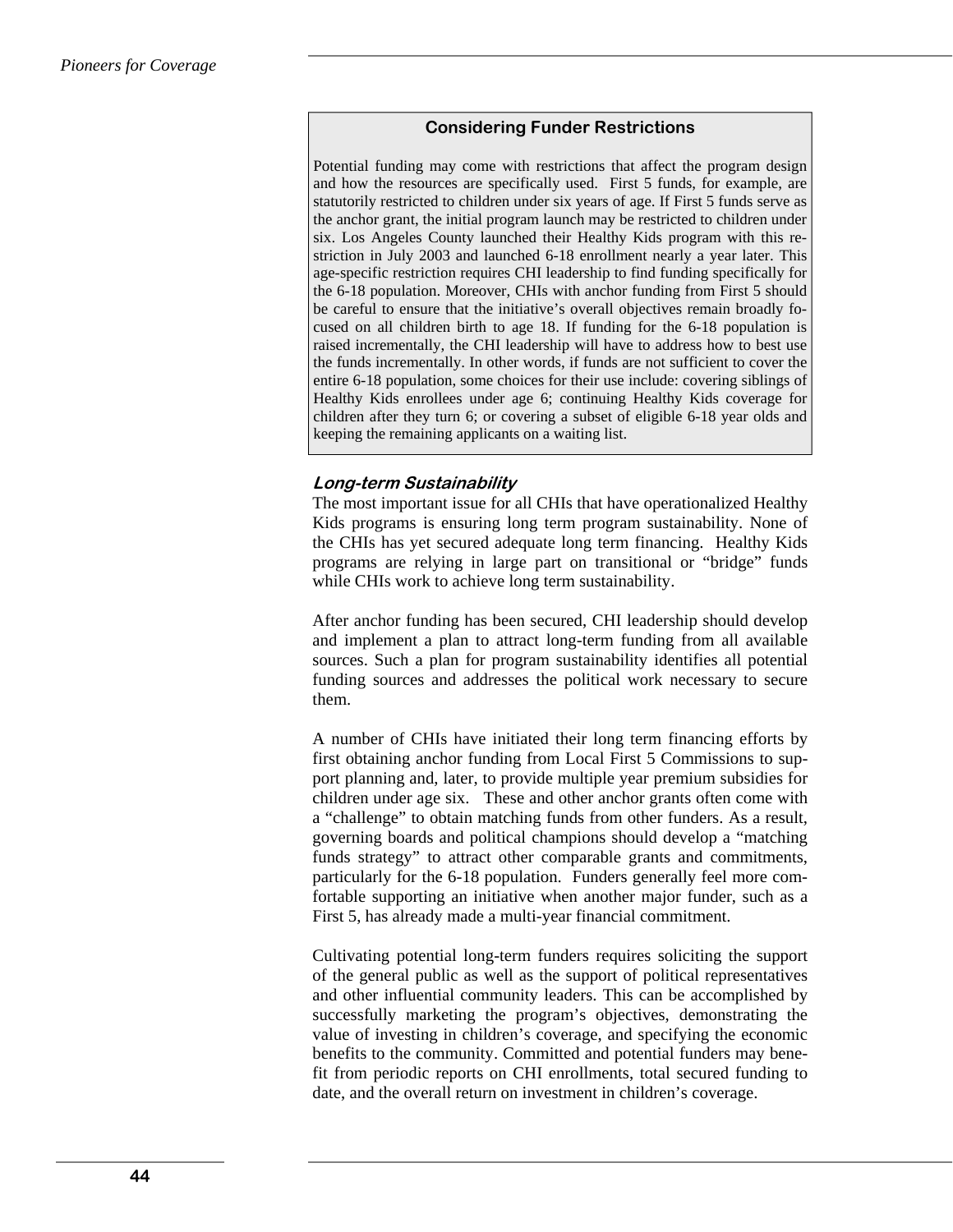### Considering Funder Restrictions

Potential funding may come with restrictions that affect the program design and how the resources are specifically used. First 5 funds, for example, are statutorily restricted to children under six years of age. If First 5 funds serve as the anchor grant, the initial program launch may be restricted to children under six. Los Angeles County launched their Healthy Kids program with this restriction in July 2003 and launched 6-18 enrollment nearly a year later. This age-specific restriction requires CHI leadership to find funding specifically for the 6-18 population. Moreover, CHIs with anchor funding from First 5 should be careful to ensure that the initiative's overall objectives remain broadly focused on all children birth to age 18. If funding for the 6-18 population is raised incrementally, the CHI leadership will have to address how to best use the funds incrementally. In other words, if funds are not sufficient to cover the entire 6-18 population, some choices for their use include: covering siblings of Healthy Kids enrollees under age 6; continuing Healthy Kids coverage for children after they turn 6; or covering a subset of eligible 6-18 year olds and keeping the remaining applicants on a waiting list.

### *Long-term Sustainability*

The most important issue for all CHIs that have operationalized Healthy Kids programs is ensuring long term program sustainability. None of the CHIs has yet secured adequate long term financing. Healthy Kids programs are relying in large part on transitional or "bridge" funds while CHIs work to achieve long term sustainability.

After anchor funding has been secured, CHI leadership should develop and implement a plan to attract long-term funding from all available sources. Such a plan for program sustainability identifies all potential funding sources and addresses the political work necessary to secure them.

A number of CHIs have initiated their long term financing efforts by first obtaining anchor funding from Local First 5 Commissions to support planning and, later, to provide multiple year premium subsidies for children under age six. These and other anchor grants often come with a "challenge" to obtain matching funds from other funders. As a result, governing boards and political champions should develop a "matching funds strategy" to attract other comparable grants and commitments, particularly for the 6-18 population. Funders generally feel more comfortable supporting an initiative when another major funder, such as a First 5, has already made a multi-year financial commitment.

Cultivating potential long-term funders requires soliciting the support of the general public as well as the support of political representatives and other influential community leaders. This can be accomplished by successfully marketing the program's objectives, demonstrating the value of investing in children's coverage, and specifying the economic benefits to the community. Committed and potential funders may benefit from periodic reports on CHI enrollments, total secured funding to date, and the overall return on investment in children's coverage.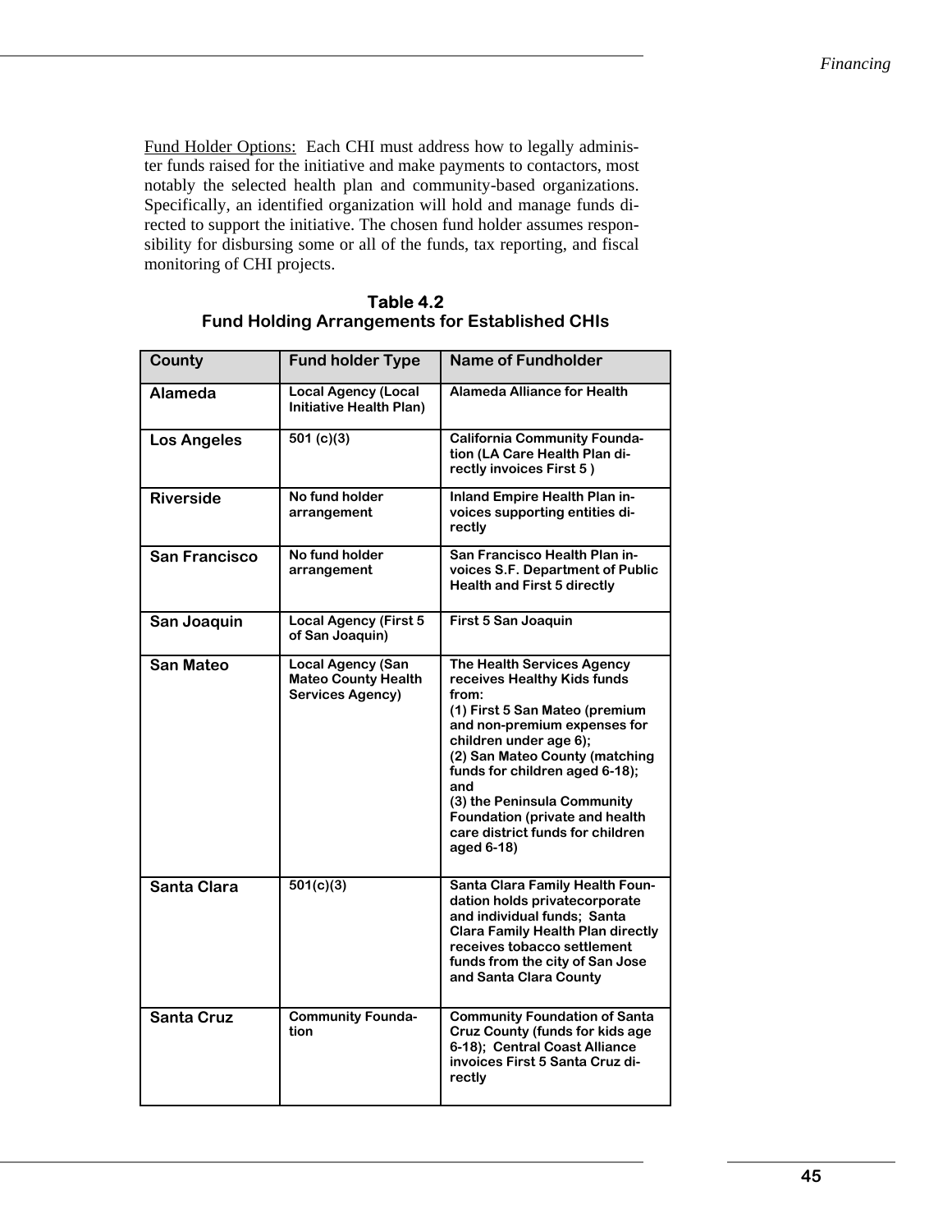<u>Fund Holder Options:</u> Each CHI must address how to legally administer funds raised for the initiative and make payments to contactors, most notably the selected health plan and community-based organizations. Specifically, an identified organization will hold and manage funds directed to support the initiative. The chosen fund holder assumes responsibility for disbursing some or all of the funds, tax reporting, and fiscal monitoring of CHI projects.

**Table 4.2**
**Fund Holding Arrangements for Established CHIs**

| County | Fund holder Type | Name of Fundholder |
|---|---|---|
| Alameda | Local Agency (Local Initiative Health Plan) | Alameda Alliance for Health |
| Los Angeles | 501 (c)(3) | California Community Foundation (LA Care Health Plan directly invoices First 5 ) |
| Riverside | No fund holder arrangement | Inland Empire Health Plan invoices supporting entities directly |
| San Francisco | No fund holder arrangement | San Francisco Health Plan invoices S.F. Department of Public Health and First 5 directly |
| San Joaquin | Local Agency (First 5 of San Joaquin) | First 5 San Joaquin |
| San Mateo | Local Agency (San Mateo County Health Services Agency) | The Health Services Agency receives Healthy Kids funds from: (1) First 5 San Mateo (premium and non-premium expenses for children under age 6); (2) San Mateo County (matching funds for children aged 6-18); and (3) the Peninsula Community Foundation (private and health care district funds for children aged 6-18) |
| Santa Clara | 501(c)(3) | Santa Clara Family Health Foundation holds privatecorporate and individual funds; Santa Clara Family Health Plan directly receives tobacco settlement funds from the city of San Jose and Santa Clara County |
| Santa Cruz | Community Foundation | Community Foundation of Santa Cruz County (funds for kids age 6-18); Central Coast Alliance invoices First 5 Santa Cruz directly |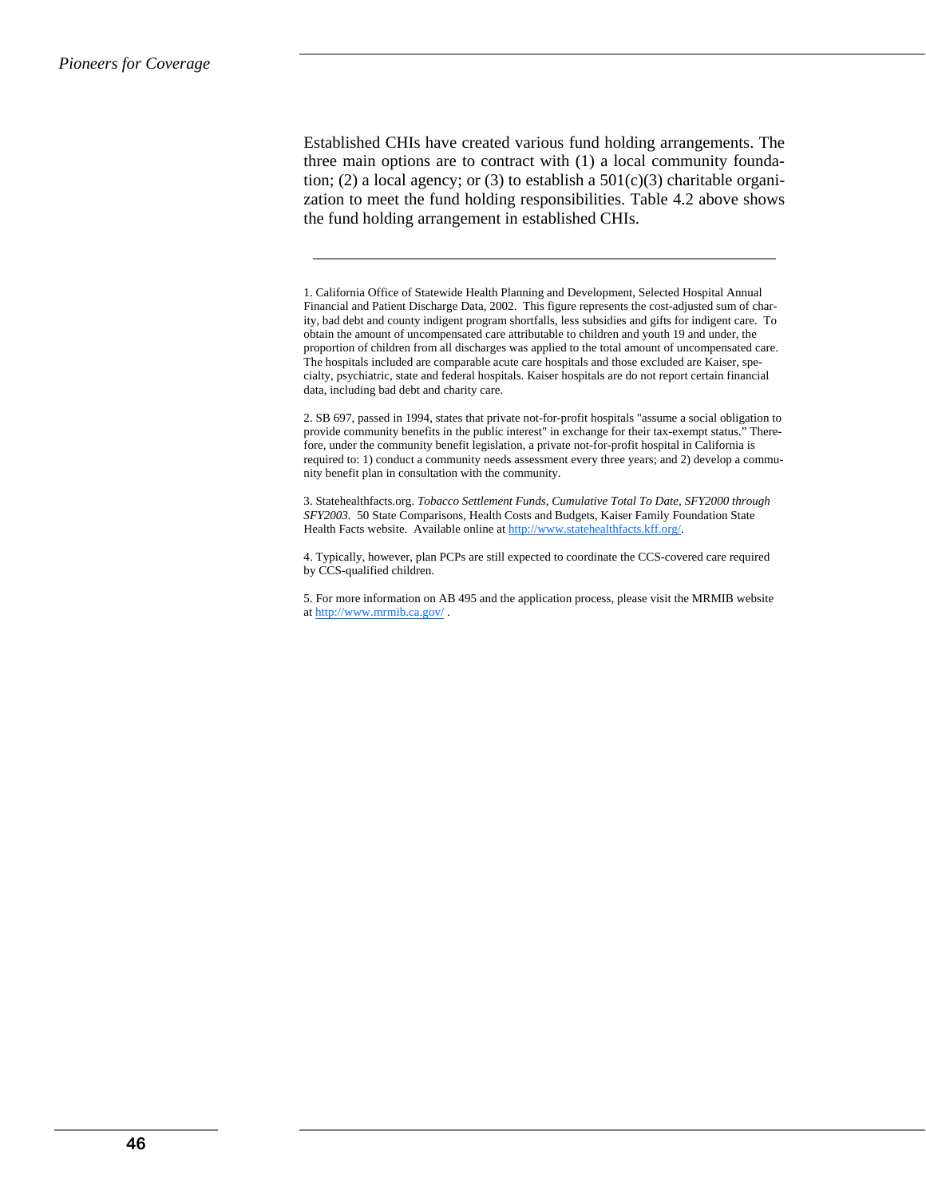Established CHIs have created various fund holding arrangements. The three main options are to contract with (1) a local community foundation; (2) a local agency; or (3) to establish a 501(c)(3) charitable organization to meet the fund holding responsibilities. Table 4.2 above shows the fund holding arrangement in established CHIs.

---

1. California Office of Statewide Health Planning and Development, Selected Hospital Annual Financial and Patient Discharge Data, 2002. This figure represents the cost-adjusted sum of charity, bad debt and county indigent program shortfalls, less subsidies and gifts for indigent care. To obtain the amount of uncompensated care attributable to children and youth 19 and under, the proportion of children from all discharges was applied to the total amount of uncompensated care. The hospitals included are comparable acute care hospitals and those excluded are Kaiser, specialty, psychiatric, state and federal hospitals. Kaiser hospitals are do not report certain financial data, including bad debt and charity care.

2. SB 697, passed in 1994, states that private not-for-profit hospitals "assume a social obligation to provide community benefits in the public interest" in exchange for their tax-exempt status." Therefore, under the community benefit legislation, a private not-for-profit hospital in California is required to: 1) conduct a community needs assessment every three years; and 2) develop a community benefit plan in consultation with the community.

3. Statehealthfacts.org. *Tobacco Settlement Funds, Cumulative Total To Date, SFY2000 through SFY2003.* 50 State Comparisons, Health Costs and Budgets, Kaiser Family Foundation State Health Facts website. Available online at http://www.statehealthfacts.kff.org/.

4. Typically, however, plan PCPs are still expected to coordinate the CCS-covered care required by CCS-qualified children.

5. For more information on AB 495 and the application process, please visit the MRMIB website at http://www.mrmib.ca.gov/ .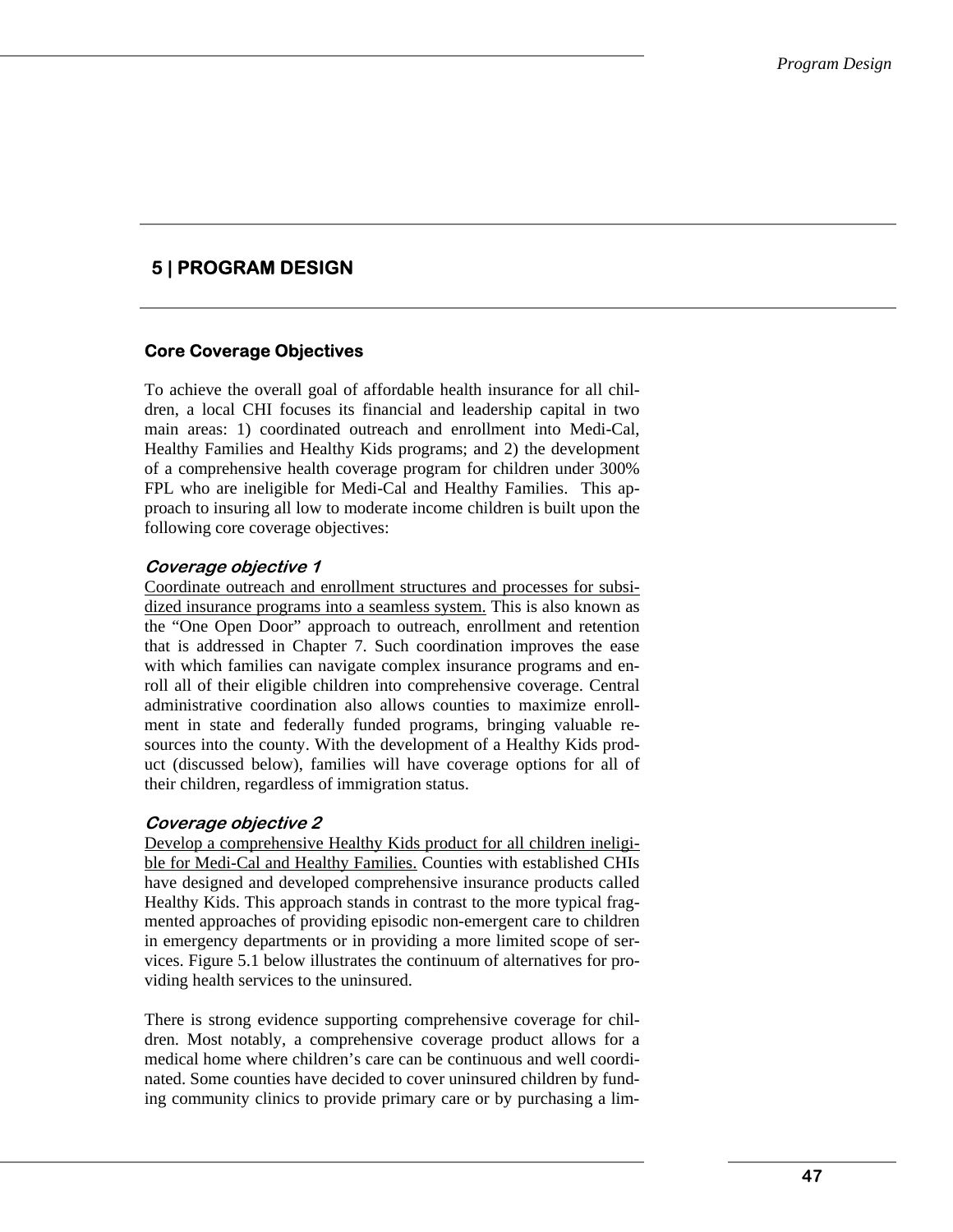# 5 | PROGRAM DESIGN

## Core Coverage Objectives

To achieve the overall goal of affordable health insurance for all children, a local CHI focuses its financial and leadership capital in two main areas: 1) coordinated outreach and enrollment into Medi-Cal, Healthy Families and Healthy Kids programs; and 2) the development of a comprehensive health coverage program for children under 300% FPL who are ineligible for Medi-Cal and Healthy Families. This approach to insuring all low to moderate income children is built upon the following core coverage objectives:

### *Coverage objective 1*

<u>Coordinate outreach and enrollment structures and processes for subsidized insurance programs into a seamless system.</u> This is also known as the "One Open Door" approach to outreach, enrollment and retention that is addressed in Chapter 7. Such coordination improves the ease with which families can navigate complex insurance programs and enroll all of their eligible children into comprehensive coverage. Central administrative coordination also allows counties to maximize enrollment in state and federally funded programs, bringing valuable resources into the county. With the development of a Healthy Kids product (discussed below), families will have coverage options for all of their children, regardless of immigration status.

### *Coverage objective 2*

<u>Develop a comprehensive Healthy Kids product for all children ineligible for Medi-Cal and Healthy Families.</u> Counties with established CHIs have designed and developed comprehensive insurance products called Healthy Kids. This approach stands in contrast to the more typical fragmented approaches of providing episodic non-emergent care to children in emergency departments or in providing a more limited scope of services. Figure 5.1 below illustrates the continuum of alternatives for providing health services to the uninsured.

There is strong evidence supporting comprehensive coverage for children. Most notably, a comprehensive coverage product allows for a medical home where children's care can be continuous and well coordinated. Some counties have decided to cover uninsured children by funding community clinics to provide primary care or by purchasing a lim-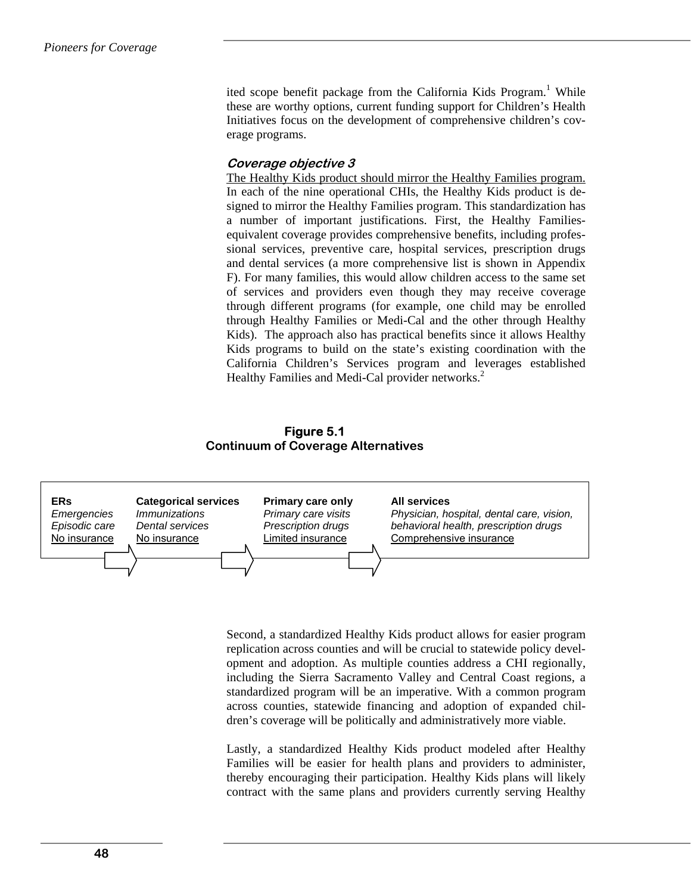ited scope benefit package from the California Kids Program.[1] While these are worthy options, current funding support for Children's Health Initiatives focus on the development of comprehensive children's coverage programs.

### *Coverage objective 3*

The Healthy Kids product should mirror the Healthy Families program. In each of the nine operational CHIs, the Healthy Kids product is designed to mirror the Healthy Families program. This standardization has a number of important justifications. First, the Healthy Families-equivalent coverage provides comprehensive benefits, including professional services, preventive care, hospital services, prescription drugs and dental services (a more comprehensive list is shown in Appendix F). For many families, this would allow children access to the same set of services and providers even though they may receive coverage through different programs (for example, one child may be enrolled through Healthy Families or Medi-Cal and the other through Healthy Kids). The approach also has practical benefits since it allows Healthy Kids programs to build on the state's existing coordination with the California Children's Services program and leverages established Healthy Families and Medi-Cal provider networks.[2]

**Figure 5.1**
**Continuum of Coverage Alternatives**

| **ERs** | **Categorical services** | **Primary care only** | **All services** |
|---|---|---|---|
| *Emergencies* | *Immunizations* | *Primary care visits* | *Physician, hospital, dental care, vision,* |
| *Episodic care* | *Dental services* | *Prescription drugs* | *behavioral health, prescription drugs* |
| No insurance | No insurance | Limited insurance | Comprehensive insurance |

Second, a standardized Healthy Kids product allows for easier program replication across counties and will be crucial to statewide policy development and adoption. As multiple counties address a CHI regionally, including the Sierra Sacramento Valley and Central Coast regions, a standardized program will be an imperative. With a common program across counties, statewide financing and adoption of expanded children's coverage will be politically and administratively more viable.

Lastly, a standardized Healthy Kids product modeled after Healthy Families will be easier for health plans and providers to administer, thereby encouraging their participation. Healthy Kids plans will likely contract with the same plans and providers currently serving Healthy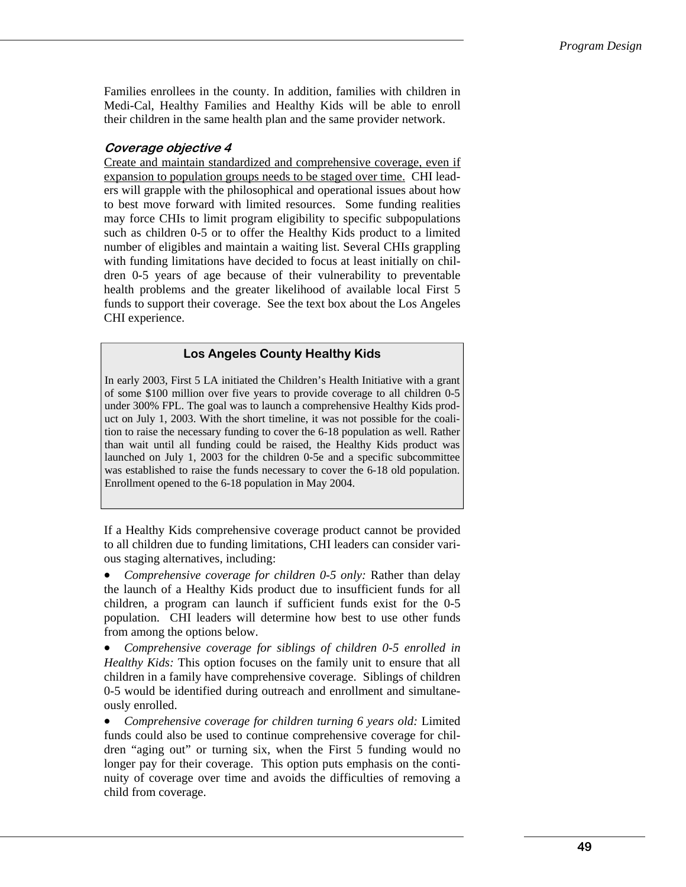Families enrollees in the county. In addition, families with children in Medi-Cal, Healthy Families and Healthy Kids will be able to enroll their children in the same health plan and the same provider network.

### *Coverage objective 4*

Create and maintain standardized and comprehensive coverage, even if expansion to population groups needs to be staged over time. CHI leaders will grapple with the philosophical and operational issues about how to best move forward with limited resources. Some funding realities may force CHIs to limit program eligibility to specific subpopulations such as children 0-5 or to offer the Healthy Kids product to a limited number of eligibles and maintain a waiting list. Several CHIs grappling with funding limitations have decided to focus at least initially on children 0-5 years of age because of their vulnerability to preventable health problems and the greater likelihood of available local First 5 funds to support their coverage. See the text box about the Los Angeles CHI experience.

> **Los Angeles County Healthy Kids**
>
> In early 2003, First 5 LA initiated the Children's Health Initiative with a grant of some $100 million over five years to provide coverage to all children 0-5 under 300% FPL. The goal was to launch a comprehensive Healthy Kids product on July 1, 2003. With the short timeline, it was not possible for the coalition to raise the necessary funding to cover the 6-18 population as well. Rather than wait until all funding could be raised, the Healthy Kids product was launched on July 1, 2003 for the children 0-5e and a specific subcommittee was established to raise the funds necessary to cover the 6-18 old population. Enrollment opened to the 6-18 population in May 2004.

If a Healthy Kids comprehensive coverage product cannot be provided to all children due to funding limitations, CHI leaders can consider various staging alternatives, including:

- *Comprehensive coverage for children 0-5 only:* Rather than delay the launch of a Healthy Kids product due to insufficient funds for all children, a program can launch if sufficient funds exist for the 0-5 population. CHI leaders will determine how best to use other funds from among the options below.
- *Comprehensive coverage for siblings of children 0-5 enrolled in Healthy Kids:* This option focuses on the family unit to ensure that all children in a family have comprehensive coverage. Siblings of children 0-5 would be identified during outreach and enrollment and simultaneously enrolled.
- *Comprehensive coverage for children turning 6 years old:* Limited funds could also be used to continue comprehensive coverage for children "aging out" or turning six, when the First 5 funding would no longer pay for their coverage. This option puts emphasis on the continuity of coverage over time and avoids the difficulties of removing a child from coverage.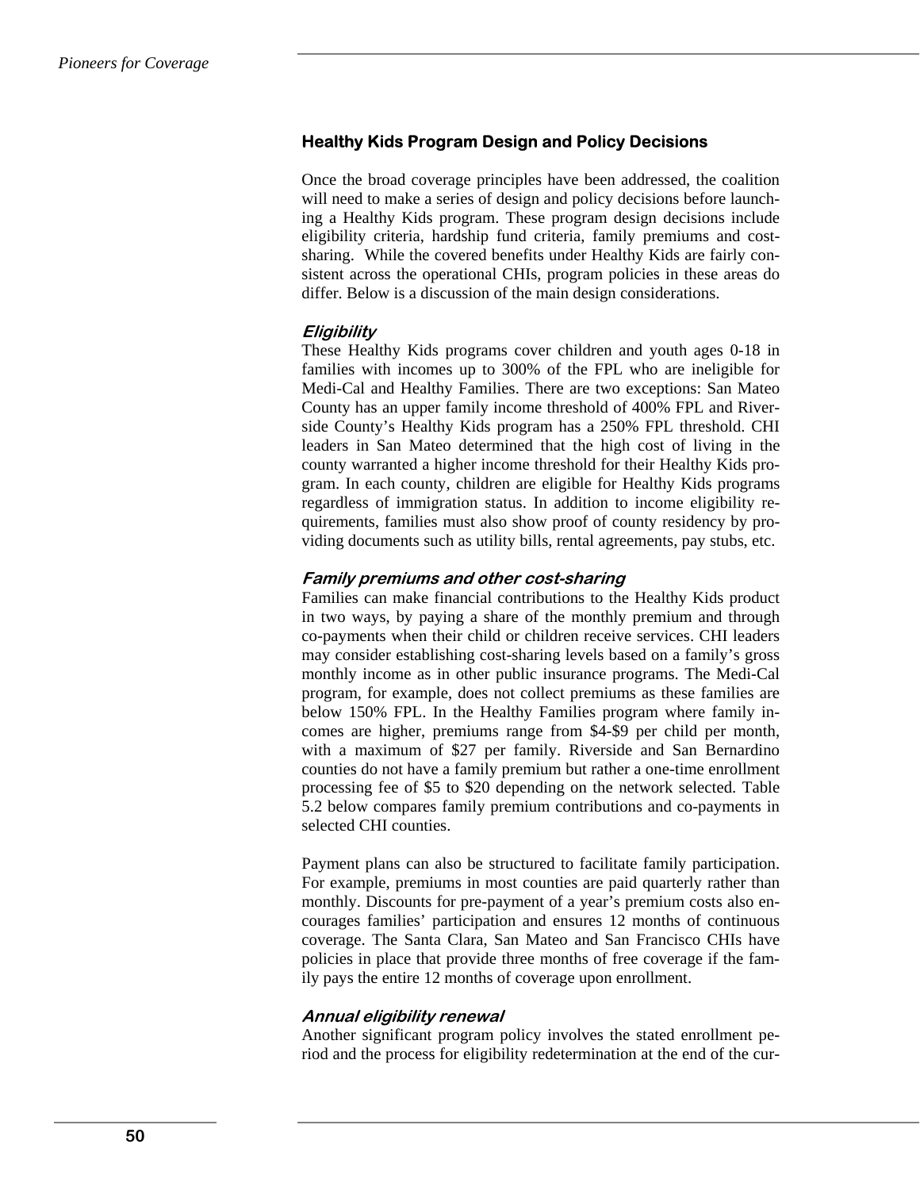### Healthy Kids Program Design and Policy Decisions

Once the broad coverage principles have been addressed, the coalition will need to make a series of design and policy decisions before launching a Healthy Kids program. These program design decisions include eligibility criteria, hardship fund criteria, family premiums and cost-sharing. While the covered benefits under Healthy Kids are fairly consistent across the operational CHIs, program policies in these areas do differ. Below is a discussion of the main design considerations.

#### *Eligibility*

These Healthy Kids programs cover children and youth ages 0-18 in families with incomes up to 300% of the FPL who are ineligible for Medi-Cal and Healthy Families. There are two exceptions: San Mateo County has an upper family income threshold of 400% FPL and Riverside County's Healthy Kids program has a 250% FPL threshold. CHI leaders in San Mateo determined that the high cost of living in the county warranted a higher income threshold for their Healthy Kids program. In each county, children are eligible for Healthy Kids programs regardless of immigration status. In addition to income eligibility requirements, families must also show proof of county residency by providing documents such as utility bills, rental agreements, pay stubs, etc.

#### *Family premiums and other cost-sharing*

Families can make financial contributions to the Healthy Kids product in two ways, by paying a share of the monthly premium and through co-payments when their child or children receive services. CHI leaders may consider establishing cost-sharing levels based on a family's gross monthly income as in other public insurance programs. The Medi-Cal program, for example, does not collect premiums as these families are below 150% FPL. In the Healthy Families program where family incomes are higher, premiums range from $4-$9 per child per month, with a maximum of $27 per family. Riverside and San Bernardino counties do not have a family premium but rather a one-time enrollment processing fee of $5 to $20 depending on the network selected. Table 5.2 below compares family premium contributions and co-payments in selected CHI counties.

Payment plans can also be structured to facilitate family participation. For example, premiums in most counties are paid quarterly rather than monthly. Discounts for pre-payment of a year's premium costs also encourages families' participation and ensures 12 months of continuous coverage. The Santa Clara, San Mateo and San Francisco CHIs have policies in place that provide three months of free coverage if the family pays the entire 12 months of coverage upon enrollment.

#### *Annual eligibility renewal*

Another significant program policy involves the stated enrollment period and the process for eligibility redetermination at the end of the cur-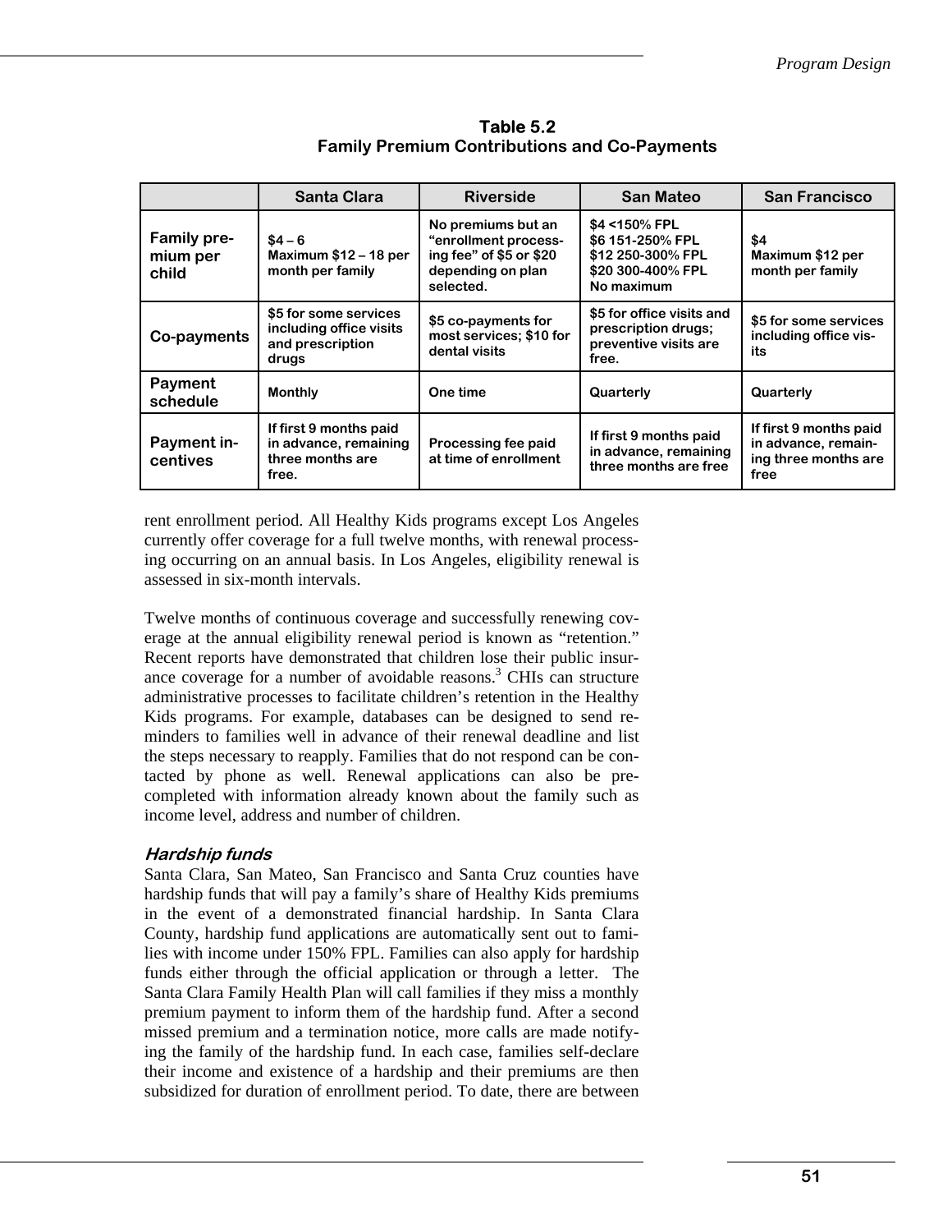**Table 5.2**
**Family Premium Contributions and Co-Payments**

| | Santa Clara | Riverside | San Mateo | San Francisco |
|---|---|---|---|---|
| **Family premium per child** | $4 – 6<br>Maximum $12 – 18 per month per family | No premiums but an "enrollment processing fee" of $5 or $20 depending on plan selected. | $4 <150% FPL<br>$6 151-250% FPL<br>$12 250-300% FPL<br>$20 300-400% FPL<br>No maximum | $4<br>Maximum $12 per month per family |
| **Co-payments** | $5 for some services including office visits and prescription drugs | $5 co-payments for most services; $10 for dental visits | $5 for office visits and prescription drugs; preventive visits are free. | $5 for some services including office visits |
| **Payment schedule** | Monthly | One time | Quarterly | Quarterly |
| **Payment incentives** | If first 9 months paid in advance, remaining three months are free. | Processing fee paid at time of enrollment | If first 9 months paid in advance, remaining three months are free | If first 9 months paid in advance, remaining three months are free |

rent enrollment period. All Healthy Kids programs except Los Angeles currently offer coverage for a full twelve months, with renewal processing occurring on an annual basis. In Los Angeles, eligibility renewal is assessed in six-month intervals.

Twelve months of continuous coverage and successfully renewing coverage at the annual eligibility renewal period is known as "retention." Recent reports have demonstrated that children lose their public insurance coverage for a number of avoidable reasons.[3] CHIs can structure administrative processes to facilitate children's retention in the Healthy Kids programs. For example, databases can be designed to send reminders to families well in advance of their renewal deadline and list the steps necessary to reapply. Families that do not respond can be contacted by phone as well. Renewal applications can also be pre-completed with information already known about the family such as income level, address and number of children.

### *Hardship funds*

Santa Clara, San Mateo, San Francisco and Santa Cruz counties have hardship funds that will pay a family's share of Healthy Kids premiums in the event of a demonstrated financial hardship. In Santa Clara County, hardship fund applications are automatically sent out to families with income under 150% FPL. Families can also apply for hardship funds either through the official application or through a letter. The Santa Clara Family Health Plan will call families if they miss a monthly premium payment to inform them of the hardship fund. After a second missed premium and a termination notice, more calls are made notifying the family of the hardship fund. In each case, families self-declare their income and existence of a hardship and their premiums are then subsidized for duration of enrollment period. To date, there are between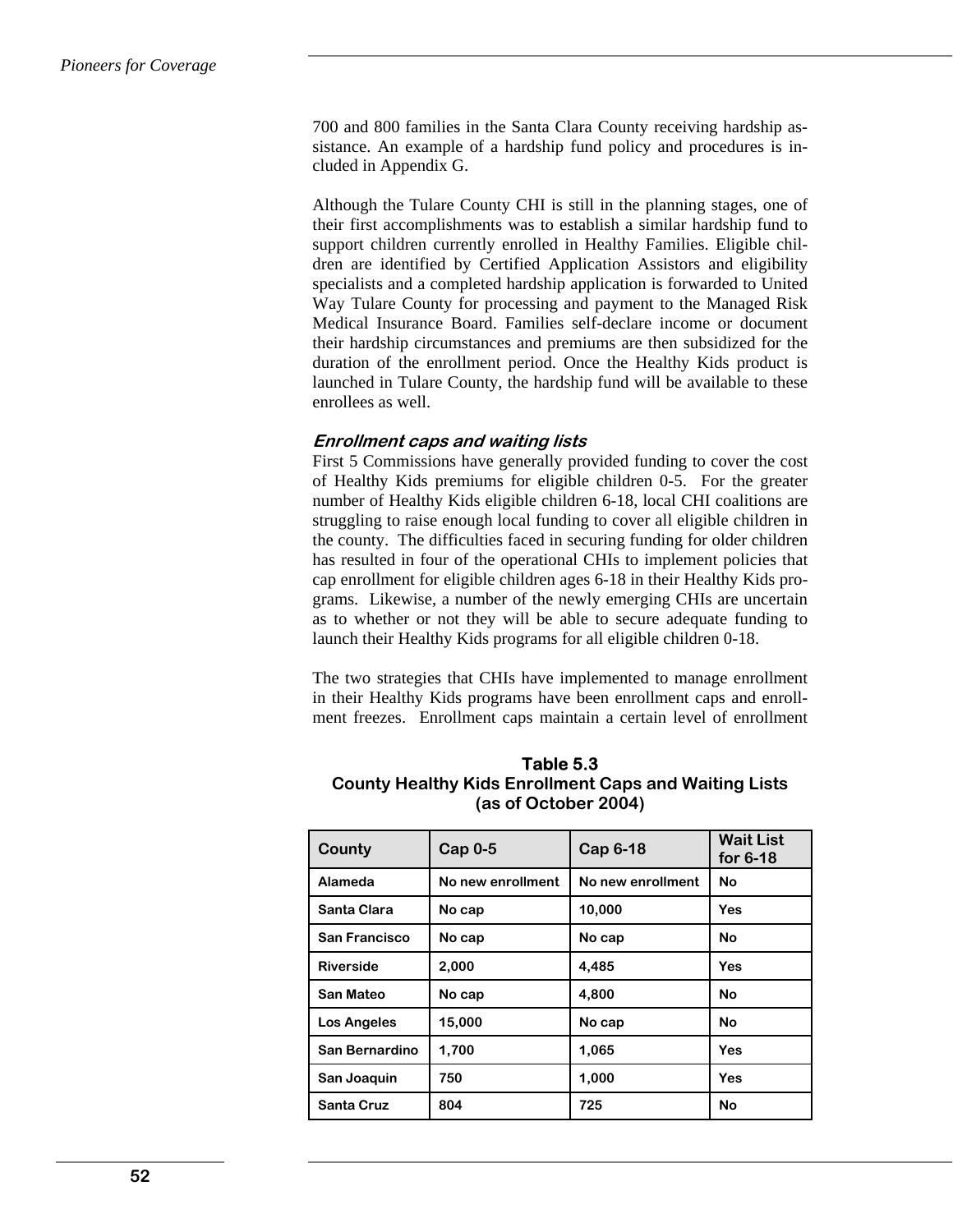700 and 800 families in the Santa Clara County receiving hardship assistance. An example of a hardship fund policy and procedures is included in Appendix G.

Although the Tulare County CHI is still in the planning stages, one of their first accomplishments was to establish a similar hardship fund to support children currently enrolled in Healthy Families. Eligible children are identified by Certified Application Assistors and eligibility specialists and a completed hardship application is forwarded to United Way Tulare County for processing and payment to the Managed Risk Medical Insurance Board. Families self-declare income or document their hardship circumstances and premiums are then subsidized for the duration of the enrollment period. Once the Healthy Kids product is launched in Tulare County, the hardship fund will be available to these enrollees as well.

### *Enrollment caps and waiting lists*

First 5 Commissions have generally provided funding to cover the cost of Healthy Kids premiums for eligible children 0-5. For the greater number of Healthy Kids eligible children 6-18, local CHI coalitions are struggling to raise enough local funding to cover all eligible children in the county. The difficulties faced in securing funding for older children has resulted in four of the operational CHIs to implement policies that cap enrollment for eligible children ages 6-18 in their Healthy Kids programs. Likewise, a number of the newly emerging CHIs are uncertain as to whether or not they will be able to secure adequate funding to launch their Healthy Kids programs for all eligible children 0-18.

The two strategies that CHIs have implemented to manage enrollment in their Healthy Kids programs have been enrollment caps and enrollment freezes. Enrollment caps maintain a certain level of enrollment

**Table 5.3**
**County Healthy Kids Enrollment Caps and Waiting Lists (as of October 2004)**

| County | Cap 0-5 | Cap 6-18 | Wait List for 6-18 |
|---|---|---|---|
| Alameda | No new enrollment | No new enrollment | No |
| Santa Clara | No cap | 10,000 | Yes |
| San Francisco | No cap | No cap | No |
| Riverside | 2,000 | 4,485 | Yes |
| San Mateo | No cap | 4,800 | No |
| Los Angeles | 15,000 | No cap | No |
| San Bernardino | 1,700 | 1,065 | Yes |
| San Joaquin | 750 | 1,000 | Yes |
| Santa Cruz | 804 | 725 | No |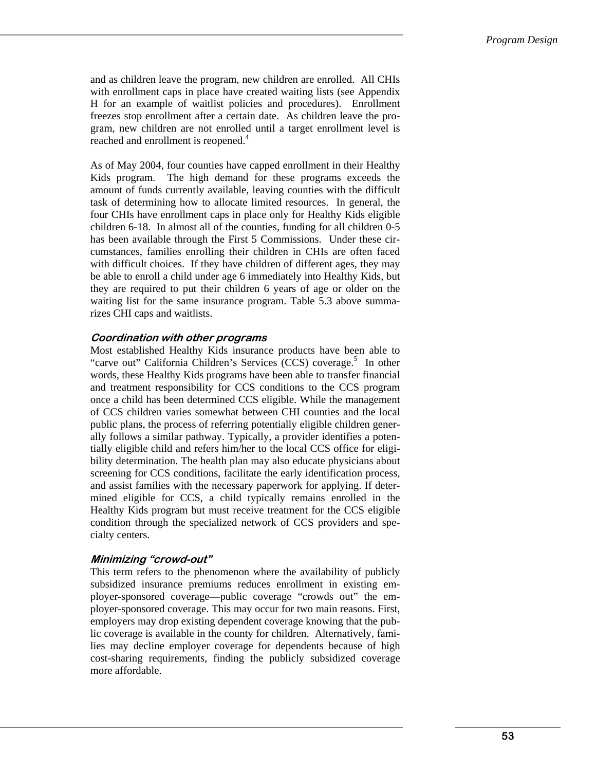and as children leave the program, new children are enrolled. All CHIs with enrollment caps in place have created waiting lists (see Appendix H for an example of waitlist policies and procedures). Enrollment freezes stop enrollment after a certain date. As children leave the program, new children are not enrolled until a target enrollment level is reached and enrollment is reopened.[4]

As of May 2004, four counties have capped enrollment in their Healthy Kids program. The high demand for these programs exceeds the amount of funds currently available, leaving counties with the difficult task of determining how to allocate limited resources. In general, the four CHIs have enrollment caps in place only for Healthy Kids eligible children 6-18. In almost all of the counties, funding for all children 0-5 has been available through the First 5 Commissions. Under these circumstances, families enrolling their children in CHIs are often faced with difficult choices. If they have children of different ages, they may be able to enroll a child under age 6 immediately into Healthy Kids, but they are required to put their children 6 years of age or older on the waiting list for the same insurance program. Table 5.3 above summarizes CHI caps and waitlists.

### *Coordination with other programs*

Most established Healthy Kids insurance products have been able to "carve out" California Children's Services (CCS) coverage.[5] In other words, these Healthy Kids programs have been able to transfer financial and treatment responsibility for CCS conditions to the CCS program once a child has been determined CCS eligible. While the management of CCS children varies somewhat between CHI counties and the local public plans, the process of referring potentially eligible children generally follows a similar pathway. Typically, a provider identifies a potentially eligible child and refers him/her to the local CCS office for eligibility determination. The health plan may also educate physicians about screening for CCS conditions, facilitate the early identification process, and assist families with the necessary paperwork for applying. If determined eligible for CCS, a child typically remains enrolled in the Healthy Kids program but must receive treatment for the CCS eligible condition through the specialized network of CCS providers and specialty centers.

### *Minimizing "crowd-out"*

This term refers to the phenomenon where the availability of publicly subsidized insurance premiums reduces enrollment in existing employer-sponsored coverage—public coverage "crowds out" the employer-sponsored coverage. This may occur for two main reasons. First, employers may drop existing dependent coverage knowing that the public coverage is available in the county for children. Alternatively, families may decline employer coverage for dependents because of high cost-sharing requirements, finding the publicly subsidized coverage more affordable.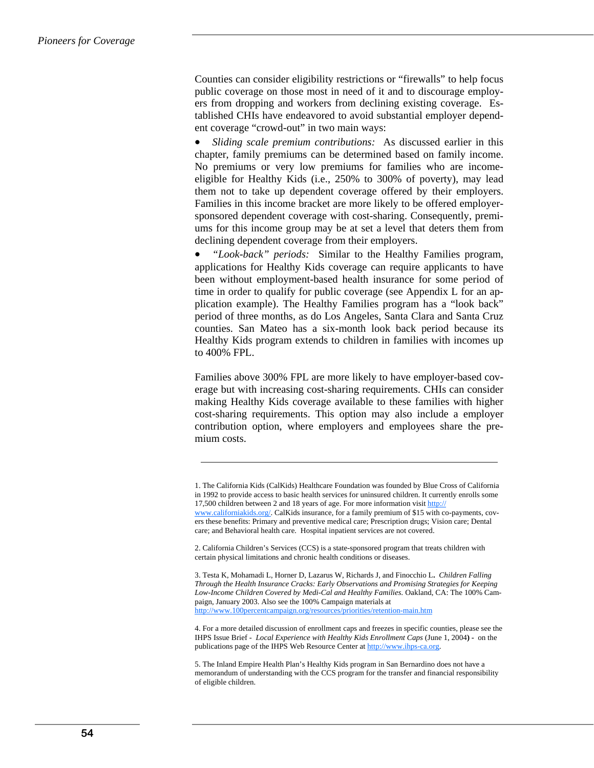Counties can consider eligibility restrictions or “firewalls” to help focus public coverage on those most in need of it and to discourage employers from dropping and workers from declining existing coverage. Established CHIs have endeavored to avoid substantial employer dependent coverage “crowd-out” in two main ways:

- *Sliding scale premium contributions:* As discussed earlier in this chapter, family premiums can be determined based on family income. No premiums or very low premiums for families who are income-eligible for Healthy Kids (i.e., 250% to 300% of poverty), may lead them not to take up dependent coverage offered by their employers. Families in this income bracket are more likely to be offered employer-sponsored dependent coverage with cost-sharing. Consequently, premiums for this income group may be at set a level that deters them from declining dependent coverage from their employers.
- *“Look-back” periods:* Similar to the Healthy Families program, applications for Healthy Kids coverage can require applicants to have been without employment-based health insurance for some period of time in order to qualify for public coverage (see Appendix L for an application example). The Healthy Families program has a “look back” period of three months, as do Los Angeles, Santa Clara and Santa Cruz counties. San Mateo has a six-month look back period because its Healthy Kids program extends to children in families with incomes up to 400% FPL.

Families above 300% FPL are more likely to have employer-based coverage but with increasing cost-sharing requirements. CHIs can consider making Healthy Kids coverage available to these families with higher cost-sharing requirements. This option may also include a employer contribution option, where employers and employees share the premium costs.

---

1. The California Kids (CalKids) Healthcare Foundation was founded by Blue Cross of California in 1992 to provide access to basic health services for uninsured children. It currently enrolls some 17,500 children between 2 and 18 years of age. For more information visit http://www.californiakids.org/. CalKids insurance, for a family premium of $15 with co-payments, covers these benefits: Primary and preventive medical care; Prescription drugs; Vision care; Dental care; and Behavioral health care. Hospital inpatient services are not covered.

2. California Children’s Services (CCS) is a state-sponsored program that treats children with certain physical limitations and chronic health conditions or diseases.

3. Testa K, Mohamadi L, Horner D, Lazarus W, Richards J, and Finocchio L. *Children Falling Through the Health Insurance Cracks: Early Observations and Promising Strategies for Keeping Low-Income Children Covered by Medi-Cal and Healthy Families.* Oakland, CA: The 100% Campaign, January 2003. Also see the 100% Campaign materials at http://www.100percentcampaign.org/resources/priorities/retention-main.htm

4. For a more detailed discussion of enrollment caps and freezes in specific counties, please see the IHPS Issue Brief - *Local Experience with Healthy Kids Enrollment Caps* (June 1, 2004**)** - on the publications page of the IHPS Web Resource Center at http://www.ihps-ca.org.

5. The Inland Empire Health Plan’s Healthy Kids program in San Bernardino does not have a memorandum of understanding with the CCS program for the transfer and financial responsibility of eligible children.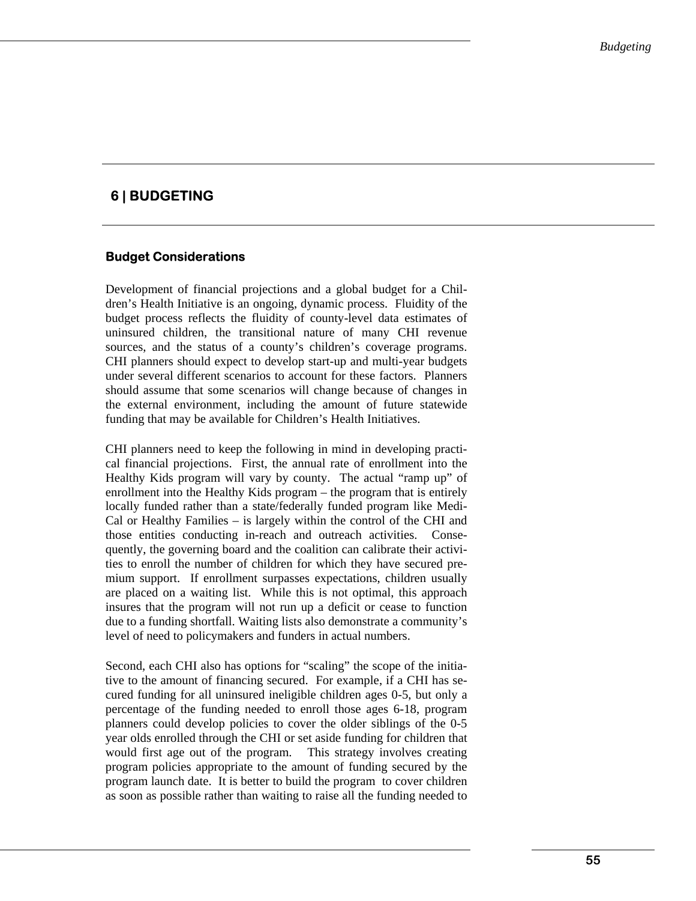# 6 | BUDGETING

## Budget Considerations

Development of financial projections and a global budget for a Children's Health Initiative is an ongoing, dynamic process. Fluidity of the budget process reflects the fluidity of county-level data estimates of uninsured children, the transitional nature of many CHI revenue sources, and the status of a county's children's coverage programs. CHI planners should expect to develop start-up and multi-year budgets under several different scenarios to account for these factors. Planners should assume that some scenarios will change because of changes in the external environment, including the amount of future statewide funding that may be available for Children's Health Initiatives.

CHI planners need to keep the following in mind in developing practical financial projections. First, the annual rate of enrollment into the Healthy Kids program will vary by county. The actual "ramp up" of enrollment into the Healthy Kids program – the program that is entirely locally funded rather than a state/federally funded program like Medi-Cal or Healthy Families – is largely within the control of the CHI and those entities conducting in-reach and outreach activities. Consequently, the governing board and the coalition can calibrate their activities to enroll the number of children for which they have secured premium support. If enrollment surpasses expectations, children usually are placed on a waiting list. While this is not optimal, this approach insures that the program will not run up a deficit or cease to function due to a funding shortfall. Waiting lists also demonstrate a community's level of need to policymakers and funders in actual numbers.

Second, each CHI also has options for "scaling" the scope of the initiative to the amount of financing secured. For example, if a CHI has secured funding for all uninsured ineligible children ages 0-5, but only a percentage of the funding needed to enroll those ages 6-18, program planners could develop policies to cover the older siblings of the 0-5 year olds enrolled through the CHI or set aside funding for children that would first age out of the program. This strategy involves creating program policies appropriate to the amount of funding secured by the program launch date. It is better to build the program to cover children as soon as possible rather than waiting to raise all the funding needed to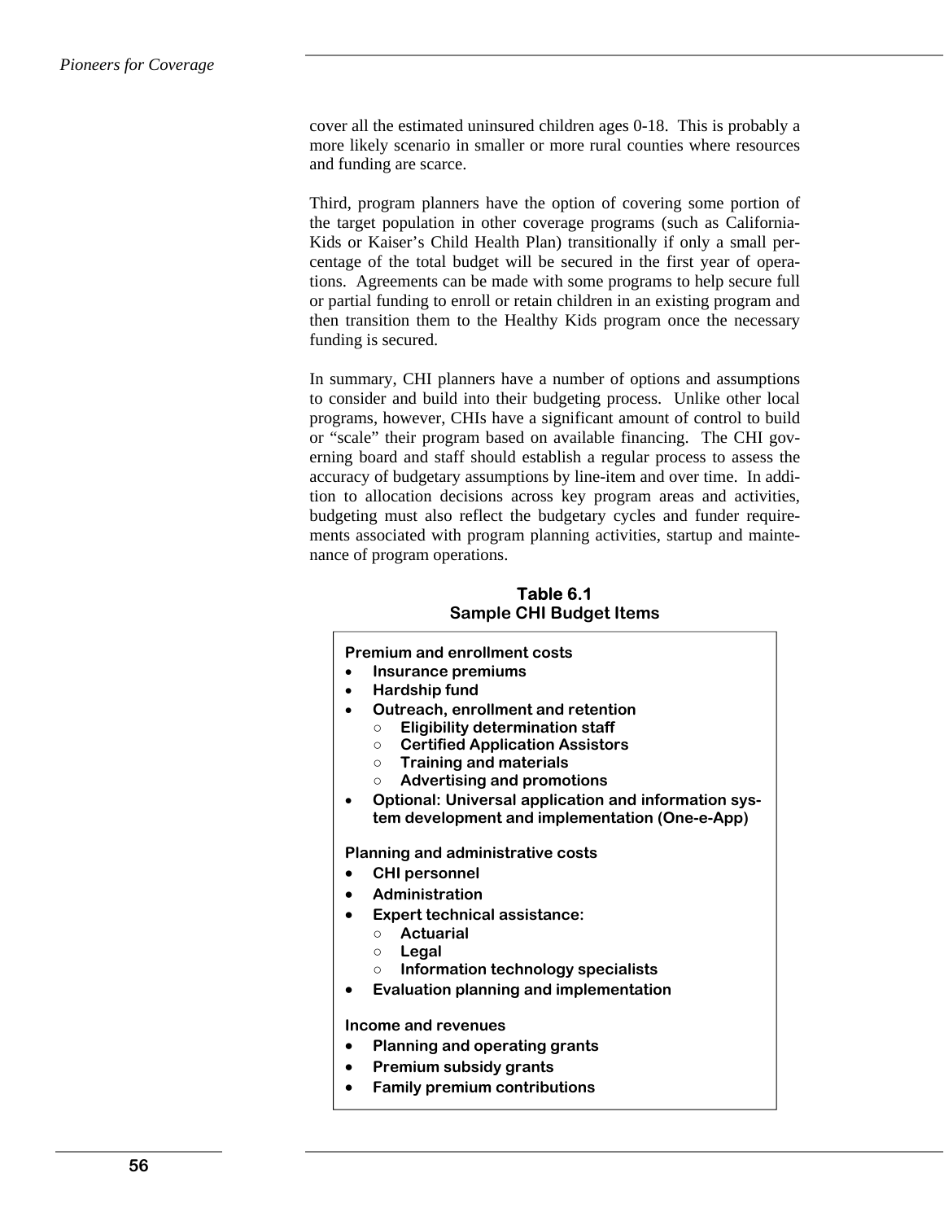cover all the estimated uninsured children ages 0-18. This is probably a more likely scenario in smaller or more rural counties where resources and funding are scarce.

Third, program planners have the option of covering some portion of the target population in other coverage programs (such as California-Kids or Kaiser's Child Health Plan) transitionally if only a small percentage of the total budget will be secured in the first year of operations. Agreements can be made with some programs to help secure full or partial funding to enroll or retain children in an existing program and then transition them to the Healthy Kids program once the necessary funding is secured.

In summary, CHI planners have a number of options and assumptions to consider and build into their budgeting process. Unlike other local programs, however, CHIs have a significant amount of control to build or "scale" their program based on available financing. The CHI governing board and staff should establish a regular process to assess the accuracy of budgetary assumptions by line-item and over time. In addition to allocation decisions across key program areas and activities, budgeting must also reflect the budgetary cycles and funder requirements associated with program planning activities, startup and maintenance of program operations.

**Table 6.1**
**Sample CHI Budget Items**

**Premium and enrollment costs**

- **Insurance premiums**
- **Hardship fund**
- **Outreach, enrollment and retention**
  - **Eligibility determination staff**
  - **Certified Application Assistors**
  - **Training and materials**
  - **Advertising and promotions**
- **Optional: Universal application and information system development and implementation (One-e-App)**

**Planning and administrative costs**

- **CHI personnel**
- **Administration**
- **Expert technical assistance:**
  - **Actuarial**
  - **Legal**
  - **Information technology specialists**
- **Evaluation planning and implementation**

**Income and revenues**

- **Planning and operating grants**
- **Premium subsidy grants**
- **Family premium contributions**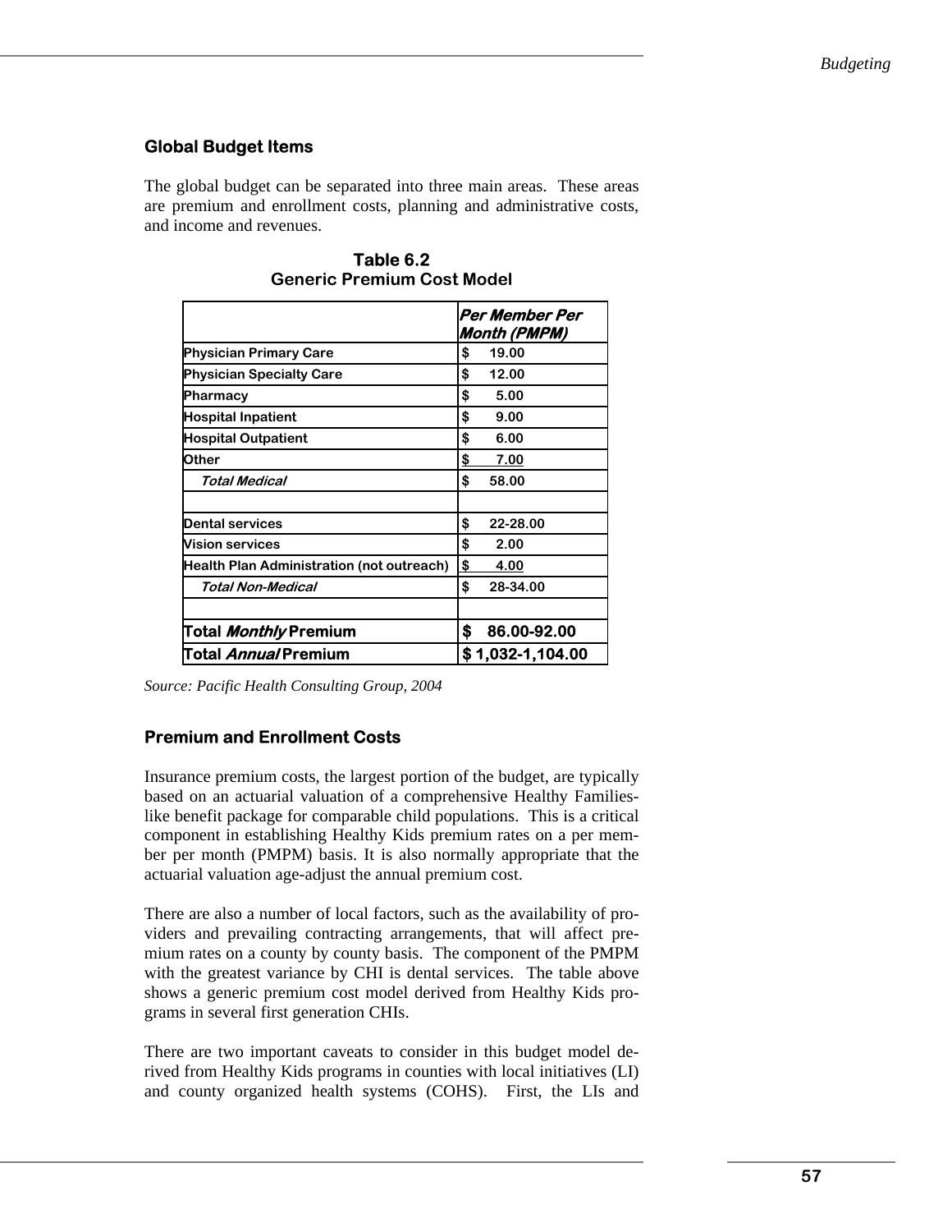### Global Budget Items

The global budget can be separated into three main areas. These areas are premium and enrollment costs, planning and administrative costs, and income and revenues.

**Table 6.2**
**Generic Premium Cost Model**

| | ***Per Member Per Month (PMPM)*** |
|---|---|
| **Physician Primary Care** | **$ 19.00** |
| **Physician Specialty Care** | **$ 12.00** |
| **Pharmacy** | **$ 5.00** |
| **Hospital Inpatient** | **$ 9.00** |
| **Hospital Outpatient** | **$ 6.00** |
| **Other** | **$ 7.00** |
| ***Total Medical*** | **$ 58.00** |
| | |
| **Dental services** | **$ 22-28.00** |
| **Vision services** | **$ 2.00** |
| **Health Plan Administration (not outreach)** | **$ 4.00** |
| ***Total Non-Medical*** | **$ 28-34.00** |
| | |
| **Total *Monthly* Premium** | **$ 86.00-92.00** |
| **Total *Annual* Premium** | **$ 1,032-1,104.00** |

*Source: Pacific Health Consulting Group, 2004*

### Premium and Enrollment Costs

Insurance premium costs, the largest portion of the budget, are typically based on an actuarial valuation of a comprehensive Healthy Families-like benefit package for comparable child populations. This is a critical component in establishing Healthy Kids premium rates on a per member per month (PMPM) basis. It is also normally appropriate that the actuarial valuation age-adjust the annual premium cost.

There are also a number of local factors, such as the availability of providers and prevailing contracting arrangements, that will affect premium rates on a county by county basis. The component of the PMPM with the greatest variance by CHI is dental services. The table above shows a generic premium cost model derived from Healthy Kids programs in several first generation CHIs.

There are two important caveats to consider in this budget model derived from Healthy Kids programs in counties with local initiatives (LI) and county organized health systems (COHS). First, the LIs and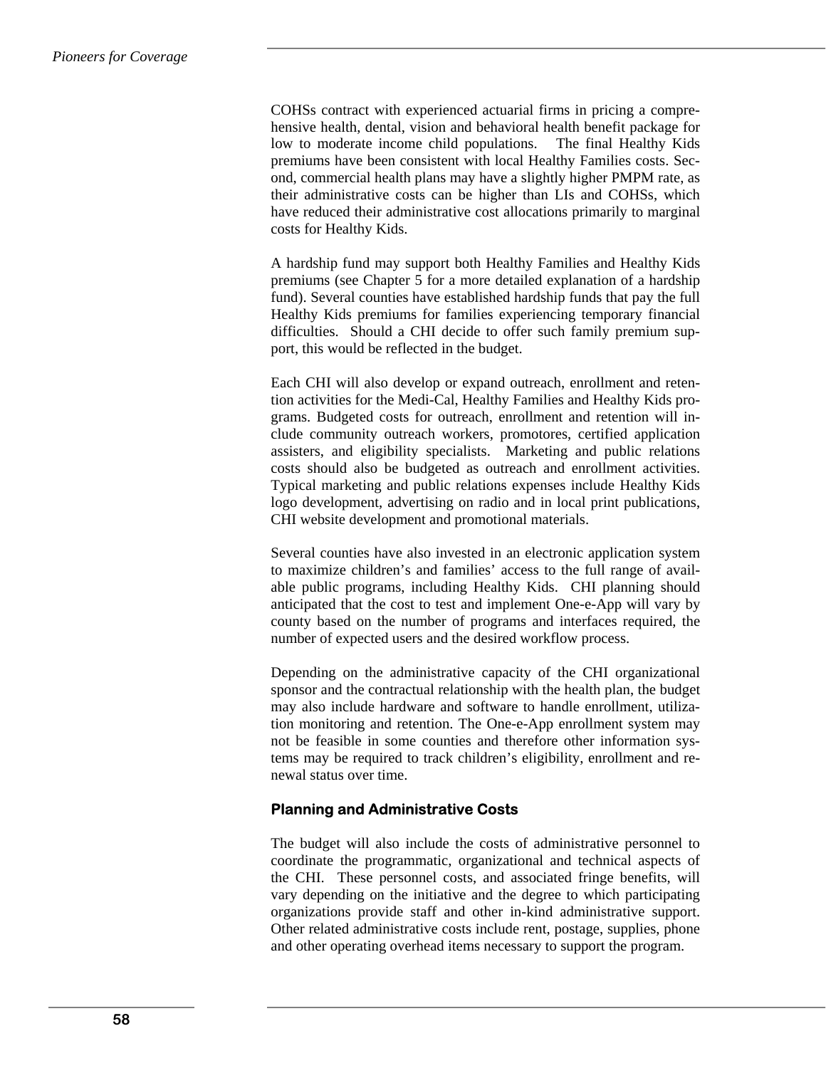COHSs contract with experienced actuarial firms in pricing a comprehensive health, dental, vision and behavioral health benefit package for low to moderate income child populations. The final Healthy Kids premiums have been consistent with local Healthy Families costs. Second, commercial health plans may have a slightly higher PMPM rate, as their administrative costs can be higher than LIs and COHSs, which have reduced their administrative cost allocations primarily to marginal costs for Healthy Kids.

A hardship fund may support both Healthy Families and Healthy Kids premiums (see Chapter 5 for a more detailed explanation of a hardship fund). Several counties have established hardship funds that pay the full Healthy Kids premiums for families experiencing temporary financial difficulties. Should a CHI decide to offer such family premium support, this would be reflected in the budget.

Each CHI will also develop or expand outreach, enrollment and retention activities for the Medi-Cal, Healthy Families and Healthy Kids programs. Budgeted costs for outreach, enrollment and retention will include community outreach workers, promotores, certified application assisters, and eligibility specialists. Marketing and public relations costs should also be budgeted as outreach and enrollment activities. Typical marketing and public relations expenses include Healthy Kids logo development, advertising on radio and in local print publications, CHI website development and promotional materials.

Several counties have also invested in an electronic application system to maximize children's and families' access to the full range of available public programs, including Healthy Kids. CHI planning should anticipated that the cost to test and implement One-e-App will vary by county based on the number of programs and interfaces required, the number of expected users and the desired workflow process.

Depending on the administrative capacity of the CHI organizational sponsor and the contractual relationship with the health plan, the budget may also include hardware and software to handle enrollment, utilization monitoring and retention. The One-e-App enrollment system may not be feasible in some counties and therefore other information systems may be required to track children's eligibility, enrollment and renewal status over time.

### Planning and Administrative Costs

The budget will also include the costs of administrative personnel to coordinate the programmatic, organizational and technical aspects of the CHI. These personnel costs, and associated fringe benefits, will vary depending on the initiative and the degree to which participating organizations provide staff and other in-kind administrative support. Other related administrative costs include rent, postage, supplies, phone and other operating overhead items necessary to support the program.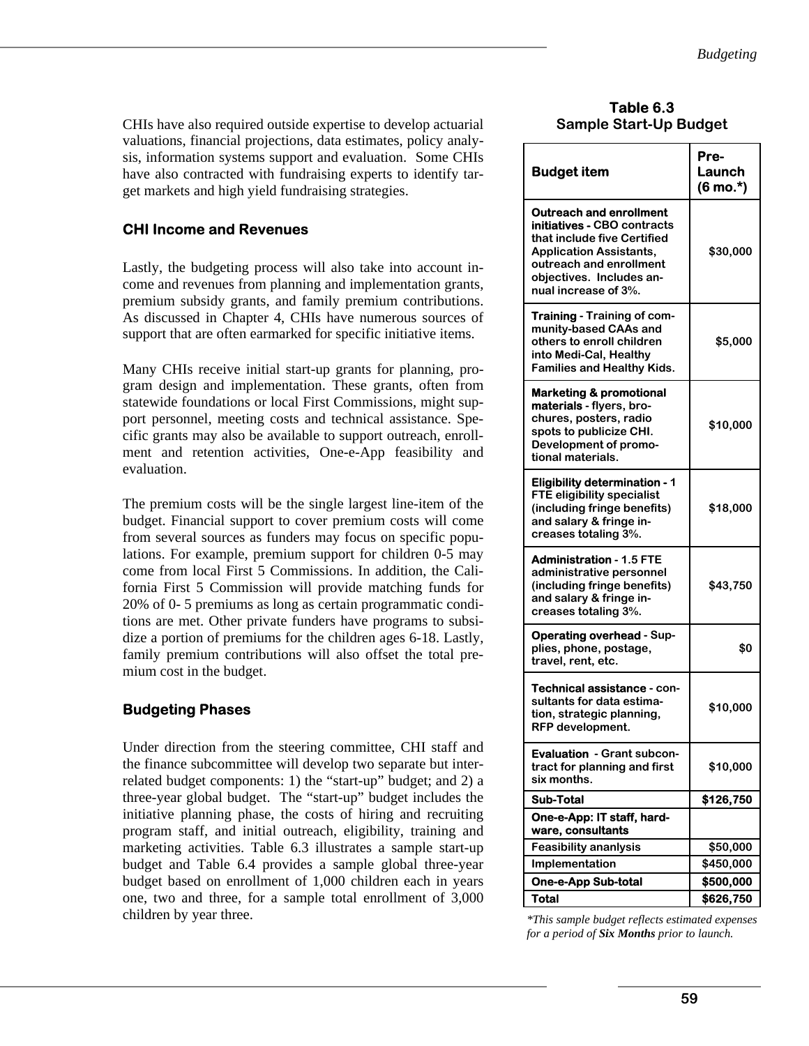CHIs have also required outside expertise to develop actuarial valuations, financial projections, data estimates, policy analysis, information systems support and evaluation. Some CHIs have also contracted with fundraising experts to identify target markets and high yield fundraising strategies.

### CHI Income and Revenues

Lastly, the budgeting process will also take into account income and revenues from planning and implementation grants, premium subsidy grants, and family premium contributions. As discussed in Chapter 4, CHIs have numerous sources of support that are often earmarked for specific initiative items.

Many CHIs receive initial start-up grants for planning, program design and implementation. These grants, often from statewide foundations or local First Commissions, might support personnel, meeting costs and technical assistance. Specific grants may also be available to support outreach, enrollment and retention activities, One-e-App feasibility and evaluation.

The premium costs will be the single largest line-item of the budget. Financial support to cover premium costs will come from several sources as funders may focus on specific populations. For example, premium support for children 0-5 may come from local First 5 Commissions. In addition, the California First 5 Commission will provide matching funds for 20% of 0- 5 premiums as long as certain programmatic conditions are met. Other private funders have programs to subsidize a portion of premiums for the children ages 6-18. Lastly, family premium contributions will also offset the total premium cost in the budget.

### Budgeting Phases

Under direction from the steering committee, CHI staff and the finance subcommittee will develop two separate but interrelated budget components: 1) the "start-up" budget; and 2) a three-year global budget. The "start-up" budget includes the initiative planning phase, the costs of hiring and recruiting program staff, and initial outreach, eligibility, training and marketing activities. Table 6.3 illustrates a sample start-up budget and Table 6.4 provides a sample global three-year budget based on enrollment of 1,000 children each in years one, two and three, for a sample total enrollment of 3,000 children by year three.

**Table 6.3**
**Sample Start-Up Budget**

| Budget item | Pre-Launch (6 mo.*) |
|---|---|
| **Outreach and enrollment initiatives** - CBO contracts that include five Certified Application Assistants, outreach and enrollment objectives. Includes annual increase of 3%. | $30,000 |
| **Training** - Training of community-based CAAs and others to enroll children into Medi-Cal, Healthy Families and Healthy Kids. | $5,000 |
| **Marketing & promotional materials** - flyers, brochures, posters, radio spots to publicize CHI. Development of promotional materials. | $10,000 |
| **Eligibility determination** - 1 FTE eligibility specialist (including fringe benefits) and salary & fringe increases totaling 3%. | $18,000 |
| **Administration** - 1.5 FTE administrative personnel (including fringe benefits) and salary & fringe increases totaling 3%. | $43,750 |
| **Operating overhead** - Supplies, phone, postage, travel, rent, etc. | $0 |
| **Technical assistance** - consultants for data estimation, strategic planning, RFP development. | $10,000 |
| **Evaluation** - Grant subcontract for planning and first six months. | $10,000 |
| **Sub-Total** | **$126,750** |
| **One-e-App: IT staff, hardware, consultants** | |
| Feasibility ananlysis | $50,000 |
| Implementation | $450,000 |
| **One-e-App Sub-total** | **$500,000** |
| **Total** | **$626,750** |

*\*This sample budget reflects estimated expenses for a period of **Six Months** prior to launch.*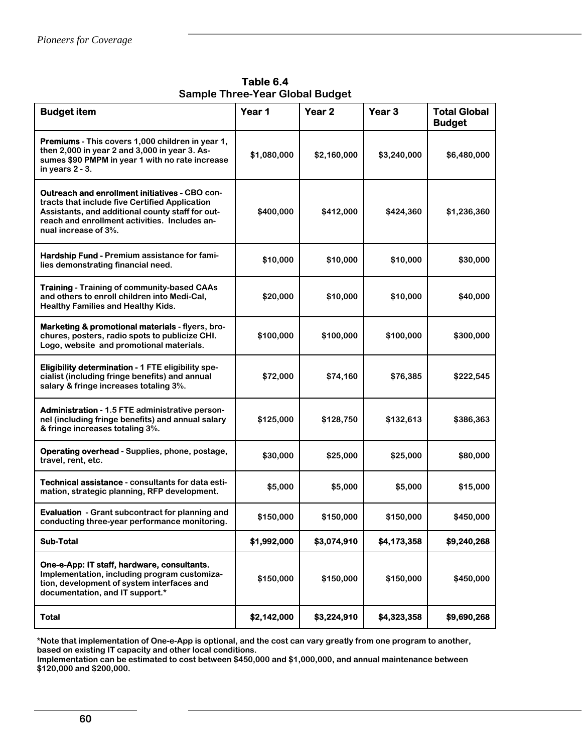**Table 6.4**
**Sample Three-Year Global Budget**

| Budget item | Year 1 | Year 2 | Year 3 | Total Global Budget |
|---|---|---|---|---|
| **Premiums** - This covers 1,000 children in year 1, then 2,000 in year 2 and 3,000 in year 3. Assumes $90 PMPM in year 1 with no rate increase in years 2 - 3. | $1,080,000 | $2,160,000 | $3,240,000 | $6,480,000 |
| **Outreach and enrollment initiatives -** CBO contracts that include five Certified Application Assistants, and additional county staff for outreach and enrollment activities. Includes annual increase of 3%. | $400,000 | $412,000 | $424,360 | $1,236,360 |
| **Hardship Fund -** Premium assistance for families demonstrating financial need. | $10,000 | $10,000 | $10,000 | $30,000 |
| **Training** - Training of community-based CAAs and others to enroll children into Medi-Cal, Healthy Families and Healthy Kids. | $20,000 | $10,000 | $10,000 | $40,000 |
| **Marketing & promotional materials** - flyers, brochures, posters, radio spots to publicize CHI. Logo, website and promotional materials. | $100,000 | $100,000 | $100,000 | $300,000 |
| **Eligibility determination -** 1 FTE eligibility specialist (including fringe benefits) and annual salary & fringe increases totaling 3%. | $72,000 | $74,160 | $76,385 | $222,545 |
| **Administration** - 1.5 FTE administrative personnel (including fringe benefits) and annual salary & fringe increases totaling 3%. | $125,000 | $128,750 | $132,613 | $386,363 |
| **Operating overhead** - Supplies, phone, postage, travel, rent, etc. | $30,000 | $25,000 | $25,000 | $80,000 |
| **Technical assistance** - consultants for data estimation, strategic planning, RFP development. | $5,000 | $5,000 | $5,000 | $15,000 |
| **Evaluation** - Grant subcontract for planning and conducting three-year performance monitoring. | $150,000 | $150,000 | $150,000 | $450,000 |
| **Sub-Total** | $1,992,000 | $3,074,910 | $4,173,358 | $9,240,268 |
| **One-e-App: IT staff, hardware, consultants.** Implementation, including program customization, development of system interfaces and documentation, and IT support.* | $150,000 | $150,000 | $150,000 | $450,000 |
| **Total** | $2,142,000 | $3,224,910 | $4,323,358 | $9,690,268 |

*Note that implementation of One-e-App is optional, and the cost can vary greatly from one program to another, based on existing IT capacity and other local conditions.
Implementation can be estimated to cost between $450,000 and $1,000,000, and annual maintenance between $120,000 and $200,000.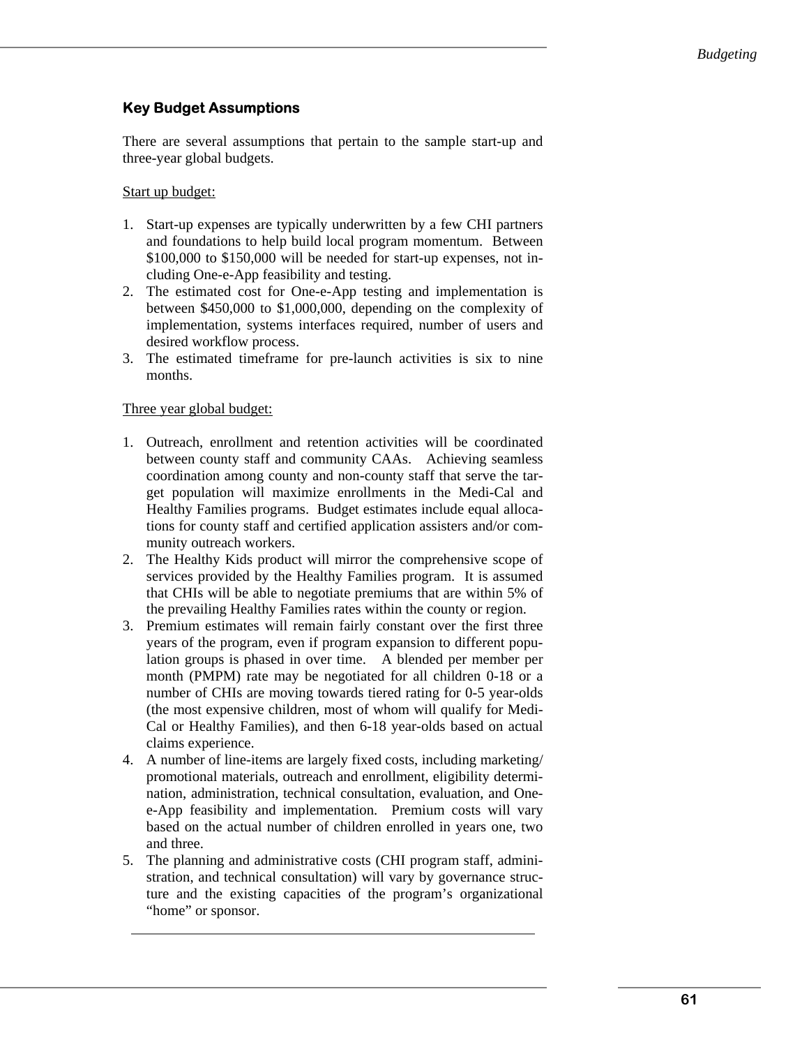## Key Budget Assumptions

There are several assumptions that pertain to the sample start-up and three-year global budgets.

Start up budget:

1. Start-up expenses are typically underwritten by a few CHI partners and foundations to help build local program momentum. Between $100,000 to $150,000 will be needed for start-up expenses, not including One-e-App feasibility and testing.
2. The estimated cost for One-e-App testing and implementation is between $450,000 to $1,000,000, depending on the complexity of implementation, systems interfaces required, number of users and desired workflow process.
3. The estimated timeframe for pre-launch activities is six to nine months.

Three year global budget:

1. Outreach, enrollment and retention activities will be coordinated between county staff and community CAAs. Achieving seamless coordination among county and non-county staff that serve the target population will maximize enrollments in the Medi-Cal and Healthy Families programs. Budget estimates include equal allocations for county staff and certified application assisters and/or community outreach workers.
2. The Healthy Kids product will mirror the comprehensive scope of services provided by the Healthy Families program. It is assumed that CHIs will be able to negotiate premiums that are within 5% of the prevailing Healthy Families rates within the county or region.
3. Premium estimates will remain fairly constant over the first three years of the program, even if program expansion to different population groups is phased in over time. A blended per member per month (PMPM) rate may be negotiated for all children 0-18 or a number of CHIs are moving towards tiered rating for 0-5 year-olds (the most expensive children, most of whom will qualify for Medi-Cal or Healthy Families), and then 6-18 year-olds based on actual claims experience.
4. A number of line-items are largely fixed costs, including marketing/promotional materials, outreach and enrollment, eligibility determination, administration, technical consultation, evaluation, and One-e-App feasibility and implementation. Premium costs will vary based on the actual number of children enrolled in years one, two and three.
5. The planning and administrative costs (CHI program staff, administration, and technical consultation) will vary by governance structure and the existing capacities of the program's organizational "home" or sponsor.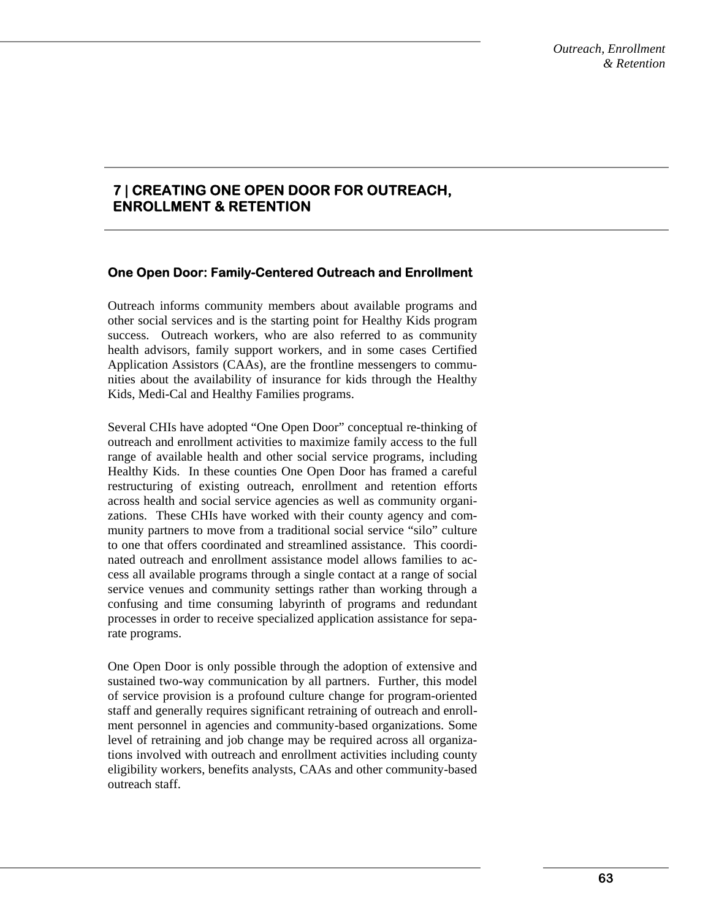# 7 | CREATING ONE OPEN DOOR FOR OUTREACH, ENROLLMENT & RETENTION

## One Open Door: Family-Centered Outreach and Enrollment

Outreach informs community members about available programs and other social services and is the starting point for Healthy Kids program success. Outreach workers, who are also referred to as community health advisors, family support workers, and in some cases Certified Application Assistors (CAAs), are the frontline messengers to communities about the availability of insurance for kids through the Healthy Kids, Medi-Cal and Healthy Families programs.

Several CHIs have adopted "One Open Door" conceptual re-thinking of outreach and enrollment activities to maximize family access to the full range of available health and other social service programs, including Healthy Kids. In these counties One Open Door has framed a careful restructuring of existing outreach, enrollment and retention efforts across health and social service agencies as well as community organizations. These CHIs have worked with their county agency and community partners to move from a traditional social service "silo" culture to one that offers coordinated and streamlined assistance. This coordinated outreach and enrollment assistance model allows families to access all available programs through a single contact at a range of social service venues and community settings rather than working through a confusing and time consuming labyrinth of programs and redundant processes in order to receive specialized application assistance for separate programs.

One Open Door is only possible through the adoption of extensive and sustained two-way communication by all partners. Further, this model of service provision is a profound culture change for program-oriented staff and generally requires significant retraining of outreach and enrollment personnel in agencies and community-based organizations. Some level of retraining and job change may be required across all organizations involved with outreach and enrollment activities including county eligibility workers, benefits analysts, CAAs and other community-based outreach staff.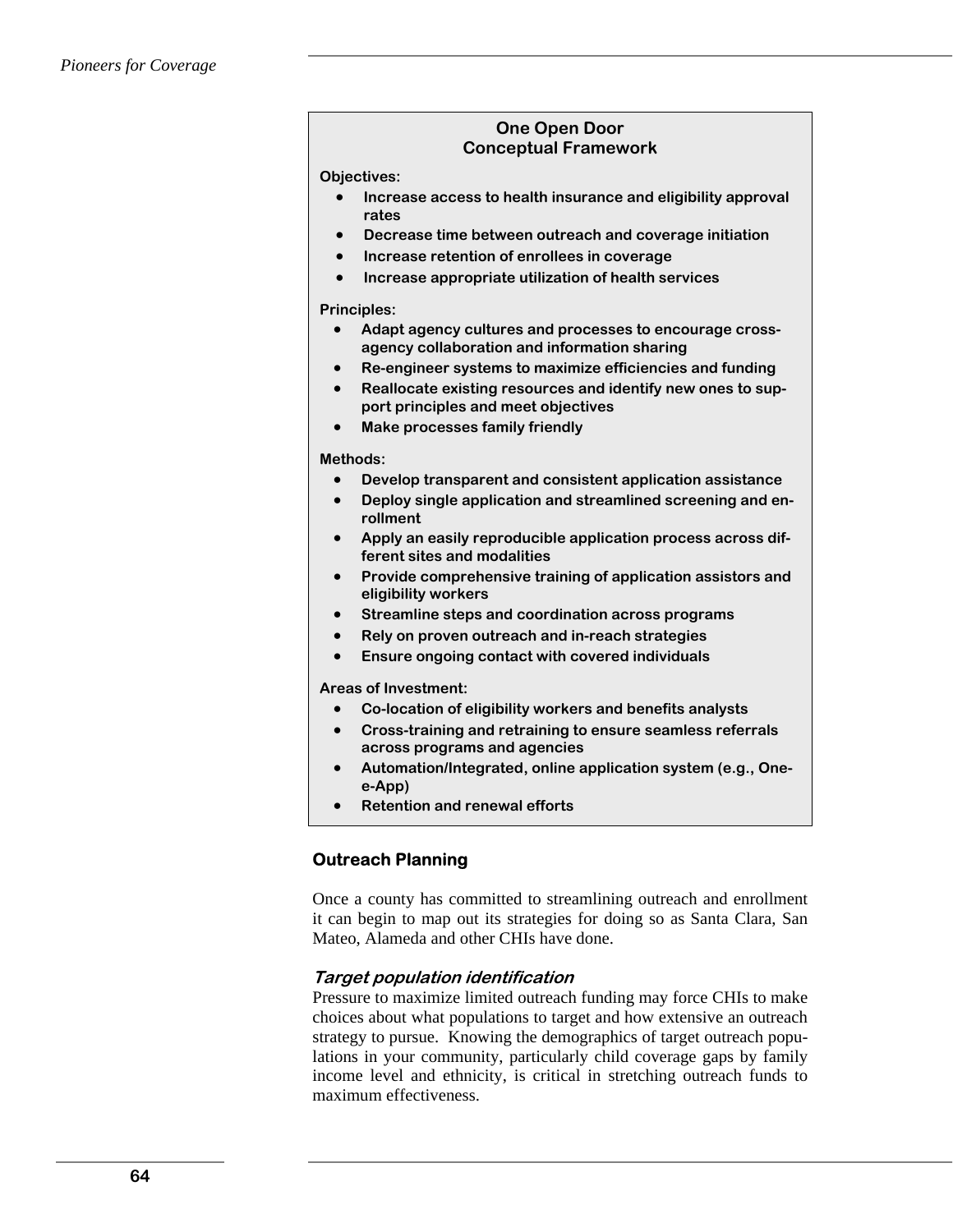**One Open Door**
**Conceptual Framework**

**Objectives:**

- **Increase access to health insurance and eligibility approval rates**
- **Decrease time between outreach and coverage initiation**
- **Increase retention of enrollees in coverage**
- **Increase appropriate utilization of health services**

**Principles:**

- **Adapt agency cultures and processes to encourage cross-agency collaboration and information sharing**
- **Re-engineer systems to maximize efficiencies and funding**
- **Reallocate existing resources and identify new ones to support principles and meet objectives**
- **Make processes family friendly**

**Methods:**

- **Develop transparent and consistent application assistance**
- **Deploy single application and streamlined screening and enrollment**
- **Apply an easily reproducible application process across different sites and modalities**
- **Provide comprehensive training of application assistors and eligibility workers**
- **Streamline steps and coordination across programs**
- **Rely on proven outreach and in-reach strategies**
- **Ensure ongoing contact with covered individuals**

**Areas of Investment:**

- **Co-location of eligibility workers and benefits analysts**
- **Cross-training and retraining to ensure seamless referrals across programs and agencies**
- **Automation/Integrated, online application system (e.g., One-e-App)**
- **Retention and renewal efforts**

## Outreach Planning

Once a county has committed to streamlining outreach and enrollment it can begin to map out its strategies for doing so as Santa Clara, San Mateo, Alameda and other CHIs have done.

### *Target population identification*

Pressure to maximize limited outreach funding may force CHIs to make choices about what populations to target and how extensive an outreach strategy to pursue. Knowing the demographics of target outreach populations in your community, particularly child coverage gaps by family income level and ethnicity, is critical in stretching outreach funds to maximum effectiveness.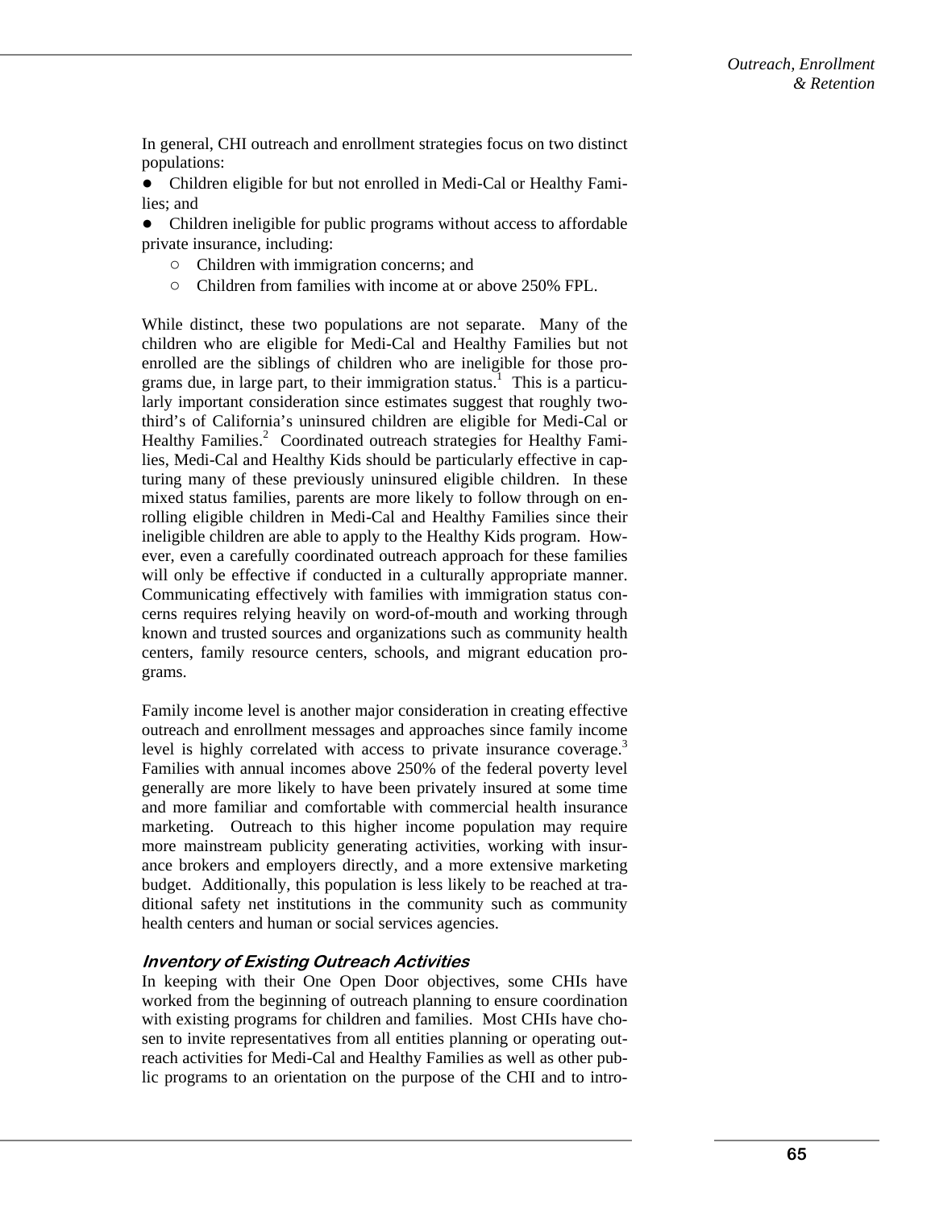In general, CHI outreach and enrollment strategies focus on two distinct populations:

- Children eligible for but not enrolled in Medi-Cal or Healthy Families; and
- Children ineligible for public programs without access to affordable private insurance, including:
  - Children with immigration concerns; and
  - Children from families with income at or above 250% FPL.

While distinct, these two populations are not separate. Many of the children who are eligible for Medi-Cal and Healthy Families but not enrolled are the siblings of children who are ineligible for those programs due, in large part, to their immigration status.[1] This is a particularly important consideration since estimates suggest that roughly two-third's of California's uninsured children are eligible for Medi-Cal or Healthy Families.[2] Coordinated outreach strategies for Healthy Families, Medi-Cal and Healthy Kids should be particularly effective in capturing many of these previously uninsured eligible children. In these mixed status families, parents are more likely to follow through on enrolling eligible children in Medi-Cal and Healthy Families since their ineligible children are able to apply to the Healthy Kids program. However, even a carefully coordinated outreach approach for these families will only be effective if conducted in a culturally appropriate manner. Communicating effectively with families with immigration status concerns requires relying heavily on word-of-mouth and working through known and trusted sources and organizations such as community health centers, family resource centers, schools, and migrant education programs.

Family income level is another major consideration in creating effective outreach and enrollment messages and approaches since family income level is highly correlated with access to private insurance coverage.[3] Families with annual incomes above 250% of the federal poverty level generally are more likely to have been privately insured at some time and more familiar and comfortable with commercial health insurance marketing. Outreach to this higher income population may require more mainstream publicity generating activities, working with insurance brokers and employers directly, and a more extensive marketing budget. Additionally, this population is less likely to be reached at traditional safety net institutions in the community such as community health centers and human or social services agencies.

### *Inventory of Existing Outreach Activities*

In keeping with their One Open Door objectives, some CHIs have worked from the beginning of outreach planning to ensure coordination with existing programs for children and families. Most CHIs have chosen to invite representatives from all entities planning or operating outreach activities for Medi-Cal and Healthy Families as well as other public programs to an orientation on the purpose of the CHI and to intro-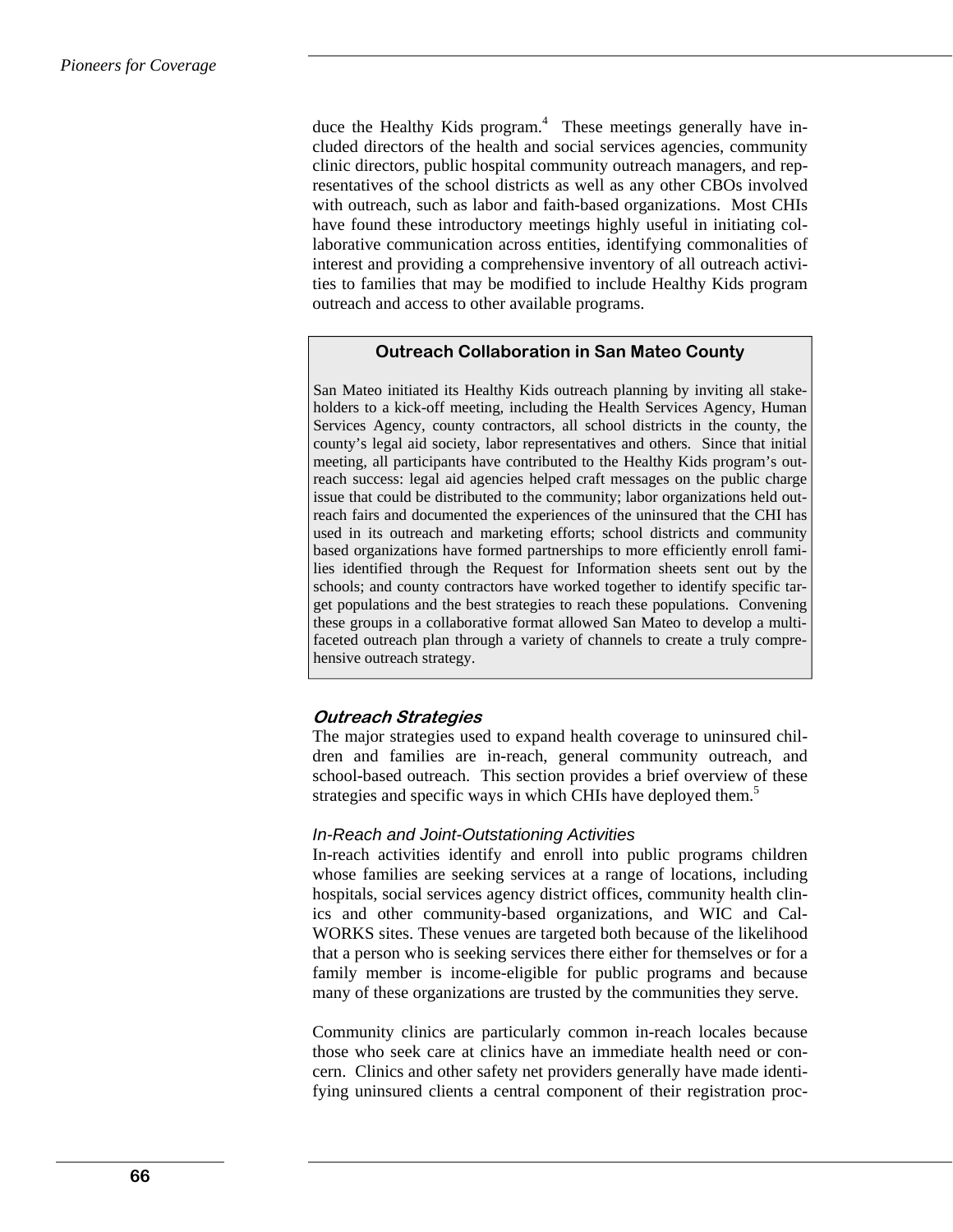duce the Healthy Kids program.[4] These meetings generally have included directors of the health and social services agencies, community clinic directors, public hospital community outreach managers, and representatives of the school districts as well as any other CBOs involved with outreach, such as labor and faith-based organizations. Most CHIs have found these introductory meetings highly useful in initiating collaborative communication across entities, identifying commonalities of interest and providing a comprehensive inventory of all outreach activities to families that may be modified to include Healthy Kids program outreach and access to other available programs.

> **Outreach Collaboration in San Mateo County**
>
> San Mateo initiated its Healthy Kids outreach planning by inviting all stakeholders to a kick-off meeting, including the Health Services Agency, Human Services Agency, county contractors, all school districts in the county, the county's legal aid society, labor representatives and others. Since that initial meeting, all participants have contributed to the Healthy Kids program's outreach success: legal aid agencies helped craft messages on the public charge issue that could be distributed to the community; labor organizations held outreach fairs and documented the experiences of the uninsured that the CHI has used in its outreach and marketing efforts; school districts and community based organizations have formed partnerships to more efficiently enroll families identified through the Request for Information sheets sent out by the schools; and county contractors have worked together to identify specific target populations and the best strategies to reach these populations. Convening these groups in a collaborative format allowed San Mateo to develop a multi-faceted outreach plan through a variety of channels to create a truly comprehensive outreach strategy.

### *Outreach Strategies*

The major strategies used to expand health coverage to uninsured children and families are in-reach, general community outreach, and school-based outreach. This section provides a brief overview of these strategies and specific ways in which CHIs have deployed them.[5]

#### *In-Reach and Joint-Outstationing Activities*

In-reach activities identify and enroll into public programs children whose families are seeking services at a range of locations, including hospitals, social services agency district offices, community health clinics and other community-based organizations, and WIC and CalWORKS sites. These venues are targeted both because of the likelihood that a person who is seeking services there either for themselves or for a family member is income-eligible for public programs and because many of these organizations are trusted by the communities they serve.

Community clinics are particularly common in-reach locales because those who seek care at clinics have an immediate health need or concern. Clinics and other safety net providers generally have made identifying uninsured clients a central component of their registration proc-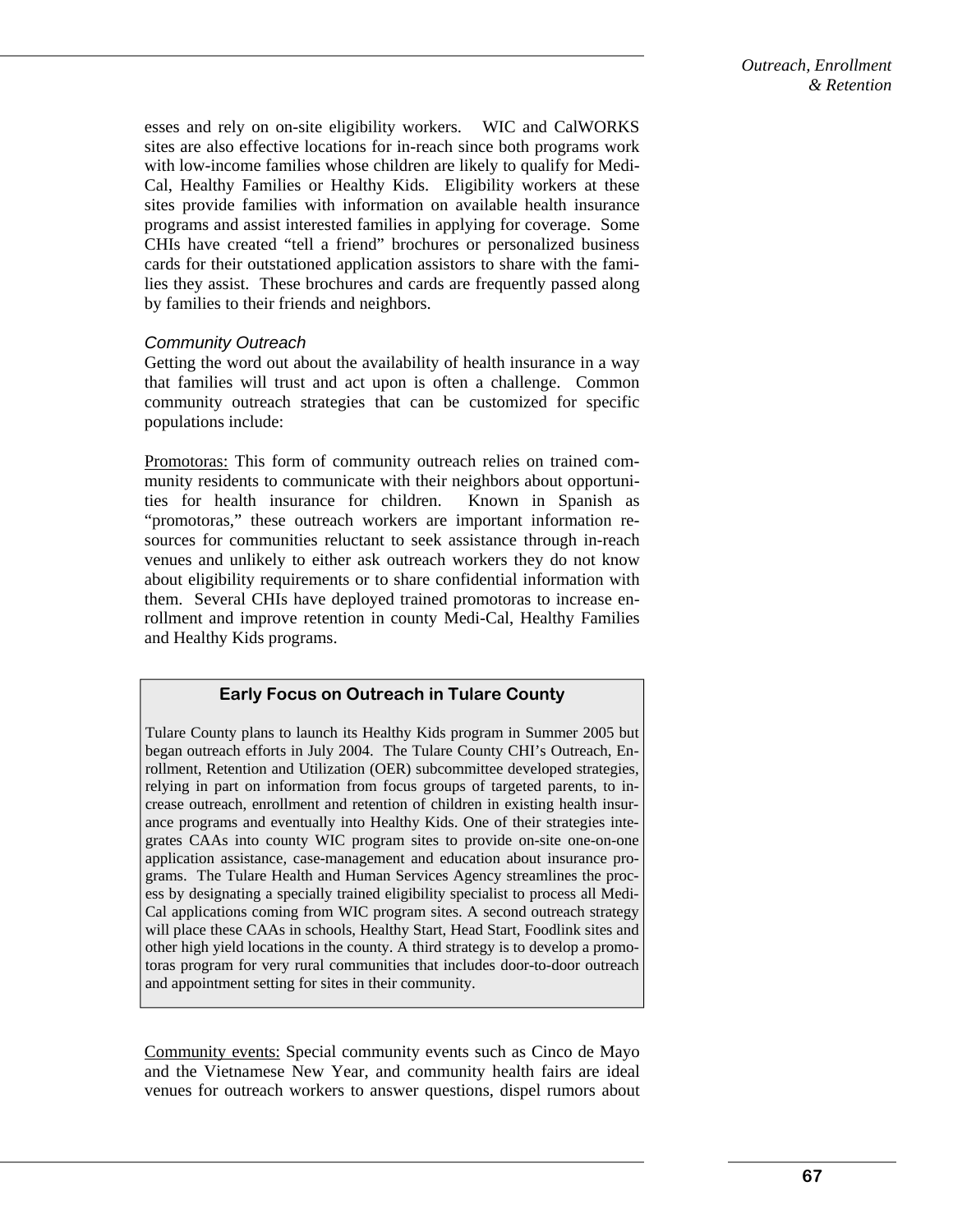esses and rely on on-site eligibility workers. WIC and CalWORKS sites are also effective locations for in-reach since both programs work with low-income families whose children are likely to qualify for Medi-Cal, Healthy Families or Healthy Kids. Eligibility workers at these sites provide families with information on available health insurance programs and assist interested families in applying for coverage. Some CHIs have created "tell a friend" brochures or personalized business cards for their outstationed application assistors to share with the families they assist. These brochures and cards are frequently passed along by families to their friends and neighbors.

### *Community Outreach*

Getting the word out about the availability of health insurance in a way that families will trust and act upon is often a challenge. Common community outreach strategies that can be customized for specific populations include:

<u>Promotoras:</u> This form of community outreach relies on trained community residents to communicate with their neighbors about opportunities for health insurance for children. Known in Spanish as "promotoras," these outreach workers are important information resources for communities reluctant to seek assistance through in-reach venues and unlikely to either ask outreach workers they do not know about eligibility requirements or to share confidential information with them. Several CHIs have deployed trained promotoras to increase enrollment and improve retention in county Medi-Cal, Healthy Families and Healthy Kids programs.

> **Early Focus on Outreach in Tulare County**
>
> Tulare County plans to launch its Healthy Kids program in Summer 2005 but began outreach efforts in July 2004. The Tulare County CHI's Outreach, Enrollment, Retention and Utilization (OER) subcommittee developed strategies, relying in part on information from focus groups of targeted parents, to increase outreach, enrollment and retention of children in existing health insurance programs and eventually into Healthy Kids. One of their strategies integrates CAAs into county WIC program sites to provide on-site one-on-one application assistance, case-management and education about insurance programs. The Tulare Health and Human Services Agency streamlines the process by designating a specially trained eligibility specialist to process all Medi-Cal applications coming from WIC program sites. A second outreach strategy will place these CAAs in schools, Healthy Start, Head Start, Foodlink sites and other high yield locations in the county. A third strategy is to develop a promotoras program for very rural communities that includes door-to-door outreach and appointment setting for sites in their community.

<u>Community events:</u> Special community events such as Cinco de Mayo and the Vietnamese New Year, and community health fairs are ideal venues for outreach workers to answer questions, dispel rumors about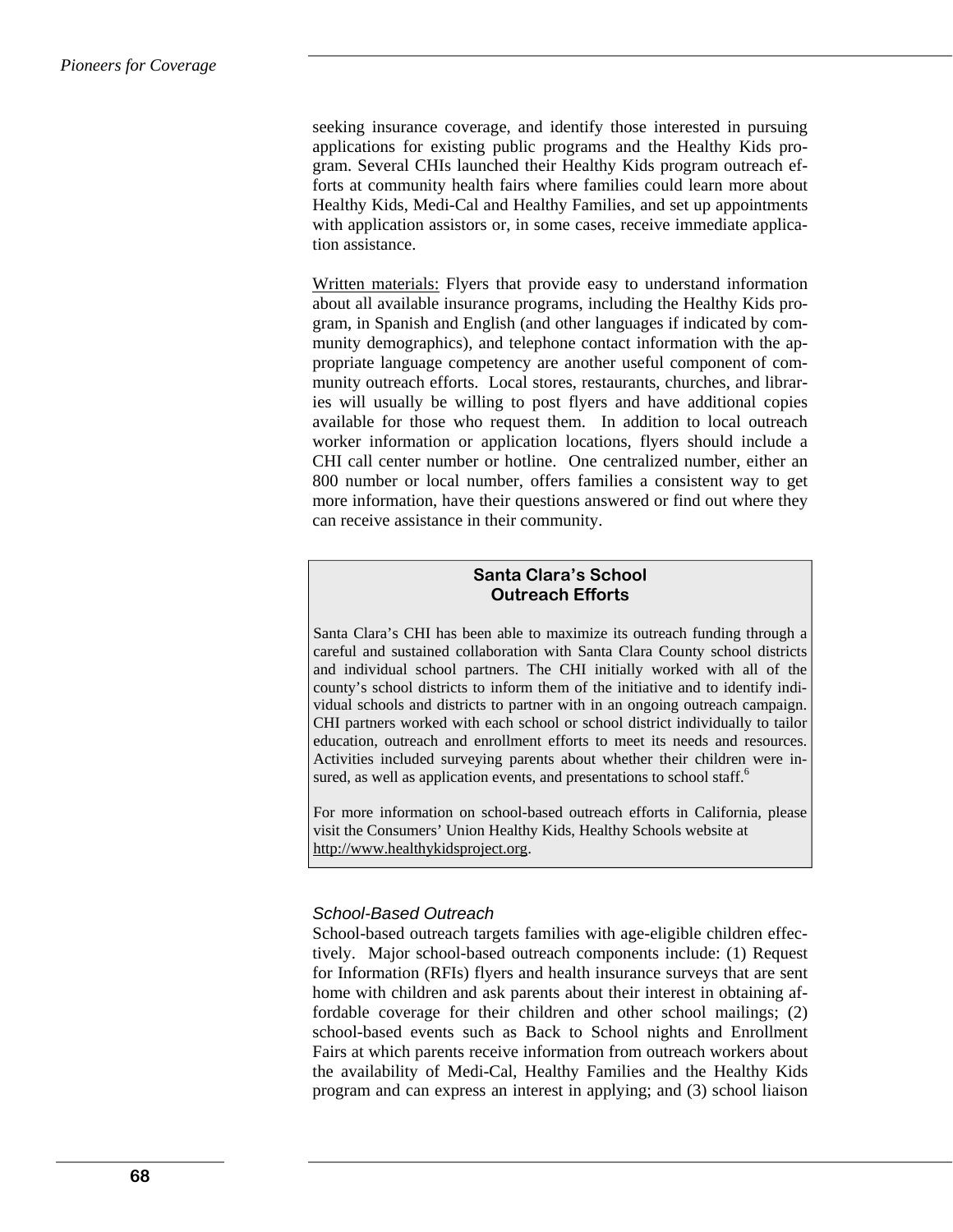seeking insurance coverage, and identify those interested in pursuing applications for existing public programs and the Healthy Kids program. Several CHIs launched their Healthy Kids program outreach efforts at community health fairs where families could learn more about Healthy Kids, Medi-Cal and Healthy Families, and set up appointments with application assistors or, in some cases, receive immediate application assistance.

Written materials: Flyers that provide easy to understand information about all available insurance programs, including the Healthy Kids program, in Spanish and English (and other languages if indicated by community demographics), and telephone contact information with the appropriate language competency are another useful component of community outreach efforts. Local stores, restaurants, churches, and libraries will usually be willing to post flyers and have additional copies available for those who request them. In addition to local outreach worker information or application locations, flyers should include a CHI call center number or hotline. One centralized number, either an 800 number or local number, offers families a consistent way to get more information, have their questions answered or find out where they can receive assistance in their community.

**Santa Clara's School Outreach Efforts**

Santa Clara's CHI has been able to maximize its outreach funding through a careful and sustained collaboration with Santa Clara County school districts and individual school partners. The CHI initially worked with all of the county's school districts to inform them of the initiative and to identify individual schools and districts to partner with in an ongoing outreach campaign. CHI partners worked with each school or school district individually to tailor education, outreach and enrollment efforts to meet its needs and resources. Activities included surveying parents about whether their children were insured, as well as application events, and presentations to school staff.[6]

For more information on school-based outreach efforts in California, please visit the Consumers' Union Healthy Kids, Healthy Schools website at http://www.healthykidsproject.org.

### *School-Based Outreach*

School-based outreach targets families with age-eligible children effectively. Major school-based outreach components include: (1) Request for Information (RFIs) flyers and health insurance surveys that are sent home with children and ask parents about their interest in obtaining affordable coverage for their children and other school mailings; (2) school-based events such as Back to School nights and Enrollment Fairs at which parents receive information from outreach workers about the availability of Medi-Cal, Healthy Families and the Healthy Kids program and can express an interest in applying; and (3) school liaison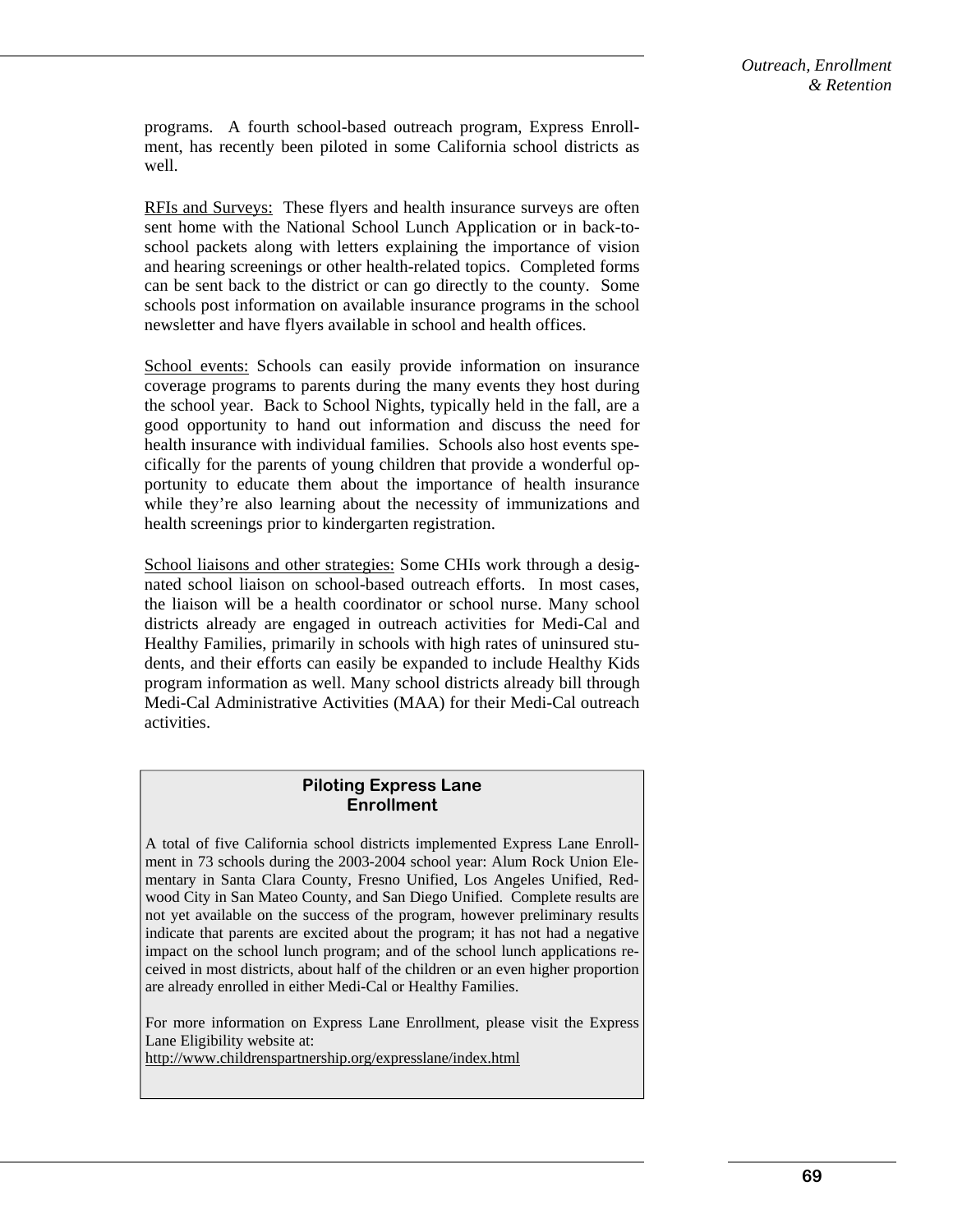programs. A fourth school-based outreach program, Express Enrollment, has recently been piloted in some California school districts as well.

<u>RFIs and Surveys:</u> These flyers and health insurance surveys are often sent home with the National School Lunch Application or in back-to-school packets along with letters explaining the importance of vision and hearing screenings or other health-related topics. Completed forms can be sent back to the district or can go directly to the county. Some schools post information on available insurance programs in the school newsletter and have flyers available in school and health offices.

<u>School events:</u> Schools can easily provide information on insurance coverage programs to parents during the many events they host during the school year. Back to School Nights, typically held in the fall, are a good opportunity to hand out information and discuss the need for health insurance with individual families. Schools also host events specifically for the parents of young children that provide a wonderful opportunity to educate them about the importance of health insurance while they're also learning about the necessity of immunizations and health screenings prior to kindergarten registration.

<u>School liaisons and other strategies:</u> Some CHIs work through a designated school liaison on school-based outreach efforts. In most cases, the liaison will be a health coordinator or school nurse. Many school districts already are engaged in outreach activities for Medi-Cal and Healthy Families, primarily in schools with high rates of uninsured students, and their efforts can easily be expanded to include Healthy Kids program information as well. Many school districts already bill through Medi-Cal Administrative Activities (MAA) for their Medi-Cal outreach activities.

### Piloting Express Lane Enrollment

A total of five California school districts implemented Express Lane Enrollment in 73 schools during the 2003-2004 school year: Alum Rock Union Elementary in Santa Clara County, Fresno Unified, Los Angeles Unified, Redwood City in San Mateo County, and San Diego Unified. Complete results are not yet available on the success of the program, however preliminary results indicate that parents are excited about the program; it has not had a negative impact on the school lunch program; and of the school lunch applications received in most districts, about half of the children or an even higher proportion are already enrolled in either Medi-Cal or Healthy Families.

For more information on Express Lane Enrollment, please visit the Express Lane Eligibility website at:
http://www.childrenspartnership.org/expresslane/index.html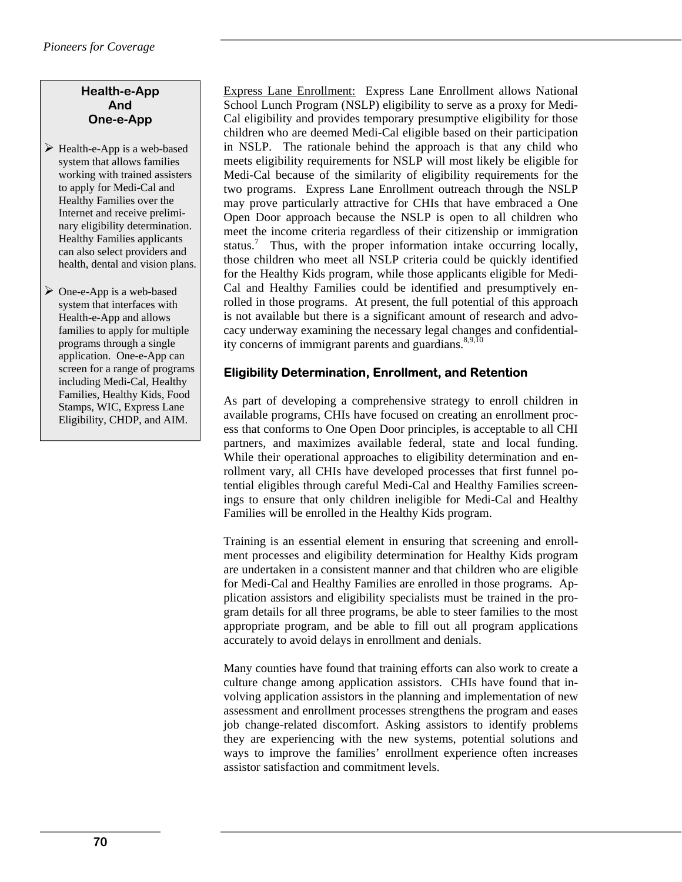**Health-e-App And One-e-App**

- Health-e-App is a web-based system that allows families working with trained assisters to apply for Medi-Cal and Healthy Families over the Internet and receive preliminary eligibility determination. Healthy Families applicants can also select providers and health, dental and vision plans.
- One-e-App is a web-based system that interfaces with Health-e-App and allows families to apply for multiple programs through a single application. One-e-App can screen for a range of programs including Medi-Cal, Healthy Families, Healthy Kids, Food Stamps, WIC, Express Lane Eligibility, CHDP, and AIM.

Express Lane Enrollment: Express Lane Enrollment allows National School Lunch Program (NSLP) eligibility to serve as a proxy for Medi-Cal eligibility and provides temporary presumptive eligibility for those children who are deemed Medi-Cal eligible based on their participation in NSLP. The rationale behind the approach is that any child who meets eligibility requirements for NSLP will most likely be eligible for Medi-Cal because of the similarity of eligibility requirements for the two programs. Express Lane Enrollment outreach through the NSLP may prove particularly attractive for CHIs that have embraced a One Open Door approach because the NSLP is open to all children who meet the income criteria regardless of their citizenship or immigration status.[7] Thus, with the proper information intake occurring locally, those children who meet all NSLP criteria could be quickly identified for the Healthy Kids program, while those applicants eligible for Medi-Cal and Healthy Families could be identified and presumptively enrolled in those programs. At present, the full potential of this approach is not available but there is a significant amount of research and advocacy underway examining the necessary legal changes and confidentiality concerns of immigrant parents and guardians.[8,9,10]

## Eligibility Determination, Enrollment, and Retention

As part of developing a comprehensive strategy to enroll children in available programs, CHIs have focused on creating an enrollment process that conforms to One Open Door principles, is acceptable to all CHI partners, and maximizes available federal, state and local funding. While their operational approaches to eligibility determination and enrollment vary, all CHIs have developed processes that first funnel potential eligibles through careful Medi-Cal and Healthy Families screenings to ensure that only children ineligible for Medi-Cal and Healthy Families will be enrolled in the Healthy Kids program.

Training is an essential element in ensuring that screening and enrollment processes and eligibility determination for Healthy Kids program are undertaken in a consistent manner and that children who are eligible for Medi-Cal and Healthy Families are enrolled in those programs. Application assistors and eligibility specialists must be trained in the program details for all three programs, be able to steer families to the most appropriate program, and be able to fill out all program applications accurately to avoid delays in enrollment and denials.

Many counties have found that training efforts can also work to create a culture change among application assistors. CHIs have found that involving application assistors in the planning and implementation of new assessment and enrollment processes strengthens the program and eases job change-related discomfort. Asking assistors to identify problems they are experiencing with the new systems, potential solutions and ways to improve the families' enrollment experience often increases assistor satisfaction and commitment levels.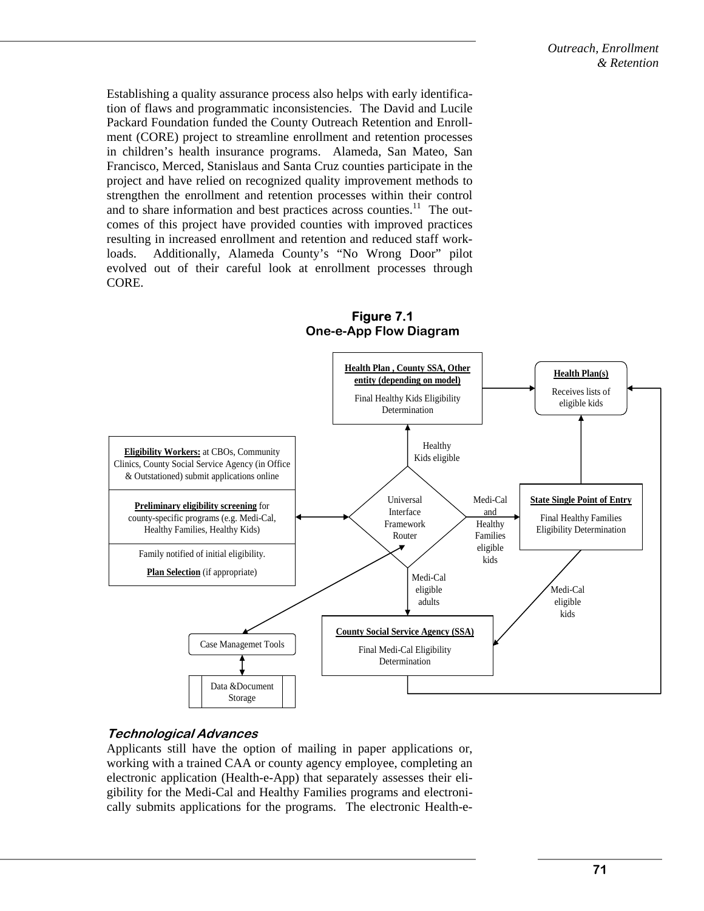Establishing a quality assurance process also helps with early identification of flaws and programmatic inconsistencies. The David and Lucile Packard Foundation funded the County Outreach Retention and Enrollment (CORE) project to streamline enrollment and retention processes in children's health insurance programs. Alameda, San Mateo, San Francisco, Merced, Stanislaus and Santa Cruz counties participate in the project and have relied on recognized quality improvement methods to strengthen the enrollment and retention processes within their control and to share information and best practices across counties.[11] The outcomes of this project have provided counties with improved practices resulting in increased enrollment and retention and reduced staff workloads. Additionally, Alameda County's "No Wrong Door" pilot evolved out of their careful look at enrollment processes through CORE.

**Figure 7.1**
**One-e-App Flow Diagram**

**Eligibility Workers:** at CBOs, Community Clinics, County Social Service Agency (in Office & Outstationed) submit applications online

**Preliminary eligibility screening** for county-specific programs (e.g. Medi-Cal, Healthy Families, Healthy Kids)

Family notified of initial eligibility.

**Plan Selection** (if appropriate)

Universal Interface Framework Router

Healthy Kids eligible

**Health Plan , County SSA, Other entity (depending on model)**

Final Healthy Kids Eligibility Determination

**Health Plan(s)**

Receives lists of eligible kids

Medi-Cal and Healthy Families eligible kids

**State Single Point of Entry**

Final Healthy Families Eligibility Determination

Medi-Cal eligible adults

Medi-Cal eligible kids

**County Social Service Agency (SSA)**

Final Medi-Cal Eligibility Determination

Case Managemet Tools

Data &Document Storage

### *Technological Advances*

Applicants still have the option of mailing in paper applications or, working with a trained CAA or county agency employee, completing an electronic application (Health-e-App) that separately assesses their eligibility for the Medi-Cal and Healthy Families programs and electronically submits applications for the programs. The electronic Health-e-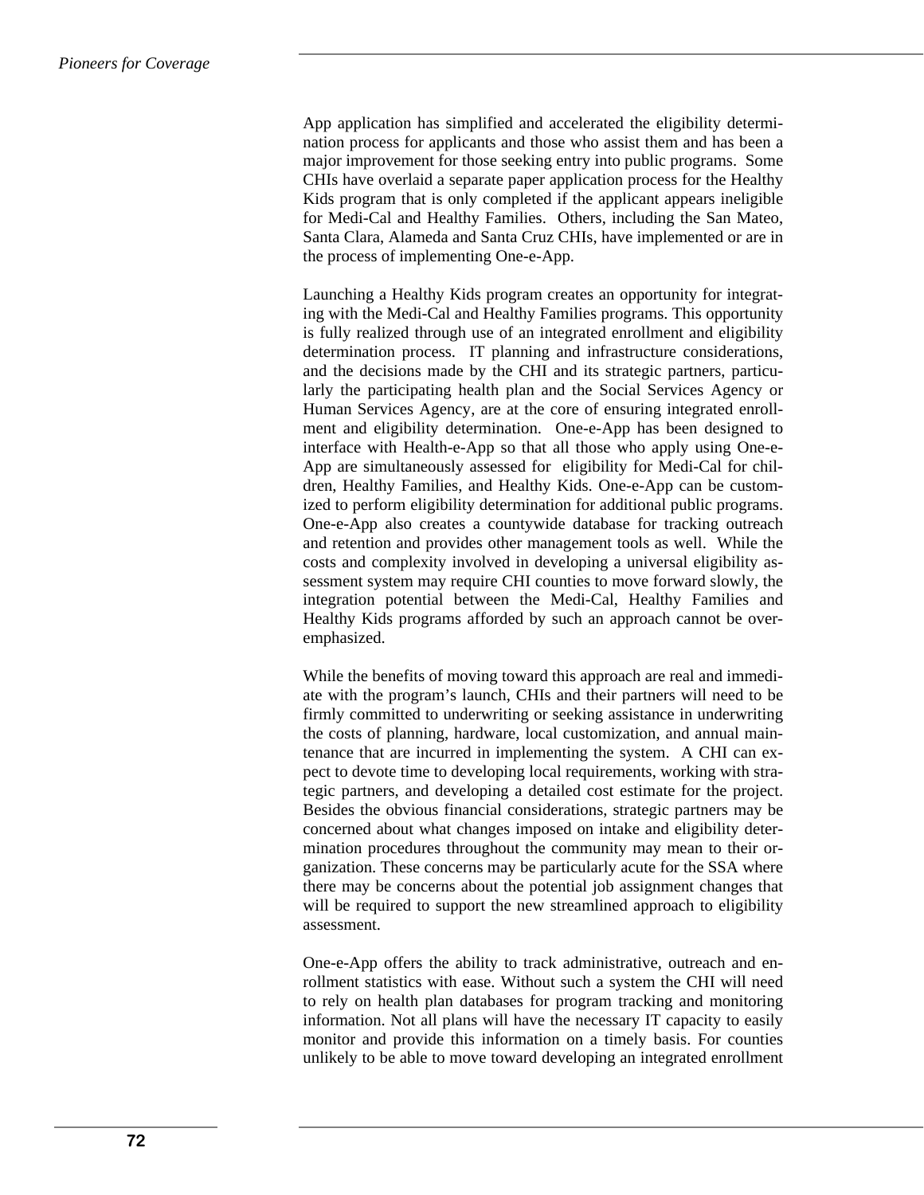App application has simplified and accelerated the eligibility determination process for applicants and those who assist them and has been a major improvement for those seeking entry into public programs. Some CHIs have overlaid a separate paper application process for the Healthy Kids program that is only completed if the applicant appears ineligible for Medi-Cal and Healthy Families. Others, including the San Mateo, Santa Clara, Alameda and Santa Cruz CHIs, have implemented or are in the process of implementing One-e-App.

Launching a Healthy Kids program creates an opportunity for integrating with the Medi-Cal and Healthy Families programs. This opportunity is fully realized through use of an integrated enrollment and eligibility determination process. IT planning and infrastructure considerations, and the decisions made by the CHI and its strategic partners, particularly the participating health plan and the Social Services Agency or Human Services Agency, are at the core of ensuring integrated enrollment and eligibility determination. One-e-App has been designed to interface with Health-e-App so that all those who apply using One-e-App are simultaneously assessed for eligibility for Medi-Cal for children, Healthy Families, and Healthy Kids. One-e-App can be customized to perform eligibility determination for additional public programs. One-e-App also creates a countywide database for tracking outreach and retention and provides other management tools as well. While the costs and complexity involved in developing a universal eligibility assessment system may require CHI counties to move forward slowly, the integration potential between the Medi-Cal, Healthy Families and Healthy Kids programs afforded by such an approach cannot be overemphasized.

While the benefits of moving toward this approach are real and immediate with the program's launch, CHIs and their partners will need to be firmly committed to underwriting or seeking assistance in underwriting the costs of planning, hardware, local customization, and annual maintenance that are incurred in implementing the system. A CHI can expect to devote time to developing local requirements, working with strategic partners, and developing a detailed cost estimate for the project. Besides the obvious financial considerations, strategic partners may be concerned about what changes imposed on intake and eligibility determination procedures throughout the community may mean to their organization. These concerns may be particularly acute for the SSA where there may be concerns about the potential job assignment changes that will be required to support the new streamlined approach to eligibility assessment.

One-e-App offers the ability to track administrative, outreach and enrollment statistics with ease. Without such a system the CHI will need to rely on health plan databases for program tracking and monitoring information. Not all plans will have the necessary IT capacity to easily monitor and provide this information on a timely basis. For counties unlikely to be able to move toward developing an integrated enrollment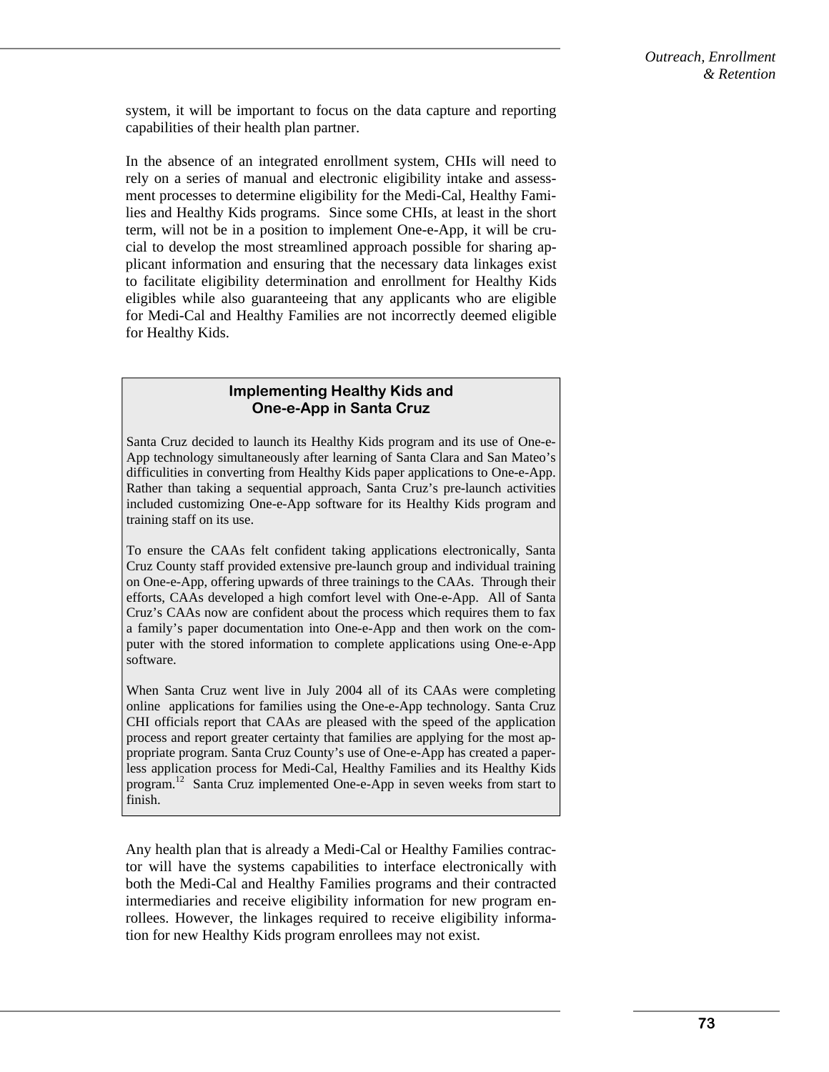system, it will be important to focus on the data capture and reporting capabilities of their health plan partner.

In the absence of an integrated enrollment system, CHIs will need to rely on a series of manual and electronic eligibility intake and assessment processes to determine eligibility for the Medi-Cal, Healthy Families and Healthy Kids programs. Since some CHIs, at least in the short term, will not be in a position to implement One-e-App, it will be crucial to develop the most streamlined approach possible for sharing applicant information and ensuring that the necessary data linkages exist to facilitate eligibility determination and enrollment for Healthy Kids eligibles while also guaranteeing that any applicants who are eligible for Medi-Cal and Healthy Families are not incorrectly deemed eligible for Healthy Kids.

### Implementing Healthy Kids and One-e-App in Santa Cruz

Santa Cruz decided to launch its Healthy Kids program and its use of One-e-App technology simultaneously after learning of Santa Clara and San Mateo's difficulities in converting from Healthy Kids paper applications to One-e-App. Rather than taking a sequential approach, Santa Cruz's pre-launch activities included customizing One-e-App software for its Healthy Kids program and training staff on its use.

To ensure the CAAs felt confident taking applications electronically, Santa Cruz County staff provided extensive pre-launch group and individual training on One-e-App, offering upwards of three trainings to the CAAs. Through their efforts, CAAs developed a high comfort level with One-e-App. All of Santa Cruz's CAAs now are confident about the process which requires them to fax a family's paper documentation into One-e-App and then work on the computer with the stored information to complete applications using One-e-App software.

When Santa Cruz went live in July 2004 all of its CAAs were completing online applications for families using the One-e-App technology. Santa Cruz CHI officials report that CAAs are pleased with the speed of the application process and report greater certainty that families are applying for the most appropriate program. Santa Cruz County's use of One-e-App has created a paperless application process for Medi-Cal, Healthy Families and its Healthy Kids program.[12] Santa Cruz implemented One-e-App in seven weeks from start to finish.

Any health plan that is already a Medi-Cal or Healthy Families contractor will have the systems capabilities to interface electronically with both the Medi-Cal and Healthy Families programs and their contracted intermediaries and receive eligibility information for new program enrollees. However, the linkages required to receive eligibility information for new Healthy Kids program enrollees may not exist.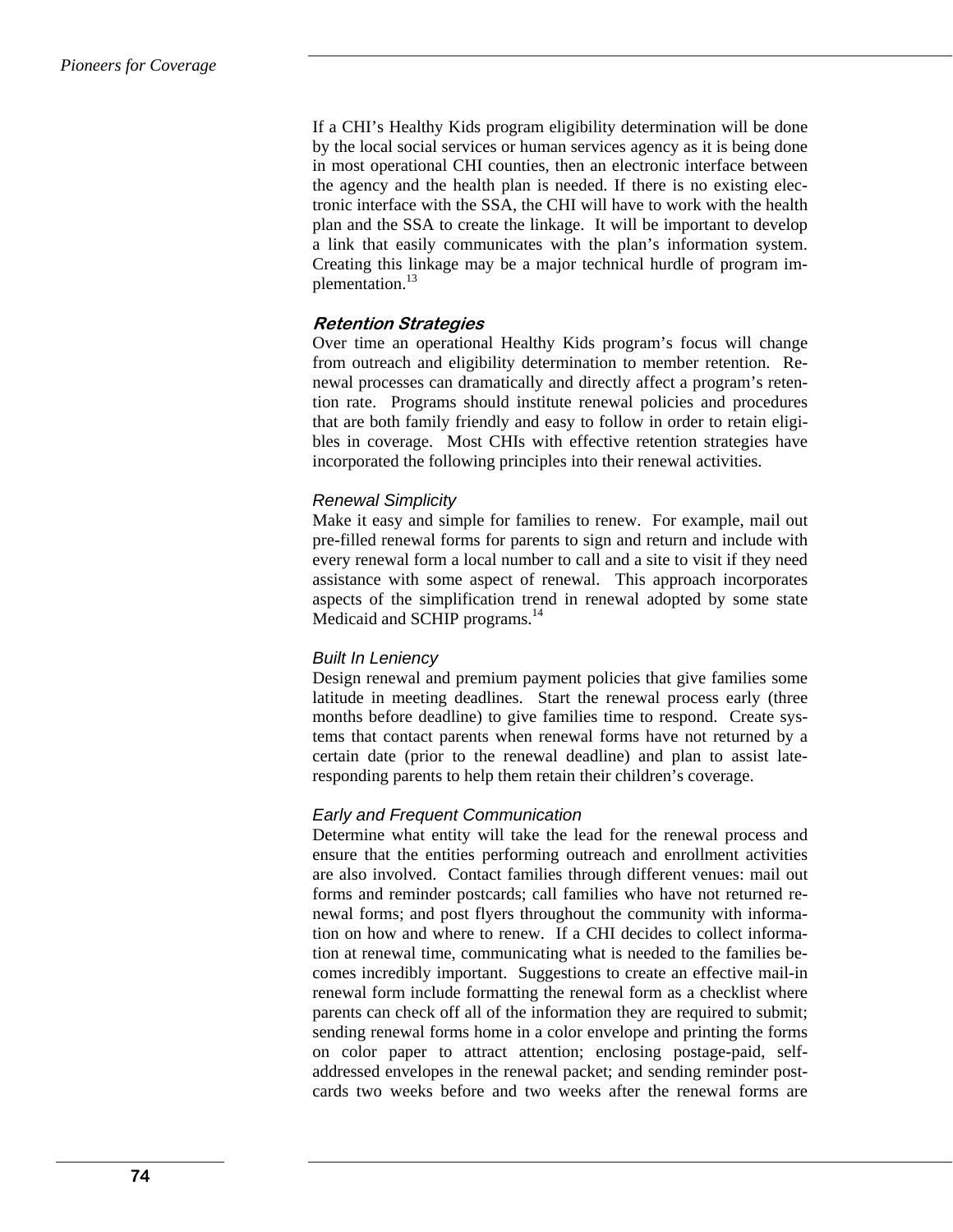If a CHI's Healthy Kids program eligibility determination will be done by the local social services or human services agency as it is being done in most operational CHI counties, then an electronic interface between the agency and the health plan is needed. If there is no existing electronic interface with the SSA, the CHI will have to work with the health plan and the SSA to create the linkage. It will be important to develop a link that easily communicates with the plan's information system. Creating this linkage may be a major technical hurdle of program implementation.[13]

### Retention Strategies

Over time an operational Healthy Kids program's focus will change from outreach and eligibility determination to member retention. Renewal processes can dramatically and directly affect a program's retention rate. Programs should institute renewal policies and procedures that are both family friendly and easy to follow in order to retain eligibles in coverage. Most CHIs with effective retention strategies have incorporated the following principles into their renewal activities.

#### *Renewal Simplicity*

Make it easy and simple for families to renew. For example, mail out pre-filled renewal forms for parents to sign and return and include with every renewal form a local number to call and a site to visit if they need assistance with some aspect of renewal. This approach incorporates aspects of the simplification trend in renewal adopted by some state Medicaid and SCHIP programs.[14]

#### *Built In Leniency*

Design renewal and premium payment policies that give families some latitude in meeting deadlines. Start the renewal process early (three months before deadline) to give families time to respond. Create systems that contact parents when renewal forms have not returned by a certain date (prior to the renewal deadline) and plan to assist late-responding parents to help them retain their children's coverage.

#### *Early and Frequent Communication*

Determine what entity will take the lead for the renewal process and ensure that the entities performing outreach and enrollment activities are also involved. Contact families through different venues: mail out forms and reminder postcards; call families who have not returned renewal forms; and post flyers throughout the community with information on how and where to renew. If a CHI decides to collect information at renewal time, communicating what is needed to the families becomes incredibly important. Suggestions to create an effective mail-in renewal form include formatting the renewal form as a checklist where parents can check off all of the information they are required to submit; sending renewal forms home in a color envelope and printing the forms on color paper to attract attention; enclosing postage-paid, self-addressed envelopes in the renewal packet; and sending reminder postcards two weeks before and two weeks after the renewal forms are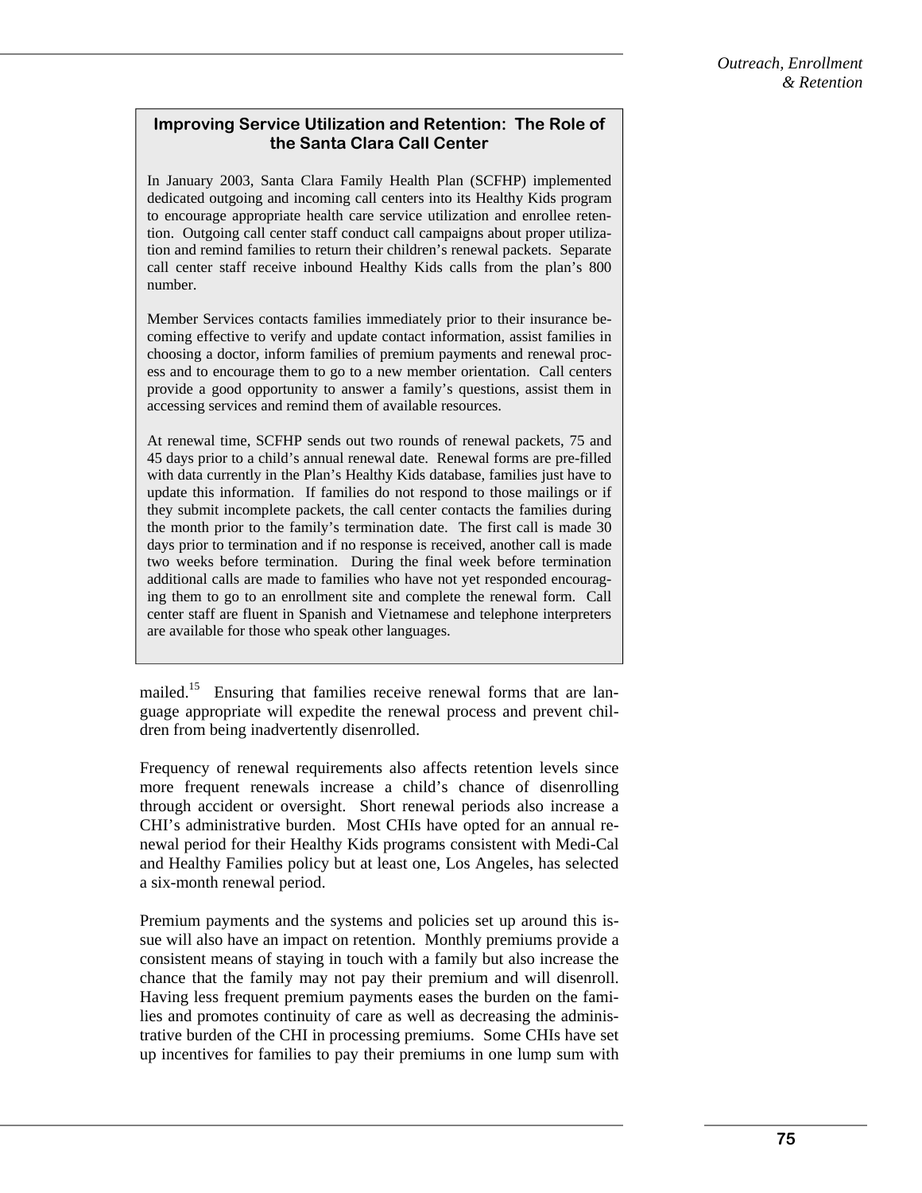### Improving Service Utilization and Retention: The Role of the Santa Clara Call Center

In January 2003, Santa Clara Family Health Plan (SCFHP) implemented dedicated outgoing and incoming call centers into its Healthy Kids program to encourage appropriate health care service utilization and enrollee retention. Outgoing call center staff conduct call campaigns about proper utilization and remind families to return their children's renewal packets. Separate call center staff receive inbound Healthy Kids calls from the plan's 800 number.

Member Services contacts families immediately prior to their insurance becoming effective to verify and update contact information, assist families in choosing a doctor, inform families of premium payments and renewal process and to encourage them to go to a new member orientation. Call centers provide a good opportunity to answer a family's questions, assist them in accessing services and remind them of available resources.

At renewal time, SCFHP sends out two rounds of renewal packets, 75 and 45 days prior to a child's annual renewal date. Renewal forms are pre-filled with data currently in the Plan's Healthy Kids database, families just have to update this information. If families do not respond to those mailings or if they submit incomplete packets, the call center contacts the families during the month prior to the family's termination date. The first call is made 30 days prior to termination and if no response is received, another call is made two weeks before termination. During the final week before termination additional calls are made to families who have not yet responded encouraging them to go to an enrollment site and complete the renewal form. Call center staff are fluent in Spanish and Vietnamese and telephone interpreters are available for those who speak other languages.

mailed.[15] Ensuring that families receive renewal forms that are language appropriate will expedite the renewal process and prevent children from being inadvertently disenrolled.

Frequency of renewal requirements also affects retention levels since more frequent renewals increase a child's chance of disenrolling through accident or oversight. Short renewal periods also increase a CHI's administrative burden. Most CHIs have opted for an annual renewal period for their Healthy Kids programs consistent with Medi-Cal and Healthy Families policy but at least one, Los Angeles, has selected a six-month renewal period.

Premium payments and the systems and policies set up around this issue will also have an impact on retention. Monthly premiums provide a consistent means of staying in touch with a family but also increase the chance that the family may not pay their premium and will disenroll. Having less frequent premium payments eases the burden on the families and promotes continuity of care as well as decreasing the administrative burden of the CHI in processing premiums. Some CHIs have set up incentives for families to pay their premiums in one lump sum with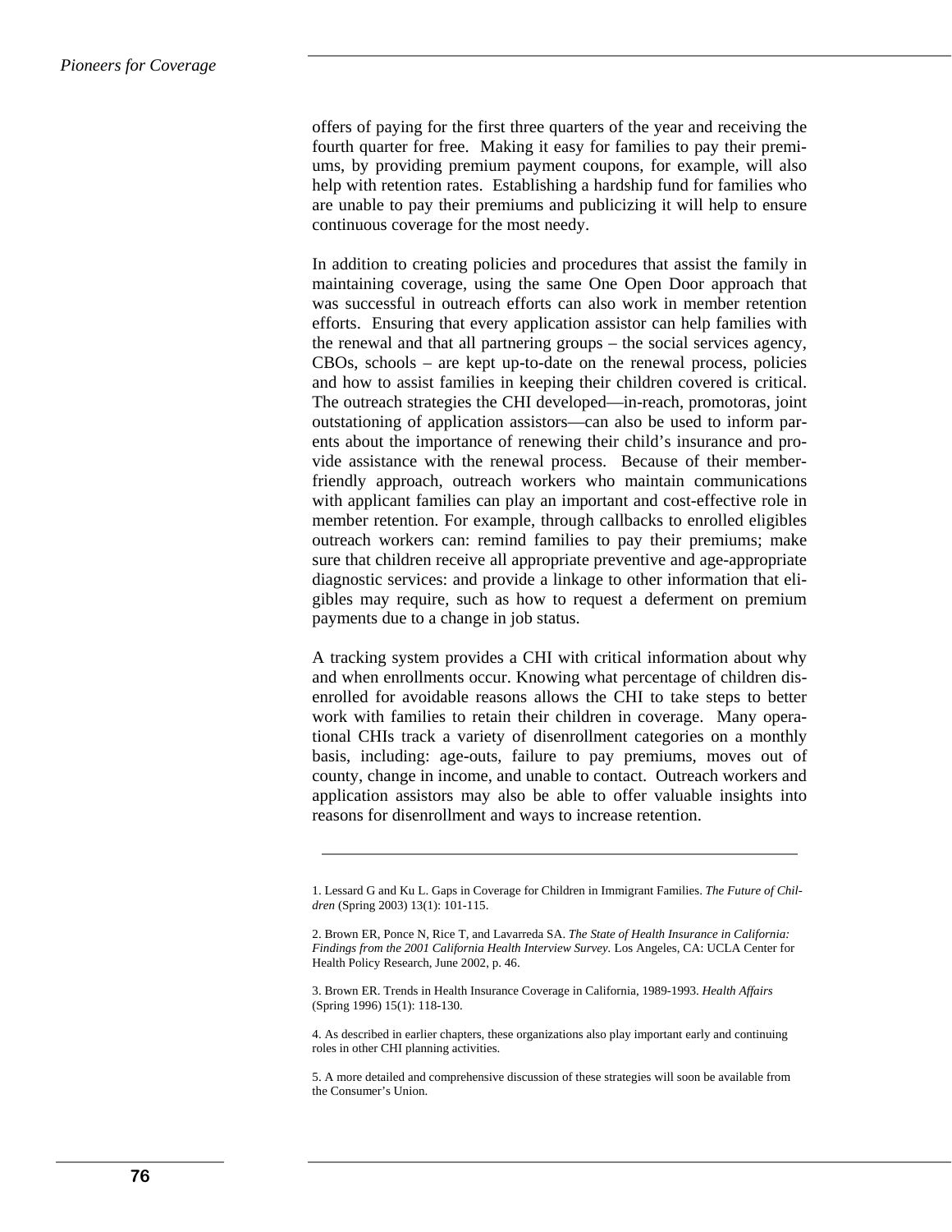offers of paying for the first three quarters of the year and receiving the fourth quarter for free. Making it easy for families to pay their premiums, by providing premium payment coupons, for example, will also help with retention rates. Establishing a hardship fund for families who are unable to pay their premiums and publicizing it will help to ensure continuous coverage for the most needy.

In addition to creating policies and procedures that assist the family in maintaining coverage, using the same One Open Door approach that was successful in outreach efforts can also work in member retention efforts. Ensuring that every application assistor can help families with the renewal and that all partnering groups – the social services agency, CBOs, schools – are kept up-to-date on the renewal process, policies and how to assist families in keeping their children covered is critical. The outreach strategies the CHI developed—in-reach, promotoras, joint outstationing of application assistors—can also be used to inform parents about the importance of renewing their child's insurance and provide assistance with the renewal process. Because of their member-friendly approach, outreach workers who maintain communications with applicant families can play an important and cost-effective role in member retention. For example, through callbacks to enrolled eligibles outreach workers can: remind families to pay their premiums; make sure that children receive all appropriate preventive and age-appropriate diagnostic services: and provide a linkage to other information that eligibles may require, such as how to request a deferment on premium payments due to a change in job status.

A tracking system provides a CHI with critical information about why and when enrollments occur. Knowing what percentage of children disenrolled for avoidable reasons allows the CHI to take steps to better work with families to retain their children in coverage. Many operational CHIs track a variety of disenrollment categories on a monthly basis, including: age-outs, failure to pay premiums, moves out of county, change in income, and unable to contact. Outreach workers and application assistors may also be able to offer valuable insights into reasons for disenrollment and ways to increase retention.

---

1. Lessard G and Ku L. Gaps in Coverage for Children in Immigrant Families. *The Future of Children* (Spring 2003) 13(1): 101-115.

2. Brown ER, Ponce N, Rice T, and Lavarreda SA. *The State of Health Insurance in California: Findings from the 2001 California Health Interview Survey.* Los Angeles, CA: UCLA Center for Health Policy Research, June 2002, p. 46.

3. Brown ER. Trends in Health Insurance Coverage in California, 1989-1993. *Health Affairs* (Spring 1996) 15(1): 118-130.

4. As described in earlier chapters, these organizations also play important early and continuing roles in other CHI planning activities.

5. A more detailed and comprehensive discussion of these strategies will soon be available from the Consumer's Union.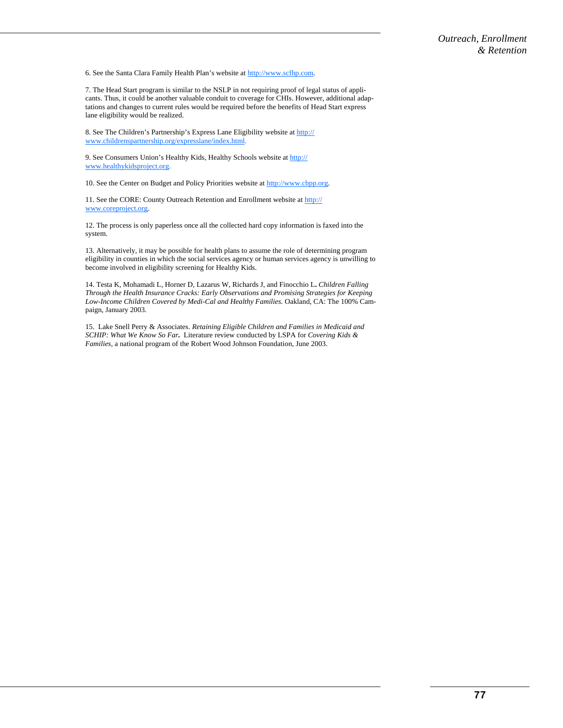6. See the Santa Clara Family Health Plan's website at http://www.scfhp.com.

7. The Head Start program is similar to the NSLP in not requiring proof of legal status of applicants. Thus, it could be another valuable conduit to coverage for CHIs. However, additional adaptations and changes to current rules would be required before the benefits of Head Start express lane eligibility would be realized.

8. See The Children's Partnership's Express Lane Eligibility website at http://www.childrenspartnership.org/expresslane/index.html.

9. See Consumers Union's Healthy Kids, Healthy Schools website at http://www.healthykidsproject.org.

10. See the Center on Budget and Policy Priorities website at http://www.cbpp.org.

11. See the CORE: County Outreach Retention and Enrollment website at http://www.coreproject.org.

12. The process is only paperless once all the collected hard copy information is faxed into the system.

13. Alternatively, it may be possible for health plans to assume the role of determining program eligibility in counties in which the social services agency or human services agency is unwilling to become involved in eligibility screening for Healthy Kids.

14. Testa K, Mohamadi L, Horner D, Lazarus W, Richards J, and Finocchio L**.** *Children Falling Through the Health Insurance Cracks: Early Observations and Promising Strategies for Keeping Low-Income Children Covered by Medi-Cal and Healthy Families.* Oakland, CA: The 100% Campaign, January 2003.

15. Lake Snell Perry & Associates. *Retaining Eligible Children and Families in Medicaid and SCHIP: What We Know So Far.* Literature review conducted by LSPA for *Covering Kids & Families*, a national program of the Robert Wood Johnson Foundation, June 2003.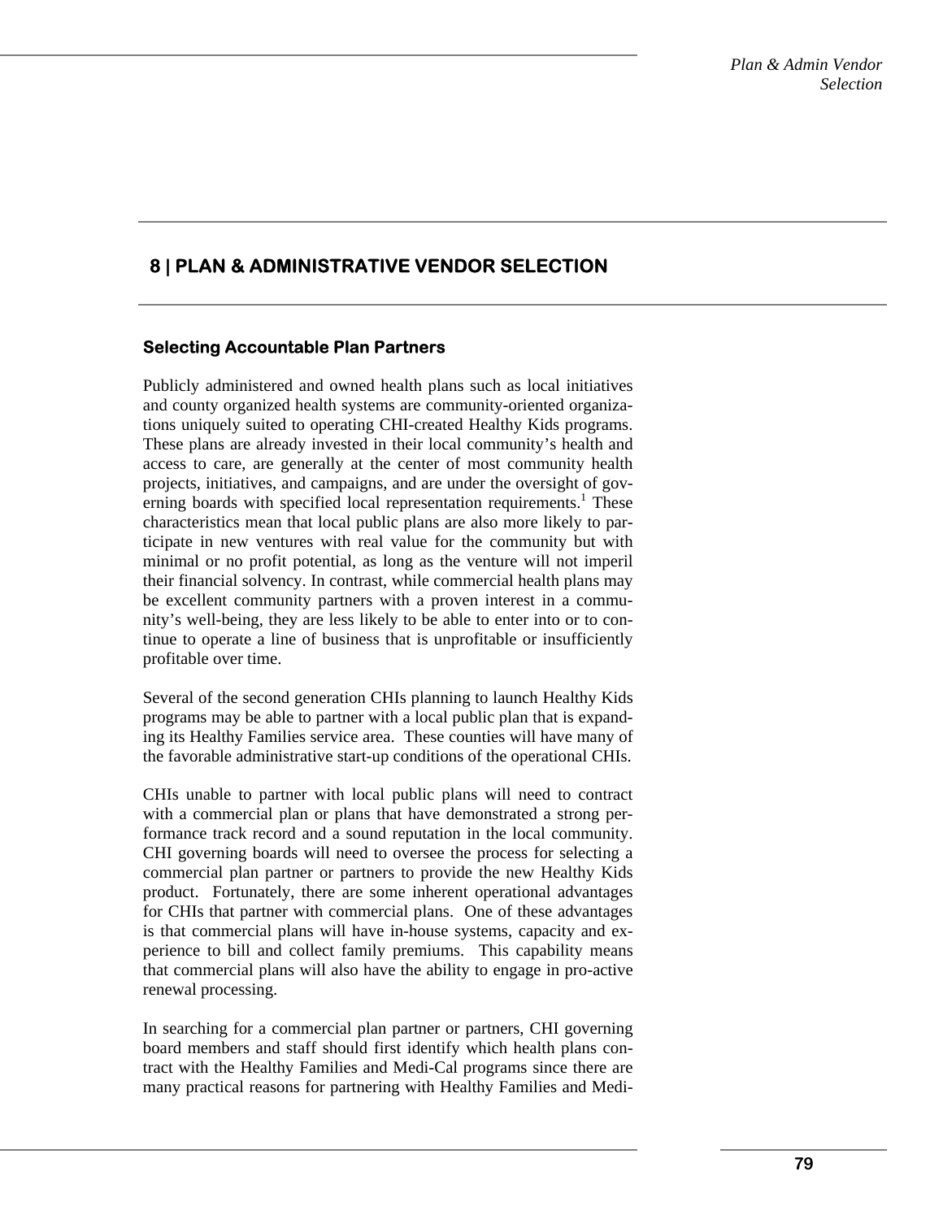## 8 | PLAN & ADMINISTRATIVE VENDOR SELECTION

### Selecting Accountable Plan Partners

Publicly administered and owned health plans such as local initiatives and county organized health systems are community-oriented organizations uniquely suited to operating CHI-created Healthy Kids programs. These plans are already invested in their local community's health and access to care, are generally at the center of most community health projects, initiatives, and campaigns, and are under the oversight of governing boards with specified local representation requirements.[1] These characteristics mean that local public plans are also more likely to participate in new ventures with real value for the community but with minimal or no profit potential, as long as the venture will not imperil their financial solvency. In contrast, while commercial health plans may be excellent community partners with a proven interest in a community's well-being, they are less likely to be able to enter into or to continue to operate a line of business that is unprofitable or insufficiently profitable over time.

Several of the second generation CHIs planning to launch Healthy Kids programs may be able to partner with a local public plan that is expanding its Healthy Families service area. These counties will have many of the favorable administrative start-up conditions of the operational CHIs.

CHIs unable to partner with local public plans will need to contract with a commercial plan or plans that have demonstrated a strong performance track record and a sound reputation in the local community. CHI governing boards will need to oversee the process for selecting a commercial plan partner or partners to provide the new Healthy Kids product. Fortunately, there are some inherent operational advantages for CHIs that partner with commercial plans. One of these advantages is that commercial plans will have in-house systems, capacity and experience to bill and collect family premiums. This capability means that commercial plans will also have the ability to engage in pro-active renewal processing.

In searching for a commercial plan partner or partners, CHI governing board members and staff should first identify which health plans contract with the Healthy Families and Medi-Cal programs since there are many practical reasons for partnering with Healthy Families and Medi-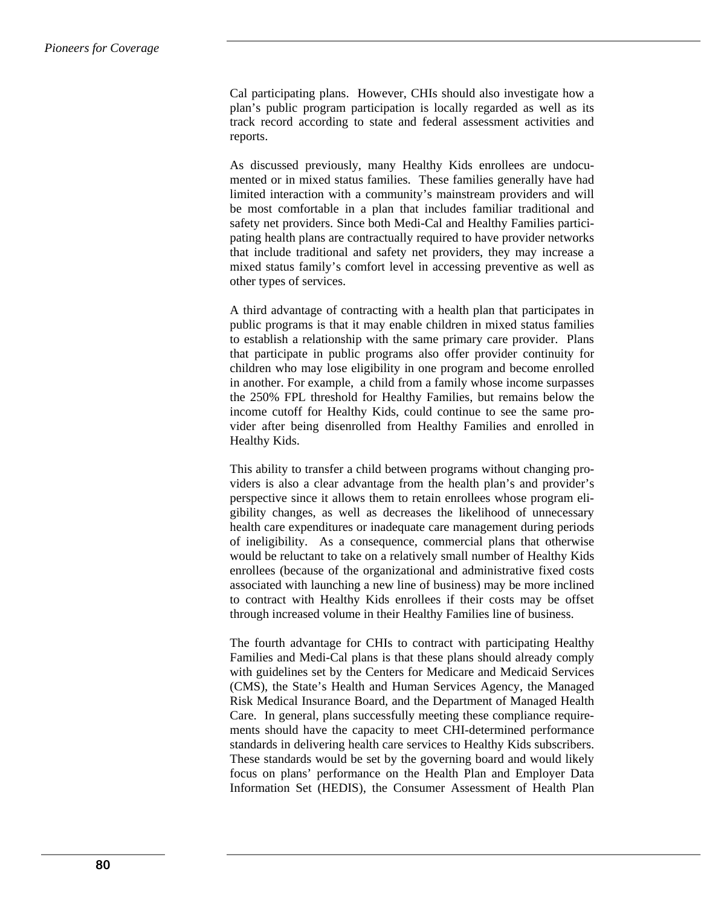Cal participating plans. However, CHIs should also investigate how a plan's public program participation is locally regarded as well as its track record according to state and federal assessment activities and reports.

As discussed previously, many Healthy Kids enrollees are undocumented or in mixed status families. These families generally have had limited interaction with a community's mainstream providers and will be most comfortable in a plan that includes familiar traditional and safety net providers. Since both Medi-Cal and Healthy Families participating health plans are contractually required to have provider networks that include traditional and safety net providers, they may increase a mixed status family's comfort level in accessing preventive as well as other types of services.

A third advantage of contracting with a health plan that participates in public programs is that it may enable children in mixed status families to establish a relationship with the same primary care provider. Plans that participate in public programs also offer provider continuity for children who may lose eligibility in one program and become enrolled in another. For example, a child from a family whose income surpasses the 250% FPL threshold for Healthy Families, but remains below the income cutoff for Healthy Kids, could continue to see the same provider after being disenrolled from Healthy Families and enrolled in Healthy Kids.

This ability to transfer a child between programs without changing providers is also a clear advantage from the health plan's and provider's perspective since it allows them to retain enrollees whose program eligibility changes, as well as decreases the likelihood of unnecessary health care expenditures or inadequate care management during periods of ineligibility. As a consequence, commercial plans that otherwise would be reluctant to take on a relatively small number of Healthy Kids enrollees (because of the organizational and administrative fixed costs associated with launching a new line of business) may be more inclined to contract with Healthy Kids enrollees if their costs may be offset through increased volume in their Healthy Families line of business.

The fourth advantage for CHIs to contract with participating Healthy Families and Medi-Cal plans is that these plans should already comply with guidelines set by the Centers for Medicare and Medicaid Services (CMS), the State's Health and Human Services Agency, the Managed Risk Medical Insurance Board, and the Department of Managed Health Care. In general, plans successfully meeting these compliance requirements should have the capacity to meet CHI-determined performance standards in delivering health care services to Healthy Kids subscribers. These standards would be set by the governing board and would likely focus on plans' performance on the Health Plan and Employer Data Information Set (HEDIS), the Consumer Assessment of Health Plan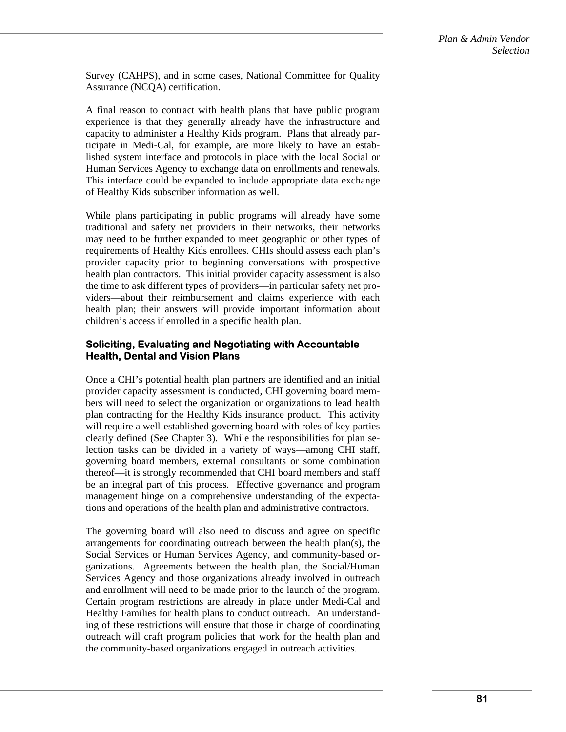Survey (CAHPS), and in some cases, National Committee for Quality Assurance (NCQA) certification.

A final reason to contract with health plans that have public program experience is that they generally already have the infrastructure and capacity to administer a Healthy Kids program. Plans that already participate in Medi-Cal, for example, are more likely to have an established system interface and protocols in place with the local Social or Human Services Agency to exchange data on enrollments and renewals. This interface could be expanded to include appropriate data exchange of Healthy Kids subscriber information as well.

While plans participating in public programs will already have some traditional and safety net providers in their networks, their networks may need to be further expanded to meet geographic or other types of requirements of Healthy Kids enrollees. CHIs should assess each plan's provider capacity prior to beginning conversations with prospective health plan contractors. This initial provider capacity assessment is also the time to ask different types of providers—in particular safety net providers—about their reimbursement and claims experience with each health plan; their answers will provide important information about children's access if enrolled in a specific health plan.

### Soliciting, Evaluating and Negotiating with Accountable Health, Dental and Vision Plans

Once a CHI's potential health plan partners are identified and an initial provider capacity assessment is conducted, CHI governing board members will need to select the organization or organizations to lead health plan contracting for the Healthy Kids insurance product. This activity will require a well-established governing board with roles of key parties clearly defined (See Chapter 3). While the responsibilities for plan selection tasks can be divided in a variety of ways—among CHI staff, governing board members, external consultants or some combination thereof—it is strongly recommended that CHI board members and staff be an integral part of this process. Effective governance and program management hinge on a comprehensive understanding of the expectations and operations of the health plan and administrative contractors.

The governing board will also need to discuss and agree on specific arrangements for coordinating outreach between the health plan(s), the Social Services or Human Services Agency, and community-based organizations. Agreements between the health plan, the Social/Human Services Agency and those organizations already involved in outreach and enrollment will need to be made prior to the launch of the program. Certain program restrictions are already in place under Medi-Cal and Healthy Families for health plans to conduct outreach. An understanding of these restrictions will ensure that those in charge of coordinating outreach will craft program policies that work for the health plan and the community-based organizations engaged in outreach activities.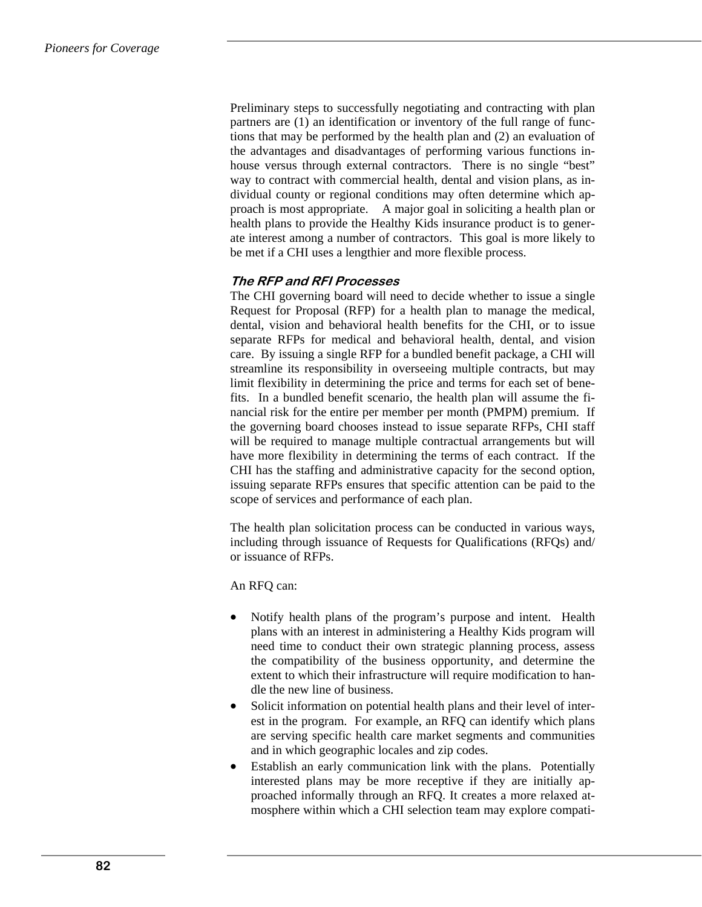Preliminary steps to successfully negotiating and contracting with plan partners are (1) an identification or inventory of the full range of functions that may be performed by the health plan and (2) an evaluation of the advantages and disadvantages of performing various functions in-house versus through external contractors. There is no single "best" way to contract with commercial health, dental and vision plans, as individual county or regional conditions may often determine which approach is most appropriate. A major goal in soliciting a health plan or health plans to provide the Healthy Kids insurance product is to generate interest among a number of contractors. This goal is more likely to be met if a CHI uses a lengthier and more flexible process.

### *The RFP and RFI Processes*

The CHI governing board will need to decide whether to issue a single Request for Proposal (RFP) for a health plan to manage the medical, dental, vision and behavioral health benefits for the CHI, or to issue separate RFPs for medical and behavioral health, dental, and vision care. By issuing a single RFP for a bundled benefit package, a CHI will streamline its responsibility in overseeing multiple contracts, but may limit flexibility in determining the price and terms for each set of benefits. In a bundled benefit scenario, the health plan will assume the financial risk for the entire per member per month (PMPM) premium. If the governing board chooses instead to issue separate RFPs, CHI staff will be required to manage multiple contractual arrangements but will have more flexibility in determining the terms of each contract. If the CHI has the staffing and administrative capacity for the second option, issuing separate RFPs ensures that specific attention can be paid to the scope of services and performance of each plan.

The health plan solicitation process can be conducted in various ways, including through issuance of Requests for Qualifications (RFQs) and/or issuance of RFPs.

An RFQ can:

- Notify health plans of the program's purpose and intent. Health plans with an interest in administering a Healthy Kids program will need time to conduct their own strategic planning process, assess the compatibility of the business opportunity, and determine the extent to which their infrastructure will require modification to handle the new line of business.
- Solicit information on potential health plans and their level of interest in the program. For example, an RFQ can identify which plans are serving specific health care market segments and communities and in which geographic locales and zip codes.
- Establish an early communication link with the plans. Potentially interested plans may be more receptive if they are initially approached informally through an RFQ. It creates a more relaxed atmosphere within which a CHI selection team may explore compati-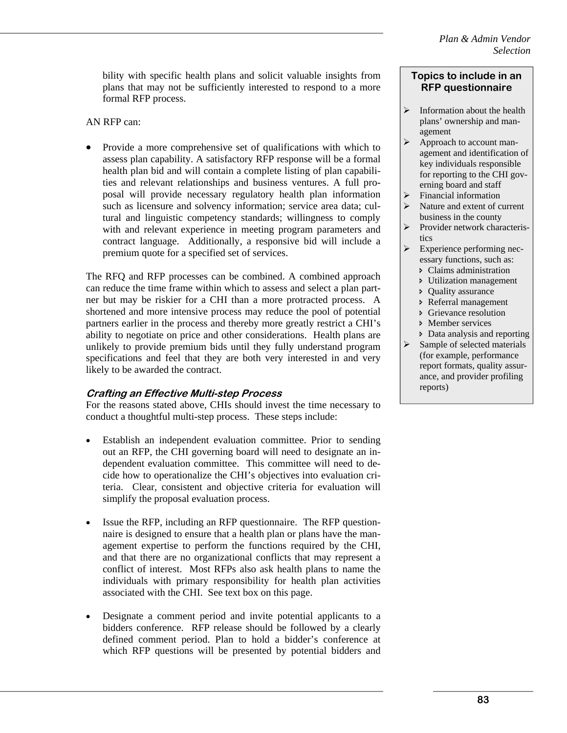bility with specific health plans and solicit valuable insights from plans that may not be sufficiently interested to respond to a more formal RFP process.

AN RFP can:

- Provide a more comprehensive set of qualifications with which to assess plan capability. A satisfactory RFP response will be a formal health plan bid and will contain a complete listing of plan capabilities and relevant relationships and business ventures. A full proposal will provide necessary regulatory health plan information such as licensure and solvency information; service area data; cultural and linguistic competency standards; willingness to comply with and relevant experience in meeting program parameters and contract language. Additionally, a responsive bid will include a premium quote for a specified set of services.

The RFQ and RFP processes can be combined. A combined approach can reduce the time frame within which to assess and select a plan partner but may be riskier for a CHI than a more protracted process. A shortened and more intensive process may reduce the pool of potential partners earlier in the process and thereby more greatly restrict a CHI's ability to negotiate on price and other considerations. Health plans are unlikely to provide premium bids until they fully understand program specifications and feel that they are both very interested in and very likely to be awarded the contract.

### *Crafting an Effective Multi-step Process*

For the reasons stated above, CHIs should invest the time necessary to conduct a thoughtful multi-step process. These steps include:

- Establish an independent evaluation committee. Prior to sending out an RFP, the CHI governing board will need to designate an independent evaluation committee. This committee will need to decide how to operationalize the CHI's objectives into evaluation criteria. Clear, consistent and objective criteria for evaluation will simplify the proposal evaluation process.

- Issue the RFP, including an RFP questionnaire. The RFP questionnaire is designed to ensure that a health plan or plans have the management expertise to perform the functions required by the CHI, and that there are no organizational conflicts that may represent a conflict of interest. Most RFPs also ask health plans to name the individuals with primary responsibility for health plan activities associated with the CHI. See text box on this page.

- Designate a comment period and invite potential applicants to a bidders conference. RFP release should be followed by a clearly defined comment period. Plan to hold a bidder's conference at which RFP questions will be presented by potential bidders and

**Topics to include in an RFP questionnaire**

- Information about the health plans' ownership and management
- Approach to account management and identification of key individuals responsible for reporting to the CHI governing board and staff
- Financial information
- Nature and extent of current business in the county
- Provider network characteristics
- Experience performing necessary functions, such as:
  - Claims administration
  - Utilization management
  - Quality assurance
  - Referral management
  - Grievance resolution
  - Member services
  - Data analysis and reporting
- Sample of selected materials (for example, performance report formats, quality assurance, and provider profiling reports)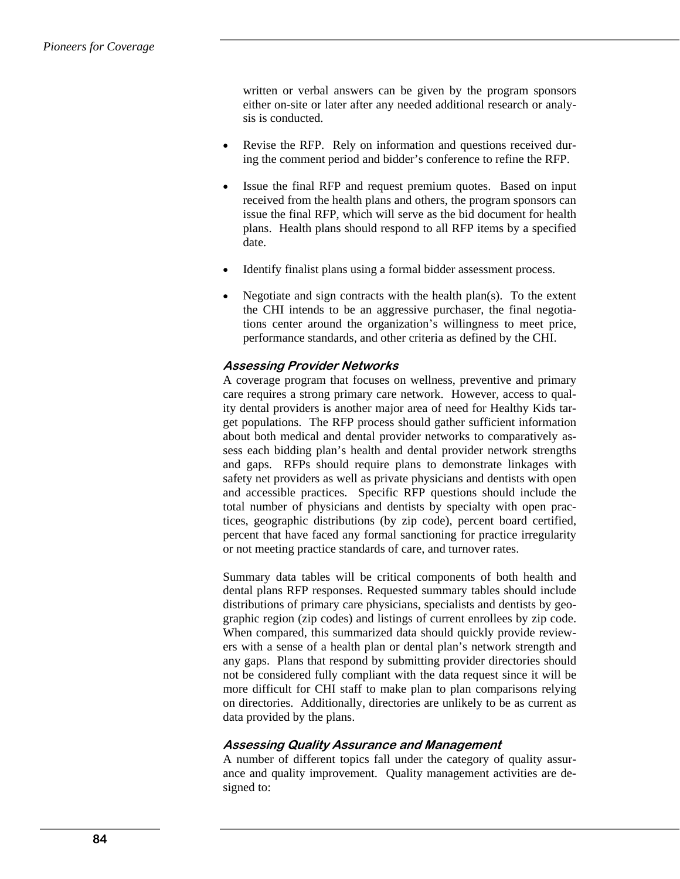written or verbal answers can be given by the program sponsors either on-site or later after any needed additional research or analysis is conducted.

- Revise the RFP. Rely on information and questions received during the comment period and bidder's conference to refine the RFP.

- Issue the final RFP and request premium quotes. Based on input received from the health plans and others, the program sponsors can issue the final RFP, which will serve as the bid document for health plans. Health plans should respond to all RFP items by a specified date.

- Identify finalist plans using a formal bidder assessment process.

- Negotiate and sign contracts with the health plan(s). To the extent the CHI intends to be an aggressive purchaser, the final negotiations center around the organization's willingness to meet price, performance standards, and other criteria as defined by the CHI.

### *Assessing Provider Networks*

A coverage program that focuses on wellness, preventive and primary care requires a strong primary care network. However, access to quality dental providers is another major area of need for Healthy Kids target populations. The RFP process should gather sufficient information about both medical and dental provider networks to comparatively assess each bidding plan's health and dental provider network strengths and gaps. RFPs should require plans to demonstrate linkages with safety net providers as well as private physicians and dentists with open and accessible practices. Specific RFP questions should include the total number of physicians and dentists by specialty with open practices, geographic distributions (by zip code), percent board certified, percent that have faced any formal sanctioning for practice irregularity or not meeting practice standards of care, and turnover rates.

Summary data tables will be critical components of both health and dental plans RFP responses. Requested summary tables should include distributions of primary care physicians, specialists and dentists by geographic region (zip codes) and listings of current enrollees by zip code. When compared, this summarized data should quickly provide reviewers with a sense of a health plan or dental plan's network strength and any gaps. Plans that respond by submitting provider directories should not be considered fully compliant with the data request since it will be more difficult for CHI staff to make plan to plan comparisons relying on directories. Additionally, directories are unlikely to be as current as data provided by the plans.

### *Assessing Quality Assurance and Management*

A number of different topics fall under the category of quality assurance and quality improvement. Quality management activities are designed to: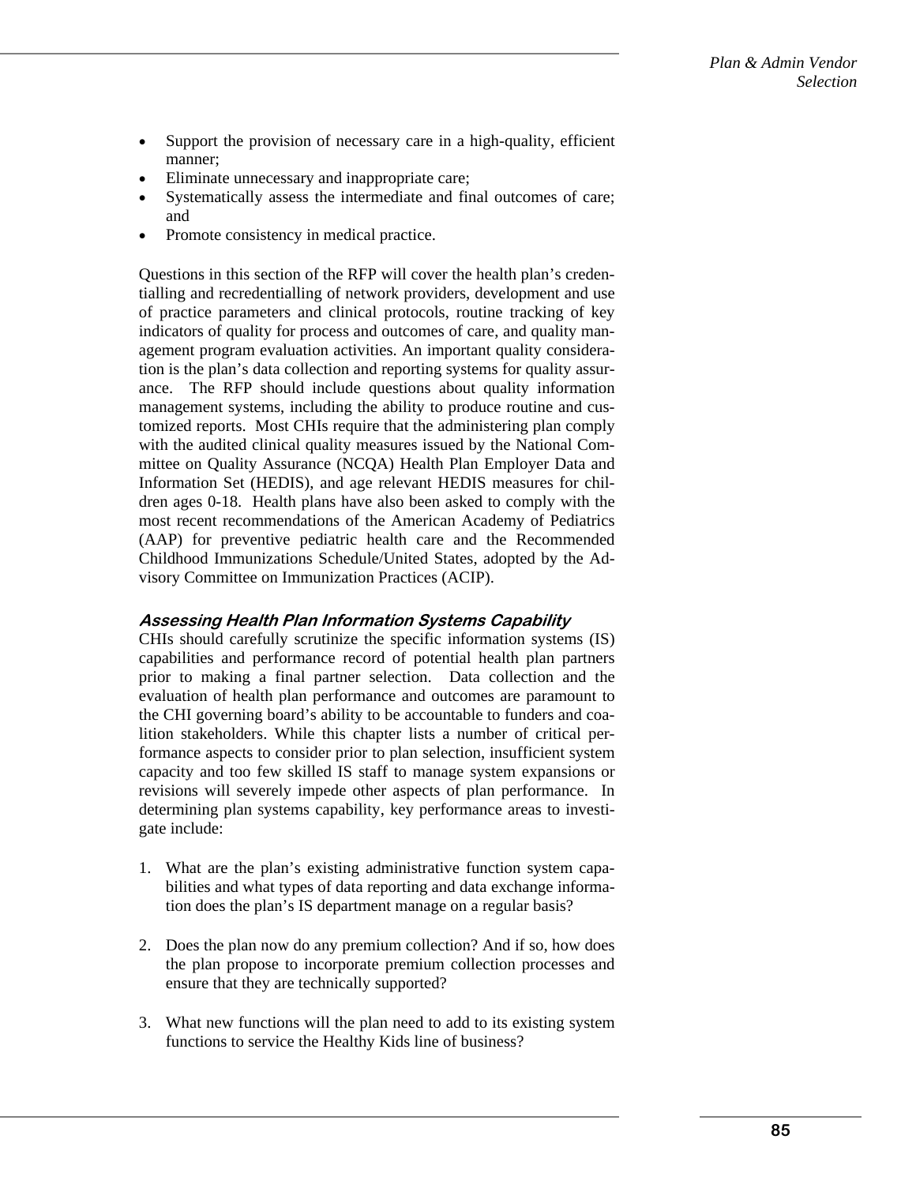- Support the provision of necessary care in a high-quality, efficient manner;
- Eliminate unnecessary and inappropriate care;
- Systematically assess the intermediate and final outcomes of care; and
- Promote consistency in medical practice.

Questions in this section of the RFP will cover the health plan's credentialling and recredentialling of network providers, development and use of practice parameters and clinical protocols, routine tracking of key indicators of quality for process and outcomes of care, and quality management program evaluation activities. An important quality consideration is the plan's data collection and reporting systems for quality assurance. The RFP should include questions about quality information management systems, including the ability to produce routine and customized reports. Most CHIs require that the administering plan comply with the audited clinical quality measures issued by the National Committee on Quality Assurance (NCQA) Health Plan Employer Data and Information Set (HEDIS), and age relevant HEDIS measures for children ages 0-18. Health plans have also been asked to comply with the most recent recommendations of the American Academy of Pediatrics (AAP) for preventive pediatric health care and the Recommended Childhood Immunizations Schedule/United States, adopted by the Advisory Committee on Immunization Practices (ACIP).

### *Assessing Health Plan Information Systems Capability*

CHIs should carefully scrutinize the specific information systems (IS) capabilities and performance record of potential health plan partners prior to making a final partner selection. Data collection and the evaluation of health plan performance and outcomes are paramount to the CHI governing board's ability to be accountable to funders and coalition stakeholders. While this chapter lists a number of critical performance aspects to consider prior to plan selection, insufficient system capacity and too few skilled IS staff to manage system expansions or revisions will severely impede other aspects of plan performance. In determining plan systems capability, key performance areas to investigate include:

1. What are the plan's existing administrative function system capabilities and what types of data reporting and data exchange information does the plan's IS department manage on a regular basis?

2. Does the plan now do any premium collection? And if so, how does the plan propose to incorporate premium collection processes and ensure that they are technically supported?

3. What new functions will the plan need to add to its existing system functions to service the Healthy Kids line of business?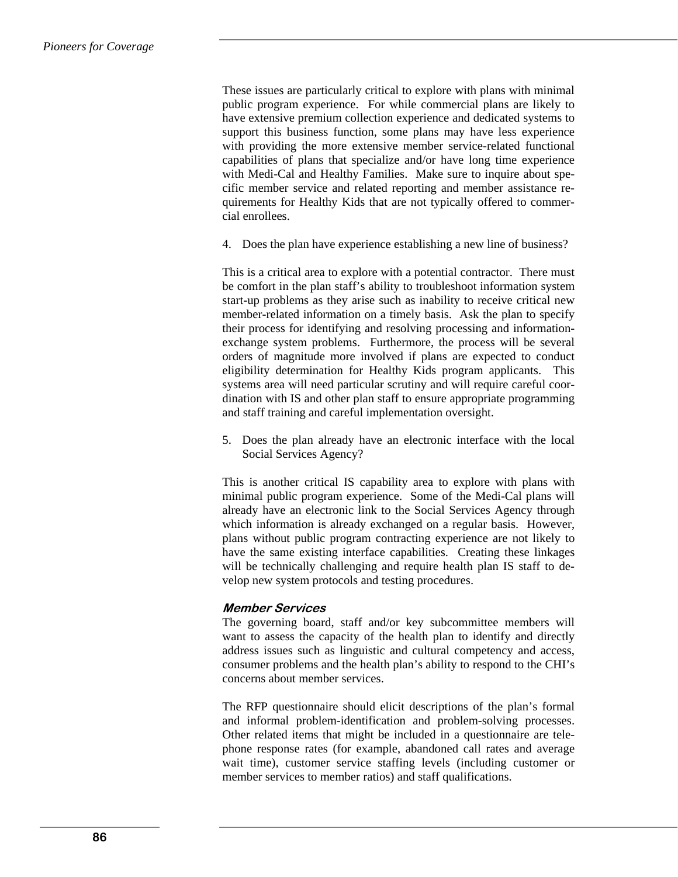These issues are particularly critical to explore with plans with minimal public program experience. For while commercial plans are likely to have extensive premium collection experience and dedicated systems to support this business function, some plans may have less experience with providing the more extensive member service-related functional capabilities of plans that specialize and/or have long time experience with Medi-Cal and Healthy Families. Make sure to inquire about specific member service and related reporting and member assistance requirements for Healthy Kids that are not typically offered to commercial enrollees.

4. Does the plan have experience establishing a new line of business?

This is a critical area to explore with a potential contractor. There must be comfort in the plan staff's ability to troubleshoot information system start-up problems as they arise such as inability to receive critical new member-related information on a timely basis. Ask the plan to specify their process for identifying and resolving processing and information-exchange system problems. Furthermore, the process will be several orders of magnitude more involved if plans are expected to conduct eligibility determination for Healthy Kids program applicants. This systems area will need particular scrutiny and will require careful coordination with IS and other plan staff to ensure appropriate programming and staff training and careful implementation oversight.

5. Does the plan already have an electronic interface with the local Social Services Agency?

This is another critical IS capability area to explore with plans with minimal public program experience. Some of the Medi-Cal plans will already have an electronic link to the Social Services Agency through which information is already exchanged on a regular basis. However, plans without public program contracting experience are not likely to have the same existing interface capabilities. Creating these linkages will be technically challenging and require health plan IS staff to develop new system protocols and testing procedures.

#### *Member Services*

The governing board, staff and/or key subcommittee members will want to assess the capacity of the health plan to identify and directly address issues such as linguistic and cultural competency and access, consumer problems and the health plan's ability to respond to the CHI's concerns about member services.

The RFP questionnaire should elicit descriptions of the plan's formal and informal problem-identification and problem-solving processes. Other related items that might be included in a questionnaire are telephone response rates (for example, abandoned call rates and average wait time), customer service staffing levels (including customer or member services to member ratios) and staff qualifications.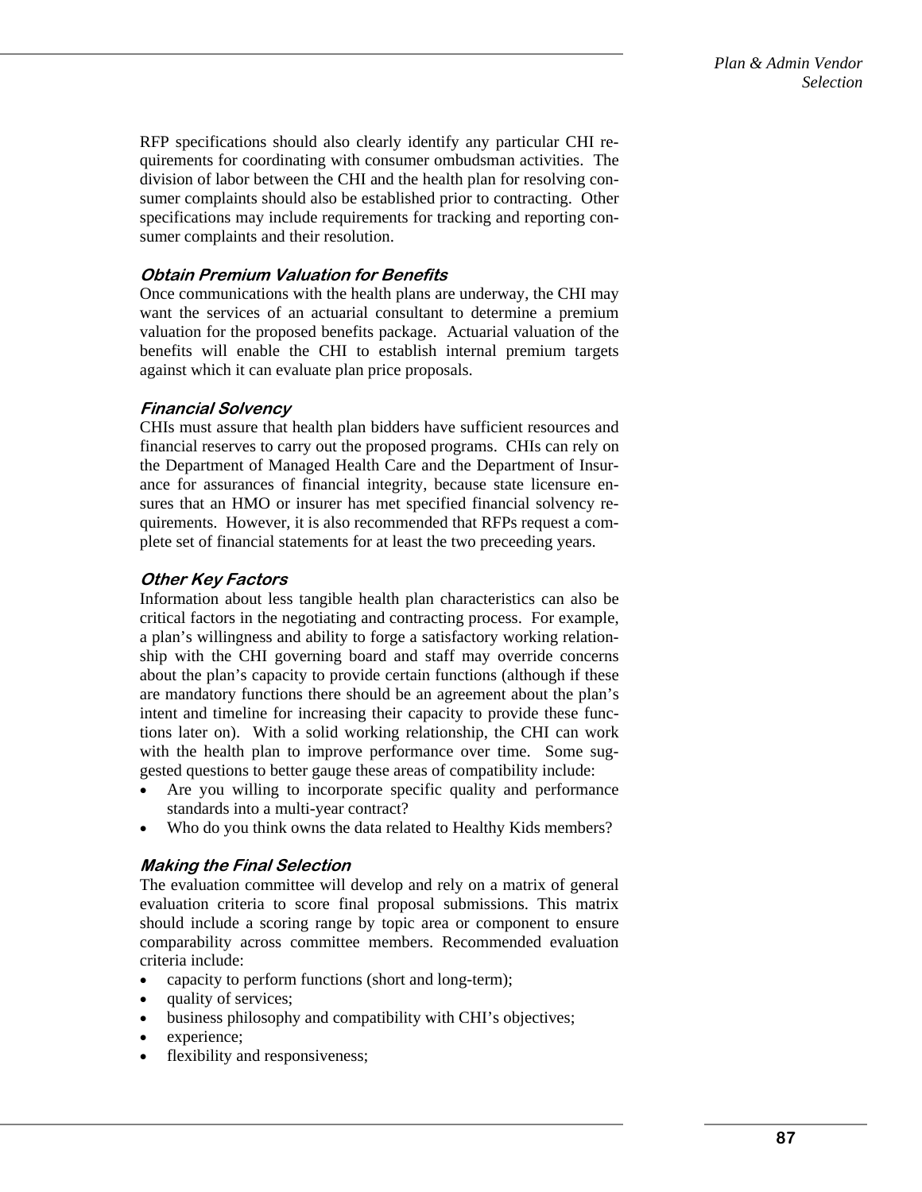RFP specifications should also clearly identify any particular CHI requirements for coordinating with consumer ombudsman activities. The division of labor between the CHI and the health plan for resolving consumer complaints should also be established prior to contracting. Other specifications may include requirements for tracking and reporting consumer complaints and their resolution.

### *Obtain Premium Valuation for Benefits*

Once communications with the health plans are underway, the CHI may want the services of an actuarial consultant to determine a premium valuation for the proposed benefits package. Actuarial valuation of the benefits will enable the CHI to establish internal premium targets against which it can evaluate plan price proposals.

### *Financial Solvency*

CHIs must assure that health plan bidders have sufficient resources and financial reserves to carry out the proposed programs. CHIs can rely on the Department of Managed Health Care and the Department of Insurance for assurances of financial integrity, because state licensure ensures that an HMO or insurer has met specified financial solvency requirements. However, it is also recommended that RFPs request a complete set of financial statements for at least the two preceeding years.

### *Other Key Factors*

Information about less tangible health plan characteristics can also be critical factors in the negotiating and contracting process. For example, a plan's willingness and ability to forge a satisfactory working relationship with the CHI governing board and staff may override concerns about the plan's capacity to provide certain functions (although if these are mandatory functions there should be an agreement about the plan's intent and timeline for increasing their capacity to provide these functions later on). With a solid working relationship, the CHI can work with the health plan to improve performance over time. Some suggested questions to better gauge these areas of compatibility include:

- Are you willing to incorporate specific quality and performance standards into a multi-year contract?
- Who do you think owns the data related to Healthy Kids members?

### *Making the Final Selection*

The evaluation committee will develop and rely on a matrix of general evaluation criteria to score final proposal submissions. This matrix should include a scoring range by topic area or component to ensure comparability across committee members. Recommended evaluation criteria include:

- capacity to perform functions (short and long-term);
- quality of services;
- business philosophy and compatibility with CHI's objectives;
- experience;
- flexibility and responsiveness;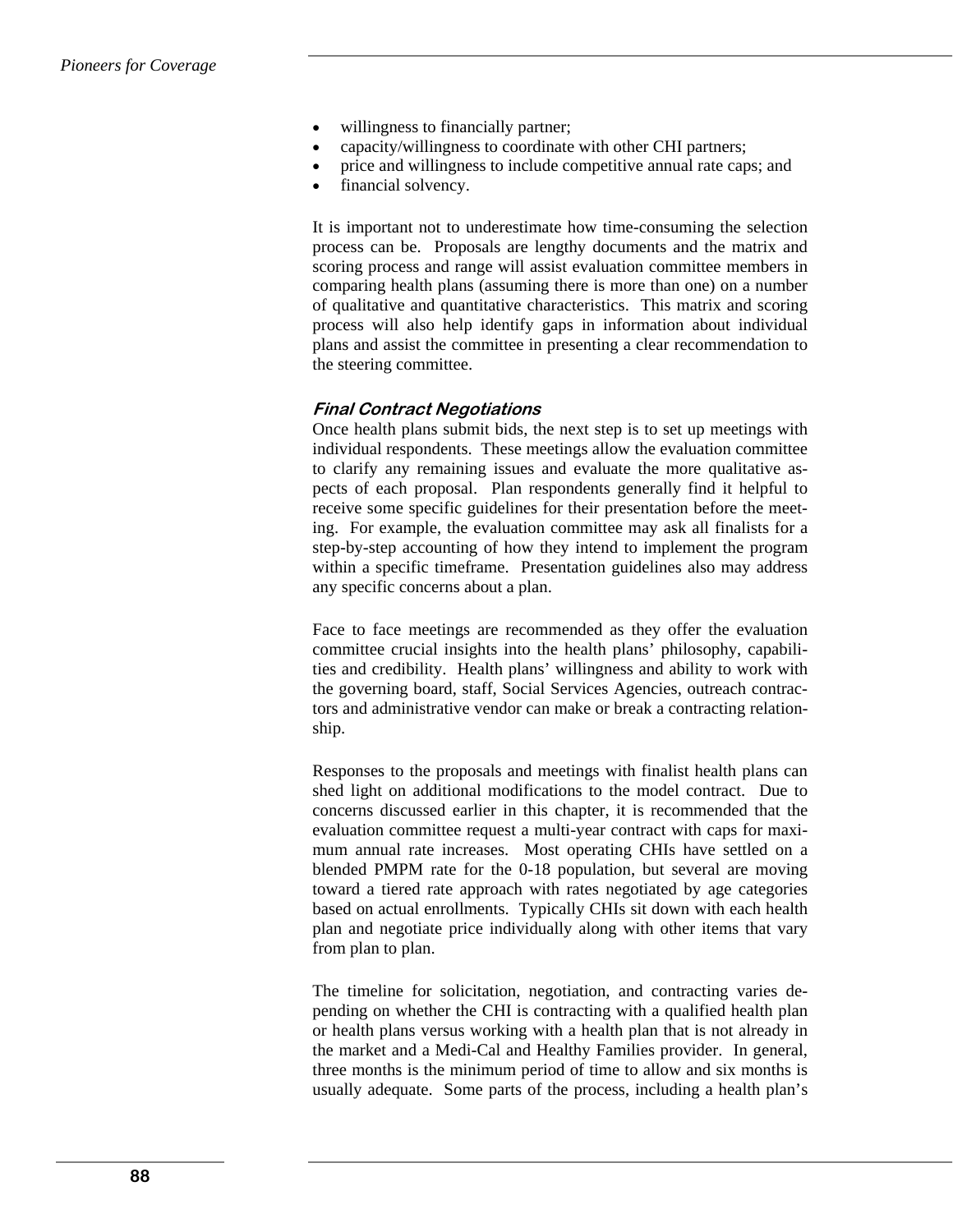- willingness to financially partner;
- capacity/willingness to coordinate with other CHI partners;
- price and willingness to include competitive annual rate caps; and
- financial solvency.

It is important not to underestimate how time-consuming the selection process can be. Proposals are lengthy documents and the matrix and scoring process and range will assist evaluation committee members in comparing health plans (assuming there is more than one) on a number of qualitative and quantitative characteristics. This matrix and scoring process will also help identify gaps in information about individual plans and assist the committee in presenting a clear recommendation to the steering committee.

### *Final Contract Negotiations*

Once health plans submit bids, the next step is to set up meetings with individual respondents. These meetings allow the evaluation committee to clarify any remaining issues and evaluate the more qualitative aspects of each proposal. Plan respondents generally find it helpful to receive some specific guidelines for their presentation before the meeting. For example, the evaluation committee may ask all finalists for a step-by-step accounting of how they intend to implement the program within a specific timeframe. Presentation guidelines also may address any specific concerns about a plan.

Face to face meetings are recommended as they offer the evaluation committee crucial insights into the health plans' philosophy, capabilities and credibility. Health plans' willingness and ability to work with the governing board, staff, Social Services Agencies, outreach contractors and administrative vendor can make or break a contracting relationship.

Responses to the proposals and meetings with finalist health plans can shed light on additional modifications to the model contract. Due to concerns discussed earlier in this chapter, it is recommended that the evaluation committee request a multi-year contract with caps for maximum annual rate increases. Most operating CHIs have settled on a blended PMPM rate for the 0-18 population, but several are moving toward a tiered rate approach with rates negotiated by age categories based on actual enrollments. Typically CHIs sit down with each health plan and negotiate price individually along with other items that vary from plan to plan.

The timeline for solicitation, negotiation, and contracting varies depending on whether the CHI is contracting with a qualified health plan or health plans versus working with a health plan that is not already in the market and a Medi-Cal and Healthy Families provider. In general, three months is the minimum period of time to allow and six months is usually adequate. Some parts of the process, including a health plan's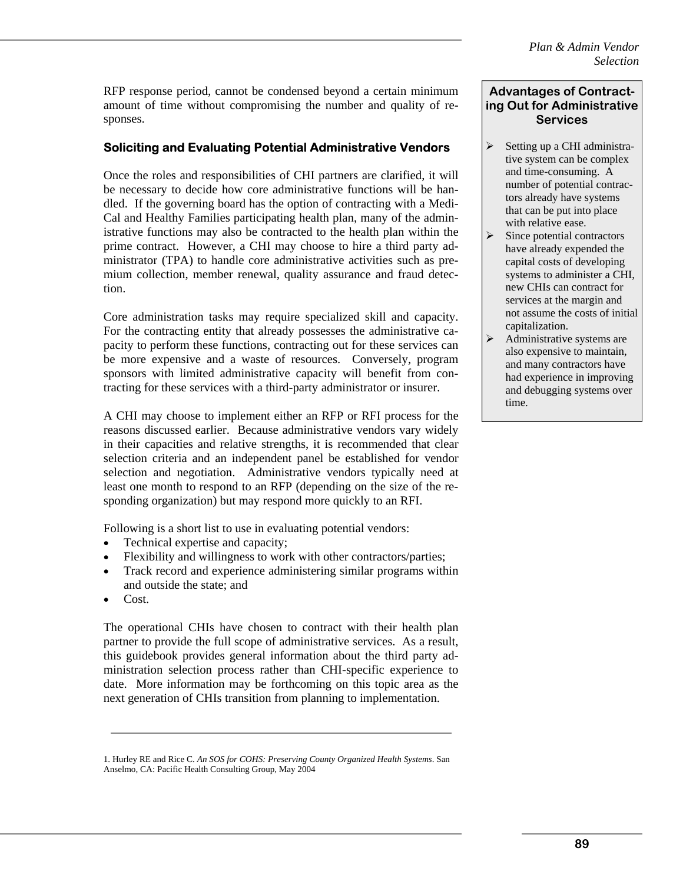RFP response period, cannot be condensed beyond a certain minimum amount of time without compromising the number and quality of responses.

### Soliciting and Evaluating Potential Administrative Vendors

Once the roles and responsibilities of CHI partners are clarified, it will be necessary to decide how core administrative functions will be handled. If the governing board has the option of contracting with a Medi-Cal and Healthy Families participating health plan, many of the administrative functions may also be contracted to the health plan within the prime contract. However, a CHI may choose to hire a third party administrator (TPA) to handle core administrative activities such as premium collection, member renewal, quality assurance and fraud detection.

Core administration tasks may require specialized skill and capacity. For the contracting entity that already possesses the administrative capacity to perform these functions, contracting out for these services can be more expensive and a waste of resources. Conversely, program sponsors with limited administrative capacity will benefit from contracting for these services with a third-party administrator or insurer.

A CHI may choose to implement either an RFP or RFI process for the reasons discussed earlier. Because administrative vendors vary widely in their capacities and relative strengths, it is recommended that clear selection criteria and an independent panel be established for vendor selection and negotiation. Administrative vendors typically need at least one month to respond to an RFP (depending on the size of the responding organization) but may respond more quickly to an RFI.

Following is a short list to use in evaluating potential vendors:

- Technical expertise and capacity;
- Flexibility and willingness to work with other contractors/parties;
- Track record and experience administering similar programs within and outside the state; and
- Cost.

The operational CHIs have chosen to contract with their health plan partner to provide the full scope of administrative services. As a result, this guidebook provides general information about the third party administration selection process rather than CHI-specific experience to date. More information may be forthcoming on this topic area as the next generation of CHIs transition from planning to implementation.

**Advantages of Contracting Out for Administrative Services**

- Setting up a CHI administrative system can be complex and time-consuming. A number of potential contractors already have systems that can be put into place with relative ease.
- Since potential contractors have already expended the capital costs of developing systems to administer a CHI, new CHIs can contract for services at the margin and not assume the costs of initial capitalization.
- Administrative systems are also expensive to maintain, and many contractors have had experience in improving and debugging systems over time.

---

1. Hurley RE and Rice C. *An SOS for COHS: Preserving County Organized Health Systems*. San Anselmo, CA: Pacific Health Consulting Group, May 2004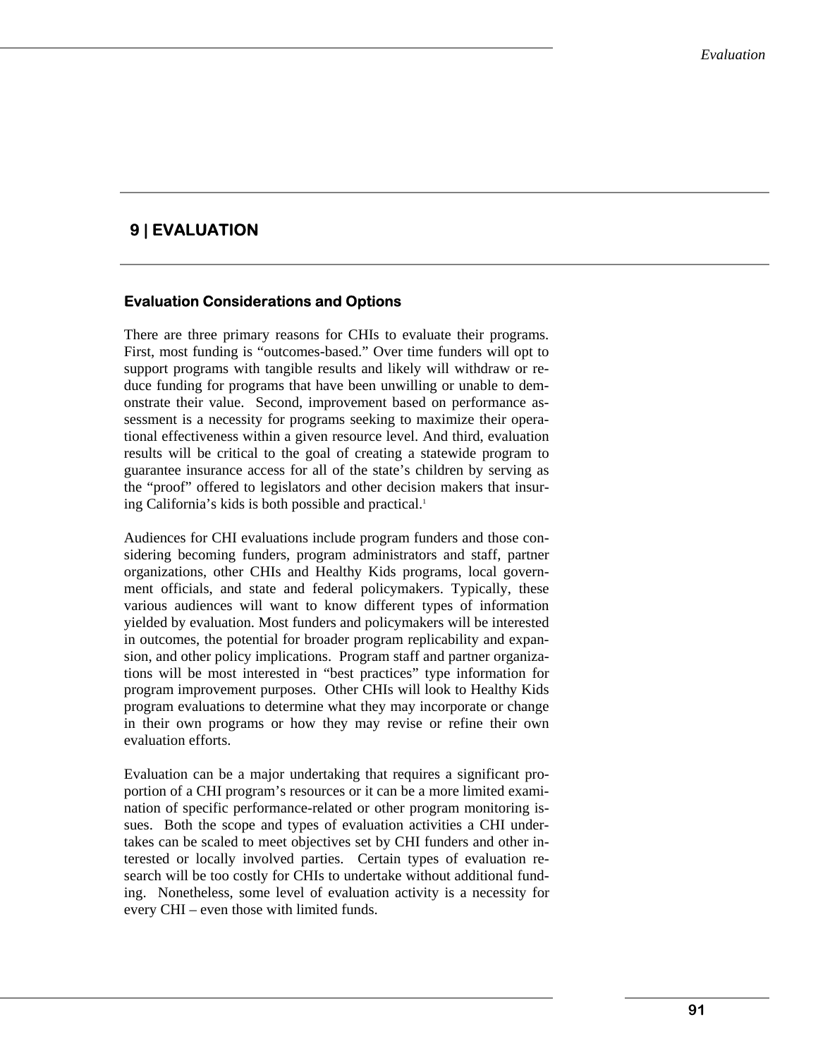# 9 | EVALUATION

## Evaluation Considerations and Options

There are three primary reasons for CHIs to evaluate their programs. First, most funding is "outcomes-based." Over time funders will opt to support programs with tangible results and likely will withdraw or reduce funding for programs that have been unwilling or unable to demonstrate their value. Second, improvement based on performance assessment is a necessity for programs seeking to maximize their operational effectiveness within a given resource level. And third, evaluation results will be critical to the goal of creating a statewide program to guarantee insurance access for all of the state's children by serving as the "proof" offered to legislators and other decision makers that insuring California's kids is both possible and practical.[1]

Audiences for CHI evaluations include program funders and those considering becoming funders, program administrators and staff, partner organizations, other CHIs and Healthy Kids programs, local government officials, and state and federal policymakers. Typically, these various audiences will want to know different types of information yielded by evaluation. Most funders and policymakers will be interested in outcomes, the potential for broader program replicability and expansion, and other policy implications. Program staff and partner organizations will be most interested in "best practices" type information for program improvement purposes. Other CHIs will look to Healthy Kids program evaluations to determine what they may incorporate or change in their own programs or how they may revise or refine their own evaluation efforts.

Evaluation can be a major undertaking that requires a significant proportion of a CHI program's resources or it can be a more limited examination of specific performance-related or other program monitoring issues. Both the scope and types of evaluation activities a CHI undertakes can be scaled to meet objectives set by CHI funders and other interested or locally involved parties. Certain types of evaluation research will be too costly for CHIs to undertake without additional funding. Nonetheless, some level of evaluation activity is a necessity for every CHI – even those with limited funds.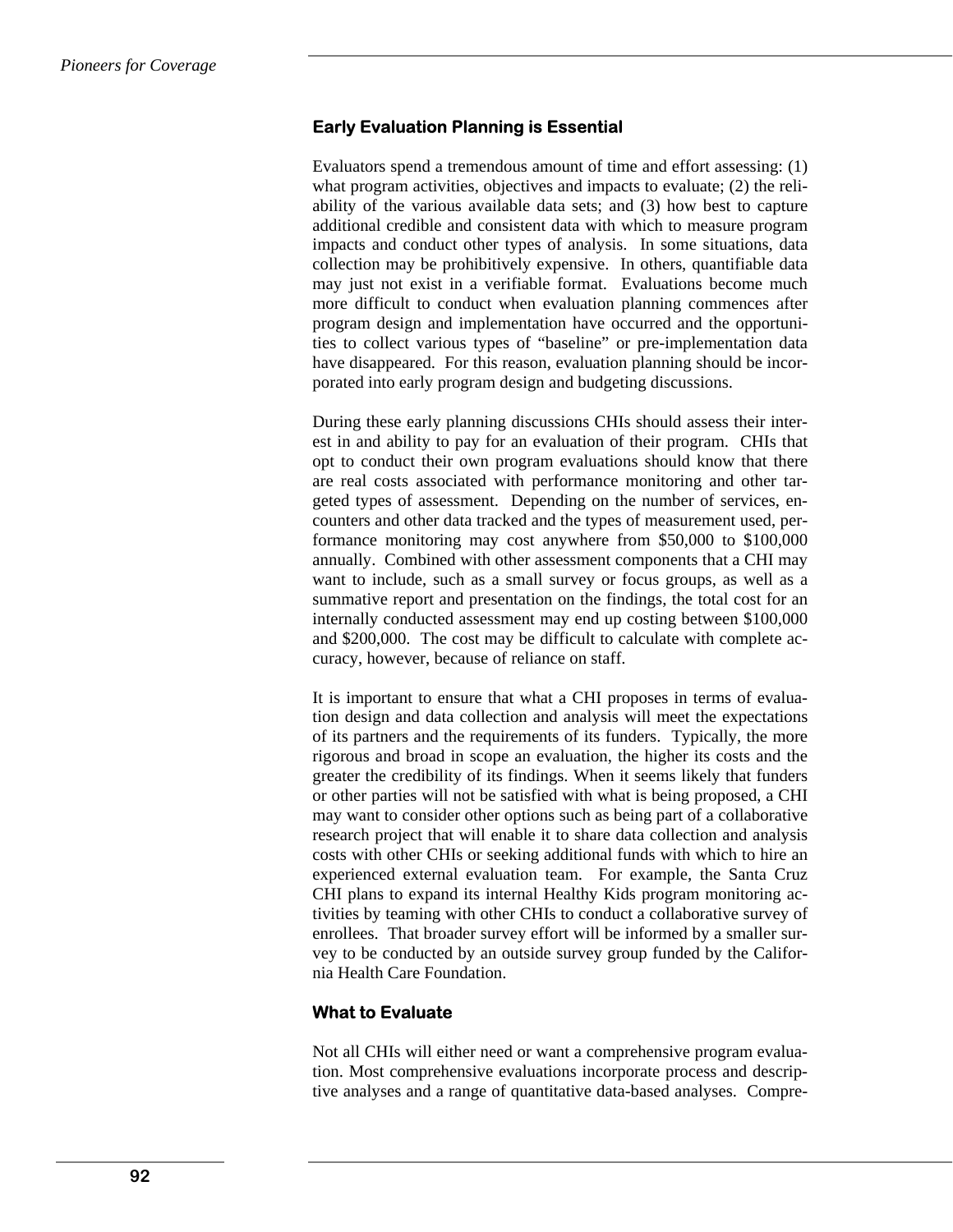## Early Evaluation Planning is Essential

Evaluators spend a tremendous amount of time and effort assessing: (1) what program activities, objectives and impacts to evaluate; (2) the reliability of the various available data sets; and (3) how best to capture additional credible and consistent data with which to measure program impacts and conduct other types of analysis. In some situations, data collection may be prohibitively expensive. In others, quantifiable data may just not exist in a verifiable format. Evaluations become much more difficult to conduct when evaluation planning commences after program design and implementation have occurred and the opportunities to collect various types of "baseline" or pre-implementation data have disappeared. For this reason, evaluation planning should be incorporated into early program design and budgeting discussions.

During these early planning discussions CHIs should assess their interest in and ability to pay for an evaluation of their program. CHIs that opt to conduct their own program evaluations should know that there are real costs associated with performance monitoring and other targeted types of assessment. Depending on the number of services, encounters and other data tracked and the types of measurement used, performance monitoring may cost anywhere from $50,000 to $100,000 annually. Combined with other assessment components that a CHI may want to include, such as a small survey or focus groups, as well as a summative report and presentation on the findings, the total cost for an internally conducted assessment may end up costing between $100,000 and $200,000. The cost may be difficult to calculate with complete accuracy, however, because of reliance on staff.

It is important to ensure that what a CHI proposes in terms of evaluation design and data collection and analysis will meet the expectations of its partners and the requirements of its funders. Typically, the more rigorous and broad in scope an evaluation, the higher its costs and the greater the credibility of its findings. When it seems likely that funders or other parties will not be satisfied with what is being proposed, a CHI may want to consider other options such as being part of a collaborative research project that will enable it to share data collection and analysis costs with other CHIs or seeking additional funds with which to hire an experienced external evaluation team. For example, the Santa Cruz CHI plans to expand its internal Healthy Kids program monitoring activities by teaming with other CHIs to conduct a collaborative survey of enrollees. That broader survey effort will be informed by a smaller survey to be conducted by an outside survey group funded by the California Health Care Foundation.

## What to Evaluate

Not all CHIs will either need or want a comprehensive program evaluation. Most comprehensive evaluations incorporate process and descriptive analyses and a range of quantitative data-based analyses. Compre-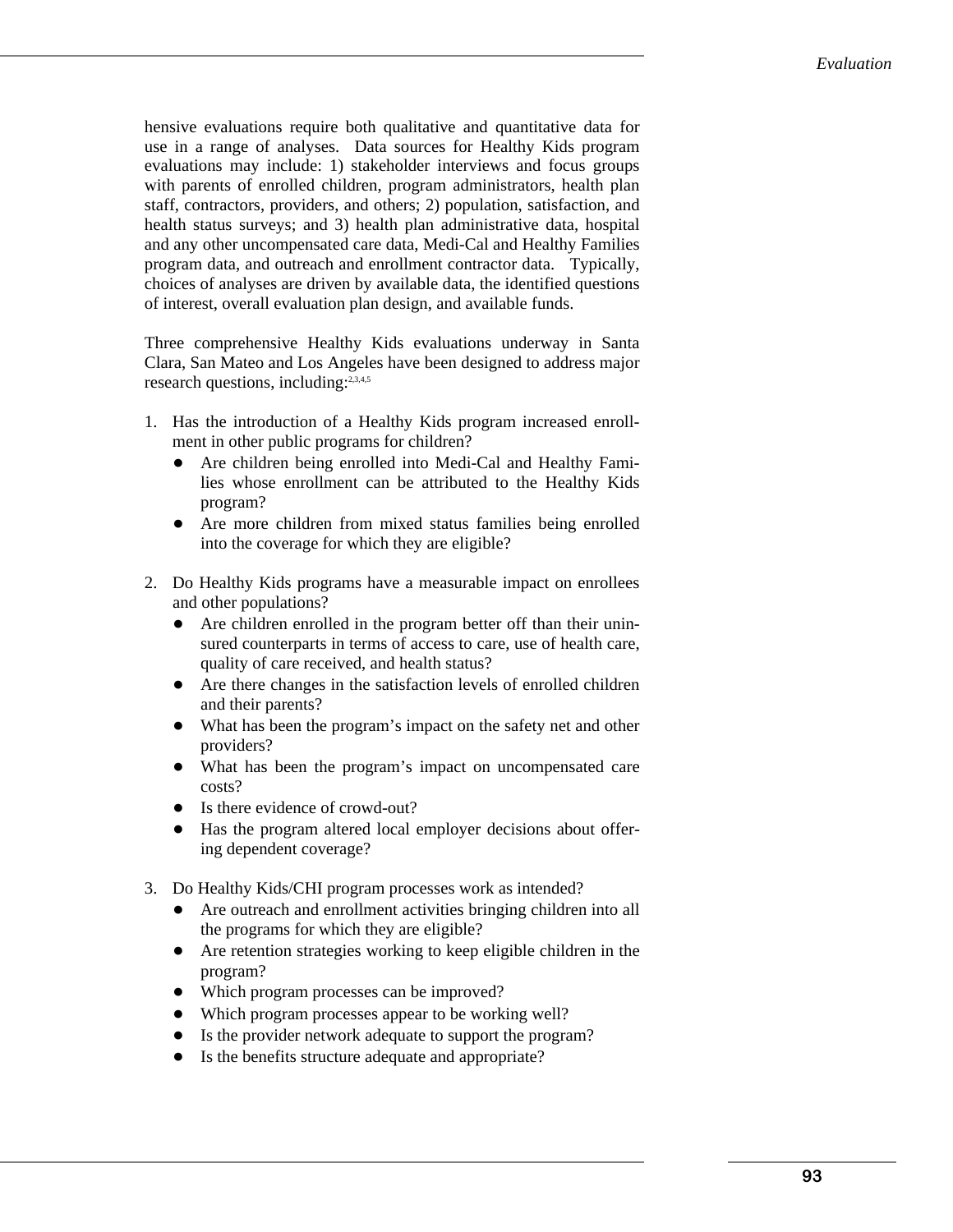hensive evaluations require both qualitative and quantitative data for use in a range of analyses. Data sources for Healthy Kids program evaluations may include: 1) stakeholder interviews and focus groups with parents of enrolled children, program administrators, health plan staff, contractors, providers, and others; 2) population, satisfaction, and health status surveys; and 3) health plan administrative data, hospital and any other uncompensated care data, Medi-Cal and Healthy Families program data, and outreach and enrollment contractor data. Typically, choices of analyses are driven by available data, the identified questions of interest, overall evaluation plan design, and available funds.

Three comprehensive Healthy Kids evaluations underway in Santa Clara, San Mateo and Los Angeles have been designed to address major research questions, including:[2,3,4,5]

1. Has the introduction of a Healthy Kids program increased enrollment in other public programs for children?
   - Are children being enrolled into Medi-Cal and Healthy Families whose enrollment can be attributed to the Healthy Kids program?
   - Are more children from mixed status families being enrolled into the coverage for which they are eligible?

2. Do Healthy Kids programs have a measurable impact on enrollees and other populations?
   - Are children enrolled in the program better off than their uninsured counterparts in terms of access to care, use of health care, quality of care received, and health status?
   - Are there changes in the satisfaction levels of enrolled children and their parents?
   - What has been the program's impact on the safety net and other providers?
   - What has been the program's impact on uncompensated care costs?
   - Is there evidence of crowd-out?
   - Has the program altered local employer decisions about offering dependent coverage?

3. Do Healthy Kids/CHI program processes work as intended?
   - Are outreach and enrollment activities bringing children into all the programs for which they are eligible?
   - Are retention strategies working to keep eligible children in the program?
   - Which program processes can be improved?
   - Which program processes appear to be working well?
   - Is the provider network adequate to support the program?
   - Is the benefits structure adequate and appropriate?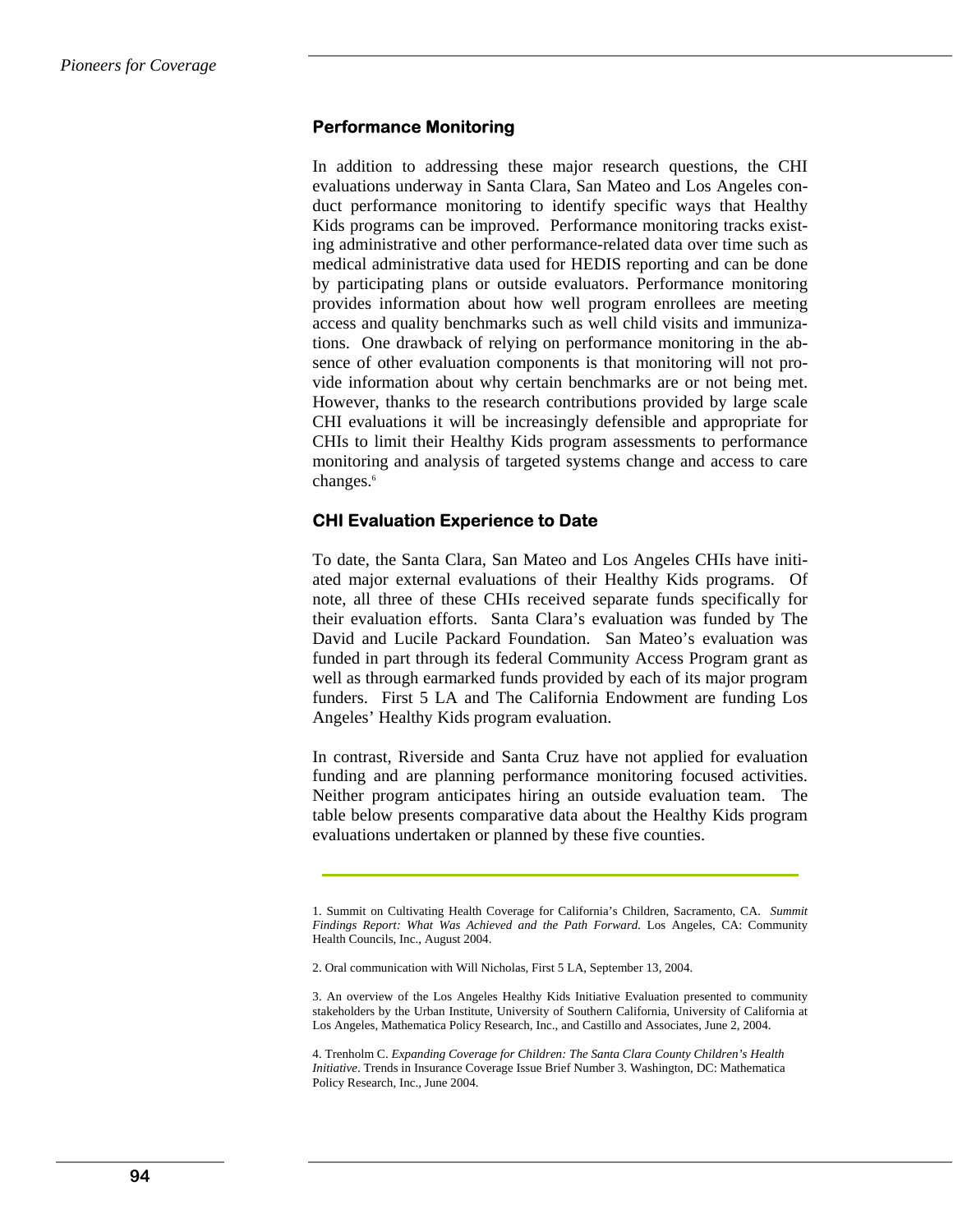### Performance Monitoring

In addition to addressing these major research questions, the CHI evaluations underway in Santa Clara, San Mateo and Los Angeles conduct performance monitoring to identify specific ways that Healthy Kids programs can be improved. Performance monitoring tracks existing administrative and other performance-related data over time such as medical administrative data used for HEDIS reporting and can be done by participating plans or outside evaluators. Performance monitoring provides information about how well program enrollees are meeting access and quality benchmarks such as well child visits and immunizations. One drawback of relying on performance monitoring in the absence of other evaluation components is that monitoring will not provide information about why certain benchmarks are or not being met. However, thanks to the research contributions provided by large scale CHI evaluations it will be increasingly defensible and appropriate for CHIs to limit their Healthy Kids program assessments to performance monitoring and analysis of targeted systems change and access to care changes.[6]

### CHI Evaluation Experience to Date

To date, the Santa Clara, San Mateo and Los Angeles CHIs have initiated major external evaluations of their Healthy Kids programs. Of note, all three of these CHIs received separate funds specifically for their evaluation efforts. Santa Clara's evaluation was funded by The David and Lucile Packard Foundation. San Mateo's evaluation was funded in part through its federal Community Access Program grant as well as through earmarked funds provided by each of its major program funders. First 5 LA and The California Endowment are funding Los Angeles' Healthy Kids program evaluation.

In contrast, Riverside and Santa Cruz have not applied for evaluation funding and are planning performance monitoring focused activities. Neither program anticipates hiring an outside evaluation team. The table below presents comparative data about the Healthy Kids program evaluations undertaken or planned by these five counties.

---

1. Summit on Cultivating Health Coverage for California's Children, Sacramento, CA. *Summit Findings Report: What Was Achieved and the Path Forward*. Los Angeles, CA: Community Health Councils, Inc., August 2004.

2. Oral communication with Will Nicholas, First 5 LA, September 13, 2004.

3. An overview of the Los Angeles Healthy Kids Initiative Evaluation presented to community stakeholders by the Urban Institute, University of Southern California, University of California at Los Angeles, Mathematica Policy Research, Inc., and Castillo and Associates, June 2, 2004.

4. Trenholm C. *Expanding Coverage for Children: The Santa Clara County Children's Health Initiative*. Trends in Insurance Coverage Issue Brief Number 3. Washington, DC: Mathematica Policy Research, Inc., June 2004.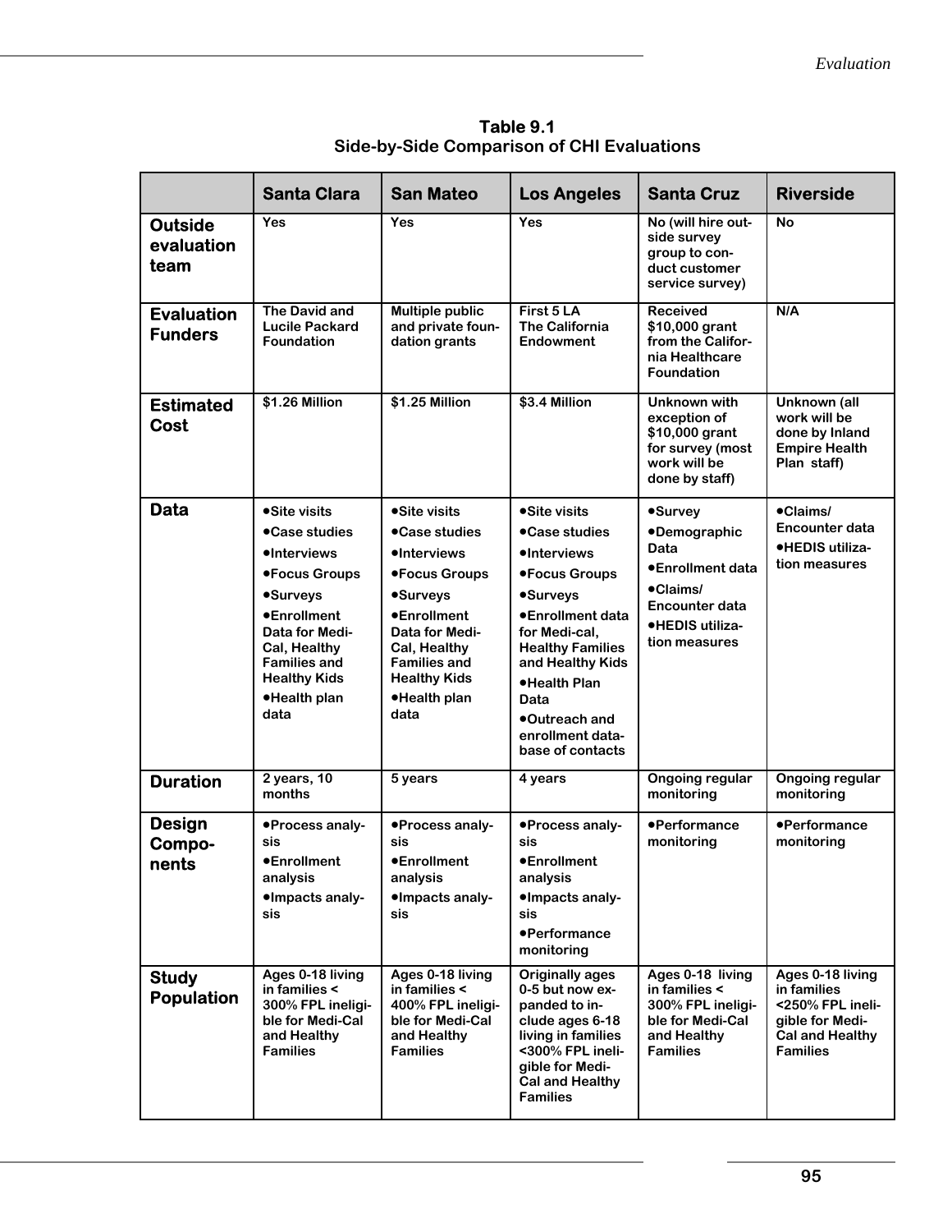**Table 9.1**
**Side-by-Side Comparison of CHI Evaluations**

| | Santa Clara | San Mateo | Los Angeles | Santa Cruz | Riverside |
|---|---|---|---|---|---|
| **Outside evaluation team** | Yes | Yes | Yes | No (will hire outside survey group to conduct customer service survey) | No |
| **Evaluation Funders** | The David and Lucile Packard Foundation | Multiple public and private foundation grants | First 5 LA<br>The California Endowment | Received $10,000 grant from the California Healthcare Foundation | N/A |
| **Estimated Cost** | $1.26 Million | $1.25 Million | $3.4 Million | Unknown with exception of $10,000 grant for survey (most work will be done by staff) | Unknown (all work will be done by Inland Empire Health Plan staff) |
| **Data** | •Site visits<br>•Case studies<br>•Interviews<br>•Focus Groups<br>•Surveys<br>•Enrollment Data for Medi-Cal, Healthy Families and Healthy Kids<br>•Health plan data | •Site visits<br>•Case studies<br>•Interviews<br>•Focus Groups<br>•Surveys<br>•Enrollment Data for Medi-Cal, Healthy Families and Healthy Kids<br>•Health plan data | •Site visits<br>•Case studies<br>•Interviews<br>•Focus Groups<br>•Surveys<br>•Enrollment data for Medi-cal, Healthy Families and Healthy Kids<br>•Health Plan Data<br>•Outreach and enrollment database of contacts | •Survey<br>•Demographic Data<br>•Enrollment data<br>•Claims/ Encounter data<br>•HEDIS utilization measures | •Claims/ Encounter data<br>•HEDIS utilization measures |
| **Duration** | 2 years, 10 months | 5 years | 4 years | Ongoing regular monitoring | Ongoing regular monitoring |
| **Design Components** | •Process analysis<br>•Enrollment analysis<br>•Impacts analysis | •Process analysis<br>•Enrollment analysis<br>•Impacts analysis | •Process analysis<br>•Enrollment analysis<br>•Impacts analysis<br>•Performance monitoring | •Performance monitoring | •Performance monitoring |
| **Study Population** | Ages 0-18 living in families < 300% FPL ineligible for Medi-Cal and Healthy Families | Ages 0-18 living in families < 400% FPL ineligible for Medi-Cal and Healthy Families | Originally ages 0-5 but now expanded to include ages 6-18 living in families <300% FPL ineligible for Medi-Cal and Healthy Families | Ages 0-18 living in families < 300% FPL ineligible for Medi-Cal and Healthy Families | Ages 0-18 living in families <250% FPL ineligible for Medi-Cal and Healthy Families |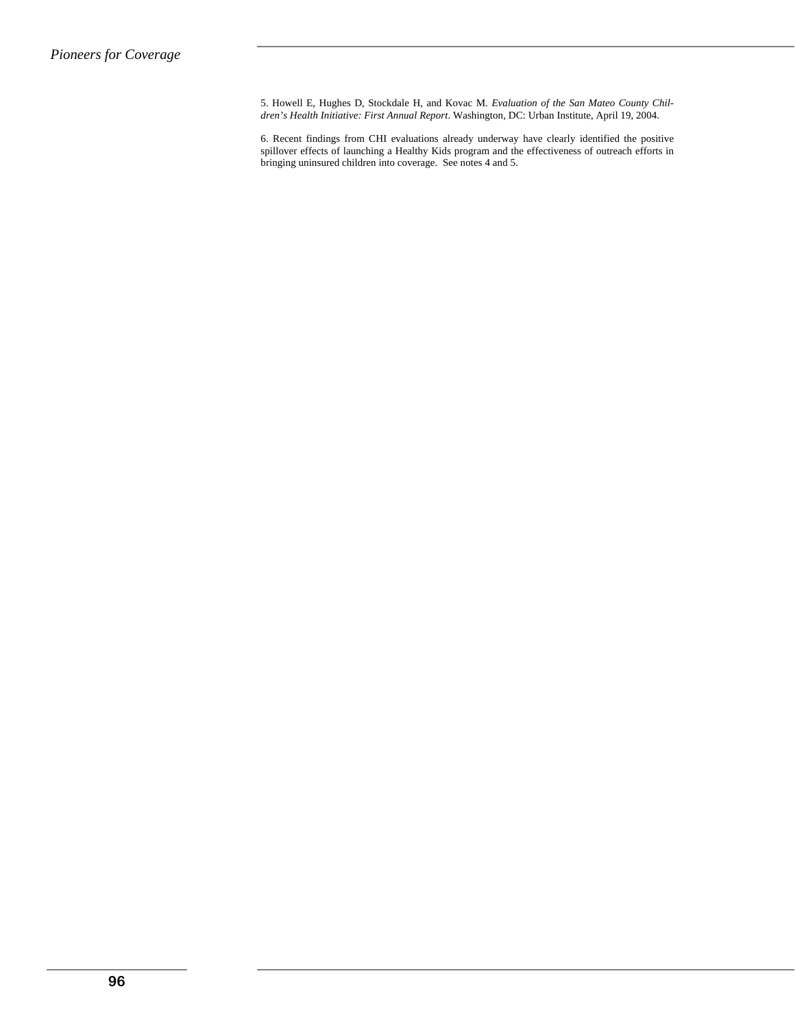5. Howell E, Hughes D, Stockdale H, and Kovac M. *Evaluation of the San Mateo County Children's Health Initiative: First Annual Report*. Washington, DC: Urban Institute, April 19, 2004.

6. Recent findings from CHI evaluations already underway have clearly identified the positive spillover effects of launching a Healthy Kids program and the effectiveness of outreach efforts in bringing uninsured children into coverage. See notes 4 and 5.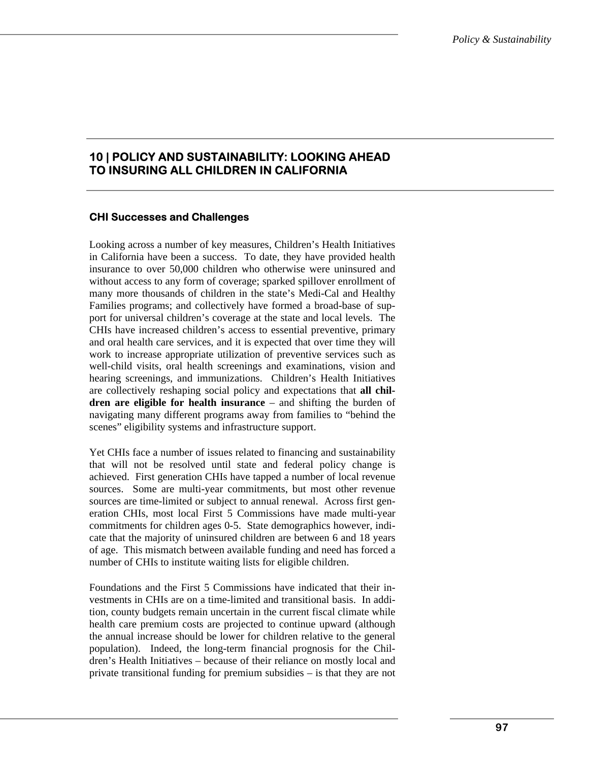# 10 | POLICY AND SUSTAINABILITY: LOOKING AHEAD TO INSURING ALL CHILDREN IN CALIFORNIA

## CHI Successes and Challenges

Looking across a number of key measures, Children's Health Initiatives in California have been a success. To date, they have provided health insurance to over 50,000 children who otherwise were uninsured and without access to any form of coverage; sparked spillover enrollment of many more thousands of children in the state's Medi-Cal and Healthy Families programs; and collectively have formed a broad-base of support for universal children's coverage at the state and local levels. The CHIs have increased children's access to essential preventive, primary and oral health care services, and it is expected that over time they will work to increase appropriate utilization of preventive services such as well-child visits, oral health screenings and examinations, vision and hearing screenings, and immunizations. Children's Health Initiatives are collectively reshaping social policy and expectations that **all children are eligible for health insurance** – and shifting the burden of navigating many different programs away from families to "behind the scenes" eligibility systems and infrastructure support.

Yet CHIs face a number of issues related to financing and sustainability that will not be resolved until state and federal policy change is achieved. First generation CHIs have tapped a number of local revenue sources. Some are multi-year commitments, but most other revenue sources are time-limited or subject to annual renewal. Across first generation CHIs, most local First 5 Commissions have made multi-year commitments for children ages 0-5. State demographics however, indicate that the majority of uninsured children are between 6 and 18 years of age. This mismatch between available funding and need has forced a number of CHIs to institute waiting lists for eligible children.

Foundations and the First 5 Commissions have indicated that their investments in CHIs are on a time-limited and transitional basis. In addition, county budgets remain uncertain in the current fiscal climate while health care premium costs are projected to continue upward (although the annual increase should be lower for children relative to the general population). Indeed, the long-term financial prognosis for the Children's Health Initiatives – because of their reliance on mostly local and private transitional funding for premium subsidies – is that they are not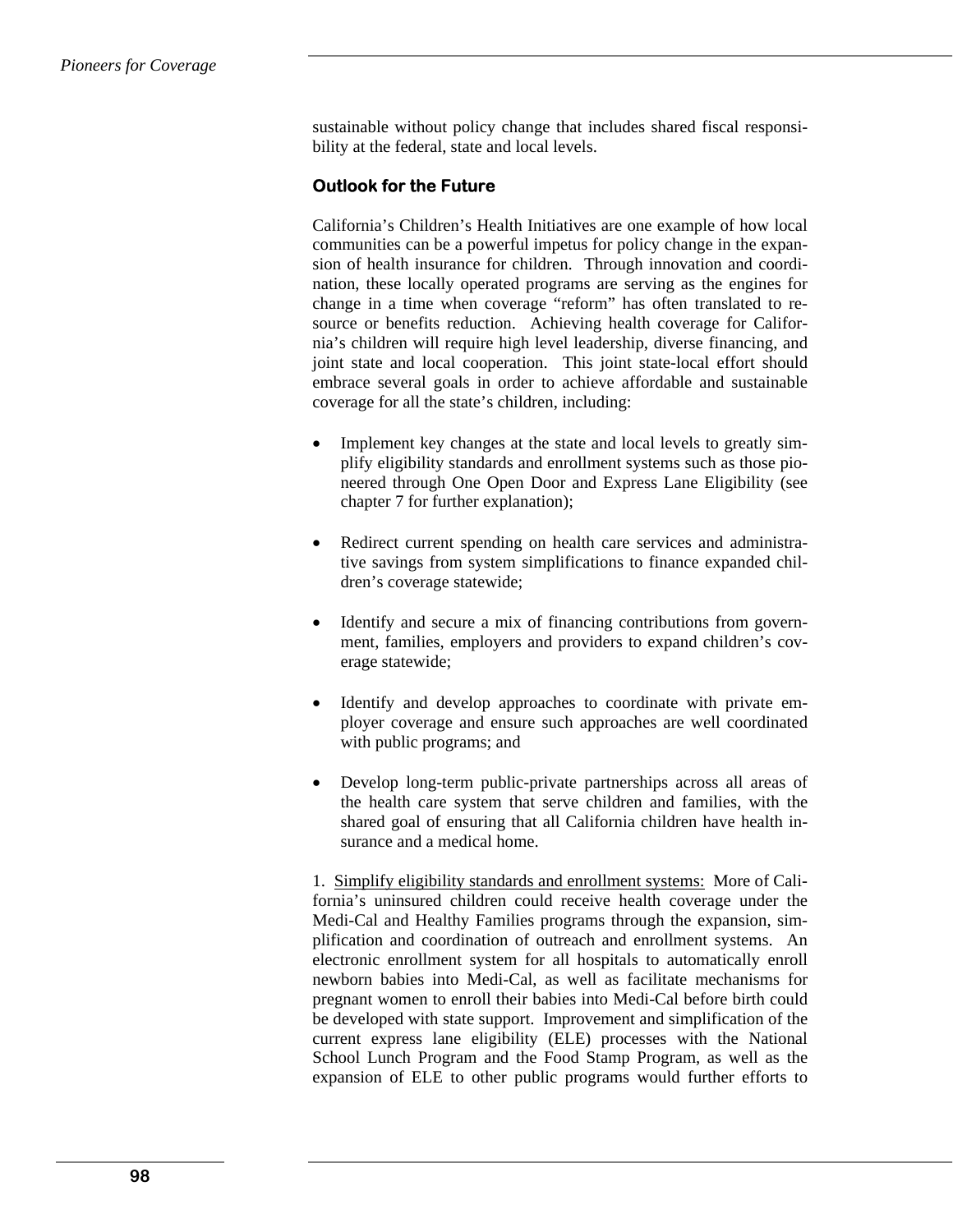sustainable without policy change that includes shared fiscal responsibility at the federal, state and local levels.

### Outlook for the Future

California's Children's Health Initiatives are one example of how local communities can be a powerful impetus for policy change in the expansion of health insurance for children. Through innovation and coordination, these locally operated programs are serving as the engines for change in a time when coverage "reform" has often translated to resource or benefits reduction. Achieving health coverage for California's children will require high level leadership, diverse financing, and joint state and local cooperation. This joint state-local effort should embrace several goals in order to achieve affordable and sustainable coverage for all the state's children, including:

- Implement key changes at the state and local levels to greatly simplify eligibility standards and enrollment systems such as those pioneered through One Open Door and Express Lane Eligibility (see chapter 7 for further explanation);

- Redirect current spending on health care services and administrative savings from system simplifications to finance expanded children's coverage statewide;

- Identify and secure a mix of financing contributions from government, families, employers and providers to expand children's coverage statewide;

- Identify and develop approaches to coordinate with private employer coverage and ensure such approaches are well coordinated with public programs; and

- Develop long-term public-private partnerships across all areas of the health care system that serve children and families, with the shared goal of ensuring that all California children have health insurance and a medical home.

1. Simplify eligibility standards and enrollment systems: More of California's uninsured children could receive health coverage under the Medi-Cal and Healthy Families programs through the expansion, simplification and coordination of outreach and enrollment systems. An electronic enrollment system for all hospitals to automatically enroll newborn babies into Medi-Cal, as well as facilitate mechanisms for pregnant women to enroll their babies into Medi-Cal before birth could be developed with state support. Improvement and simplification of the current express lane eligibility (ELE) processes with the National School Lunch Program and the Food Stamp Program, as well as the expansion of ELE to other public programs would further efforts to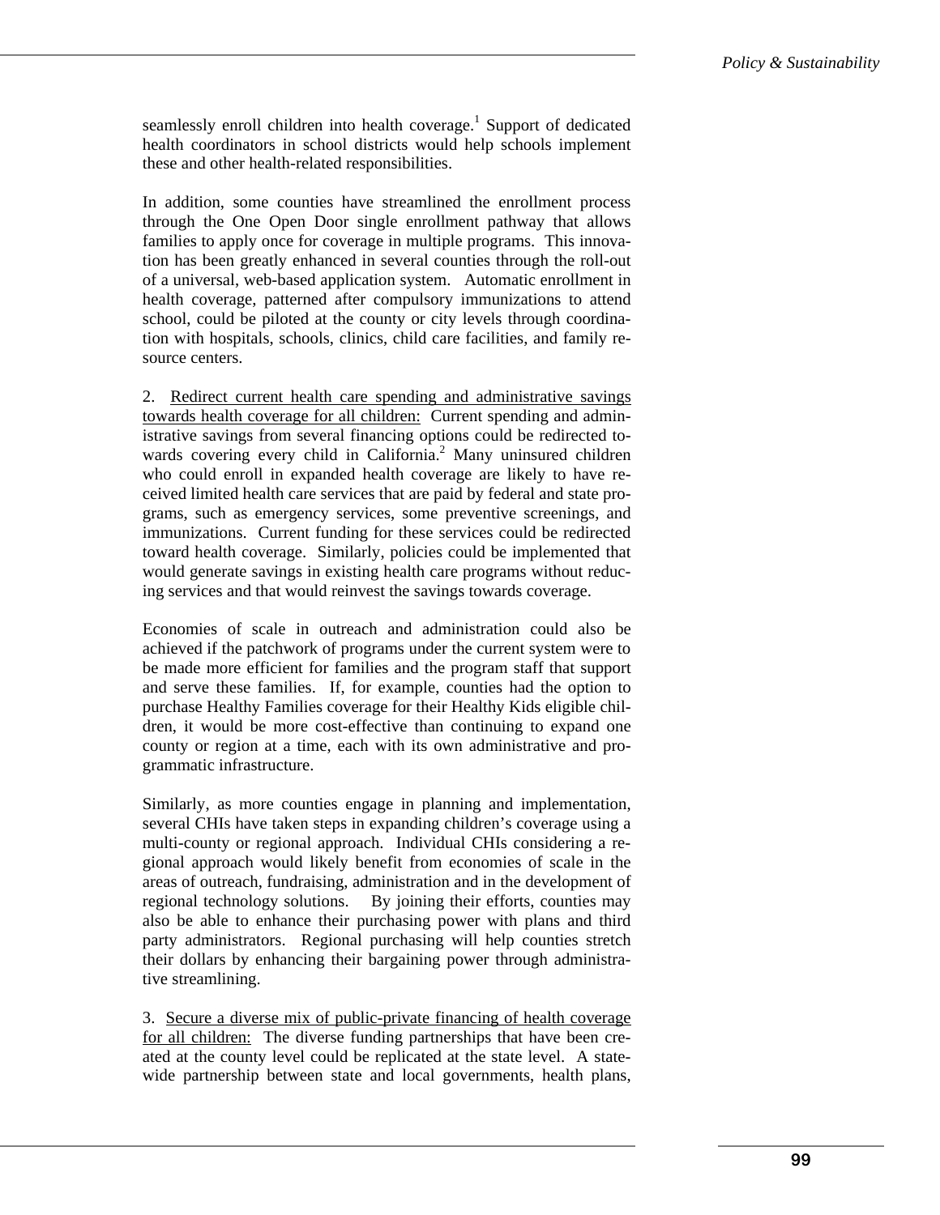seamlessly enroll children into health coverage.[1] Support of dedicated health coordinators in school districts would help schools implement these and other health-related responsibilities.

In addition, some counties have streamlined the enrollment process through the One Open Door single enrollment pathway that allows families to apply once for coverage in multiple programs. This innovation has been greatly enhanced in several counties through the roll-out of a universal, web-based application system. Automatic enrollment in health coverage, patterned after compulsory immunizations to attend school, could be piloted at the county or city levels through coordination with hospitals, schools, clinics, child care facilities, and family resource centers.

2. <u>Redirect current health care spending and administrative savings towards health coverage for all children:</u> Current spending and administrative savings from several financing options could be redirected towards covering every child in California.[2] Many uninsured children who could enroll in expanded health coverage are likely to have received limited health care services that are paid by federal and state programs, such as emergency services, some preventive screenings, and immunizations. Current funding for these services could be redirected toward health coverage. Similarly, policies could be implemented that would generate savings in existing health care programs without reducing services and that would reinvest the savings towards coverage.

Economies of scale in outreach and administration could also be achieved if the patchwork of programs under the current system were to be made more efficient for families and the program staff that support and serve these families. If, for example, counties had the option to purchase Healthy Families coverage for their Healthy Kids eligible children, it would be more cost-effective than continuing to expand one county or region at a time, each with its own administrative and programmatic infrastructure.

Similarly, as more counties engage in planning and implementation, several CHIs have taken steps in expanding children's coverage using a multi-county or regional approach. Individual CHIs considering a regional approach would likely benefit from economies of scale in the areas of outreach, fundraising, administration and in the development of regional technology solutions. By joining their efforts, counties may also be able to enhance their purchasing power with plans and third party administrators. Regional purchasing will help counties stretch their dollars by enhancing their bargaining power through administrative streamlining.

3. <u>Secure a diverse mix of public-private financing of health coverage for all children:</u> The diverse funding partnerships that have been created at the county level could be replicated at the state level. A statewide partnership between state and local governments, health plans,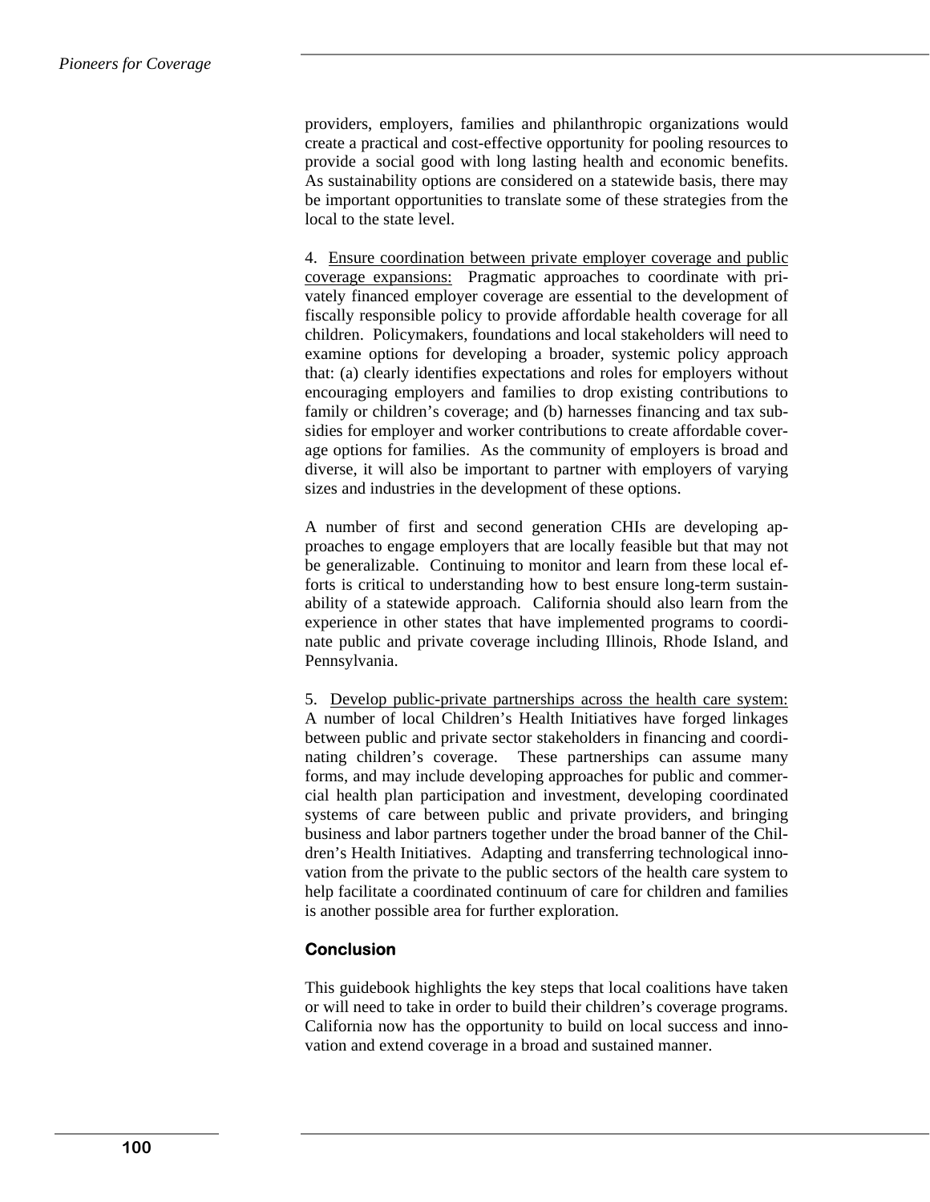providers, employers, families and philanthropic organizations would create a practical and cost-effective opportunity for pooling resources to provide a social good with long lasting health and economic benefits. As sustainability options are considered on a statewide basis, there may be important opportunities to translate some of these strategies from the local to the state level.

4. Ensure coordination between private employer coverage and public coverage expansions: Pragmatic approaches to coordinate with privately financed employer coverage are essential to the development of fiscally responsible policy to provide affordable health coverage for all children. Policymakers, foundations and local stakeholders will need to examine options for developing a broader, systemic policy approach that: (a) clearly identifies expectations and roles for employers without encouraging employers and families to drop existing contributions to family or children's coverage; and (b) harnesses financing and tax subsidies for employer and worker contributions to create affordable coverage options for families. As the community of employers is broad and diverse, it will also be important to partner with employers of varying sizes and industries in the development of these options.

A number of first and second generation CHIs are developing approaches to engage employers that are locally feasible but that may not be generalizable. Continuing to monitor and learn from these local efforts is critical to understanding how to best ensure long-term sustainability of a statewide approach. California should also learn from the experience in other states that have implemented programs to coordinate public and private coverage including Illinois, Rhode Island, and Pennsylvania.

5. Develop public-private partnerships across the health care system: A number of local Children's Health Initiatives have forged linkages between public and private sector stakeholders in financing and coordinating children's coverage. These partnerships can assume many forms, and may include developing approaches for public and commercial health plan participation and investment, developing coordinated systems of care between public and private providers, and bringing business and labor partners together under the broad banner of the Children's Health Initiatives. Adapting and transferring technological innovation from the private to the public sectors of the health care system to help facilitate a coordinated continuum of care for children and families is another possible area for further exploration.

### Conclusion

This guidebook highlights the key steps that local coalitions have taken or will need to take in order to build their children's coverage programs. California now has the opportunity to build on local success and innovation and extend coverage in a broad and sustained manner.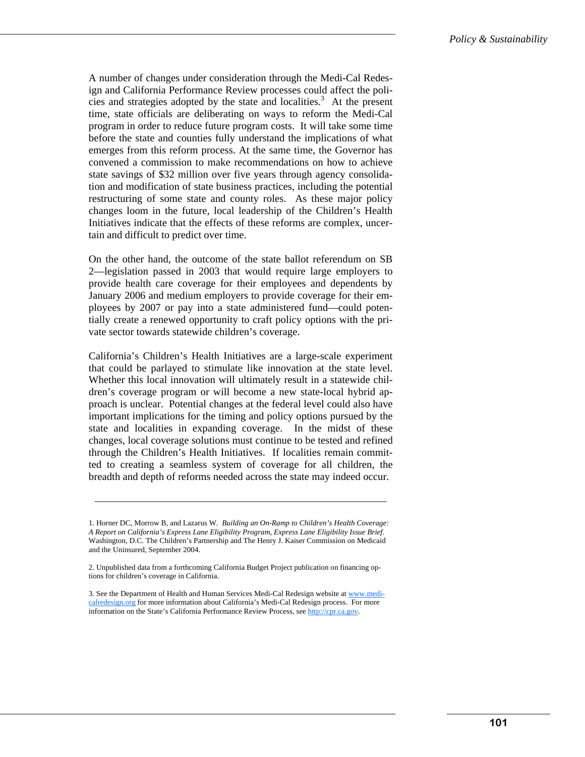A number of changes under consideration through the Medi-Cal Redesign and California Performance Review processes could affect the policies and strategies adopted by the state and localities.[3] At the present time, state officials are deliberating on ways to reform the Medi-Cal program in order to reduce future program costs. It will take some time before the state and counties fully understand the implications of what emerges from this reform process. At the same time, the Governor has convened a commission to make recommendations on how to achieve state savings of $32 million over five years through agency consolidation and modification of state business practices, including the potential restructuring of some state and county roles. As these major policy changes loom in the future, local leadership of the Children's Health Initiatives indicate that the effects of these reforms are complex, uncertain and difficult to predict over time.

On the other hand, the outcome of the state ballot referendum on SB 2—legislation passed in 2003 that would require large employers to provide health care coverage for their employees and dependents by January 2006 and medium employers to provide coverage for their employees by 2007 or pay into a state administered fund—could potentially create a renewed opportunity to craft policy options with the private sector towards statewide children's coverage.

California's Children's Health Initiatives are a large-scale experiment that could be parlayed to stimulate like innovation at the state level. Whether this local innovation will ultimately result in a statewide children's coverage program or will become a new state-local hybrid approach is unclear. Potential changes at the federal level could also have important implications for the timing and policy options pursued by the state and localities in expanding coverage. In the midst of these changes, local coverage solutions must continue to be tested and refined through the Children's Health Initiatives. If localities remain committed to creating a seamless system of coverage for all children, the breadth and depth of reforms needed across the state may indeed occur.

---

1. Horner DC, Morrow B, and Lazarus W. *Building an On-Ramp to Children's Health Coverage: A Report on California's Express Lane Eligibility Program, Express Lane Eligibility Issue Brief*. Washington, D.C. The Children's Partnership and The Henry J. Kaiser Commission on Medicaid and the Uninsured, September 2004.

2. Unpublished data from a forthcoming California Budget Project publication on financing options for children's coverage in California.

3. See the Department of Health and Human Services Medi-Cal Redesign website at www.medi-calredesign.org for more information about California's Medi-Cal Redesign process. For more information on the State's California Performance Review Process, see http://cpr.ca.gov.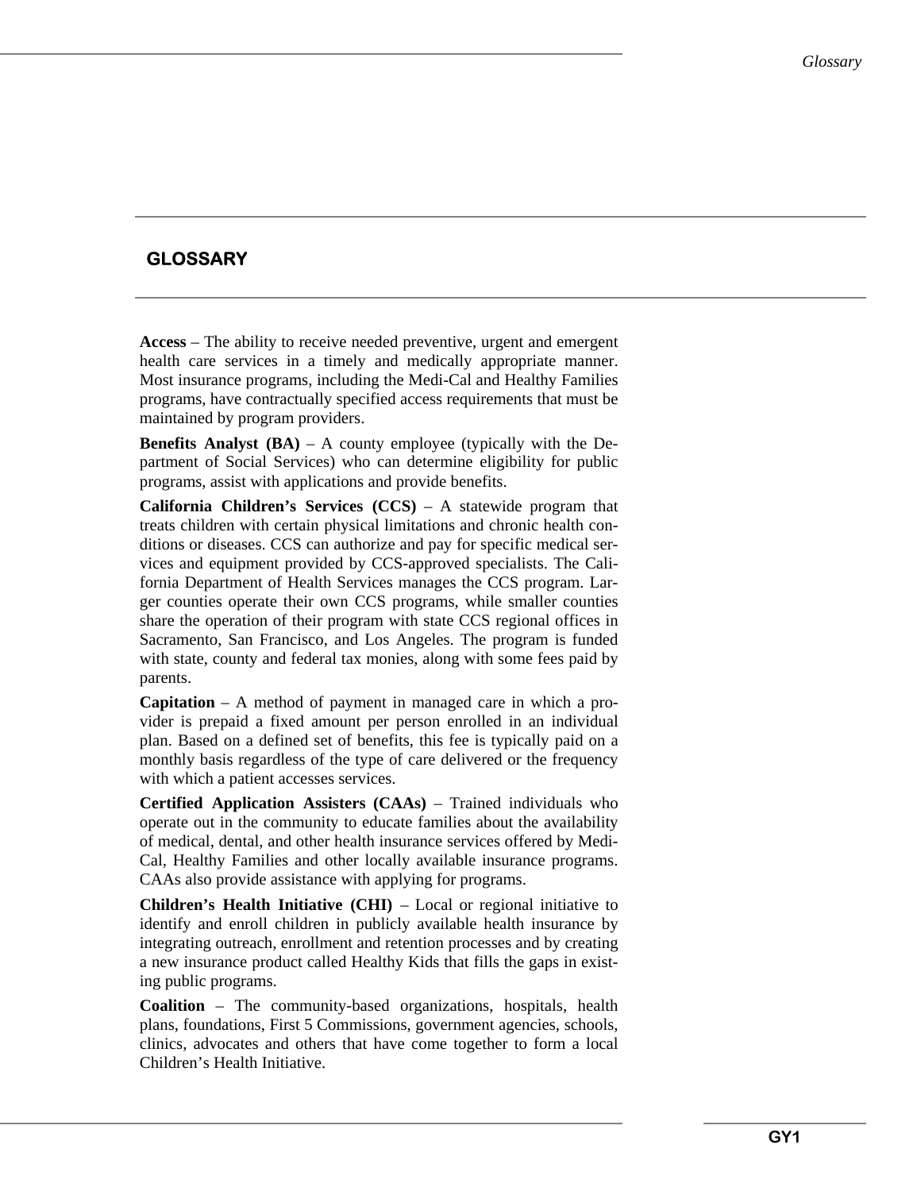# GLOSSARY

**Access** – The ability to receive needed preventive, urgent and emergent health care services in a timely and medically appropriate manner. Most insurance programs, including the Medi-Cal and Healthy Families programs, have contractually specified access requirements that must be maintained by program providers.

**Benefits Analyst (BA)** – A county employee (typically with the Department of Social Services) who can determine eligibility for public programs, assist with applications and provide benefits.

**California Children's Services (CCS)** – A statewide program that treats children with certain physical limitations and chronic health conditions or diseases. CCS can authorize and pay for specific medical services and equipment provided by CCS-approved specialists. The California Department of Health Services manages the CCS program. Larger counties operate their own CCS programs, while smaller counties share the operation of their program with state CCS regional offices in Sacramento, San Francisco, and Los Angeles. The program is funded with state, county and federal tax monies, along with some fees paid by parents.

**Capitation** – A method of payment in managed care in which a provider is prepaid a fixed amount per person enrolled in an individual plan. Based on a defined set of benefits, this fee is typically paid on a monthly basis regardless of the type of care delivered or the frequency with which a patient accesses services.

**Certified Application Assisters (CAAs)** – Trained individuals who operate out in the community to educate families about the availability of medical, dental, and other health insurance services offered by Medi-Cal, Healthy Families and other locally available insurance programs. CAAs also provide assistance with applying for programs.

**Children's Health Initiative (CHI)** – Local or regional initiative to identify and enroll children in publicly available health insurance by integrating outreach, enrollment and retention processes and by creating a new insurance product called Healthy Kids that fills the gaps in existing public programs.

**Coalition** – The community-based organizations, hospitals, health plans, foundations, First 5 Commissions, government agencies, schools, clinics, advocates and others that have come together to form a local Children's Health Initiative.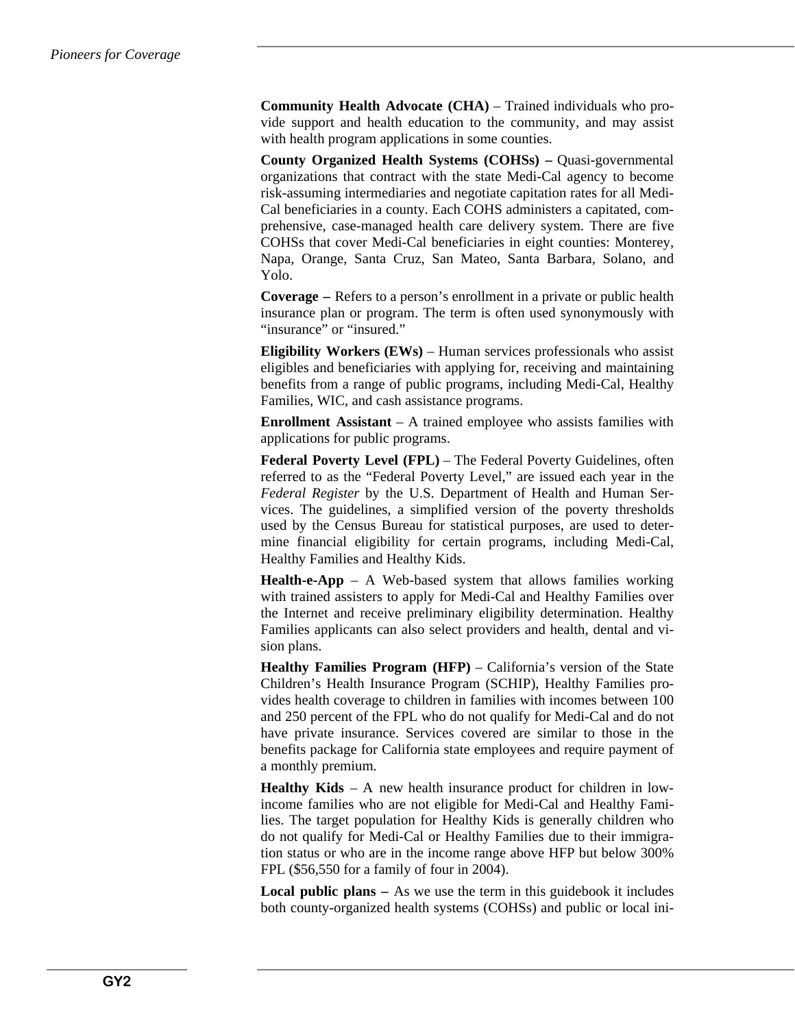**Community Health Advocate (CHA)** – Trained individuals who provide support and health education to the community, and may assist with health program applications in some counties.

**County Organized Health Systems (COHSs) –** Quasi-governmental organizations that contract with the state Medi-Cal agency to become risk-assuming intermediaries and negotiate capitation rates for all Medi-Cal beneficiaries in a county. Each COHS administers a capitated, comprehensive, case-managed health care delivery system. There are five COHSs that cover Medi-Cal beneficiaries in eight counties: Monterey, Napa, Orange, Santa Cruz, San Mateo, Santa Barbara, Solano, and Yolo.

**Coverage –** Refers to a person's enrollment in a private or public health insurance plan or program. The term is often used synonymously with "insurance" or "insured."

**Eligibility Workers (EWs)** – Human services professionals who assist eligibles and beneficiaries with applying for, receiving and maintaining benefits from a range of public programs, including Medi-Cal, Healthy Families, WIC, and cash assistance programs.

**Enrollment Assistant** – A trained employee who assists families with applications for public programs.

**Federal Poverty Level (FPL)** – The Federal Poverty Guidelines, often referred to as the "Federal Poverty Level," are issued each year in the *Federal Register* by the U.S. Department of Health and Human Services. The guidelines, a simplified version of the poverty thresholds used by the Census Bureau for statistical purposes, are used to determine financial eligibility for certain programs, including Medi-Cal, Healthy Families and Healthy Kids.

**Health-e-App** – A Web-based system that allows families working with trained assisters to apply for Medi-Cal and Healthy Families over the Internet and receive preliminary eligibility determination. Healthy Families applicants can also select providers and health, dental and vision plans.

**Healthy Families Program (HFP)** – California's version of the State Children's Health Insurance Program (SCHIP), Healthy Families provides health coverage to children in families with incomes between 100 and 250 percent of the FPL who do not qualify for Medi-Cal and do not have private insurance. Services covered are similar to those in the benefits package for California state employees and require payment of a monthly premium.

**Healthy Kids** – A new health insurance product for children in low-income families who are not eligible for Medi-Cal and Healthy Families. The target population for Healthy Kids is generally children who do not qualify for Medi-Cal or Healthy Families due to their immigration status or who are in the income range above HFP but below 300% FPL ($56,550 for a family of four in 2004).

**Local public plans –** As we use the term in this guidebook it includes both county-organized health systems (COHSs) and public or local ini-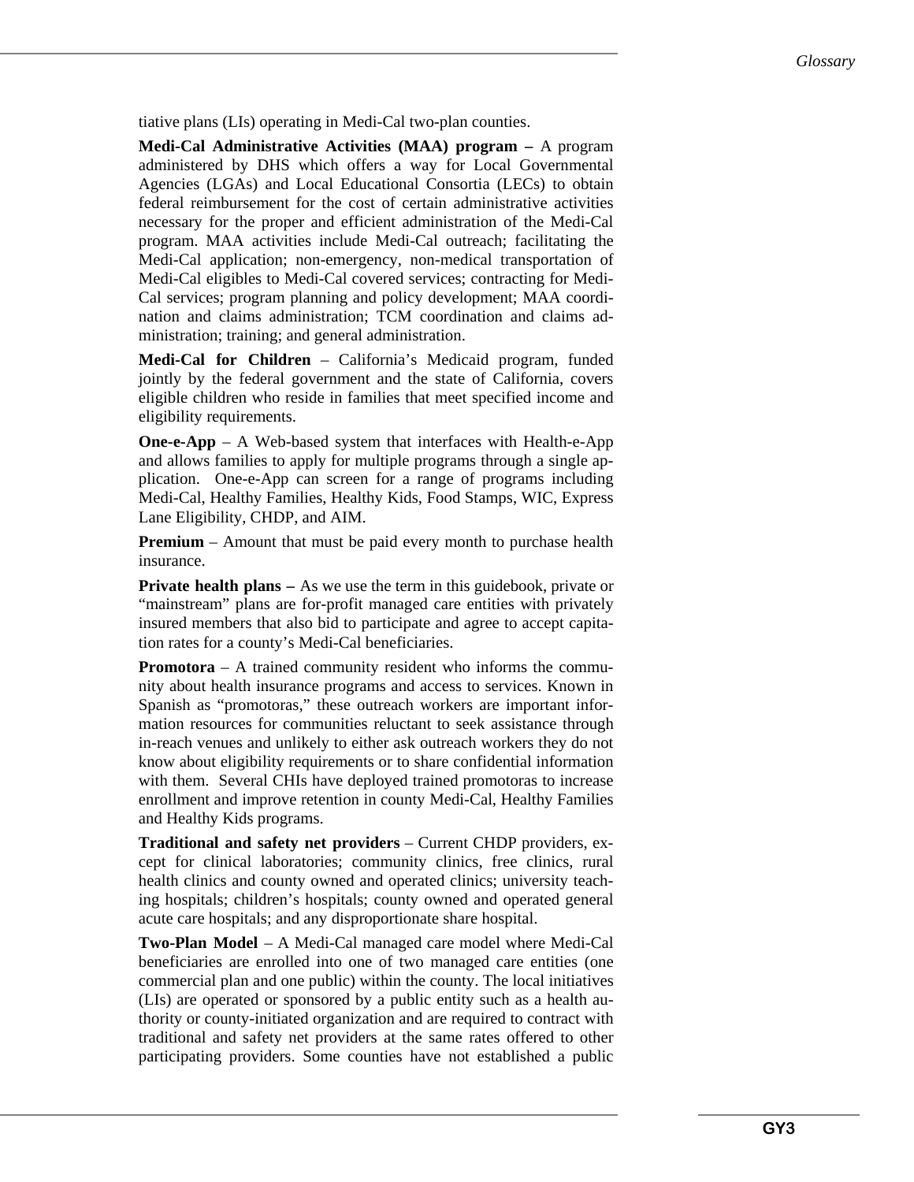tiative plans (LIs) operating in Medi-Cal two-plan counties.

**Medi-Cal Administrative Activities (MAA) program –** A program administered by DHS which offers a way for Local Governmental Agencies (LGAs) and Local Educational Consortia (LECs) to obtain federal reimbursement for the cost of certain administrative activities necessary for the proper and efficient administration of the Medi-Cal program. MAA activities include Medi-Cal outreach; facilitating the Medi-Cal application; non-emergency, non-medical transportation of Medi-Cal eligibles to Medi-Cal covered services; contracting for Medi-Cal services; program planning and policy development; MAA coordination and claims administration; TCM coordination and claims administration; training; and general administration.

**Medi-Cal for Children** – California's Medicaid program, funded jointly by the federal government and the state of California, covers eligible children who reside in families that meet specified income and eligibility requirements.

**One-e-App** – A Web-based system that interfaces with Health-e-App and allows families to apply for multiple programs through a single application. One-e-App can screen for a range of programs including Medi-Cal, Healthy Families, Healthy Kids, Food Stamps, WIC, Express Lane Eligibility, CHDP, and AIM.

**Premium** – Amount that must be paid every month to purchase health insurance.

**Private health plans –** As we use the term in this guidebook, private or "mainstream" plans are for-profit managed care entities with privately insured members that also bid to participate and agree to accept capitation rates for a county's Medi-Cal beneficiaries.

**Promotora** – A trained community resident who informs the community about health insurance programs and access to services. Known in Spanish as "promotoras," these outreach workers are important information resources for communities reluctant to seek assistance through in-reach venues and unlikely to either ask outreach workers they do not know about eligibility requirements or to share confidential information with them. Several CHIs have deployed trained promotoras to increase enrollment and improve retention in county Medi-Cal, Healthy Families and Healthy Kids programs.

**Traditional and safety net providers** – Current CHDP providers, except for clinical laboratories; community clinics, free clinics, rural health clinics and county owned and operated clinics; university teaching hospitals; children's hospitals; county owned and operated general acute care hospitals; and any disproportionate share hospital.

**Two-Plan Model** – A Medi-Cal managed care model where Medi-Cal beneficiaries are enrolled into one of two managed care entities (one commercial plan and one public) within the county. The local initiatives (LIs) are operated or sponsored by a public entity such as a health authority or county-initiated organization and are required to contract with traditional and safety net providers at the same rates offered to other participating providers. Some counties have not established a public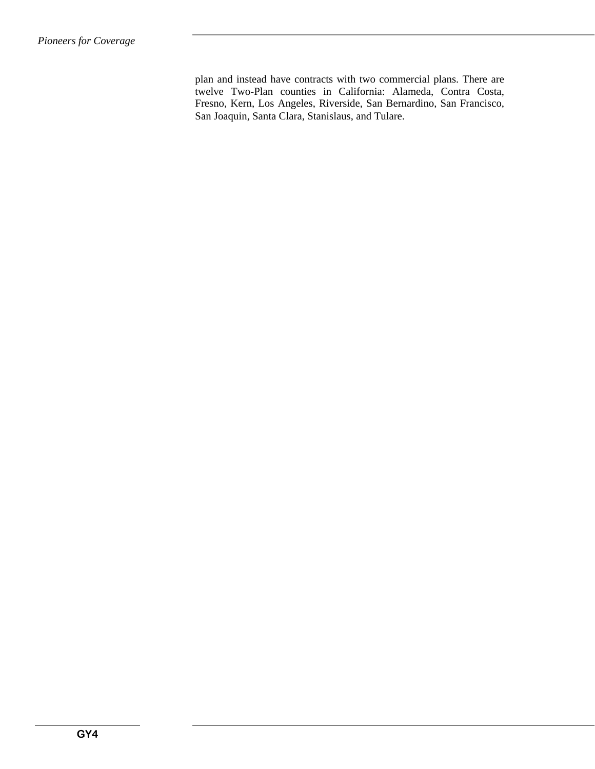plan and instead have contracts with two commercial plans. There are twelve Two-Plan counties in California: Alameda, Contra Costa, Fresno, Kern, Los Angeles, Riverside, San Bernardino, San Francisco, San Joaquin, Santa Clara, Stanislaus, and Tulare.